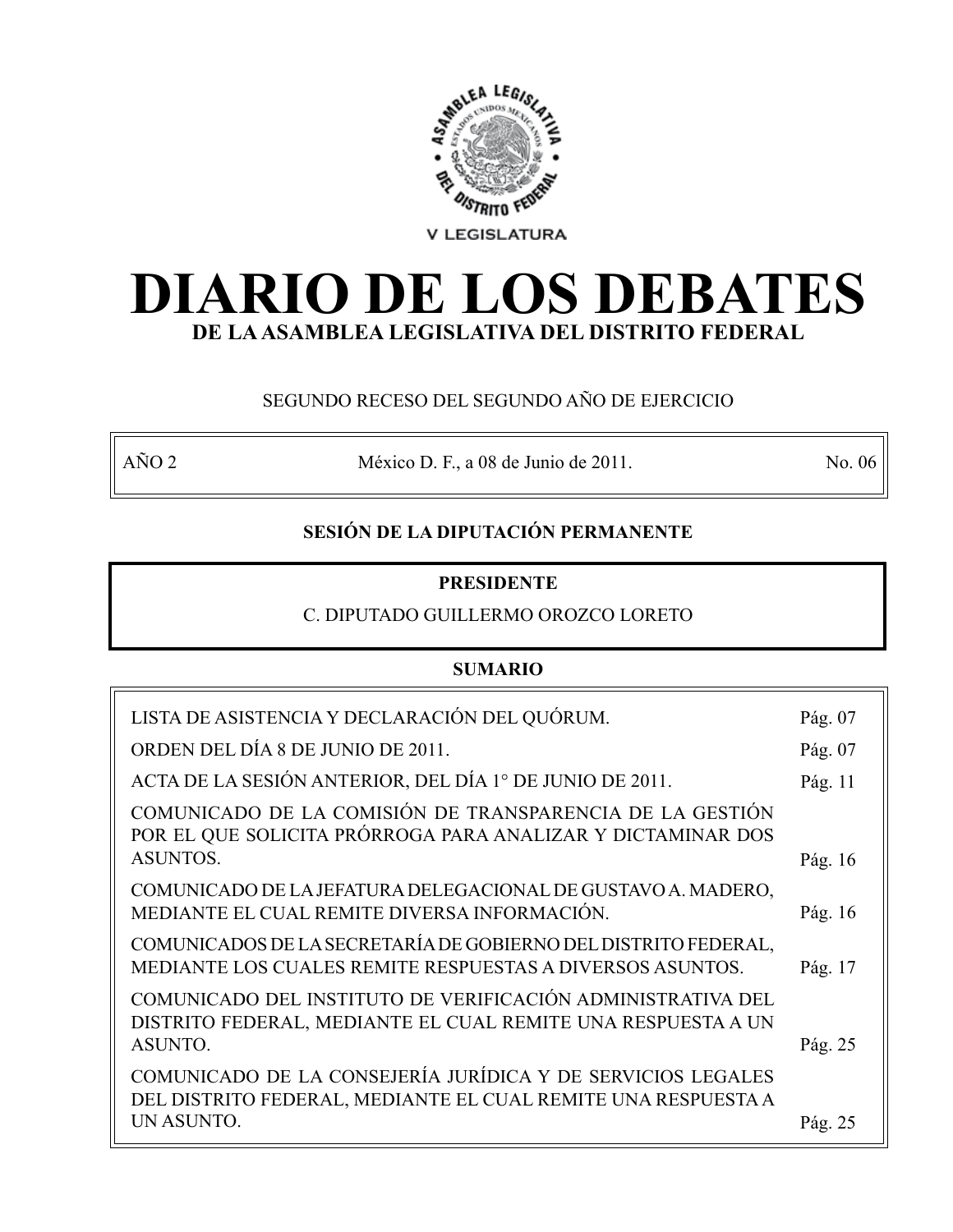V LEGISLATURA

# DIARIO DE LOS DEBATES

## DE LA ASAMBLEA LEGISLATIVA DEL DISTRITO FEDERAL

SEGUNDO RECESO DEL SEGUNDO AÑO DE EJERCICIO

| AÑO 2 | México D. F., a 08 de Junio de 2011. | No. 06 |
|---|---|---|

**SESIÓN DE LA DIPUTACIÓN PERMANENTE**

**PRESIDENTE**

C. DIPUTADO GUILLERMO OROZCO LORETO

**SUMARIO**

| | |
|---|---|
| LISTA DE ASISTENCIA Y DECLARACIÓN DEL QUÓRUM. | Pág. 07 |
| ORDEN DEL DÍA 8 DE JUNIO DE 2011. | Pág. 07 |
| ACTA DE LA SESIÓN ANTERIOR, DEL DÍA 1° DE JUNIO DE 2011. | Pág. 11 |
| COMUNICADO DE LA COMISIÓN DE TRANSPARENCIA DE LA GESTIÓN POR EL QUE SOLICITA PRÓRROGA PARA ANALIZAR Y DICTAMINAR DOS ASUNTOS. | Pág. 16 |
| COMUNICADO DE LA JEFATURA DELEGACIONAL DE GUSTAVO A. MADERO, MEDIANTE EL CUAL REMITE DIVERSA INFORMACIÓN. | Pág. 16 |
| COMUNICADOS DE LA SECRETARÍA DE GOBIERNO DEL DISTRITO FEDERAL, MEDIANTE LOS CUALES REMITE RESPUESTAS A DIVERSOS ASUNTOS. | Pág. 17 |
| COMUNICADO DEL INSTITUTO DE VERIFICACIÓN ADMINISTRATIVA DEL DISTRITO FEDERAL, MEDIANTE EL CUAL REMITE UNA RESPUESTA A UN ASUNTO. | Pág. 25 |
| COMUNICADO DE LA CONSEJERÍA JURÍDICA Y DE SERVICIOS LEGALES DEL DISTRITO FEDERAL, MEDIANTE EL CUAL REMITE UNA RESPUESTA A UN ASUNTO. | Pág. 25 |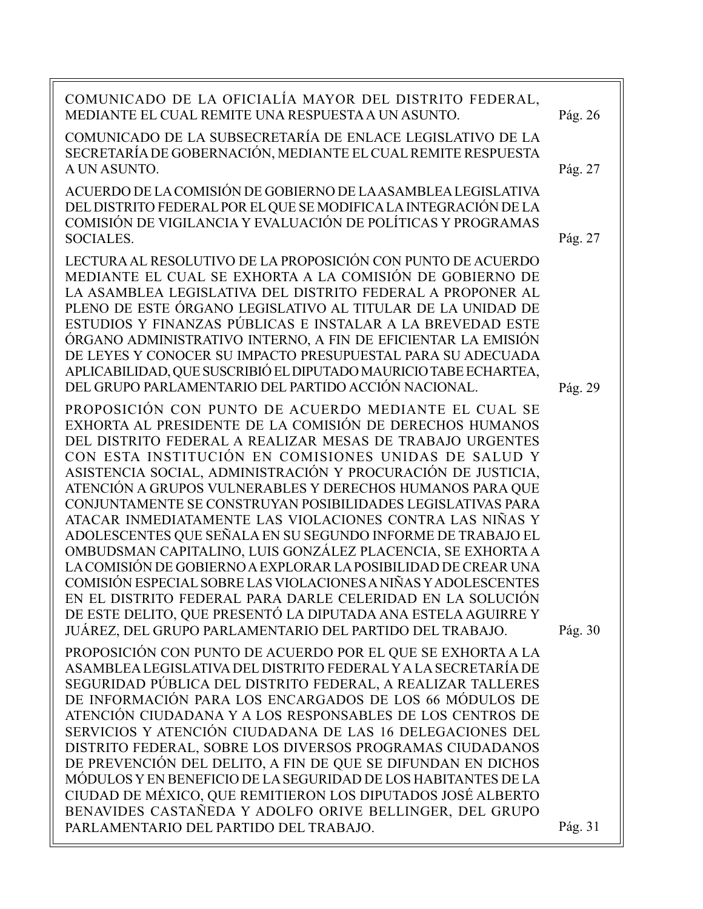| | |
|---|---|
| COMUNICADO DE LA OFICIALÍA MAYOR DEL DISTRITO FEDERAL, MEDIANTE EL CUAL REMITE UNA RESPUESTA A UN ASUNTO. | Pág. 26 |
| COMUNICADO DE LA SUBSECRETARÍA DE ENLACE LEGISLATIVO DE LA SECRETARÍA DE GOBERNACIÓN, MEDIANTE EL CUAL REMITE RESPUESTA A UN ASUNTO. | Pág. 27 |
| ACUERDO DE LA COMISIÓN DE GOBIERNO DE LA ASAMBLEA LEGISLATIVA DEL DISTRITO FEDERAL POR EL QUE SE MODIFICA LA INTEGRACIÓN DE LA COMISIÓN DE VIGILANCIA Y EVALUACIÓN DE POLÍTICAS Y PROGRAMAS SOCIALES. | Pág. 27 |
| LECTURA AL RESOLUTIVO DE LA PROPOSICIÓN CON PUNTO DE ACUERDO MEDIANTE EL CUAL SE EXHORTA A LA COMISIÓN DE GOBIERNO DE LA ASAMBLEA LEGISLATIVA DEL DISTRITO FEDERAL A PROPONER AL PLENO DE ESTE ÓRGANO LEGISLATIVO AL TITULAR DE LA UNIDAD DE ESTUDIOS Y FINANZAS PÚBLICAS E INSTALAR A LA BREVEDAD ESTE ÓRGANO ADMINISTRATIVO INTERNO, A FIN DE EFICIENTAR LA EMISIÓN DE LEYES Y CONOCER SU IMPACTO PRESUPUESTAL PARA SU ADECUADA APLICABILIDAD, QUE SUSCRIBIÓ EL DIPUTADO MAURICIO TABE ECHARTEA, DEL GRUPO PARLAMENTARIO DEL PARTIDO ACCIÓN NACIONAL. | Pág. 29 |
| PROPOSICIÓN CON PUNTO DE ACUERDO MEDIANTE EL CUAL SE EXHORTA AL PRESIDENTE DE LA COMISIÓN DE DERECHOS HUMANOS DEL DISTRITO FEDERAL A REALIZAR MESAS DE TRABAJO URGENTES CON ESTA INSTITUCIÓN EN COMISIONES UNIDAS DE SALUD Y ASISTENCIA SOCIAL, ADMINISTRACIÓN Y PROCURACIÓN DE JUSTICIA, ATENCIÓN A GRUPOS VULNERABLES Y DERECHOS HUMANOS PARA QUE CONJUNTAMENTE SE CONSTRUYAN POSIBILIDADES LEGISLATIVAS PARA ATACAR INMEDIATAMENTE LAS VIOLACIONES CONTRA LAS NIÑAS Y ADOLESCENTES QUE SEÑALA EN SU SEGUNDO INFORME DE TRABAJO EL OMBUDSMAN CAPITALINO, LUIS GONZÁLEZ PLACENCIA, SE EXHORTA A LA COMISIÓN DE GOBIERNO A EXPLORAR LA POSIBILIDAD DE CREAR UNA COMISIÓN ESPECIAL SOBRE LAS VIOLACIONES A NIÑAS Y ADOLESCENTES EN EL DISTRITO FEDERAL PARA DARLE CELERIDAD EN LA SOLUCIÓN DE ESTE DELITO, QUE PRESENTÓ LA DIPUTADA ANA ESTELA AGUIRRE Y JUÁREZ, DEL GRUPO PARLAMENTARIO DEL PARTIDO DEL TRABAJO. | Pág. 30 |
| PROPOSICIÓN CON PUNTO DE ACUERDO POR EL QUE SE EXHORTA A LA ASAMBLEA LEGISLATIVA DEL DISTRITO FEDERAL Y A LA SECRETARÍA DE SEGURIDAD PÚBLICA DEL DISTRITO FEDERAL, A REALIZAR TALLERES DE INFORMACIÓN PARA LOS ENCARGADOS DE LOS 66 MÓDULOS DE ATENCIÓN CIUDADANA Y A LOS RESPONSABLES DE LOS CENTROS DE SERVICIOS Y ATENCIÓN CIUDADANA DE LAS 16 DELEGACIONES DEL DISTRITO FEDERAL, SOBRE LOS DIVERSOS PROGRAMAS CIUDADANOS DE PREVENCIÓN DEL DELITO, A FIN DE QUE SE DIFUNDAN EN DICHOS MÓDULOS Y EN BENEFICIO DE LA SEGURIDAD DE LOS HABITANTES DE LA CIUDAD DE MÉXICO, QUE REMITIERON LOS DIPUTADOS JOSÉ ALBERTO BENAVIDES CASTAÑEDA Y ADOLFO ORIVE BELLINGER, DEL GRUPO PARLAMENTARIO DEL PARTIDO DEL TRABAJO. | Pág. 31 |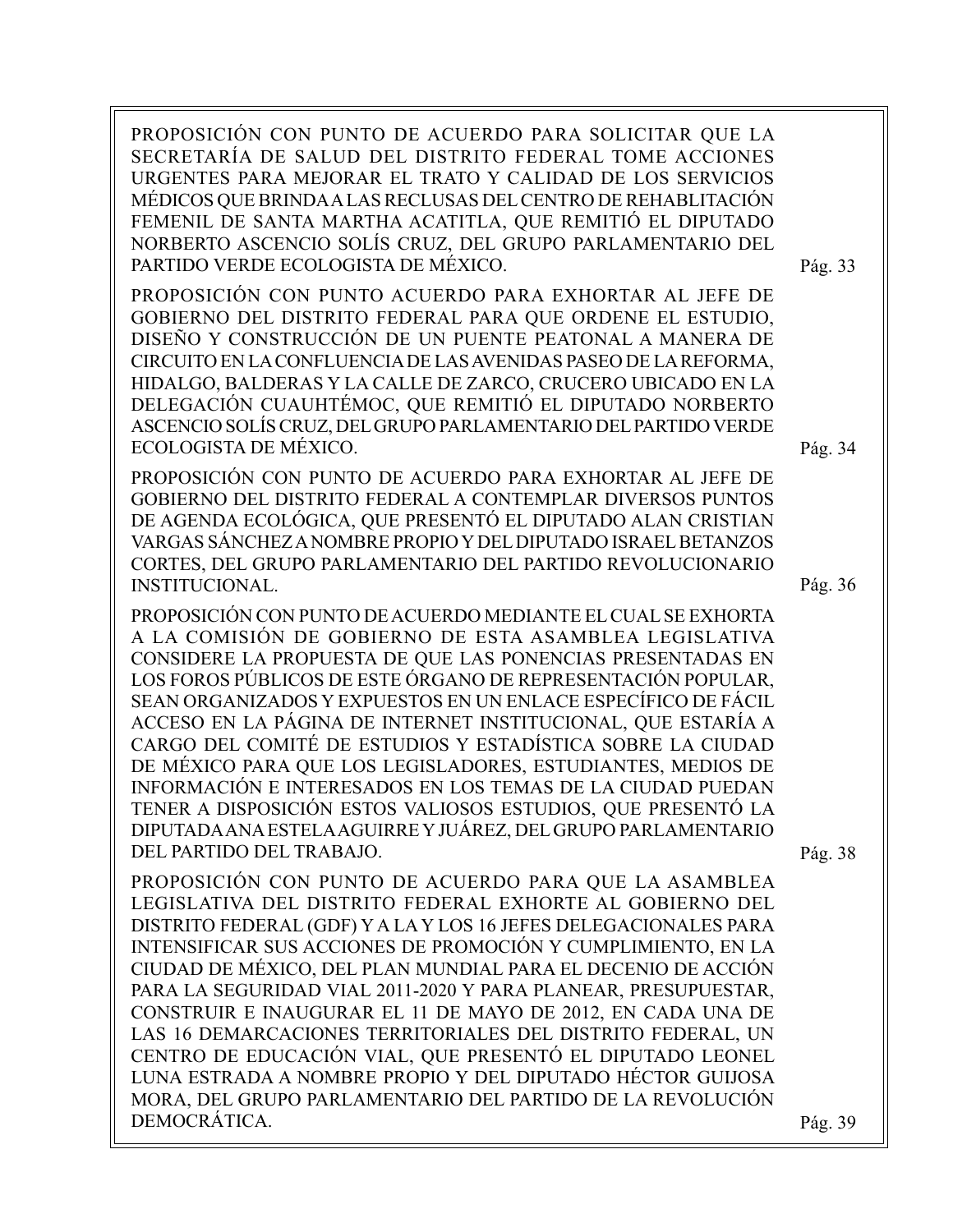PROPOSICIÓN CON PUNTO DE ACUERDO PARA SOLICITAR QUE LA SECRETARÍA DE SALUD DEL DISTRITO FEDERAL TOME ACCIONES URGENTES PARA MEJORAR EL TRATO Y CALIDAD DE LOS SERVICIOS MÉDICOS QUE BRINDA A LAS RECLUSAS DEL CENTRO DE REHABLITACIÓN FEMENIL DE SANTA MARTHA ACATITLA, QUE REMITIÓ EL DIPUTADO NORBERTO ASCENCIO SOLÍS CRUZ, DEL GRUPO PARLAMENTARIO DEL PARTIDO VERDE ECOLOGISTA DE MÉXICO. Pág. 33

PROPOSICIÓN CON PUNTO ACUERDO PARA EXHORTAR AL JEFE DE GOBIERNO DEL DISTRITO FEDERAL PARA QUE ORDENE EL ESTUDIO, DISEÑO Y CONSTRUCCIÓN DE UN PUENTE PEATONAL A MANERA DE CIRCUITO EN LA CONFLUENCIA DE LAS AVENIDAS PASEO DE LA REFORMA, HIDALGO, BALDERAS Y LA CALLE DE ZARCO, CRUCERO UBICADO EN LA DELEGACIÓN CUAUHTÉMOC, QUE REMITIÓ EL DIPUTADO NORBERTO ASCENCIO SOLÍS CRUZ, DEL GRUPO PARLAMENTARIO DEL PARTIDO VERDE ECOLOGISTA DE MÉXICO. Pág. 34

PROPOSICIÓN CON PUNTO DE ACUERDO PARA EXHORTAR AL JEFE DE GOBIERNO DEL DISTRITO FEDERAL A CONTEMPLAR DIVERSOS PUNTOS DE AGENDA ECOLÓGICA, QUE PRESENTÓ EL DIPUTADO ALAN CRISTIAN VARGAS SÁNCHEZ A NOMBRE PROPIO Y DEL DIPUTADO ISRAEL BETANZOS CORTES, DEL GRUPO PARLAMENTARIO DEL PARTIDO REVOLUCIONARIO INSTITUCIONAL. Pág. 36

PROPOSICIÓN CON PUNTO DE ACUERDO MEDIANTE EL CUAL SE EXHORTA A LA COMISIÓN DE GOBIERNO DE ESTA ASAMBLEA LEGISLATIVA CONSIDERE LA PROPUESTA DE QUE LAS PONENCIAS PRESENTADAS EN LOS FOROS PÚBLICOS DE ESTE ÓRGANO DE REPRESENTACIÓN POPULAR, SEAN ORGANIZADOS Y EXPUESTOS EN UN ENLACE ESPECÍFICO DE FÁCIL ACCESO EN LA PÁGINA DE INTERNET INSTITUCIONAL, QUE ESTARÍA A CARGO DEL COMITÉ DE ESTUDIOS Y ESTADÍSTICA SOBRE LA CIUDAD DE MÉXICO PARA QUE LOS LEGISLADORES, ESTUDIANTES, MEDIOS DE INFORMACIÓN E INTERESADOS EN LOS TEMAS DE LA CIUDAD PUEDAN TENER A DISPOSICIÓN ESTOS VALIOSOS ESTUDIOS, QUE PRESENTÓ LA DIPUTADA ANA ESTELA AGUIRRE Y JUÁREZ, DEL GRUPO PARLAMENTARIO DEL PARTIDO DEL TRABAJO. Pág. 38

PROPOSICIÓN CON PUNTO DE ACUERDO PARA QUE LA ASAMBLEA LEGISLATIVA DEL DISTRITO FEDERAL EXHORTE AL GOBIERNO DEL DISTRITO FEDERAL (GDF) Y A LA Y LOS 16 JEFES DELEGACIONALES PARA INTENSIFICAR SUS ACCIONES DE PROMOCIÓN Y CUMPLIMIENTO, EN LA CIUDAD DE MÉXICO, DEL PLAN MUNDIAL PARA EL DECENIO DE ACCIÓN PARA LA SEGURIDAD VIAL 2011-2020 Y PARA PLANEAR, PRESUPUESTAR, CONSTRUIR E INAUGURAR EL 11 DE MAYO DE 2012, EN CADA UNA DE LAS 16 DEMARCACIONES TERRITORIALES DEL DISTRITO FEDERAL, UN CENTRO DE EDUCACIÓN VIAL, QUE PRESENTÓ EL DIPUTADO LEONEL LUNA ESTRADA A NOMBRE PROPIO Y DEL DIPUTADO HÉCTOR GUIJOSA MORA, DEL GRUPO PARLAMENTARIO DEL PARTIDO DE LA REVOLUCIÓN DEMOCRÁTICA. Pág. 39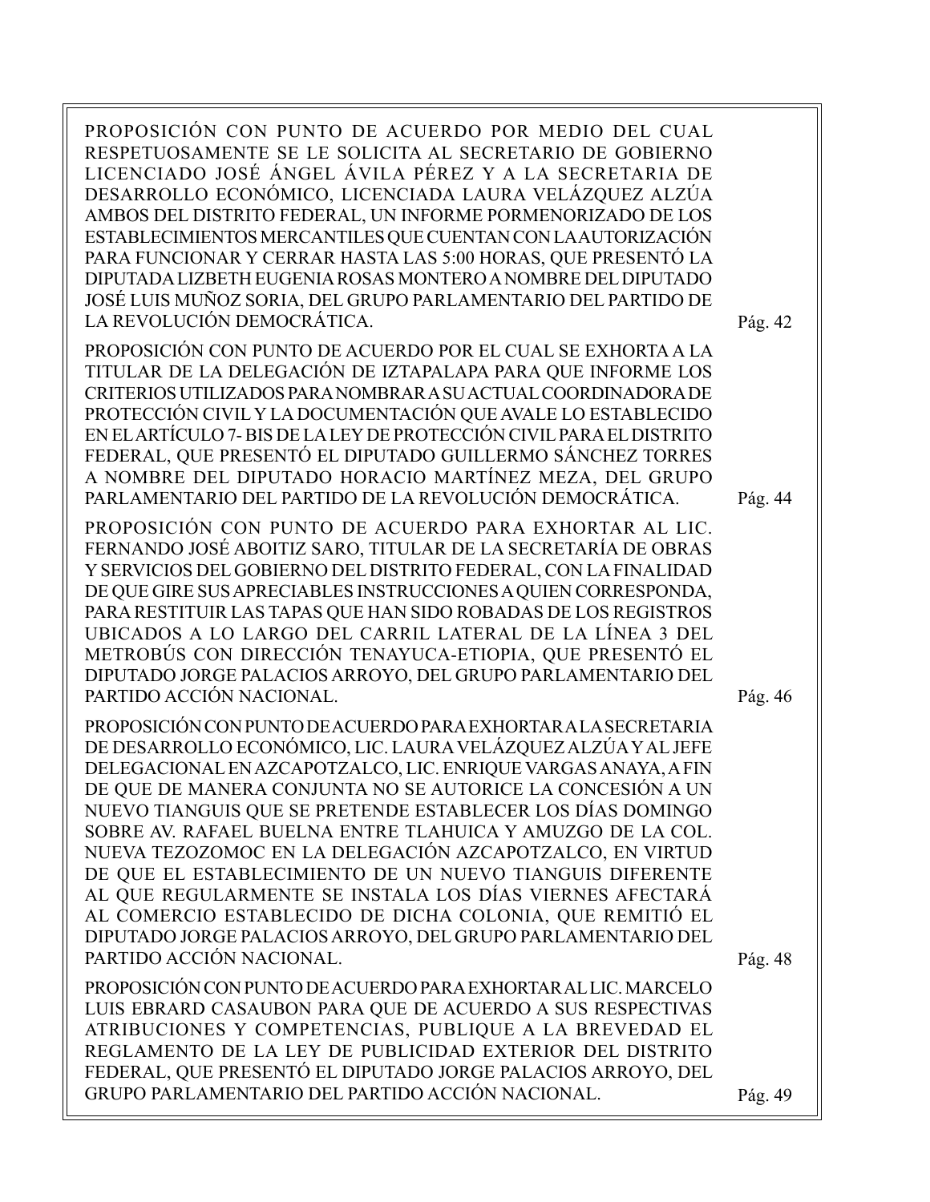PROPOSICIÓN CON PUNTO DE ACUERDO POR MEDIO DEL CUAL RESPETUOSAMENTE SE LE SOLICITA AL SECRETARIO DE GOBIERNO LICENCIADO JOSÉ ÁNGEL ÁVILA PÉREZ Y A LA SECRETARIA DE DESARROLLO ECONÓMICO, LICENCIADA LAURA VELÁZQUEZ ALZÚA AMBOS DEL DISTRITO FEDERAL, UN INFORME PORMENORIZADO DE LOS ESTABLECIMIENTOS MERCANTILES QUE CUENTAN CON LA AUTORIZACIÓN PARA FUNCIONAR Y CERRAR HASTA LAS 5:00 HORAS, QUE PRESENTÓ LA DIPUTADA LIZBETH EUGENIA ROSAS MONTERO A NOMBRE DEL DIPUTADO JOSÉ LUIS MUÑOZ SORIA, DEL GRUPO PARLAMENTARIO DEL PARTIDO DE LA REVOLUCIÓN DEMOCRÁTICA. — Pág. 42

PROPOSICIÓN CON PUNTO DE ACUERDO POR EL CUAL SE EXHORTA A LA TITULAR DE LA DELEGACIÓN DE IZTAPALAPA PARA QUE INFORME LOS CRITERIOS UTILIZADOS PARA NOMBRAR A SU ACTUAL COORDINADORA DE PROTECCIÓN CIVIL Y LA DOCUMENTACIÓN QUE AVALE LO ESTABLECIDO EN EL ARTÍCULO 7- BIS DE LA LEY DE PROTECCIÓN CIVIL PARA EL DISTRITO FEDERAL, QUE PRESENTÓ EL DIPUTADO GUILLERMO SÁNCHEZ TORRES A NOMBRE DEL DIPUTADO HORACIO MARTÍNEZ MEZA, DEL GRUPO PARLAMENTARIO DEL PARTIDO DE LA REVOLUCIÓN DEMOCRÁTICA. — Pág. 44

PROPOSICIÓN CON PUNTO DE ACUERDO PARA EXHORTAR AL LIC. FERNANDO JOSÉ ABOITIZ SARO, TITULAR DE LA SECRETARÍA DE OBRAS Y SERVICIOS DEL GOBIERNO DEL DISTRITO FEDERAL, CON LA FINALIDAD DE QUE GIRE SUS APRECIABLES INSTRUCCIONES A QUIEN CORRESPONDA, PARA RESTITUIR LAS TAPAS QUE HAN SIDO ROBADAS DE LOS REGISTROS UBICADOS A LO LARGO DEL CARRIL LATERAL DE LA LÍNEA 3 DEL METROBÚS CON DIRECCIÓN TENAYUCA-ETIOPIA, QUE PRESENTÓ EL DIPUTADO JORGE PALACIOS ARROYO, DEL GRUPO PARLAMENTARIO DEL PARTIDO ACCIÓN NACIONAL. — Pág. 46

PROPOSICIÓN CON PUNTO DE ACUERDO PARA EXHORTAR A LA SECRETARIA DE DESARROLLO ECONÓMICO, LIC. LAURA VELÁZQUEZ ALZÚA Y AL JEFE DELEGACIONAL EN AZCAPOTZALCO, LIC. ENRIQUE VARGAS ANAYA, A FIN DE QUE DE MANERA CONJUNTA NO SE AUTORICE LA CONCESIÓN A UN NUEVO TIANGUIS QUE SE PRETENDE ESTABLECER LOS DÍAS DOMINGO SOBRE AV. RAFAEL BUELNA ENTRE TLAHUICA Y AMUZGO DE LA COL. NUEVA TEZOZOMOC EN LA DELEGACIÓN AZCAPOTZALCO, EN VIRTUD DE QUE EL ESTABLECIMIENTO DE UN NUEVO TIANGUIS DIFERENTE AL QUE REGULARMENTE SE INSTALA LOS DÍAS VIERNES AFECTARÁ AL COMERCIO ESTABLECIDO DE DICHA COLONIA, QUE REMITIÓ EL DIPUTADO JORGE PALACIOS ARROYO, DEL GRUPO PARLAMENTARIO DEL PARTIDO ACCIÓN NACIONAL. — Pág. 48

PROPOSICIÓN CON PUNTO DE ACUERDO PARA EXHORTAR AL LIC. MARCELO LUIS EBRARD CASAUBON PARA QUE DE ACUERDO A SUS RESPECTIVAS ATRIBUCIONES Y COMPETENCIAS, PUBLIQUE A LA BREVEDAD EL REGLAMENTO DE LA LEY DE PUBLICIDAD EXTERIOR DEL DISTRITO FEDERAL, QUE PRESENTÓ EL DIPUTADO JORGE PALACIOS ARROYO, DEL GRUPO PARLAMENTARIO DEL PARTIDO ACCIÓN NACIONAL. — Pág. 49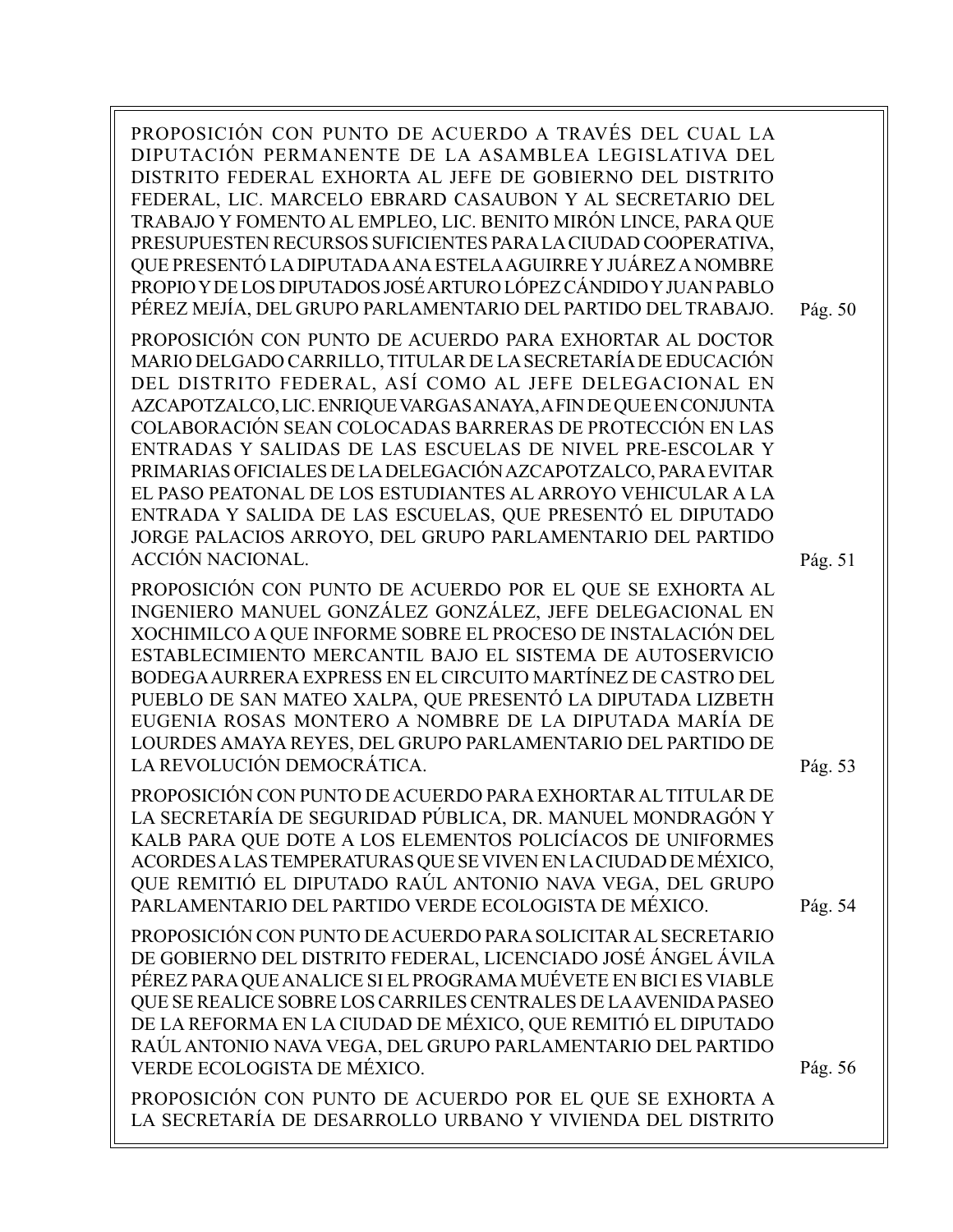PROPOSICIÓN CON PUNTO DE ACUERDO A TRAVÉS DEL CUAL LA DIPUTACIÓN PERMANENTE DE LA ASAMBLEA LEGISLATIVA DEL DISTRITO FEDERAL EXHORTA AL JEFE DE GOBIERNO DEL DISTRITO FEDERAL, LIC. MARCELO EBRARD CASAUBON Y AL SECRETARIO DEL TRABAJO Y FOMENTO AL EMPLEO, LIC. BENITO MIRÓN LINCE, PARA QUE PRESUPUESTEN RECURSOS SUFICIENTES PARA LA CIUDAD COOPERATIVA, QUE PRESENTÓ LA DIPUTADA ANA ESTELA AGUIRRE Y JUÁREZ A NOMBRE PROPIO Y DE LOS DIPUTADOS JOSÉ ARTURO LÓPEZ CÁNDIDO Y JUAN PABLO PÉREZ MEJÍA, DEL GRUPO PARLAMENTARIO DEL PARTIDO DEL TRABAJO. Pág. 50

PROPOSICIÓN CON PUNTO DE ACUERDO PARA EXHORTAR AL DOCTOR MARIO DELGADO CARRILLO, TITULAR DE LA SECRETARÍA DE EDUCACIÓN DEL DISTRITO FEDERAL, ASÍ COMO AL JEFE DELEGACIONAL EN AZCAPOTZALCO, LIC. ENRIQUE VARGAS ANAYA, A FIN DE QUE EN CONJUNTA COLABORACIÓN SEAN COLOCADAS BARRERAS DE PROTECCIÓN EN LAS ENTRADAS Y SALIDAS DE LAS ESCUELAS DE NIVEL PRE-ESCOLAR Y PRIMARIAS OFICIALES DE LA DELEGACIÓN AZCAPOTZALCO, PARA EVITAR EL PASO PEATONAL DE LOS ESTUDIANTES AL ARROYO VEHICULAR A LA ENTRADA Y SALIDA DE LAS ESCUELAS, QUE PRESENTÓ EL DIPUTADO JORGE PALACIOS ARROYO, DEL GRUPO PARLAMENTARIO DEL PARTIDO ACCIÓN NACIONAL. Pág. 51

PROPOSICIÓN CON PUNTO DE ACUERDO POR EL QUE SE EXHORTA AL INGENIERO MANUEL GONZÁLEZ GONZÁLEZ, JEFE DELEGACIONAL EN XOCHIMILCO A QUE INFORME SOBRE EL PROCESO DE INSTALACIÓN DEL ESTABLECIMIENTO MERCANTIL BAJO EL SISTEMA DE AUTOSERVICIO BODEGA AURRERA EXPRESS EN EL CIRCUITO MARTÍNEZ DE CASTRO DEL PUEBLO DE SAN MATEO XALPA, QUE PRESENTÓ LA DIPUTADA LIZBETH EUGENIA ROSAS MONTERO A NOMBRE DE LA DIPUTADA MARÍA DE LOURDES AMAYA REYES, DEL GRUPO PARLAMENTARIO DEL PARTIDO DE LA REVOLUCIÓN DEMOCRÁTICA. Pág. 53

PROPOSICIÓN CON PUNTO DE ACUERDO PARA EXHORTAR AL TITULAR DE LA SECRETARÍA DE SEGURIDAD PÚBLICA, DR. MANUEL MONDRAGÓN Y KALB PARA QUE DOTE A LOS ELEMENTOS POLICÍACOS DE UNIFORMES ACORDES A LAS TEMPERATURAS QUE SE VIVEN EN LA CIUDAD DE MÉXICO, QUE REMITIÓ EL DIPUTADO RAÚL ANTONIO NAVA VEGA, DEL GRUPO PARLAMENTARIO DEL PARTIDO VERDE ECOLOGISTA DE MÉXICO. Pág. 54

PROPOSICIÓN CON PUNTO DE ACUERDO PARA SOLICITAR AL SECRETARIO DE GOBIERNO DEL DISTRITO FEDERAL, LICENCIADO JOSÉ ÁNGEL ÁVILA PÉREZ PARA QUE ANALICE SI EL PROGRAMA MUÉVETE EN BICI ES VIABLE QUE SE REALICE SOBRE LOS CARRILES CENTRALES DE LA AVENIDA PASEO DE LA REFORMA EN LA CIUDAD DE MÉXICO, QUE REMITIÓ EL DIPUTADO RAÚL ANTONIO NAVA VEGA, DEL GRUPO PARLAMENTARIO DEL PARTIDO VERDE ECOLOGISTA DE MÉXICO. Pág. 56

PROPOSICIÓN CON PUNTO DE ACUERDO POR EL QUE SE EXHORTA A LA SECRETARÍA DE DESARROLLO URBANO Y VIVIENDA DEL DISTRITO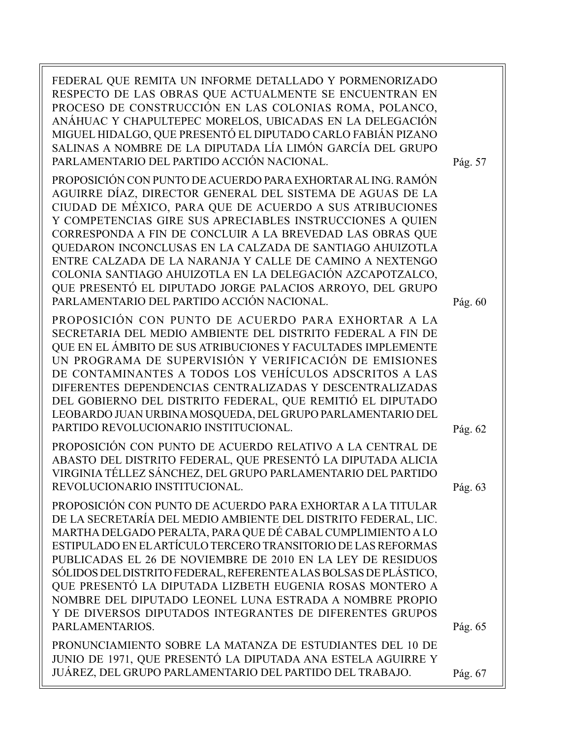FEDERAL QUE REMITA UN INFORME DETALLADO Y PORMENORIZADO RESPECTO DE LAS OBRAS QUE ACTUALMENTE SE ENCUENTRAN EN PROCESO DE CONSTRUCCIÓN EN LAS COLONIAS ROMA, POLANCO, ANÁHUAC Y CHAPULTEPEC MORELOS, UBICADAS EN LA DELEGACIÓN MIGUEL HIDALGO, QUE PRESENTÓ EL DIPUTADO CARLO FABIÁN PIZANO SALINAS A NOMBRE DE LA DIPUTADA LÍA LIMÓN GARCÍA DEL GRUPO PARLAMENTARIO DEL PARTIDO ACCIÓN NACIONAL. Pág. 57

PROPOSICIÓN CON PUNTO DE ACUERDO PARA EXHORTAR AL ING. RAMÓN AGUIRRE DÍAZ, DIRECTOR GENERAL DEL SISTEMA DE AGUAS DE LA CIUDAD DE MÉXICO, PARA QUE DE ACUERDO A SUS ATRIBUCIONES Y COMPETENCIAS GIRE SUS APRECIABLES INSTRUCCIONES A QUIEN CORRESPONDA A FIN DE CONCLUIR A LA BREVEDAD LAS OBRAS QUE QUEDARON INCONCLUSAS EN LA CALZADA DE SANTIAGO AHUIZOTLA ENTRE CALZADA DE LA NARANJA Y CALLE DE CAMINO A NEXTENGO COLONIA SANTIAGO AHUIZOTLA EN LA DELEGACIÓN AZCAPOTZALCO, QUE PRESENTÓ EL DIPUTADO JORGE PALACIOS ARROYO, DEL GRUPO PARLAMENTARIO DEL PARTIDO ACCIÓN NACIONAL. Pág. 60

PROPOSICIÓN CON PUNTO DE ACUERDO PARA EXHORTAR A LA SECRETARIA DEL MEDIO AMBIENTE DEL DISTRITO FEDERAL A FIN DE QUE EN EL ÁMBITO DE SUS ATRIBUCIONES Y FACULTADES IMPLEMENTE UN PROGRAMA DE SUPERVISIÓN Y VERIFICACIÓN DE EMISIONES DE CONTAMINANTES A TODOS LOS VEHÍCULOS ADSCRITOS A LAS DIFERENTES DEPENDENCIAS CENTRALIZADAS Y DESCENTRALIZADAS DEL GOBIERNO DEL DISTRITO FEDERAL, QUE REMITIÓ EL DIPUTADO LEOBARDO JUAN URBINA MOSQUEDA, DEL GRUPO PARLAMENTARIO DEL PARTIDO REVOLUCIONARIO INSTITUCIONAL. Pág. 62

PROPOSICIÓN CON PUNTO DE ACUERDO RELATIVO A LA CENTRAL DE ABASTO DEL DISTRITO FEDERAL, QUE PRESENTÓ LA DIPUTADA ALICIA VIRGINIA TÉLLEZ SÁNCHEZ, DEL GRUPO PARLAMENTARIO DEL PARTIDO REVOLUCIONARIO INSTITUCIONAL. Pág. 63

PROPOSICIÓN CON PUNTO DE ACUERDO PARA EXHORTAR A LA TITULAR DE LA SECRETARÍA DEL MEDIO AMBIENTE DEL DISTRITO FEDERAL, LIC. MARTHA DELGADO PERALTA, PARA QUE DÉ CABAL CUMPLIMIENTO A LO ESTIPULADO EN EL ARTÍCULO TERCERO TRANSITORIO DE LAS REFORMAS PUBLICADAS EL 26 DE NOVIEMBRE DE 2010 EN LA LEY DE RESIDUOS SÓLIDOS DEL DISTRITO FEDERAL, REFERENTE A LAS BOLSAS DE PLÁSTICO, QUE PRESENTÓ LA DIPUTADA LIZBETH EUGENIA ROSAS MONTERO A NOMBRE DEL DIPUTADO LEONEL LUNA ESTRADA A NOMBRE PROPIO Y DE DIVERSOS DIPUTADOS INTEGRANTES DE DIFERENTES GRUPOS PARLAMENTARIOS. Pág. 65

PRONUNCIAMIENTO SOBRE LA MATANZA DE ESTUDIANTES DEL 10 DE JUNIO DE 1971, QUE PRESENTÓ LA DIPUTADA ANA ESTELA AGUIRRE Y JUÁREZ, DEL GRUPO PARLAMENTARIO DEL PARTIDO DEL TRABAJO. Pág. 67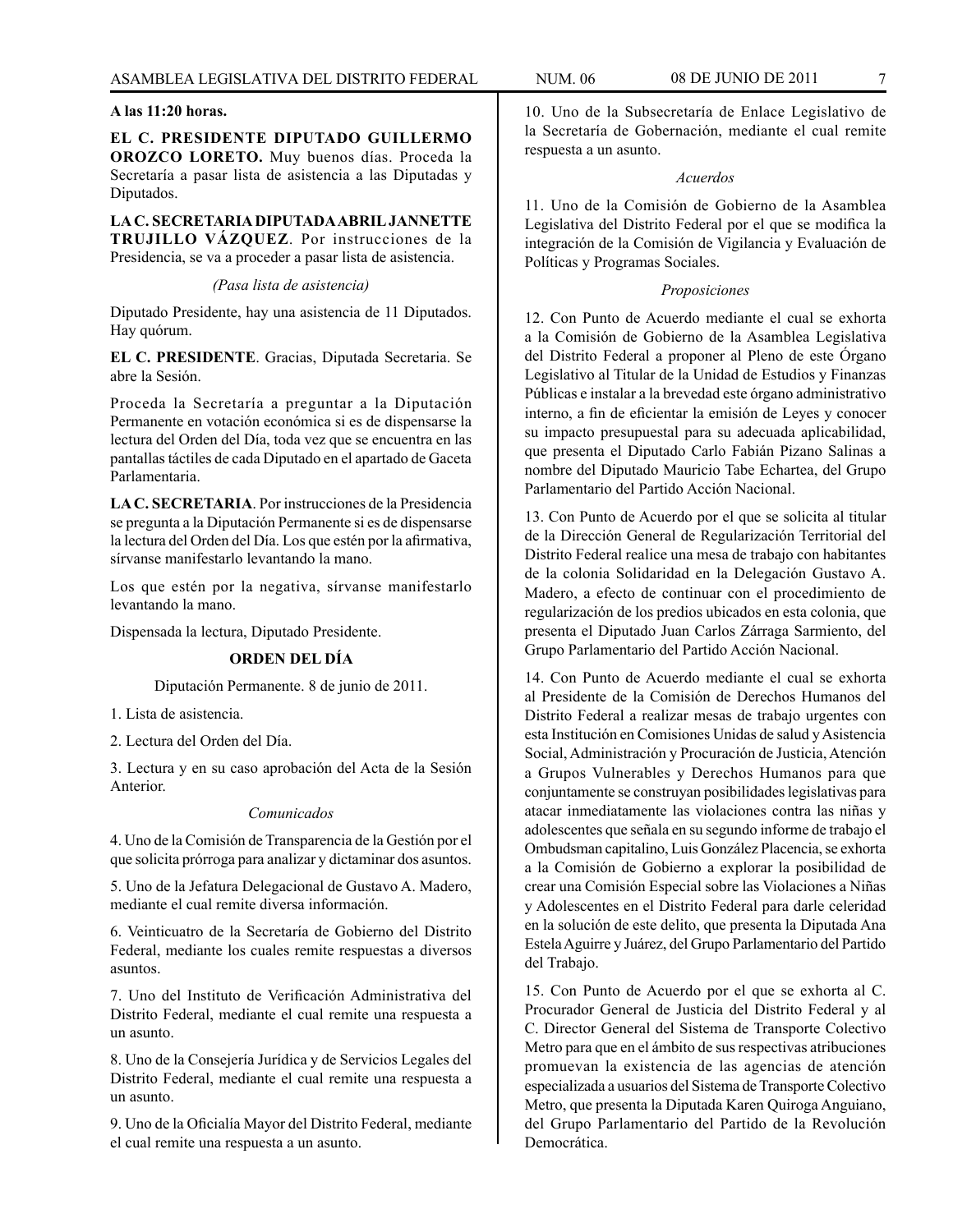**A las 11:20 horas.**

**EL C. PRESIDENTE DIPUTADO GUILLERMO OROZCO LORETO.** Muy buenos días. Proceda la Secretaría a pasar lista de asistencia a las Diputadas y Diputados.

**LA C. SECRETARIA DIPUTADA ABRIL JANNETTE TRUJILLO VÁZQUEZ**. Por instrucciones de la Presidencia, se va a proceder a pasar lista de asistencia.

*(Pasa lista de asistencia)*

Diputado Presidente, hay una asistencia de 11 Diputados. Hay quórum.

**EL C. PRESIDENTE**. Gracias, Diputada Secretaria. Se abre la Sesión.

Proceda la Secretaría a preguntar a la Diputación Permanente en votación económica si es de dispensarse la lectura del Orden del Día, toda vez que se encuentra en las pantallas táctiles de cada Diputado en el apartado de Gaceta Parlamentaria.

**LA C. SECRETARIA**. Por instrucciones de la Presidencia se pregunta a la Diputación Permanente si es de dispensarse la lectura del Orden del Día. Los que estén por la afirmativa, sírvanse manifestarlo levantando la mano.

Los que estén por la negativa, sírvanse manifestarlo levantando la mano.

Dispensada la lectura, Diputado Presidente.

**ORDEN DEL DÍA**

Diputación Permanente. 8 de junio de 2011.

1. Lista de asistencia.

2. Lectura del Orden del Día.

3. Lectura y en su caso aprobación del Acta de la Sesión Anterior.

*Comunicados*

4. Uno de la Comisión de Transparencia de la Gestión por el que solicita prórroga para analizar y dictaminar dos asuntos.

5. Uno de la Jefatura Delegacional de Gustavo A. Madero, mediante el cual remite diversa información.

6. Veinticuatro de la Secretaría de Gobierno del Distrito Federal, mediante los cuales remite respuestas a diversos asuntos.

7. Uno del Instituto de Verificación Administrativa del Distrito Federal, mediante el cual remite una respuesta a un asunto.

8. Uno de la Consejería Jurídica y de Servicios Legales del Distrito Federal, mediante el cual remite una respuesta a un asunto.

9. Uno de la Oficialía Mayor del Distrito Federal, mediante el cual remite una respuesta a un asunto.

10. Uno de la Subsecretaría de Enlace Legislativo de la Secretaría de Gobernación, mediante el cual remite respuesta a un asunto.

*Acuerdos*

11. Uno de la Comisión de Gobierno de la Asamblea Legislativa del Distrito Federal por el que se modifica la integración de la Comisión de Vigilancia y Evaluación de Políticas y Programas Sociales.

*Proposiciones*

12. Con Punto de Acuerdo mediante el cual se exhorta a la Comisión de Gobierno de la Asamblea Legislativa del Distrito Federal a proponer al Pleno de este Órgano Legislativo al Titular de la Unidad de Estudios y Finanzas Públicas e instalar a la brevedad este órgano administrativo interno, a fin de eficientar la emisión de Leyes y conocer su impacto presupuestal para su adecuada aplicabilidad, que presenta el Diputado Carlo Fabián Pizano Salinas a nombre del Diputado Mauricio Tabe Echartea, del Grupo Parlamentario del Partido Acción Nacional.

13. Con Punto de Acuerdo por el que se solicita al titular de la Dirección General de Regularización Territorial del Distrito Federal realice una mesa de trabajo con habitantes de la colonia Solidaridad en la Delegación Gustavo A. Madero, a efecto de continuar con el procedimiento de regularización de los predios ubicados en esta colonia, que presenta el Diputado Juan Carlos Zárraga Sarmiento, del Grupo Parlamentario del Partido Acción Nacional.

14. Con Punto de Acuerdo mediante el cual se exhorta al Presidente de la Comisión de Derechos Humanos del Distrito Federal a realizar mesas de trabajo urgentes con esta Institución en Comisiones Unidas de salud y Asistencia Social, Administración y Procuración de Justicia, Atención a Grupos Vulnerables y Derechos Humanos para que conjuntamente se construyan posibilidades legislativas para atacar inmediatamente las violaciones contra las niñas y adolescentes que señala en su segundo informe de trabajo el Ombudsman capitalino, Luis González Placencia, se exhorta a la Comisión de Gobierno a explorar la posibilidad de crear una Comisión Especial sobre las Violaciones a Niñas y Adolescentes en el Distrito Federal para darle celeridad en la solución de este delito, que presenta la Diputada Ana Estela Aguirre y Juárez, del Grupo Parlamentario del Partido del Trabajo.

15. Con Punto de Acuerdo por el que se exhorta al C. Procurador General de Justicia del Distrito Federal y al C. Director General del Sistema de Transporte Colectivo Metro para que en el ámbito de sus respectivas atribuciones promuevan la existencia de las agencias de atención especializada a usuarios del Sistema de Transporte Colectivo Metro, que presenta la Diputada Karen Quiroga Anguiano, del Grupo Parlamentario del Partido de la Revolución Democrática.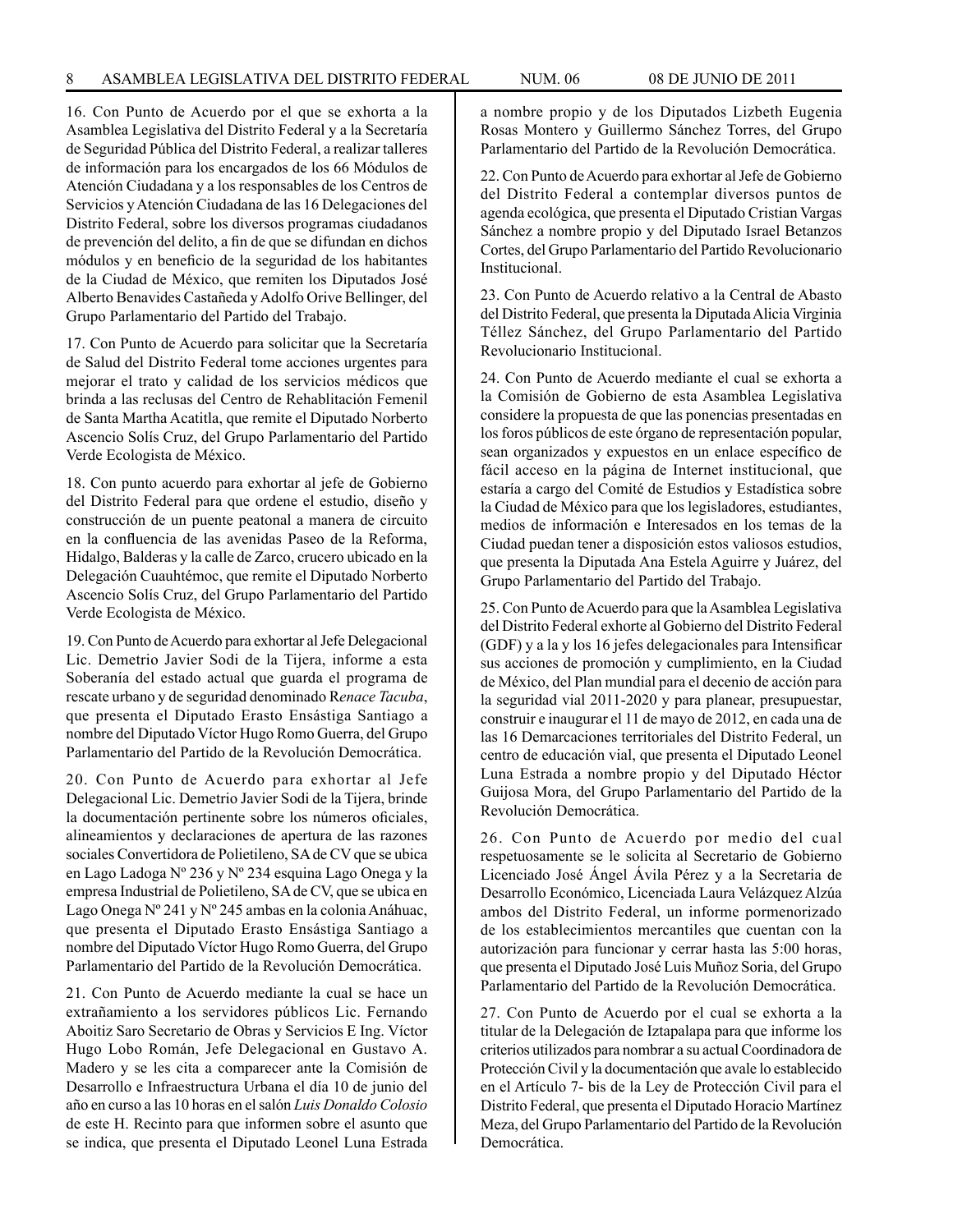16. Con Punto de Acuerdo por el que se exhorta a la Asamblea Legislativa del Distrito Federal y a la Secretaría de Seguridad Pública del Distrito Federal, a realizar talleres de información para los encargados de los 66 Módulos de Atención Ciudadana y a los responsables de los Centros de Servicios y Atención Ciudadana de las 16 Delegaciones del Distrito Federal, sobre los diversos programas ciudadanos de prevención del delito, a fin de que se difundan en dichos módulos y en beneficio de la seguridad de los habitantes de la Ciudad de México, que remiten los Diputados José Alberto Benavides Castañeda y Adolfo Orive Bellinger, del Grupo Parlamentario del Partido del Trabajo.

17. Con Punto de Acuerdo para solicitar que la Secretaría de Salud del Distrito Federal tome acciones urgentes para mejorar el trato y calidad de los servicios médicos que brinda a las reclusas del Centro de Rehablitación Femenil de Santa Martha Acatitla, que remite el Diputado Norberto Ascencio Solís Cruz, del Grupo Parlamentario del Partido Verde Ecologista de México.

18. Con punto acuerdo para exhortar al jefe de Gobierno del Distrito Federal para que ordene el estudio, diseño y construcción de un puente peatonal a manera de circuito en la confluencia de las avenidas Paseo de la Reforma, Hidalgo, Balderas y la calle de Zarco, crucero ubicado en la Delegación Cuauhtémoc, que remite el Diputado Norberto Ascencio Solís Cruz, del Grupo Parlamentario del Partido Verde Ecologista de México.

19. Con Punto de Acuerdo para exhortar al Jefe Delegacional Lic. Demetrio Javier Sodi de la Tijera, informe a esta Soberanía del estado actual que guarda el programa de rescate urbano y de seguridad denominado R*enace Tacuba*, que presenta el Diputado Erasto Ensástiga Santiago a nombre del Diputado Víctor Hugo Romo Guerra, del Grupo Parlamentario del Partido de la Revolución Democrática.

20. Con Punto de Acuerdo para exhortar al Jefe Delegacional Lic. Demetrio Javier Sodi de la Tijera, brinde la documentación pertinente sobre los números oficiales, alineamientos y declaraciones de apertura de las razones sociales Convertidora de Polietileno, SA de CV que se ubica en Lago Ladoga Nº 236 y Nº 234 esquina Lago Onega y la empresa Industrial de Polietileno, SA de CV, que se ubica en Lago Onega Nº 241 y Nº 245 ambas en la colonia Anáhuac, que presenta el Diputado Erasto Ensástiga Santiago a nombre del Diputado Víctor Hugo Romo Guerra, del Grupo Parlamentario del Partido de la Revolución Democrática.

21. Con Punto de Acuerdo mediante la cual se hace un extrañamiento a los servidores públicos Lic. Fernando Aboitiz Saro Secretario de Obras y Servicios E Ing. Víctor Hugo Lobo Román, Jefe Delegacional en Gustavo A. Madero y se les cita a comparecer ante la Comisión de Desarrollo e Infraestructura Urbana el día 10 de junio del año en curso a las 10 horas en el salón *Luis Donaldo Colosio* de este H. Recinto para que informen sobre el asunto que se indica, que presenta el Diputado Leonel Luna Estrada a nombre propio y de los Diputados Lizbeth Eugenia Rosas Montero y Guillermo Sánchez Torres, del Grupo Parlamentario del Partido de la Revolución Democrática.

22. Con Punto de Acuerdo para exhortar al Jefe de Gobierno del Distrito Federal a contemplar diversos puntos de agenda ecológica, que presenta el Diputado Cristian Vargas Sánchez a nombre propio y del Diputado Israel Betanzos Cortes, del Grupo Parlamentario del Partido Revolucionario Institucional.

23. Con Punto de Acuerdo relativo a la Central de Abasto del Distrito Federal, que presenta la Diputada Alicia Virginia Téllez Sánchez, del Grupo Parlamentario del Partido Revolucionario Institucional.

24. Con Punto de Acuerdo mediante el cual se exhorta a la Comisión de Gobierno de esta Asamblea Legislativa considere la propuesta de que las ponencias presentadas en los foros públicos de este órgano de representación popular, sean organizados y expuestos en un enlace específico de fácil acceso en la página de Internet institucional, que estaría a cargo del Comité de Estudios y Estadística sobre la Ciudad de México para que los legisladores, estudiantes, medios de información e Interesados en los temas de la Ciudad puedan tener a disposición estos valiosos estudios, que presenta la Diputada Ana Estela Aguirre y Juárez, del Grupo Parlamentario del Partido del Trabajo.

25. Con Punto de Acuerdo para que la Asamblea Legislativa del Distrito Federal exhorte al Gobierno del Distrito Federal (GDF) y a la y los 16 jefes delegacionales para Intensificar sus acciones de promoción y cumplimiento, en la Ciudad de México, del Plan mundial para el decenio de acción para la seguridad vial 2011-2020 y para planear, presupuestar, construir e inaugurar el 11 de mayo de 2012, en cada una de las 16 Demarcaciones territoriales del Distrito Federal, un centro de educación vial, que presenta el Diputado Leonel Luna Estrada a nombre propio y del Diputado Héctor Guijosa Mora, del Grupo Parlamentario del Partido de la Revolución Democrática.

26. Con Punto de Acuerdo por medio del cual respetuosamente se le solicita al Secretario de Gobierno Licenciado José Ángel Ávila Pérez y a la Secretaria de Desarrollo Económico, Licenciada Laura Velázquez Alzúa ambos del Distrito Federal, un informe pormenorizado de los establecimientos mercantiles que cuentan con la autorización para funcionar y cerrar hasta las 5:00 horas, que presenta el Diputado José Luis Muñoz Soria, del Grupo Parlamentario del Partido de la Revolución Democrática.

27. Con Punto de Acuerdo por el cual se exhorta a la titular de la Delegación de Iztapalapa para que informe los criterios utilizados para nombrar a su actual Coordinadora de Protección Civil y la documentación que avale lo establecido en el Artículo 7- bis de la Ley de Protección Civil para el Distrito Federal, que presenta el Diputado Horacio Martínez Meza, del Grupo Parlamentario del Partido de la Revolución Democrática.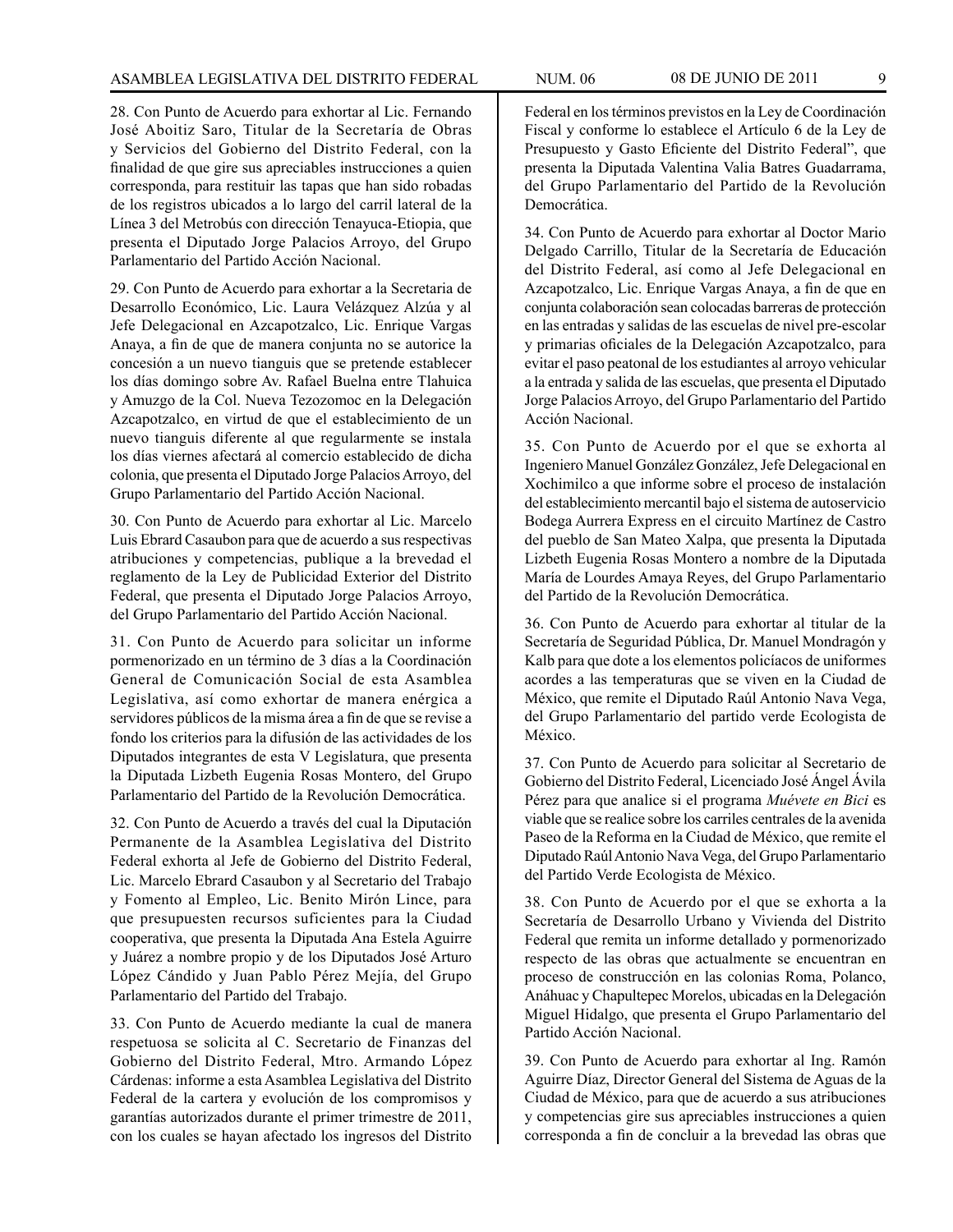28. Con Punto de Acuerdo para exhortar al Lic. Fernando José Aboitiz Saro, Titular de la Secretaría de Obras y Servicios del Gobierno del Distrito Federal, con la finalidad de que gire sus apreciables instrucciones a quien corresponda, para restituir las tapas que han sido robadas de los registros ubicados a lo largo del carril lateral de la Línea 3 del Metrobús con dirección Tenayuca-Etiopia, que presenta el Diputado Jorge Palacios Arroyo, del Grupo Parlamentario del Partido Acción Nacional.

29. Con Punto de Acuerdo para exhortar a la Secretaria de Desarrollo Económico, Lic. Laura Velázquez Alzúa y al Jefe Delegacional en Azcapotzalco, Lic. Enrique Vargas Anaya, a fin de que de manera conjunta no se autorice la concesión a un nuevo tianguis que se pretende establecer los días domingo sobre Av. Rafael Buelna entre Tlahuica y Amuzgo de la Col. Nueva Tezozomoc en la Delegación Azcapotzalco, en virtud de que el establecimiento de un nuevo tianguis diferente al que regularmente se instala los días viernes afectará al comercio establecido de dicha colonia, que presenta el Diputado Jorge Palacios Arroyo, del Grupo Parlamentario del Partido Acción Nacional.

30. Con Punto de Acuerdo para exhortar al Lic. Marcelo Luis Ebrard Casaubon para que de acuerdo a sus respectivas atribuciones y competencias, publique a la brevedad el reglamento de la Ley de Publicidad Exterior del Distrito Federal, que presenta el Diputado Jorge Palacios Arroyo, del Grupo Parlamentario del Partido Acción Nacional.

31. Con Punto de Acuerdo para solicitar un informe pormenorizado en un término de 3 días a la Coordinación General de Comunicación Social de esta Asamblea Legislativa, así como exhortar de manera enérgica a servidores públicos de la misma área a fin de que se revise a fondo los criterios para la difusión de las actividades de los Diputados integrantes de esta V Legislatura, que presenta la Diputada Lizbeth Eugenia Rosas Montero, del Grupo Parlamentario del Partido de la Revolución Democrática.

32. Con Punto de Acuerdo a través del cual la Diputación Permanente de la Asamblea Legislativa del Distrito Federal exhorta al Jefe de Gobierno del Distrito Federal, Lic. Marcelo Ebrard Casaubon y al Secretario del Trabajo y Fomento al Empleo, Lic. Benito Mirón Lince, para que presupuesten recursos suficientes para la Ciudad cooperativa, que presenta la Diputada Ana Estela Aguirre y Juárez a nombre propio y de los Diputados José Arturo López Cándido y Juan Pablo Pérez Mejía, del Grupo Parlamentario del Partido del Trabajo.

33. Con Punto de Acuerdo mediante la cual de manera respetuosa se solicita al C. Secretario de Finanzas del Gobierno del Distrito Federal, Mtro. Armando López Cárdenas: informe a esta Asamblea Legislativa del Distrito Federal de la cartera y evolución de los compromisos y garantías autorizados durante el primer trimestre de 2011, con los cuales se hayan afectado los ingresos del Distrito Federal en los términos previstos en la Ley de Coordinación Fiscal y conforme lo establece el Artículo 6 de la Ley de Presupuesto y Gasto Eficiente del Distrito Federal", que presenta la Diputada Valentina Valia Batres Guadarrama, del Grupo Parlamentario del Partido de la Revolución Democrática.

34. Con Punto de Acuerdo para exhortar al Doctor Mario Delgado Carrillo, Titular de la Secretaría de Educación del Distrito Federal, así como al Jefe Delegacional en Azcapotzalco, Lic. Enrique Vargas Anaya, a fin de que en conjunta colaboración sean colocadas barreras de protección en las entradas y salidas de las escuelas de nivel pre-escolar y primarias oficiales de la Delegación Azcapotzalco, para evitar el paso peatonal de los estudiantes al arroyo vehicular a la entrada y salida de las escuelas, que presenta el Diputado Jorge Palacios Arroyo, del Grupo Parlamentario del Partido Acción Nacional.

35. Con Punto de Acuerdo por el que se exhorta al Ingeniero Manuel González González, Jefe Delegacional en Xochimilco a que informe sobre el proceso de instalación del establecimiento mercantil bajo el sistema de autoservicio Bodega Aurrera Express en el circuito Martínez de Castro del pueblo de San Mateo Xalpa, que presenta la Diputada Lizbeth Eugenia Rosas Montero a nombre de la Diputada María de Lourdes Amaya Reyes, del Grupo Parlamentario del Partido de la Revolución Democrática.

36. Con Punto de Acuerdo para exhortar al titular de la Secretaría de Seguridad Pública, Dr. Manuel Mondragón y Kalb para que dote a los elementos policíacos de uniformes acordes a las temperaturas que se viven en la Ciudad de México, que remite el Diputado Raúl Antonio Nava Vega, del Grupo Parlamentario del partido verde Ecologista de México.

37. Con Punto de Acuerdo para solicitar al Secretario de Gobierno del Distrito Federal, Licenciado José Ángel Ávila Pérez para que analice si el programa *Muévete en Bici* es viable que se realice sobre los carriles centrales de la avenida Paseo de la Reforma en la Ciudad de México, que remite el Diputado Raúl Antonio Nava Vega, del Grupo Parlamentario del Partido Verde Ecologista de México.

38. Con Punto de Acuerdo por el que se exhorta a la Secretaría de Desarrollo Urbano y Vivienda del Distrito Federal que remita un informe detallado y pormenorizado respecto de las obras que actualmente se encuentran en proceso de construcción en las colonias Roma, Polanco, Anáhuac y Chapultepec Morelos, ubicadas en la Delegación Miguel Hidalgo, que presenta el Grupo Parlamentario del Partido Acción Nacional.

39. Con Punto de Acuerdo para exhortar al Ing. Ramón Aguirre Díaz, Director General del Sistema de Aguas de la Ciudad de México, para que de acuerdo a sus atribuciones y competencias gire sus apreciables instrucciones a quien corresponda a fin de concluir a la brevedad las obras que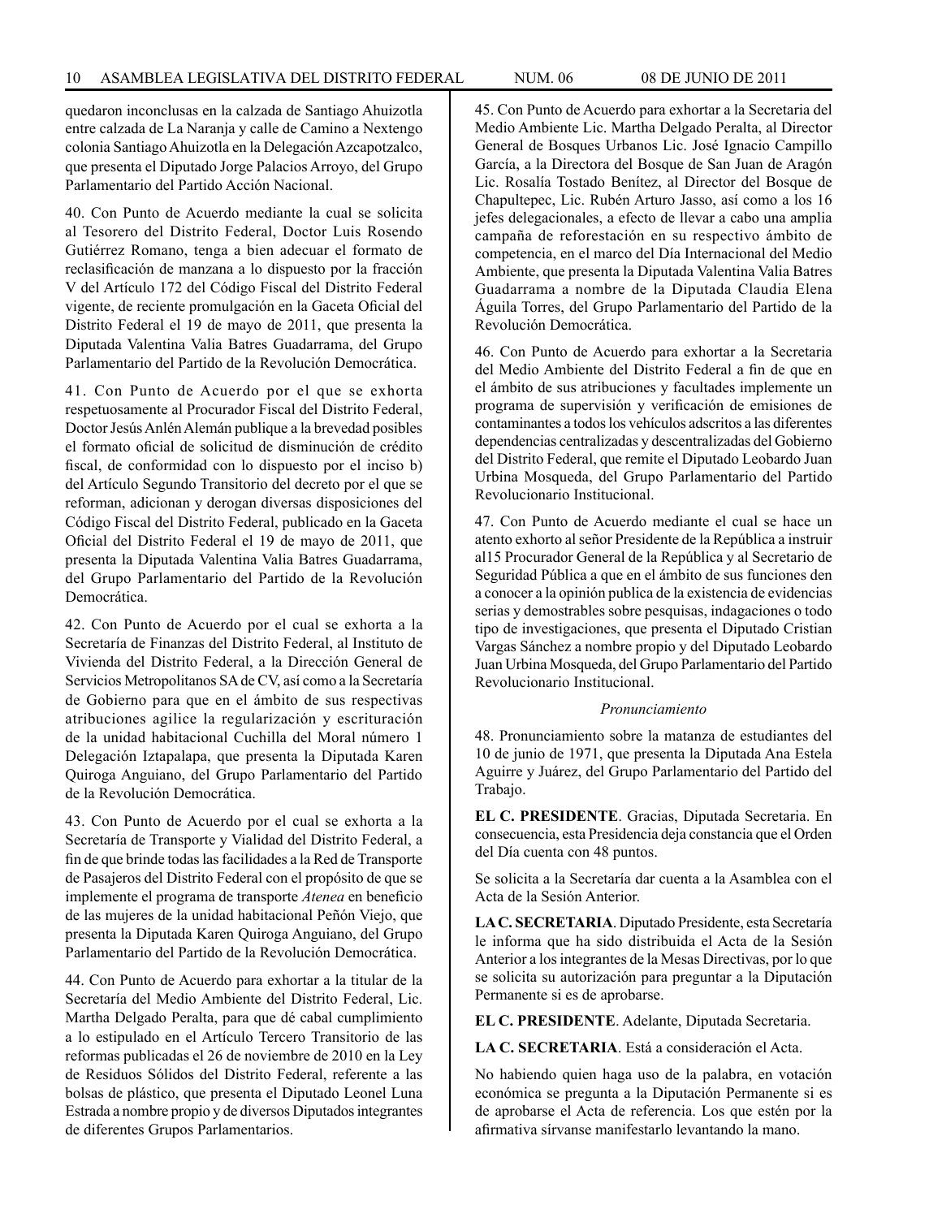quedaron inconclusas en la calzada de Santiago Ahuizotla entre calzada de La Naranja y calle de Camino a Nextengo colonia Santiago Ahuizotla en la Delegación Azcapotzalco, que presenta el Diputado Jorge Palacios Arroyo, del Grupo Parlamentario del Partido Acción Nacional.

40. Con Punto de Acuerdo mediante la cual se solicita al Tesorero del Distrito Federal, Doctor Luis Rosendo Gutiérrez Romano, tenga a bien adecuar el formato de reclasificación de manzana a lo dispuesto por la fracción V del Artículo 172 del Código Fiscal del Distrito Federal vigente, de reciente promulgación en la Gaceta Oficial del Distrito Federal el 19 de mayo de 2011, que presenta la Diputada Valentina Valia Batres Guadarrama, del Grupo Parlamentario del Partido de la Revolución Democrática.

41. Con Punto de Acuerdo por el que se exhorta respetuosamente al Procurador Fiscal del Distrito Federal, Doctor Jesús Anlén Alemán publique a la brevedad posibles el formato oficial de solicitud de disminución de crédito fiscal, de conformidad con lo dispuesto por el inciso b) del Artículo Segundo Transitorio del decreto por el que se reforman, adicionan y derogan diversas disposiciones del Código Fiscal del Distrito Federal, publicado en la Gaceta Oficial del Distrito Federal el 19 de mayo de 2011, que presenta la Diputada Valentina Valia Batres Guadarrama, del Grupo Parlamentario del Partido de la Revolución Democrática.

42. Con Punto de Acuerdo por el cual se exhorta a la Secretaría de Finanzas del Distrito Federal, al Instituto de Vivienda del Distrito Federal, a la Dirección General de Servicios Metropolitanos SA de CV, así como a la Secretaría de Gobierno para que en el ámbito de sus respectivas atribuciones agilice la regularización y escrituración de la unidad habitacional Cuchilla del Moral número 1 Delegación Iztapalapa, que presenta la Diputada Karen Quiroga Anguiano, del Grupo Parlamentario del Partido de la Revolución Democrática.

43. Con Punto de Acuerdo por el cual se exhorta a la Secretaría de Transporte y Vialidad del Distrito Federal, a fin de que brinde todas las facilidades a la Red de Transporte de Pasajeros del Distrito Federal con el propósito de que se implemente el programa de transporte *Atenea* en beneficio de las mujeres de la unidad habitacional Peñón Viejo, que presenta la Diputada Karen Quiroga Anguiano, del Grupo Parlamentario del Partido de la Revolución Democrática.

44. Con Punto de Acuerdo para exhortar a la titular de la Secretaría del Medio Ambiente del Distrito Federal, Lic. Martha Delgado Peralta, para que dé cabal cumplimiento a lo estipulado en el Artículo Tercero Transitorio de las reformas publicadas el 26 de noviembre de 2010 en la Ley de Residuos Sólidos del Distrito Federal, referente a las bolsas de plástico, que presenta el Diputado Leonel Luna Estrada a nombre propio y de diversos Diputados integrantes de diferentes Grupos Parlamentarios.

45. Con Punto de Acuerdo para exhortar a la Secretaria del Medio Ambiente Lic. Martha Delgado Peralta, al Director General de Bosques Urbanos Lic. José Ignacio Campillo García, a la Directora del Bosque de San Juan de Aragón Lic. Rosalía Tostado Benítez, al Director del Bosque de Chapultepec, Lic. Rubén Arturo Jasso, así como a los 16 jefes delegacionales, a efecto de llevar a cabo una amplia campaña de reforestación en su respectivo ámbito de competencia, en el marco del Día Internacional del Medio Ambiente, que presenta la Diputada Valentina Valia Batres Guadarrama a nombre de la Diputada Claudia Elena Águila Torres, del Grupo Parlamentario del Partido de la Revolución Democrática.

46. Con Punto de Acuerdo para exhortar a la Secretaria del Medio Ambiente del Distrito Federal a fin de que en el ámbito de sus atribuciones y facultades implemente un programa de supervisión y verificación de emisiones de contaminantes a todos los vehículos adscritos a las diferentes dependencias centralizadas y descentralizadas del Gobierno del Distrito Federal, que remite el Diputado Leobardo Juan Urbina Mosqueda, del Grupo Parlamentario del Partido Revolucionario Institucional.

47. Con Punto de Acuerdo mediante el cual se hace un atento exhorto al señor Presidente de la República a instruir al15 Procurador General de la República y al Secretario de Seguridad Pública a que en el ámbito de sus funciones den a conocer a la opinión publica de la existencia de evidencias serias y demostrables sobre pesquisas, indagaciones o todo tipo de investigaciones, que presenta el Diputado Cristian Vargas Sánchez a nombre propio y del Diputado Leobardo Juan Urbina Mosqueda, del Grupo Parlamentario del Partido Revolucionario Institucional.

*Pronunciamiento*

48. Pronunciamiento sobre la matanza de estudiantes del 10 de junio de 1971, que presenta la Diputada Ana Estela Aguirre y Juárez, del Grupo Parlamentario del Partido del Trabajo.

**EL C. PRESIDENTE**. Gracias, Diputada Secretaria. En consecuencia, esta Presidencia deja constancia que el Orden del Día cuenta con 48 puntos.

Se solicita a la Secretaría dar cuenta a la Asamblea con el Acta de la Sesión Anterior.

**LA C. SECRETARIA**. Diputado Presidente, esta Secretaría le informa que ha sido distribuida el Acta de la Sesión Anterior a los integrantes de la Mesas Directivas, por lo que se solicita su autorización para preguntar a la Diputación Permanente si es de aprobarse.

**EL C. PRESIDENTE**. Adelante, Diputada Secretaria.

**LA C. SECRETARIA**. Está a consideración el Acta.

No habiendo quien haga uso de la palabra, en votación económica se pregunta a la Diputación Permanente si es de aprobarse el Acta de referencia. Los que estén por la afirmativa sírvanse manifestarlo levantando la mano.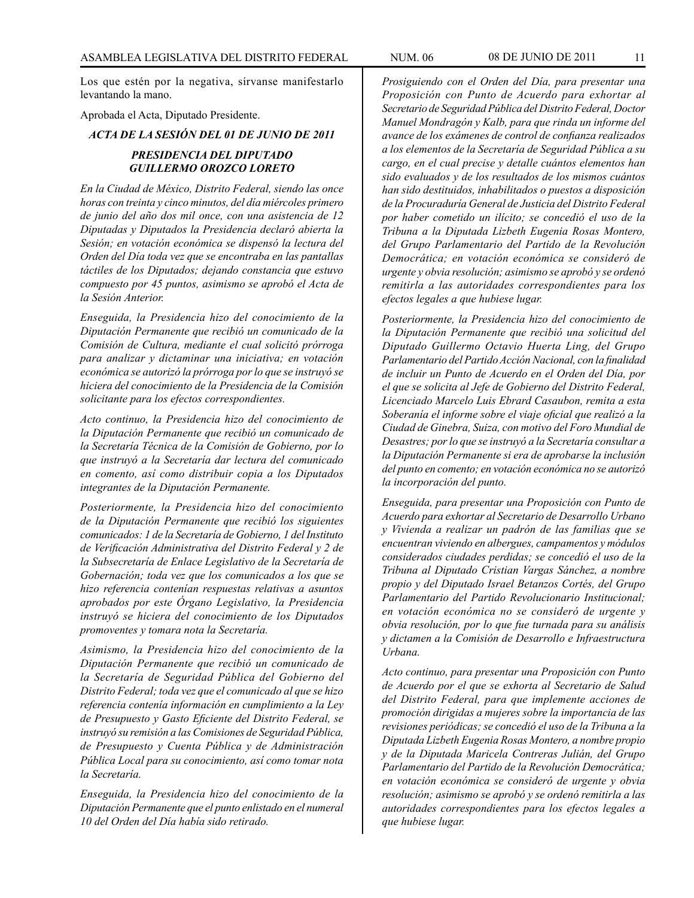Los que estén por la negativa, sírvanse manifestarlo levantando la mano.

Aprobada el Acta, Diputado Presidente.

***ACTA DE LA SESIÓN DEL 01 DE JUNIO DE 2011***

***PRESIDENCIA DEL DIPUTADO GUILLERMO OROZCO LORETO***

*En la Ciudad de México, Distrito Federal, siendo las once horas con treinta y cinco minutos, del día miércoles primero de junio del año dos mil once, con una asistencia de 12 Diputadas y Diputados la Presidencia declaró abierta la Sesión; en votación económica se dispensó la lectura del Orden del Día toda vez que se encontraba en las pantallas táctiles de los Diputados; dejando constancia que estuvo compuesto por 45 puntos, asimismo se aprobó el Acta de la Sesión Anterior.*

*Enseguida, la Presidencia hizo del conocimiento de la Diputación Permanente que recibió un comunicado de la Comisión de Cultura, mediante el cual solicitó prórroga para analizar y dictaminar una iniciativa; en votación económica se autorizó la prórroga por lo que se instruyó se hiciera del conocimiento de la Presidencia de la Comisión solicitante para los efectos correspondientes.*

*Acto continuo, la Presidencia hizo del conocimiento de la Diputación Permanente que recibió un comunicado de la Secretaría Técnica de la Comisión de Gobierno, por lo que instruyó a la Secretaría dar lectura del comunicado en comento, así como distribuir copia a los Diputados integrantes de la Diputación Permanente.*

*Posteriormente, la Presidencia hizo del conocimiento de la Diputación Permanente que recibió los siguientes comunicados: 1 de la Secretaría de Gobierno, 1 del Instituto de Verificación Administrativa del Distrito Federal y 2 de la Subsecretaría de Enlace Legislativo de la Secretaría de Gobernación; toda vez que los comunicados a los que se hizo referencia contenían respuestas relativas a asuntos aprobados por este Órgano Legislativo, la Presidencia instruyó se hiciera del conocimiento de los Diputados promoventes y tomara nota la Secretaría.*

*Asimismo, la Presidencia hizo del conocimiento de la Diputación Permanente que recibió un comunicado de la Secretaría de Seguridad Pública del Gobierno del Distrito Federal; toda vez que el comunicado al que se hizo referencia contenía información en cumplimiento a la Ley de Presupuesto y Gasto Eficiente del Distrito Federal, se instruyó su remisión a las Comisiones de Seguridad Pública, de Presupuesto y Cuenta Pública y de Administración Pública Local para su conocimiento, así como tomar nota la Secretaría.*

*Enseguida, la Presidencia hizo del conocimiento de la Diputación Permanente que el punto enlistado en el numeral 10 del Orden del Día había sido retirado.*

*Prosiguiendo con el Orden del Día, para presentar una Proposición con Punto de Acuerdo para exhortar al Secretario de Seguridad Pública del Distrito Federal, Doctor Manuel Mondragón y Kalb, para que rinda un informe del avance de los exámenes de control de confianza realizados a los elementos de la Secretaría de Seguridad Pública a su cargo, en el cual precise y detalle cuántos elementos han sido evaluados y de los resultados de los mismos cuántos han sido destituidos, inhabilitados o puestos a disposición de la Procuraduría General de Justicia del Distrito Federal por haber cometido un ilícito; se concedió el uso de la Tribuna a la Diputada Lizbeth Eugenia Rosas Montero, del Grupo Parlamentario del Partido de la Revolución Democrática; en votación económica se consideró de urgente y obvia resolución; asimismo se aprobó y se ordenó remitirla a las autoridades correspondientes para los efectos legales a que hubiese lugar.*

*Posteriormente, la Presidencia hizo del conocimiento de la Diputación Permanente que recibió una solicitud del Diputado Guillermo Octavio Huerta Ling, del Grupo Parlamentario del Partido Acción Nacional, con la finalidad de incluir un Punto de Acuerdo en el Orden del Día, por el que se solicita al Jefe de Gobierno del Distrito Federal, Licenciado Marcelo Luis Ebrard Casaubon, remita a esta Soberanía el informe sobre el viaje oficial que realizó a la Ciudad de Ginebra, Suiza, con motivo del Foro Mundial de Desastres; por lo que se instruyó a la Secretaría consultar a la Diputación Permanente si era de aprobarse la inclusión del punto en comento; en votación económica no se autorizó la incorporación del punto.*

*Enseguida, para presentar una Proposición con Punto de Acuerdo para exhortar al Secretario de Desarrollo Urbano y Vivienda a realizar un padrón de las familias que se encuentran viviendo en albergues, campamentos y módulos considerados ciudades perdidas; se concedió el uso de la Tribuna al Diputado Cristian Vargas Sánchez, a nombre propio y del Diputado Israel Betanzos Cortés, del Grupo Parlamentario del Partido Revolucionario Institucional; en votación económica no se consideró de urgente y obvia resolución, por lo que fue turnada para su análisis y dictamen a la Comisión de Desarrollo e Infraestructura Urbana.*

*Acto continuo, para presentar una Proposición con Punto de Acuerdo por el que se exhorta al Secretario de Salud del Distrito Federal, para que implemente acciones de promoción dirigidas a mujeres sobre la importancia de las revisiones periódicas; se concedió el uso de la Tribuna a la Diputada Lizbeth Eugenia Rosas Montero, a nombre propio y de la Diputada Maricela Contreras Julián, del Grupo Parlamentario del Partido de la Revolución Democrática; en votación económica se consideró de urgente y obvia resolución; asimismo se aprobó y se ordenó remitirla a las autoridades correspondientes para los efectos legales a que hubiese lugar.*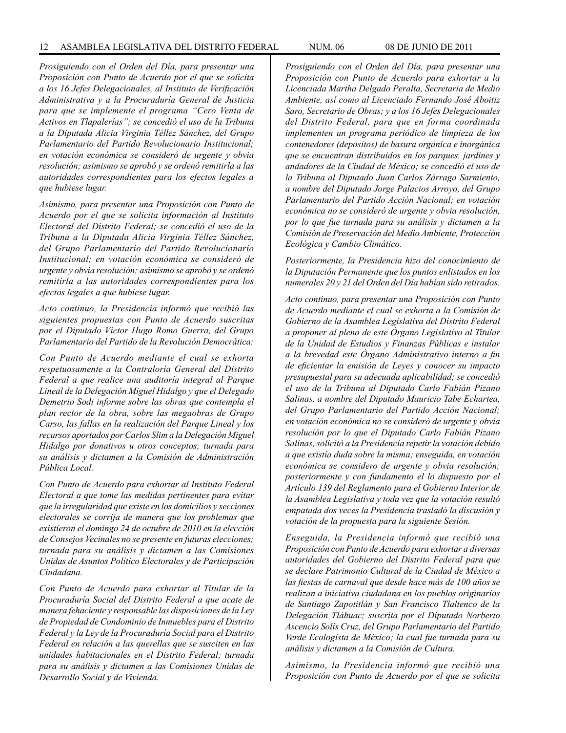*Prosiguiendo con el Orden del Día, para presentar una Proposición con Punto de Acuerdo por el que se solicita a los 16 Jefes Delegacionales, al Instituto de Verificación Administrativa y a la Procuraduría General de Justicia para que se implemente el programa "Cero Venta de Activos en Tlapalerías"; se concedió el uso de la Tribuna a la Diputada Alicia Virginia Téllez Sánchez, del Grupo Parlamentario del Partido Revolucionario Institucional; en votación económica se consideró de urgente y obvia resolución; asimismo se aprobó y se ordenó remitirla a las autoridades correspondientes para los efectos legales a que hubiese lugar.*

*Asimismo, para presentar una Proposición con Punto de Acuerdo por el que se solicita información al Instituto Electoral del Distrito Federal; se concedió el uso de la Tribuna a la Diputada Alicia Virginia Téllez Sánchez, del Grupo Parlamentario del Partido Revolucionario Institucional; en votación económica se consideró de urgente y obvia resolución; asimismo se aprobó y se ordenó remitirla a las autoridades correspondientes para los efectos legales a que hubiese lugar.*

*Acto continuo, la Presidencia informó que recibió las siguientes propuestas con Punto de Acuerdo suscritas por el Diputado Víctor Hugo Romo Guerra, del Grupo Parlamentario del Partido de la Revolución Democrática:*

*Con Punto de Acuerdo mediante el cual se exhorta respetuosamente a la Contraloría General del Distrito Federal a que realice una auditoría integral al Parque Lineal de la Delegación Miguel Hidalgo y que el Delegado Demetrio Sodi informe sobre las obras que contempla el plan rector de la obra, sobre las megaobras de Grupo Carso, las fallas en la realización del Parque Lineal y los recursos aportados por Carlos Slim a la Delegación Miguel Hidalgo por donativos u otros conceptos; turnada para su análisis y dictamen a la Comisión de Administración Pública Local.*

*Con Punto de Acuerdo para exhortar al Instituto Federal Electoral a que tome las medidas pertinentes para evitar que la irregularidad que existe en los domicilios y secciones electorales se corrija de manera que los problemas que existieron el domingo 24 de octubre de 2010 en la elección de Consejos Vecinales no se presente en futuras elecciones; turnada para su análisis y dictamen a las Comisiones Unidas de Asuntos Político Electorales y de Participación Ciudadana.*

*Con Punto de Acuerdo para exhortar al Titular de la Procuraduría Social del Distrito Federal a que acate de manera fehaciente y responsable las disposiciones de la Ley de Propiedad de Condominio de Inmuebles para el Distrito Federal y la Ley de la Procuraduría Social para el Distrito Federal en relación a las querellas que se susciten en las unidades habitacionales en el Distrito Federal; turnada para su análisis y dictamen a las Comisiones Unidas de Desarrollo Social y de Vivienda.*

*Prosiguiendo con el Orden del Día, para presentar una Proposición con Punto de Acuerdo para exhortar a la Licenciada Martha Delgado Peralta, Secretaria de Medio Ambiente, así como al Licenciado Fernando José Aboitiz Saro, Secretario de Obras; y a los 16 Jefes Delegacionales del Distrito Federal, para que en forma coordinada implementen un programa periódico de limpieza de los contenedores (depósitos) de basura orgánica e inorgánica que se encuentran distribuidos en los parques, jardines y andadores de la Ciudad de México; se concedió el uso de la Tribuna al Diputado Juan Carlos Zárraga Sarmiento, a nombre del Diputado Jorge Palacios Arroyo, del Grupo Parlamentario del Partido Acción Nacional; en votación económica no se consideró de urgente y obvia resolución, por lo que fue turnada para su análisis y dictamen a la Comisión de Preservación del Medio Ambiente, Protección Ecológica y Cambio Climático.*

*Posteriormente, la Presidencia hizo del conocimiento de la Diputación Permanente que los puntos enlistados en los numerales 20 y 21 del Orden del Día habían sido retirados.*

*Acto continuo, para presentar una Proposición con Punto de Acuerdo mediante el cual se exhorta a la Comisión de Gobierno de la Asamblea Legislativa del Distrito Federal a proponer al pleno de este Órgano Legislativo al Titular de la Unidad de Estudios y Finanzas Públicas e instalar a la brevedad este Órgano Administrativo interno a fin de eficientar la emisión de Leyes y conocer su impacto presupuestal para su adecuada aplicabilidad; se concedió el uso de la Tribuna al Diputado Carlo Fabián Pizano Salinas, a nombre del Diputado Mauricio Tabe Echartea, del Grupo Parlamentario del Partido Acción Nacional; en votación económica no se consideró de urgente y obvia resolución por lo que el Diputado Carlo Fabián Pizano Salinas, solicitó a la Presidencia repetir la votación debido a que existía duda sobre la misma; enseguida, en votación económica se considero de urgente y obvia resolución; posteriormente y con fundamento el lo dispuesto por el Artículo 139 del Reglamento para el Gobierno Interior de la Asamblea Legislativa y toda vez que la votación resultó empatada dos veces la Presidencia trasladó la discusión y votación de la propuesta para la siguiente Sesión.*

*Enseguida, la Presidencia informó que recibió una Proposición con Punto de Acuerdo para exhortar a diversas autoridades del Gobierno del Distrito Federal para que se declare Patrimonio Cultural de la Ciudad de México a las fiestas de carnaval que desde hace más de 100 años se realizan a iniciativa ciudadana en los pueblos originarios de Santiago Zapotitlán y San Francisco Tlaltenco de la Delegación Tláhuac; suscrita por el Diputado Norberto Ascencio Solís Cruz, del Grupo Parlamentario del Partido Verde Ecologista de México; la cual fue turnada para su análisis y dictamen a la Comisión de Cultura.*

*Asimismo, la Presidencia informó que recibió una Proposición con Punto de Acuerdo por el que se solicita*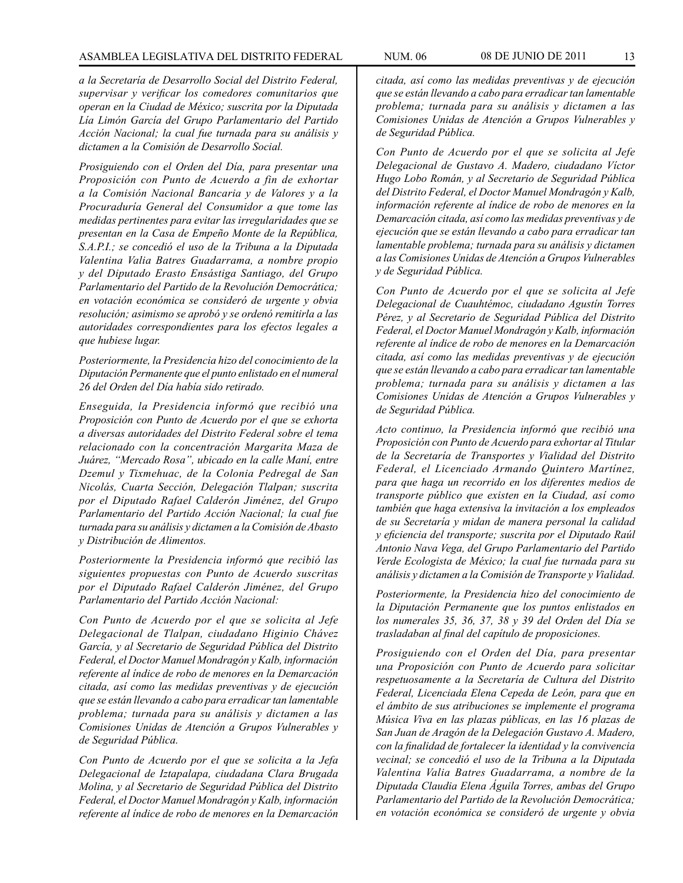*a la Secretaría de Desarrollo Social del Distrito Federal, supervisar y verificar los comedores comunitarios que operan en la Ciudad de México; suscrita por la Diputada Lía Limón García del Grupo Parlamentario del Partido Acción Nacional; la cual fue turnada para su análisis y dictamen a la Comisión de Desarrollo Social.*

*Prosiguiendo con el Orden del Día, para presentar una Proposición con Punto de Acuerdo a fin de exhortar a la Comisión Nacional Bancaria y de Valores y a la Procuraduría General del Consumidor a que tome las medidas pertinentes para evitar las irregularidades que se presentan en la Casa de Empeño Monte de la República, S.A.P.I.; se concedió el uso de la Tribuna a la Diputada Valentina Valia Batres Guadarrama, a nombre propio y del Diputado Erasto Ensástiga Santiago, del Grupo Parlamentario del Partido de la Revolución Democrática; en votación económica se consideró de urgente y obvia resolución; asimismo se aprobó y se ordenó remitirla a las autoridades correspondientes para los efectos legales a que hubiese lugar.*

*Posteriormente, la Presidencia hizo del conocimiento de la Diputación Permanente que el punto enlistado en el numeral 26 del Orden del Día había sido retirado.*

*Enseguida, la Presidencia informó que recibió una Proposición con Punto de Acuerdo por el que se exhorta a diversas autoridades del Distrito Federal sobre el tema relacionado con la concentración Margarita Maza de Juárez, "Mercado Rosa", ubicado en la calle Maní, entre Dzemul y Tixmehuac, de la Colonia Pedregal de San Nicolás, Cuarta Sección, Delegación Tlalpan; suscrita por el Diputado Rafael Calderón Jiménez, del Grupo Parlamentario del Partido Acción Nacional; la cual fue turnada para su análisis y dictamen a la Comisión de Abasto y Distribución de Alimentos.*

*Posteriormente la Presidencia informó que recibió las siguientes propuestas con Punto de Acuerdo suscritas por el Diputado Rafael Calderón Jiménez, del Grupo Parlamentario del Partido Acción Nacional:*

*Con Punto de Acuerdo por el que se solicita al Jefe Delegacional de Tlalpan, ciudadano Higinio Chávez García, y al Secretario de Seguridad Pública del Distrito Federal, el Doctor Manuel Mondragón y Kalb, información referente al índice de robo de menores en la Demarcación citada, así como las medidas preventivas y de ejecución que se están llevando a cabo para erradicar tan lamentable problema; turnada para su análisis y dictamen a las Comisiones Unidas de Atención a Grupos Vulnerables y de Seguridad Pública.*

*Con Punto de Acuerdo por el que se solicita a la Jefa Delegacional de Iztapalapa, ciudadana Clara Brugada Molina, y al Secretario de Seguridad Pública del Distrito Federal, el Doctor Manuel Mondragón y Kalb, información referente al índice de robo de menores en la Demarcación citada, así como las medidas preventivas y de ejecución que se están llevando a cabo para erradicar tan lamentable problema; turnada para su análisis y dictamen a las Comisiones Unidas de Atención a Grupos Vulnerables y de Seguridad Pública.*

*Con Punto de Acuerdo por el que se solicita al Jefe Delegacional de Gustavo A. Madero, ciudadano Víctor Hugo Lobo Román, y al Secretario de Seguridad Pública del Distrito Federal, el Doctor Manuel Mondragón y Kalb, información referente al índice de robo de menores en la Demarcación citada, así como las medidas preventivas y de ejecución que se están llevando a cabo para erradicar tan lamentable problema; turnada para su análisis y dictamen a las Comisiones Unidas de Atención a Grupos Vulnerables y de Seguridad Pública.*

*Con Punto de Acuerdo por el que se solicita al Jefe Delegacional de Cuauhtémoc, ciudadano Agustín Torres Pérez, y al Secretario de Seguridad Pública del Distrito Federal, el Doctor Manuel Mondragón y Kalb, información referente al índice de robo de menores en la Demarcación citada, así como las medidas preventivas y de ejecución que se están llevando a cabo para erradicar tan lamentable problema; turnada para su análisis y dictamen a las Comisiones Unidas de Atención a Grupos Vulnerables y de Seguridad Pública.*

*Acto continuo, la Presidencia informó que recibió una Proposición con Punto de Acuerdo para exhortar al Titular de la Secretaría de Transportes y Vialidad del Distrito Federal, el Licenciado Armando Quintero Martínez, para que haga un recorrido en los diferentes medios de transporte público que existen en la Ciudad, así como también que haga extensiva la invitación a los empleados de su Secretaría y midan de manera personal la calidad y eficiencia del transporte; suscrita por el Diputado Raúl Antonio Nava Vega, del Grupo Parlamentario del Partido Verde Ecologista de México; la cual fue turnada para su análisis y dictamen a la Comisión de Transporte y Vialidad.*

*Posteriormente, la Presidencia hizo del conocimiento de la Diputación Permanente que los puntos enlistados en los numerales 35, 36, 37, 38 y 39 del Orden del Día se trasladaban al final del capítulo de proposiciones.*

*Prosiguiendo con el Orden del Día, para presentar una Proposición con Punto de Acuerdo para solicitar respetuosamente a la Secretaría de Cultura del Distrito Federal, Licenciada Elena Cepeda de León, para que en el ámbito de sus atribuciones se implemente el programa Música Viva en las plazas públicas, en las 16 plazas de San Juan de Aragón de la Delegación Gustavo A. Madero, con la finalidad de fortalecer la identidad y la convivencia vecinal; se concedió el uso de la Tribuna a la Diputada Valentina Valia Batres Guadarrama, a nombre de la Diputada Claudia Elena Águila Torres, ambas del Grupo Parlamentario del Partido de la Revolución Democrática; en votación económica se consideró de urgente y obvia*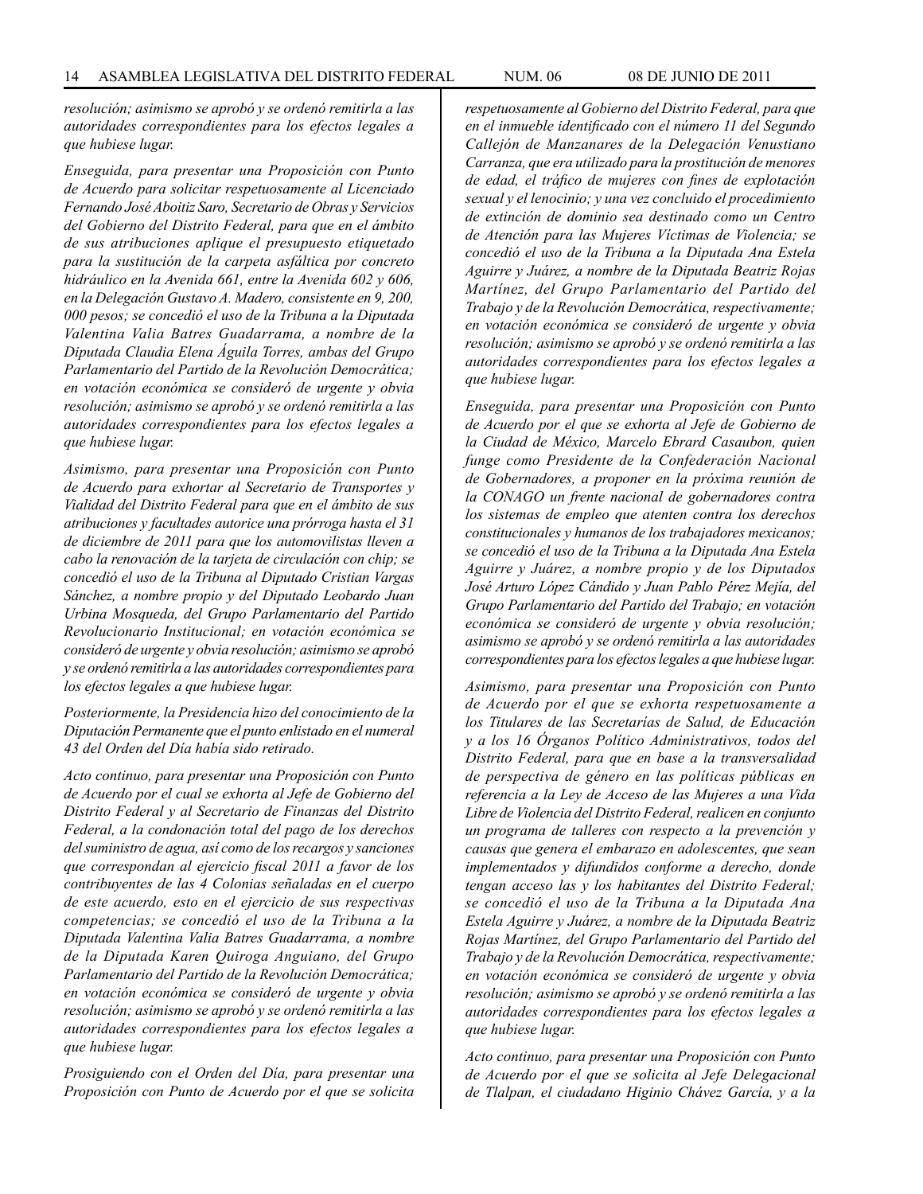*resolución; asimismo se aprobó y se ordenó remitirla a las autoridades correspondientes para los efectos legales a que hubiese lugar.*

*Enseguida, para presentar una Proposición con Punto de Acuerdo para solicitar respetuosamente al Licenciado Fernando José Aboitiz Saro, Secretario de Obras y Servicios del Gobierno del Distrito Federal, para que en el ámbito de sus atribuciones aplique el presupuesto etiquetado para la sustitución de la carpeta asfáltica por concreto hidráulico en la Avenida 661, entre la Avenida 602 y 606, en la Delegación Gustavo A. Madero, consistente en 9, 200, 000 pesos; se concedió el uso de la Tribuna a la Diputada Valentina Valia Batres Guadarrama, a nombre de la Diputada Claudia Elena Águila Torres, ambas del Grupo Parlamentario del Partido de la Revolución Democrática; en votación económica se consideró de urgente y obvia resolución; asimismo se aprobó y se ordenó remitirla a las autoridades correspondientes para los efectos legales a que hubiese lugar.*

*Asimismo, para presentar una Proposición con Punto de Acuerdo para exhortar al Secretario de Transportes y Vialidad del Distrito Federal para que en el ámbito de sus atribuciones y facultades autorice una prórroga hasta el 31 de diciembre de 2011 para que los automovilistas lleven a cabo la renovación de la tarjeta de circulación con chip; se concedió el uso de la Tribuna al Diputado Cristian Vargas Sánchez, a nombre propio y del Diputado Leobardo Juan Urbina Mosqueda, del Grupo Parlamentario del Partido Revolucionario Institucional; en votación económica se consideró de urgente y obvia resolución; asimismo se aprobó y se ordenó remitirla a las autoridades correspondientes para los efectos legales a que hubiese lugar.*

*Posteriormente, la Presidencia hizo del conocimiento de la Diputación Permanente que el punto enlistado en el numeral 43 del Orden del Día había sido retirado.*

*Acto continuo, para presentar una Proposición con Punto de Acuerdo por el cual se exhorta al Jefe de Gobierno del Distrito Federal y al Secretario de Finanzas del Distrito Federal, a la condonación total del pago de los derechos del suministro de agua, así como de los recargos y sanciones que correspondan al ejercicio fiscal 2011 a favor de los contribuyentes de las 4 Colonias señaladas en el cuerpo de este acuerdo, esto en el ejercicio de sus respectivas competencias; se concedió el uso de la Tribuna a la Diputada Valentina Valia Batres Guadarrama, a nombre de la Diputada Karen Quiroga Anguiano, del Grupo Parlamentario del Partido de la Revolución Democrática; en votación económica se consideró de urgente y obvia resolución; asimismo se aprobó y se ordenó remitirla a las autoridades correspondientes para los efectos legales a que hubiese lugar.*

*Prosiguiendo con el Orden del Día, para presentar una Proposición con Punto de Acuerdo por el que se solicita respetuosamente al Gobierno del Distrito Federal, para que en el inmueble identificado con el número 11 del Segundo Callejón de Manzanares de la Delegación Venustiano Carranza, que era utilizado para la prostitución de menores de edad, el tráfico de mujeres con fines de explotación sexual y el lenocinio; y una vez concluido el procedimiento de extinción de dominio sea destinado como un Centro de Atención para las Mujeres Víctimas de Violencia; se concedió el uso de la Tribuna a la Diputada Ana Estela Aguirre y Juárez, a nombre de la Diputada Beatriz Rojas Martínez, del Grupo Parlamentario del Partido del Trabajo y de la Revolución Democrática, respectivamente; en votación económica se consideró de urgente y obvia resolución; asimismo se aprobó y se ordenó remitirla a las autoridades correspondientes para los efectos legales a que hubiese lugar.*

*Enseguida, para presentar una Proposición con Punto de Acuerdo por el que se exhorta al Jefe de Gobierno de la Ciudad de México, Marcelo Ebrard Casaubon, quien funge como Presidente de la Confederación Nacional de Gobernadores, a proponer en la próxima reunión de la CONAGO un frente nacional de gobernadores contra los sistemas de empleo que atenten contra los derechos constitucionales y humanos de los trabajadores mexicanos; se concedió el uso de la Tribuna a la Diputada Ana Estela Aguirre y Juárez, a nombre propio y de los Diputados José Arturo López Cándido y Juan Pablo Pérez Mejía, del Grupo Parlamentario del Partido del Trabajo; en votación económica se consideró de urgente y obvia resolución; asimismo se aprobó y se ordenó remitirla a las autoridades correspondientes para los efectos legales a que hubiese lugar.*

*Asimismo, para presentar una Proposición con Punto de Acuerdo por el que se exhorta respetuosamente a los Titulares de las Secretarías de Salud, de Educación y a los 16 Órganos Político Administrativos, todos del Distrito Federal, para que en base a la transversalidad de perspectiva de género en las políticas públicas en referencia a la Ley de Acceso de las Mujeres a una Vida Libre de Violencia del Distrito Federal, realicen en conjunto un programa de talleres con respecto a la prevención y causas que genera el embarazo en adolescentes, que sean implementados y difundidos conforme a derecho, donde tengan acceso las y los habitantes del Distrito Federal; se concedió el uso de la Tribuna a la Diputada Ana Estela Aguirre y Juárez, a nombre de la Diputada Beatriz Rojas Martínez, del Grupo Parlamentario del Partido del Trabajo y de la Revolución Democrática, respectivamente; en votación económica se consideró de urgente y obvia resolución; asimismo se aprobó y se ordenó remitirla a las autoridades correspondientes para los efectos legales a que hubiese lugar.*

*Acto continuo, para presentar una Proposición con Punto de Acuerdo por el que se solicita al Jefe Delegacional de Tlalpan, el ciudadano Higinio Chávez García, y a la*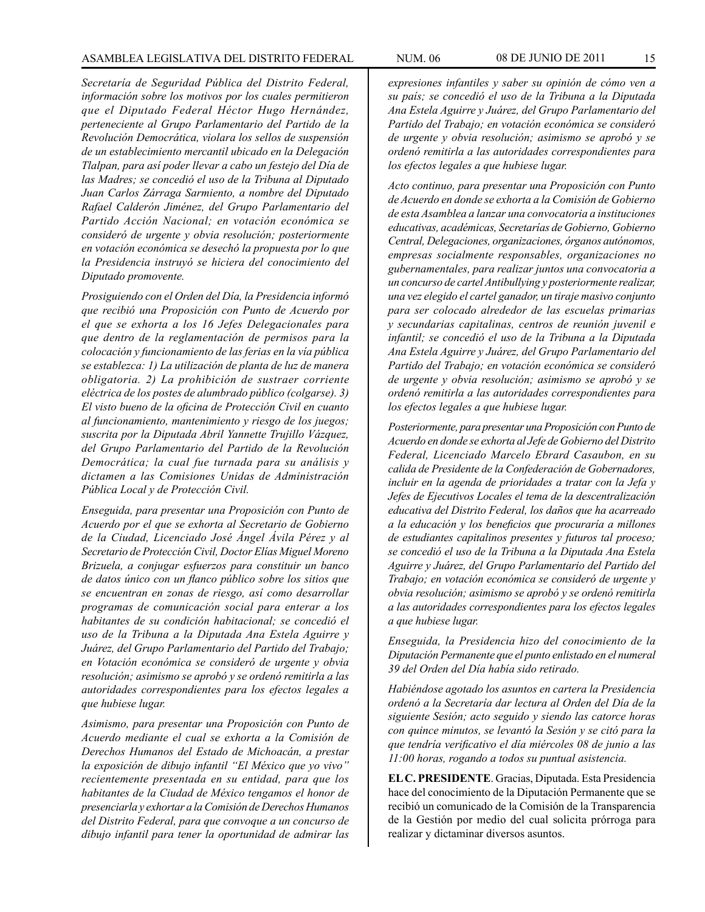*Secretaría de Seguridad Pública del Distrito Federal, información sobre los motivos por los cuales permitieron que el Diputado Federal Héctor Hugo Hernández, perteneciente al Grupo Parlamentario del Partido de la Revolución Democrática, violara los sellos de suspensión de un establecimiento mercantil ubicado en la Delegación Tlalpan, para así poder llevar a cabo un festejo del Día de las Madres; se concedió el uso de la Tribuna al Diputado Juan Carlos Zárraga Sarmiento, a nombre del Diputado Rafael Calderón Jiménez, del Grupo Parlamentario del Partido Acción Nacional; en votación económica se consideró de urgente y obvia resolución; posteriormente en votación económica se desechó la propuesta por lo que la Presidencia instruyó se hiciera del conocimiento del Diputado promovente.*

*Prosiguiendo con el Orden del Día, la Presidencia informó que recibió una Proposición con Punto de Acuerdo por el que se exhorta a los 16 Jefes Delegacionales para que dentro de la reglamentación de permisos para la colocación y funcionamiento de las ferias en la vía pública se establezca: 1) La utilización de planta de luz de manera obligatoria. 2) La prohibición de sustraer corriente eléctrica de los postes de alumbrado público (colgarse). 3) El visto bueno de la oficina de Protección Civil en cuanto al funcionamiento, mantenimiento y riesgo de los juegos; suscrita por la Diputada Abril Yannette Trujillo Vázquez, del Grupo Parlamentario del Partido de la Revolución Democrática; la cual fue turnada para su análisis y dictamen a las Comisiones Unidas de Administración Pública Local y de Protección Civil.*

*Enseguida, para presentar una Proposición con Punto de Acuerdo por el que se exhorta al Secretario de Gobierno de la Ciudad, Licenciado José Ángel Ávila Pérez y al Secretario de Protección Civil, Doctor Elías Miguel Moreno Brizuela, a conjugar esfuerzos para constituir un banco de datos único con un flanco público sobre los sitios que se encuentran en zonas de riesgo, así como desarrollar programas de comunicación social para enterar a los habitantes de su condición habitacional; se concedió el uso de la Tribuna a la Diputada Ana Estela Aguirre y Juárez, del Grupo Parlamentario del Partido del Trabajo; en Votación económica se consideró de urgente y obvia resolución; asimismo se aprobó y se ordenó remitirla a las autoridades correspondientes para los efectos legales a que hubiese lugar.*

*Asimismo, para presentar una Proposición con Punto de Acuerdo mediante el cual se exhorta a la Comisión de Derechos Humanos del Estado de Michoacán, a prestar la exposición de dibujo infantil "El México que yo vivo" recientemente presentada en su entidad, para que los habitantes de la Ciudad de México tengamos el honor de presenciarla y exhortar a la Comisión de Derechos Humanos del Distrito Federal, para que convoque a un concurso de dibujo infantil para tener la oportunidad de admirar las expresiones infantiles y saber su opinión de cómo ven a su país; se concedió el uso de la Tribuna a la Diputada Ana Estela Aguirre y Juárez, del Grupo Parlamentario del Partido del Trabajo; en votación económica se consideró de urgente y obvia resolución; asimismo se aprobó y se ordenó remitirla a las autoridades correspondientes para los efectos legales a que hubiese lugar.*

*Acto continuo, para presentar una Proposición con Punto de Acuerdo en donde se exhorta a la Comisión de Gobierno de esta Asamblea a lanzar una convocatoria a instituciones educativas, académicas, Secretarías de Gobierno, Gobierno Central, Delegaciones, organizaciones, órganos autónomos, empresas socialmente responsables, organizaciones no gubernamentales, para realizar juntos una convocatoria a un concurso de cartel Antibullying y posteriormente realizar, una vez elegido el cartel ganador, un tiraje masivo conjunto para ser colocado alrededor de las escuelas primarias y secundarias capitalinas, centros de reunión juvenil e infantil; se concedió el uso de la Tribuna a la Diputada Ana Estela Aguirre y Juárez, del Grupo Parlamentario del Partido del Trabajo; en votación económica se consideró de urgente y obvia resolución; asimismo se aprobó y se ordenó remitirla a las autoridades correspondientes para los efectos legales a que hubiese lugar.*

*Posteriormente, para presentar una Proposición con Punto de Acuerdo en donde se exhorta al Jefe de Gobierno del Distrito Federal, Licenciado Marcelo Ebrard Casaubon, en su calida de Presidente de la Confederación de Gobernadores, incluir en la agenda de prioridades a tratar con la Jefa y Jefes de Ejecutivos Locales el tema de la descentralización educativa del Distrito Federal, los daños que ha acarreado a la educación y los beneficios que procuraría a millones de estudiantes capitalinos presentes y futuros tal proceso; se concedió el uso de la Tribuna a la Diputada Ana Estela Aguirre y Juárez, del Grupo Parlamentario del Partido del Trabajo; en votación económica se consideró de urgente y obvia resolución; asimismo se aprobó y se ordenó remitirla a las autoridades correspondientes para los efectos legales a que hubiese lugar.*

*Enseguida, la Presidencia hizo del conocimiento de la Diputación Permanente que el punto enlistado en el numeral 39 del Orden del Día había sido retirado.*

*Habiéndose agotado los asuntos en cartera la Presidencia ordenó a la Secretaría dar lectura al Orden del Día de la siguiente Sesión; acto seguido y siendo las catorce horas con quince minutos, se levantó la Sesión y se citó para la que tendría verificativo el día miércoles 08 de junio a las 11:00 horas, rogando a todos su puntual asistencia.*

**EL C. PRESIDENTE**. Gracias, Diputada. Esta Presidencia hace del conocimiento de la Diputación Permanente que se recibió un comunicado de la Comisión de la Transparencia de la Gestión por medio del cual solicita prórroga para realizar y dictaminar diversos asuntos.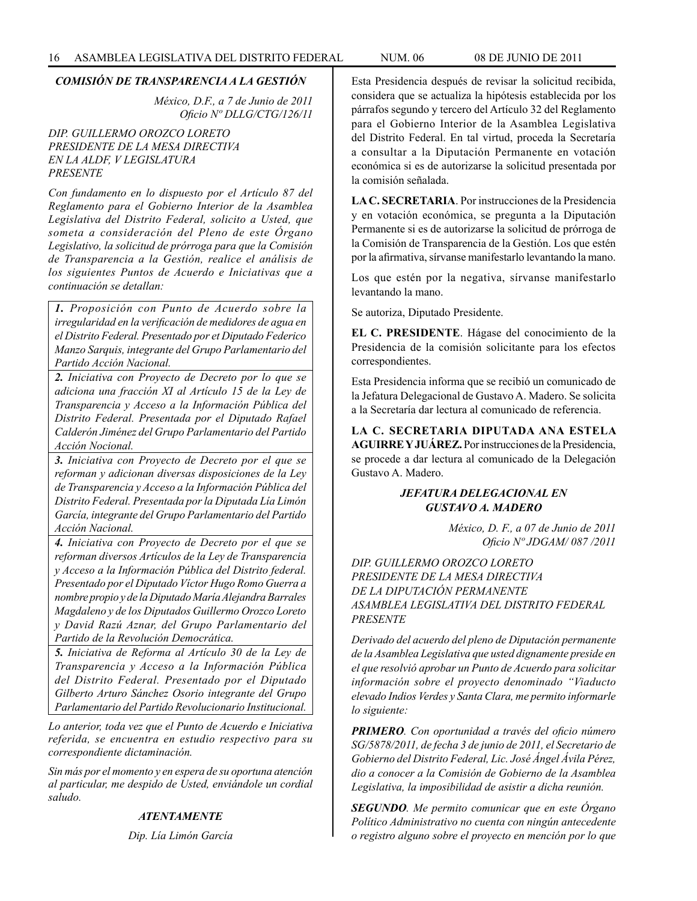***COMISIÓN DE TRANSPARENCIA A LA GESTIÓN***

*México, D.F., a 7 de Junio de 2011*
*Oficio Nº DLLG/CTG/126/11*

*DIP. GUILLERMO OROZCO LORETO*
*PRESIDENTE DE LA MESA DIRECTIVA*
*EN LA ALDF, V LEGISLATURA*
*PRESENTE*

*Con fundamento en lo dispuesto por el Artículo 87 del Reglamento para el Gobierno Interior de la Asamblea Legislativa del Distrito Federal, solicito a Usted, que someta a consideración del Pleno de este Órgano Legislativo, la solicitud de prórroga para que la Comisión de Transparencia a la Gestión, realice el análisis de los siguientes Puntos de Acuerdo e Iniciativas que a continuación se detallan:*

| |
|---|
| ***1.*** *Proposición con Punto de Acuerdo sobre la irregularidad en la verificación de medidores de agua en el Distrito Federal. Presentado por el Diputado Federico Manzo Sarquis, integrante del Grupo Parlamentario del Partido Acción Nacional.* |
| ***2.*** *Iniciativa con Proyecto de Decreto por lo que se adiciona una fracción XI al Artículo 15 de la Ley de Transparencia y Acceso a la Información Pública del Distrito Federal. Presentada por el Diputado Rafael Calderón Jiménez del Grupo Parlamentario del Partido Acción Nocional.* |
| ***3.*** *Iniciativa con Proyecto de Decreto por el que se reforman y adicionan diversas disposiciones de la Ley de Transparencia y Acceso a la Información Pública del Distrito Federal. Presentada por la Diputada Lía Limón García, integrante del Grupo Parlamentario del Partido Acción Nacional.* |
| ***4.*** *Iniciativa con Proyecto de Decreto por el que se reforman diversos Artículos de la Ley de Transparencia y Acceso a la Información Pública del Distrito federal. Presentado por el Diputado Víctor Hugo Romo Guerra a nombre propio y de la Diputado María Alejandra Barrales Magdaleno y de los Diputados Guillermo Orozco Loreto y David Razú Aznar, del Grupo Parlamentario del Partido de la Revolución Democrática.* |
| ***5.*** *Iniciativa de Reforma al Artículo 30 de la Ley de Transparencia y Acceso a la Información Pública del Distrito Federal. Presentado por el Diputado Gilberto Arturo Sánchez Osorio integrante del Grupo Parlamentario del Partido Revolucionario Institucional.* |

*Lo anterior, toda vez que el Punto de Acuerdo e Iniciativa referida, se encuentra en estudio respectivo para su correspondiente dictaminación.*

*Sin más por el momento y en espera de su oportuna atención al particular, me despido de Usted, enviándole un cordial saludo.*

***ATENTAMENTE***

*Dip. Lía Limón García*

Esta Presidencia después de revisar la solicitud recibida, considera que se actualiza la hipótesis establecida por los párrafos segundo y tercero del Artículo 32 del Reglamento para el Gobierno Interior de la Asamblea Legislativa del Distrito Federal. En tal virtud, proceda la Secretaría a consultar a la Diputación Permanente en votación económica si es de autorizarse la solicitud presentada por la comisión señalada.

**LA C. SECRETARIA**. Por instrucciones de la Presidencia y en votación económica, se pregunta a la Diputación Permanente si es de autorizarse la solicitud de prórroga de la Comisión de Transparencia de la Gestión. Los que estén por la afirmativa, sírvanse manifestarlo levantando la mano.

Los que estén por la negativa, sírvanse manifestarlo levantando la mano.

Se autoriza, Diputado Presidente.

**EL C. PRESIDENTE**. Hágase del conocimiento de la Presidencia de la comisión solicitante para los efectos correspondientes.

Esta Presidencia informa que se recibió un comunicado de la Jefatura Delegacional de Gustavo A. Madero. Se solicita a la Secretaría dar lectura al comunicado de referencia.

**LA C. SECRETARIA DIPUTADA ANA ESTELA AGUIRRE Y JUÁREZ.** Por instrucciones de la Presidencia, se procede a dar lectura al comunicado de la Delegación Gustavo A. Madero.

***JEFATURA DELEGACIONAL EN GUSTAVO A. MADERO***

*México, D. F., a 07 de Junio de 2011*
*Oficio Nº JDGAM/ 087 /2011*

*DIP. GUILLERMO OROZCO LORETO*
*PRESIDENTE DE LA MESA DIRECTIVA*
*DE LA DIPUTACIÓN PERMANENTE*
*ASAMBLEA LEGISLATIVA DEL DISTRITO FEDERAL*
*PRESENTE*

*Derivado del acuerdo del pleno de Diputación permanente de la Asamblea Legislativa que usted dignamente preside en el que resolvió aprobar un Punto de Acuerdo para solicitar información sobre el proyecto denominado "Viaducto elevado Indios Verdes y Santa Clara, me permito informarle lo siguiente:*

***PRIMERO****. Con oportunidad a través del oficio número SG/5878/2011, de fecha 3 de junio de 2011, el Secretario de Gobierno del Distrito Federal, Lic. José Ángel Ávila Pérez, dio a conocer a la Comisión de Gobierno de la Asamblea Legislativa, la imposibilidad de asistir a dicha reunión.*

***SEGUNDO****. Me permito comunicar que en este Órgano Político Administrativo no cuenta con ningún antecedente o registro alguno sobre el proyecto en mención por lo que*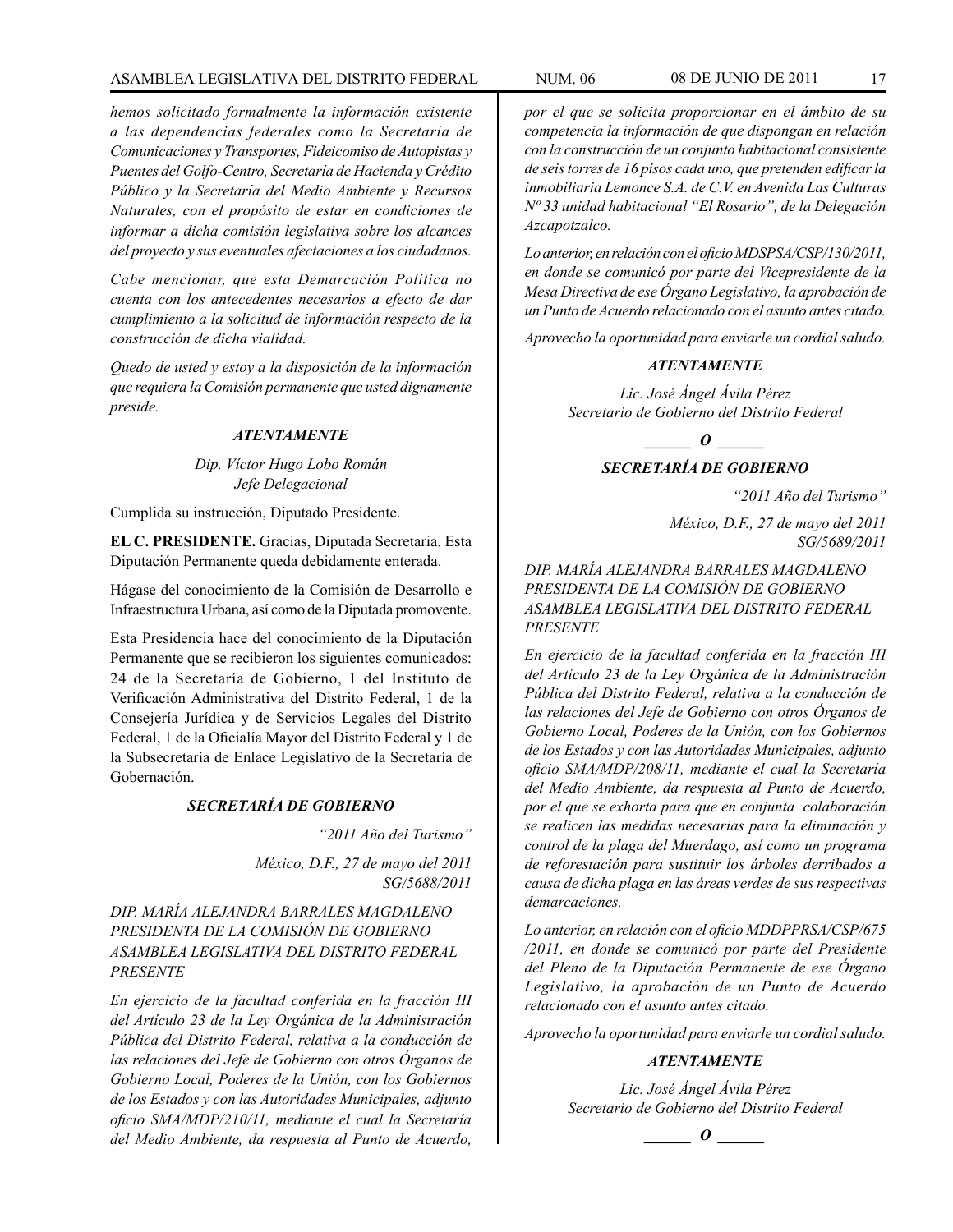*hemos solicitado formalmente la información existente a las dependencias federales como la Secretaría de Comunicaciones y Transportes, Fideicomiso de Autopistas y Puentes del Golfo-Centro, Secretaría de Hacienda y Crédito Público y la Secretaría del Medio Ambiente y Recursos Naturales, con el propósito de estar en condiciones de informar a dicha comisión legislativa sobre los alcances del proyecto y sus eventuales afectaciones a los ciudadanos.*

*Cabe mencionar, que esta Demarcación Política no cuenta con los antecedentes necesarios a efecto de dar cumplimiento a la solicitud de información respecto de la construcción de dicha vialidad.*

*Quedo de usted y estoy a la disposición de la información que requiera la Comisión permanente que usted dignamente preside.*

***ATENTAMENTE***

*Dip. Víctor Hugo Lobo Román*
*Jefe Delegacional*

Cumplida su instrucción, Diputado Presidente.

**EL C. PRESIDENTE.** Gracias, Diputada Secretaria. Esta Diputación Permanente queda debidamente enterada.

Hágase del conocimiento de la Comisión de Desarrollo e Infraestructura Urbana, así como de la Diputada promovente.

Esta Presidencia hace del conocimiento de la Diputación Permanente que se recibieron los siguientes comunicados: 24 de la Secretaría de Gobierno, 1 del Instituto de Verificación Administrativa del Distrito Federal, 1 de la Consejería Jurídica y de Servicios Legales del Distrito Federal, 1 de la Oficialía Mayor del Distrito Federal y 1 de la Subsecretaría de Enlace Legislativo de la Secretaría de Gobernación.

***SECRETARÍA DE GOBIERNO***

*"2011 Año del Turismo"*

*México, D.F., 27 de mayo del 2011*
*SG/5688/2011*

*DIP. MARÍA ALEJANDRA BARRALES MAGDALENO*
*PRESIDENTA DE LA COMISIÓN DE GOBIERNO*
*ASAMBLEA LEGISLATIVA DEL DISTRITO FEDERAL*
*PRESENTE*

*En ejercicio de la facultad conferida en la fracción III del Artículo 23 de la Ley Orgánica de la Administración Pública del Distrito Federal, relativa a la conducción de las relaciones del Jefe de Gobierno con otros Órganos de Gobierno Local, Poderes de la Unión, con los Gobiernos de los Estados y con las Autoridades Municipales, adjunto oficio SMA/MDP/210/11, mediante el cual la Secretaría del Medio Ambiente, da respuesta al Punto de Acuerdo, por el que se solicita proporcionar en el ámbito de su competencia la información de que dispongan en relación con la construcción de un conjunto habitacional consistente de seis torres de 16 pisos cada uno, que pretenden edificar la inmobiliaria Lemonce S.A. de C.V. en Avenida Las Culturas Nº 33 unidad habitacional "El Rosario", de la Delegación Azcapotzalco.*

*Lo anterior, en relación con el oficio MDSPSA/CSP/130/2011, en donde se comunicó por parte del Vicepresidente de la Mesa Directiva de ese Órgano Legislativo, la aprobación de un Punto de Acuerdo relacionado con el asunto antes citado.*

*Aprovecho la oportunidad para enviarle un cordial saludo.*

***ATENTAMENTE***

*Lic. José Ángel Ávila Pérez*
*Secretario de Gobierno del Distrito Federal*

***\_\_\_\_\_\_ O \_\_\_\_\_\_***

***SECRETARÍA DE GOBIERNO***

*"2011 Año del Turismo"*

*México, D.F., 27 de mayo del 2011*
*SG/5689/2011*

*DIP. MARÍA ALEJANDRA BARRALES MAGDALENO*
*PRESIDENTA DE LA COMISIÓN DE GOBIERNO*
*ASAMBLEA LEGISLATIVA DEL DISTRITO FEDERAL*
*PRESENTE*

*En ejercicio de la facultad conferida en la fracción III del Artículo 23 de la Ley Orgánica de la Administración Pública del Distrito Federal, relativa a la conducción de las relaciones del Jefe de Gobierno con otros Órganos de Gobierno Local, Poderes de la Unión, con los Gobiernos de los Estados y con las Autoridades Municipales, adjunto oficio SMA/MDP/208/11, mediante el cual la Secretaría del Medio Ambiente, da respuesta al Punto de Acuerdo, por el que se exhorta para que en conjunta colaboración se realicen las medidas necesarias para la eliminación y control de la plaga del Muerdago, así como un programa de reforestación para sustituir los árboles derribados a causa de dicha plaga en las áreas verdes de sus respectivas demarcaciones.*

*Lo anterior, en relación con el oficio MDDPPRSA/CSP/675 /2011, en donde se comunicó por parte del Presidente del Pleno de la Diputación Permanente de ese Órgano Legislativo, la aprobación de un Punto de Acuerdo relacionado con el asunto antes citado.*

*Aprovecho la oportunidad para enviarle un cordial saludo.*

***ATENTAMENTE***

*Lic. José Ángel Ávila Pérez*
*Secretario de Gobierno del Distrito Federal*

***\_\_\_\_\_\_ O \_\_\_\_\_\_***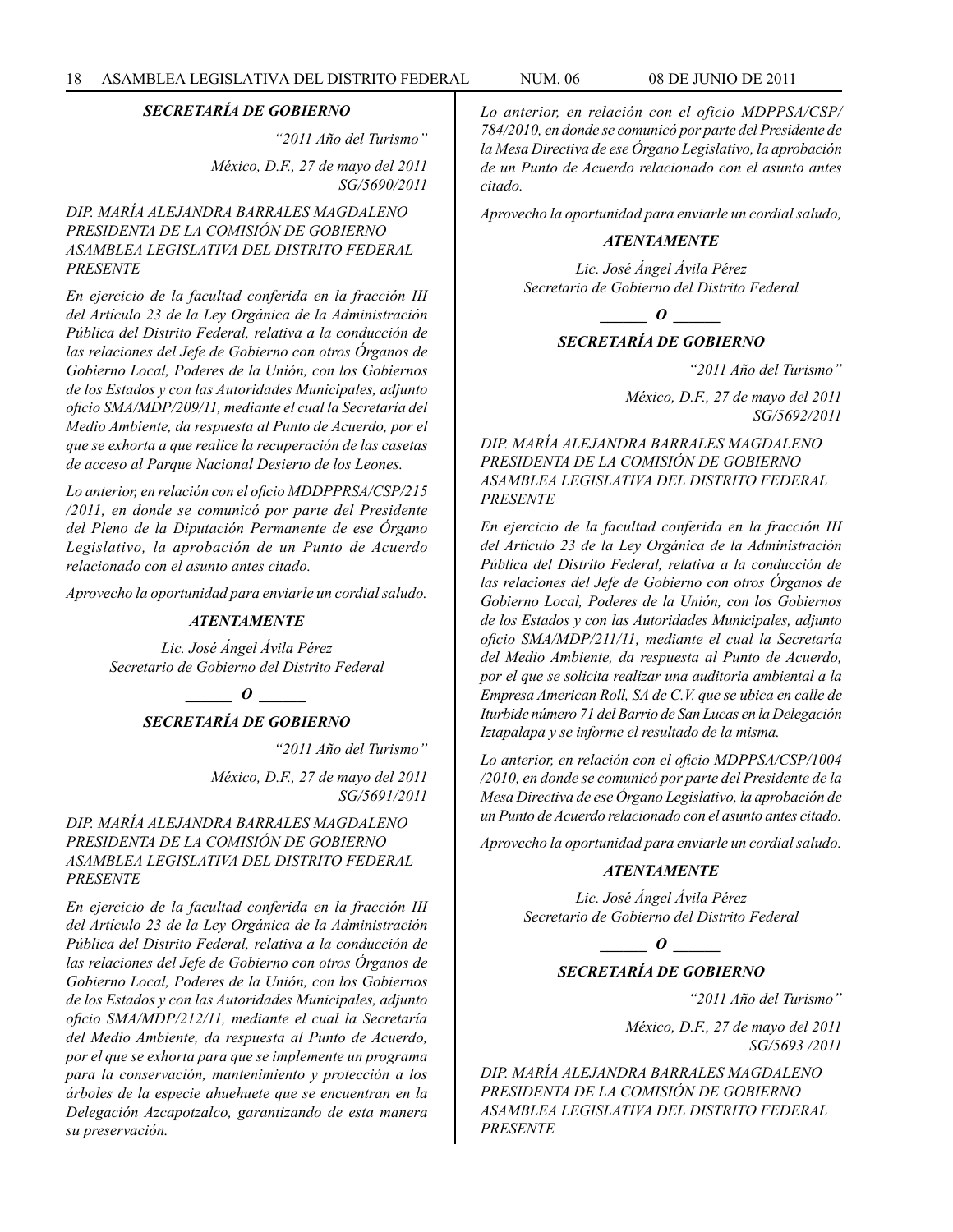***SECRETARÍA DE GOBIERNO***

*"2011 Año del Turismo"*

*México, D.F., 27 de mayo del 2011*
*SG/5690/2011*

*DIP. MARÍA ALEJANDRA BARRALES MAGDALENO*
*PRESIDENTA DE LA COMISIÓN DE GOBIERNO*
*ASAMBLEA LEGISLATIVA DEL DISTRITO FEDERAL*
*PRESENTE*

*En ejercicio de la facultad conferida en la fracción III del Artículo 23 de la Ley Orgánica de la Administración Pública del Distrito Federal, relativa a la conducción de las relaciones del Jefe de Gobierno con otros Órganos de Gobierno Local, Poderes de la Unión, con los Gobiernos de los Estados y con las Autoridades Municipales, adjunto oficio SMA/MDP/209/11, mediante el cual la Secretaría del Medio Ambiente, da respuesta al Punto de Acuerdo, por el que se exhorta a que realice la recuperación de las casetas de acceso al Parque Nacional Desierto de los Leones.*

*Lo anterior, en relación con el oficio MDDPPRSA/CSP/215 /2011, en donde se comunicó por parte del Presidente del Pleno de la Diputación Permanente de ese Órgano Legislativo, la aprobación de un Punto de Acuerdo relacionado con el asunto antes citado.*

*Aprovecho la oportunidad para enviarle un cordial saludo.*

***ATENTAMENTE***

*Lic. José Ángel Ávila Pérez*
*Secretario de Gobierno del Distrito Federal*

***______ O ______***

***SECRETARÍA DE GOBIERNO***

*"2011 Año del Turismo"*

*México, D.F., 27 de mayo del 2011*
*SG/5691/2011*

*DIP. MARÍA ALEJANDRA BARRALES MAGDALENO*
*PRESIDENTA DE LA COMISIÓN DE GOBIERNO*
*ASAMBLEA LEGISLATIVA DEL DISTRITO FEDERAL*
*PRESENTE*

*En ejercicio de la facultad conferida en la fracción III del Artículo 23 de la Ley Orgánica de la Administración Pública del Distrito Federal, relativa a la conducción de las relaciones del Jefe de Gobierno con otros Órganos de Gobierno Local, Poderes de la Unión, con los Gobiernos de los Estados y con las Autoridades Municipales, adjunto oficio SMA/MDP/212/11, mediante el cual la Secretaría del Medio Ambiente, da respuesta al Punto de Acuerdo, por el que se exhorta para que se implemente un programa para la conservación, mantenimiento y protección a los árboles de la especie ahuehuete que se encuentran en la Delegación Azcapotzalco, garantizando de esta manera su preservación.*

*Lo anterior, en relación con el oficio MDPPSA/CSP/ 784/2010, en donde se comunicó por parte del Presidente de la Mesa Directiva de ese Órgano Legislativo, la aprobación de un Punto de Acuerdo relacionado con el asunto antes citado.*

*Aprovecho la oportunidad para enviarle un cordial saludo,*

***ATENTAMENTE***

*Lic. José Ángel Ávila Pérez*
*Secretario de Gobierno del Distrito Federal*

***______ O ______***

***SECRETARÍA DE GOBIERNO***

*"2011 Año del Turismo"*

*México, D.F., 27 de mayo del 2011*
*SG/5692/2011*

*DIP. MARÍA ALEJANDRA BARRALES MAGDALENO*
*PRESIDENTA DE LA COMISIÓN DE GOBIERNO*
*ASAMBLEA LEGISLATIVA DEL DISTRITO FEDERAL*
*PRESENTE*

*En ejercicio de la facultad conferida en la fracción III del Artículo 23 de la Ley Orgánica de la Administración Pública del Distrito Federal, relativa a la conducción de las relaciones del Jefe de Gobierno con otros Órganos de Gobierno Local, Poderes de la Unión, con los Gobiernos de los Estados y con las Autoridades Municipales, adjunto oficio SMA/MDP/211/11, mediante el cual la Secretaría del Medio Ambiente, da respuesta al Punto de Acuerdo, por el que se solicita realizar una auditoria ambiental a la Empresa American Roll, SA de C.V. que se ubica en calle de Iturbide número 71 del Barrio de San Lucas en la Delegación Iztapalapa y se informe el resultado de la misma.*

*Lo anterior, en relación con el oficio MDPPSA/CSP/1004 /2010, en donde se comunicó por parte del Presidente de la Mesa Directiva de ese Órgano Legislativo, la aprobación de un Punto de Acuerdo relacionado con el asunto antes citado.*

*Aprovecho la oportunidad para enviarle un cordial saludo.*

***ATENTAMENTE***

*Lic. José Ángel Ávila Pérez*
*Secretario de Gobierno del Distrito Federal*

***______ O ______***

***SECRETARÍA DE GOBIERNO***

*"2011 Año del Turismo"*

*México, D.F., 27 de mayo del 2011*
*SG/5693 /2011*

*DIP. MARÍA ALEJANDRA BARRALES MAGDALENO*
*PRESIDENTA DE LA COMISIÓN DE GOBIERNO*
*ASAMBLEA LEGISLATIVA DEL DISTRITO FEDERAL*
*PRESENTE*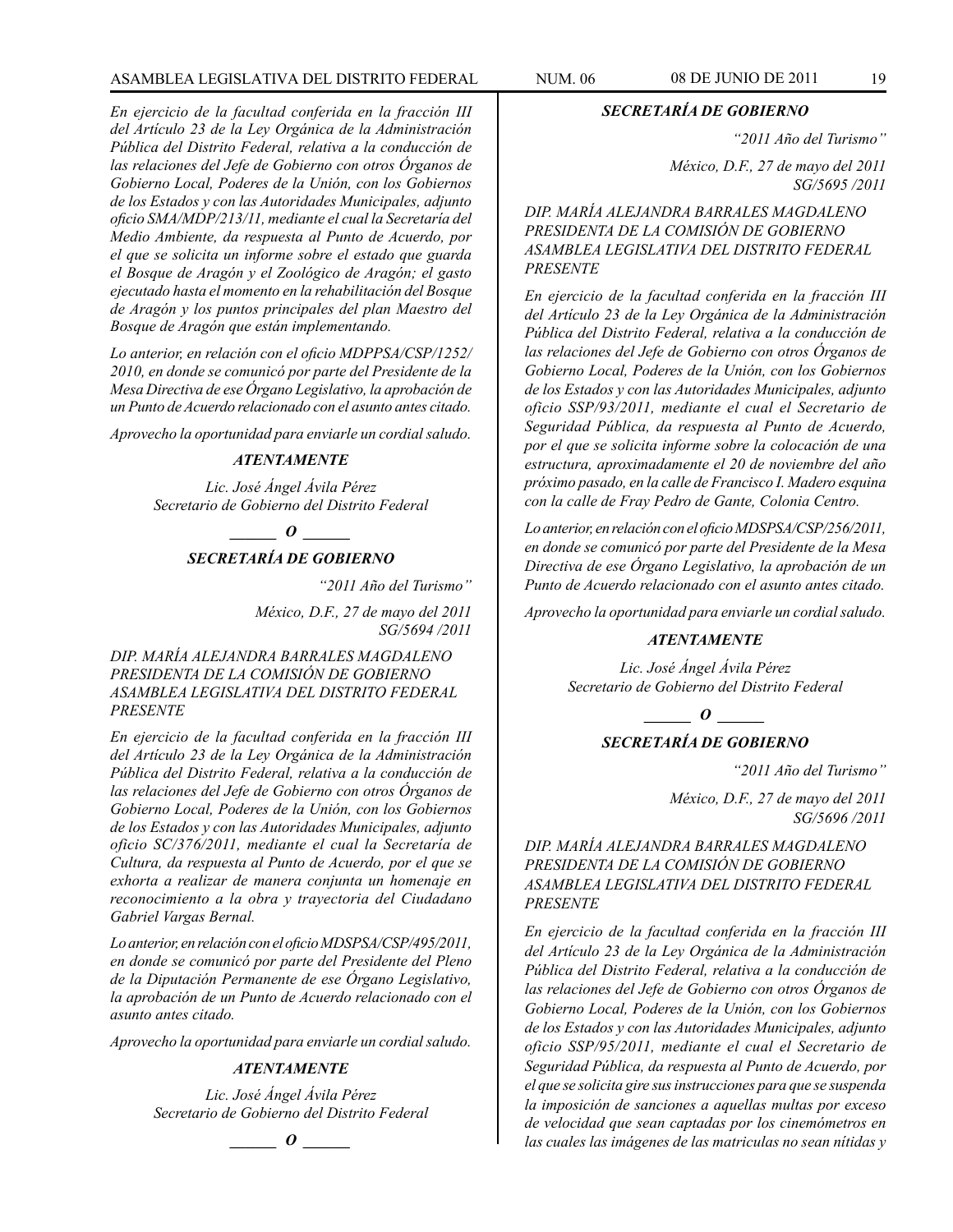*En ejercicio de la facultad conferida en la fracción III del Artículo 23 de la Ley Orgánica de la Administración Pública del Distrito Federal, relativa a la conducción de las relaciones del Jefe de Gobierno con otros Órganos de Gobierno Local, Poderes de la Unión, con los Gobiernos de los Estados y con las Autoridades Municipales, adjunto oficio SMA/MDP/213/11, mediante el cual la Secretaría del Medio Ambiente, da respuesta al Punto de Acuerdo, por el que se solicita un informe sobre el estado que guarda el Bosque de Aragón y el Zoológico de Aragón; el gasto ejecutado hasta el momento en la rehabilitación del Bosque de Aragón y los puntos principales del plan Maestro del Bosque de Aragón que están implementando.*

*Lo anterior, en relación con el oficio MDPPSA/CSP/1252/2010, en donde se comunicó por parte del Presidente de la Mesa Directiva de ese Órgano Legislativo, la aprobación de un Punto de Acuerdo relacionado con el asunto antes citado.*

*Aprovecho la oportunidad para enviarle un cordial saludo.*

***ATENTAMENTE***

*Lic. José Ángel Ávila Pérez*
*Secretario de Gobierno del Distrito Federal*

***\_\_\_\_\_\_ O \_\_\_\_\_\_***

***SECRETARÍA DE GOBIERNO***

*"2011 Año del Turismo"*

*México, D.F., 27 de mayo del 2011*
*SG/5694 /2011*

*DIP. MARÍA ALEJANDRA BARRALES MAGDALENO*
*PRESIDENTA DE LA COMISIÓN DE GOBIERNO*
*ASAMBLEA LEGISLATIVA DEL DISTRITO FEDERAL*
*PRESENTE*

*En ejercicio de la facultad conferida en la fracción III del Artículo 23 de la Ley Orgánica de la Administración Pública del Distrito Federal, relativa a la conducción de las relaciones del Jefe de Gobierno con otros Órganos de Gobierno Local, Poderes de la Unión, con los Gobiernos de los Estados y con las Autoridades Municipales, adjunto oficio SC/376/2011, mediante el cual la Secretaría de Cultura, da respuesta al Punto de Acuerdo, por el que se exhorta a realizar de manera conjunta un homenaje en reconocimiento a la obra y trayectoria del Ciudadano Gabriel Vargas Bernal.*

*Lo anterior, en relación con el oficio MDSPSA/CSP/495/2011, en donde se comunicó por parte del Presidente del Pleno de la Diputación Permanente de ese Órgano Legislativo, la aprobación de un Punto de Acuerdo relacionado con el asunto antes citado.*

*Aprovecho la oportunidad para enviarle un cordial saludo.*

***ATENTAMENTE***

*Lic. José Ángel Ávila Pérez*
*Secretario de Gobierno del Distrito Federal*

***\_\_\_\_\_\_ O \_\_\_\_\_\_***

***SECRETARÍA DE GOBIERNO***

*"2011 Año del Turismo"*

*México, D.F., 27 de mayo del 2011*
*SG/5695 /2011*

*DIP. MARÍA ALEJANDRA BARRALES MAGDALENO*
*PRESIDENTA DE LA COMISIÓN DE GOBIERNO*
*ASAMBLEA LEGISLATIVA DEL DISTRITO FEDERAL*
*PRESENTE*

*En ejercicio de la facultad conferida en la fracción III del Artículo 23 de la Ley Orgánica de la Administración Pública del Distrito Federal, relativa a la conducción de las relaciones del Jefe de Gobierno con otros Órganos de Gobierno Local, Poderes de la Unión, con los Gobiernos de los Estados y con las Autoridades Municipales, adjunto oficio SSP/93/2011, mediante el cual el Secretario de Seguridad Pública, da respuesta al Punto de Acuerdo, por el que se solicita informe sobre la colocación de una estructura, aproximadamente el 20 de noviembre del año próximo pasado, en la calle de Francisco I. Madero esquina con la calle de Fray Pedro de Gante, Colonia Centro.*

*Lo anterior, en relación con el oficio MDSPSA/CSP/256/2011, en donde se comunicó por parte del Presidente de la Mesa Directiva de ese Órgano Legislativo, la aprobación de un Punto de Acuerdo relacionado con el asunto antes citado.*

*Aprovecho la oportunidad para enviarle un cordial saludo.*

***ATENTAMENTE***

*Lic. José Ángel Ávila Pérez*
*Secretario de Gobierno del Distrito Federal*

***\_\_\_\_\_\_ O \_\_\_\_\_\_***

***SECRETARÍA DE GOBIERNO***

*"2011 Año del Turismo"*

*México, D.F., 27 de mayo del 2011*
*SG/5696 /2011*

*DIP. MARÍA ALEJANDRA BARRALES MAGDALENO*
*PRESIDENTA DE LA COMISIÓN DE GOBIERNO*
*ASAMBLEA LEGISLATIVA DEL DISTRITO FEDERAL*
*PRESENTE*

*En ejercicio de la facultad conferida en la fracción III del Artículo 23 de la Ley Orgánica de la Administración Pública del Distrito Federal, relativa a la conducción de las relaciones del Jefe de Gobierno con otros Órganos de Gobierno Local, Poderes de la Unión, con los Gobiernos de los Estados y con las Autoridades Municipales, adjunto oficio SSP/95/2011, mediante el cual el Secretario de Seguridad Pública, da respuesta al Punto de Acuerdo, por el que se solicita gire sus instrucciones para que se suspenda la imposición de sanciones a aquellas multas por exceso de velocidad que sean captadas por los cinemómetros en las cuales las imágenes de las matriculas no sean nítidas y*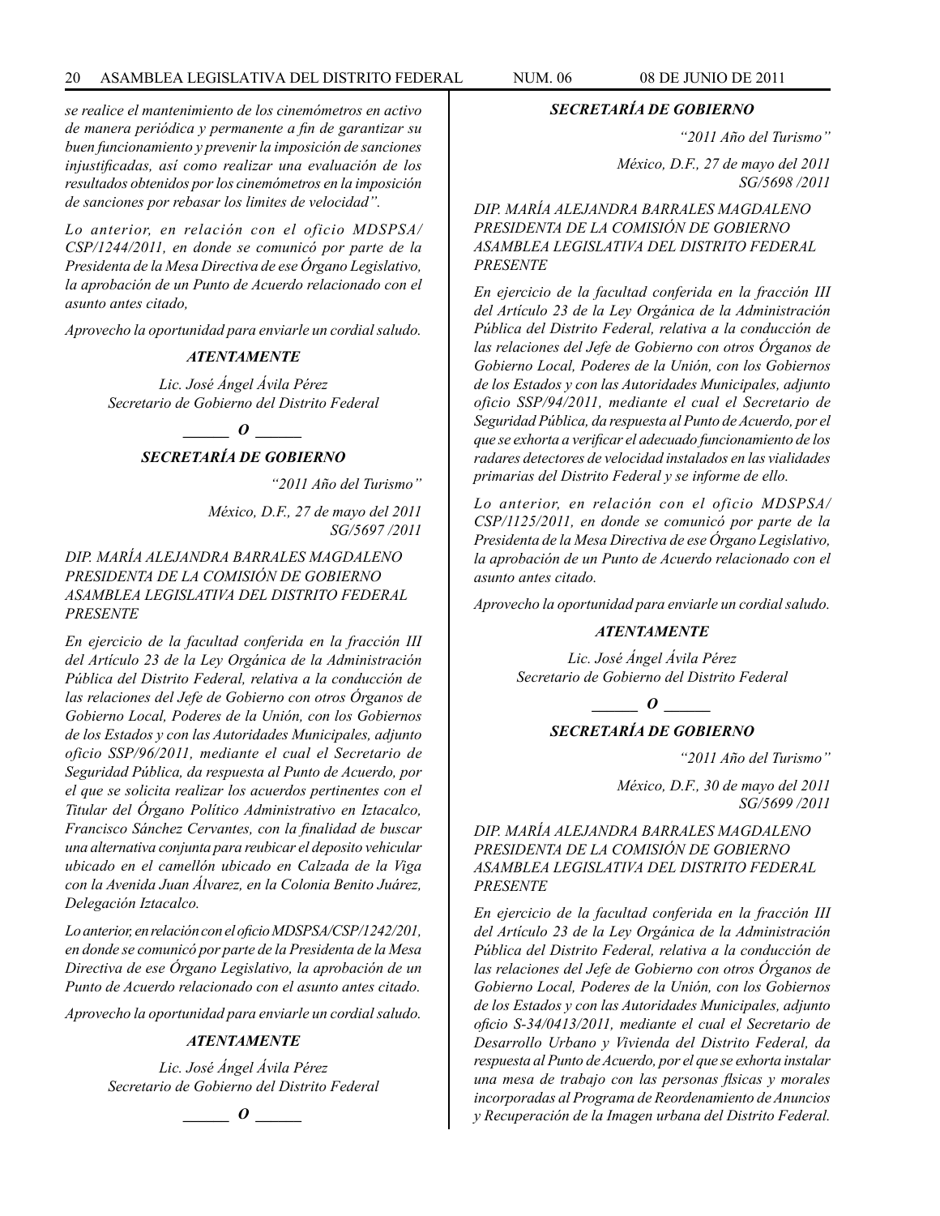*se realice el mantenimiento de los cinemómetros en activo de manera periódica y permanente a fin de garantizar su buen funcionamiento y prevenir la imposición de sanciones injustificadas, así como realizar una evaluación de los resultados obtenidos por los cinemómetros en la imposición de sanciones por rebasar los limites de velocidad".*

*Lo anterior, en relación con el oficio MDSPSA/CSP/1244/2011, en donde se comunicó por parte de la Presidenta de la Mesa Directiva de ese Órgano Legislativo, la aprobación de un Punto de Acuerdo relacionado con el asunto antes citado,*

*Aprovecho la oportunidad para enviarle un cordial saludo.*

***ATENTAMENTE***

*Lic. José Ángel Ávila Pérez*
*Secretario de Gobierno del Distrito Federal*

***\_\_\_\_\_ O \_\_\_\_\_***

***SECRETARÍA DE GOBIERNO***

*"2011 Año del Turismo"*

*México, D.F., 27 de mayo del 2011*
*SG/5697 /2011*

*DIP. MARÍA ALEJANDRA BARRALES MAGDALENO*
*PRESIDENTA DE LA COMISIÓN DE GOBIERNO*
*ASAMBLEA LEGISLATIVA DEL DISTRITO FEDERAL*
*PRESENTE*

*En ejercicio de la facultad conferida en la fracción III del Artículo 23 de la Ley Orgánica de la Administración Pública del Distrito Federal, relativa a la conducción de las relaciones del Jefe de Gobierno con otros Órganos de Gobierno Local, Poderes de la Unión, con los Gobiernos de los Estados y con las Autoridades Municipales, adjunto oficio SSP/96/2011, mediante el cual el Secretario de Seguridad Pública, da respuesta al Punto de Acuerdo, por el que se solicita realizar los acuerdos pertinentes con el Titular del Órgano Político Administrativo en Iztacalco, Francisco Sánchez Cervantes, con la finalidad de buscar una alternativa conjunta para reubicar el deposito vehicular ubicado en el camellón ubicado en Calzada de la Viga con la Avenida Juan Álvarez, en la Colonia Benito Juárez, Delegación Iztacalco.*

*Lo anterior, en relación con el oficio MDSPSA/CSP/1242/201, en donde se comunicó por parte de la Presidenta de la Mesa Directiva de ese Órgano Legislativo, la aprobación de un Punto de Acuerdo relacionado con el asunto antes citado.*

*Aprovecho la oportunidad para enviarle un cordial saludo.*

***ATENTAMENTE***

*Lic. José Ángel Ávila Pérez*
*Secretario de Gobierno del Distrito Federal*

***\_\_\_\_\_ O \_\_\_\_\_***

***SECRETARÍA DE GOBIERNO***

*"2011 Año del Turismo"*

*México, D.F., 27 de mayo del 2011*
*SG/5698 /2011*

*DIP. MARÍA ALEJANDRA BARRALES MAGDALENO*
*PRESIDENTA DE LA COMISIÓN DE GOBIERNO*
*ASAMBLEA LEGISLATIVA DEL DISTRITO FEDERAL*
*PRESENTE*

*En ejercicio de la facultad conferida en la fracción III del Artículo 23 de la Ley Orgánica de la Administración Pública del Distrito Federal, relativa a la conducción de las relaciones del Jefe de Gobierno con otros Órganos de Gobierno Local, Poderes de la Unión, con los Gobiernos de los Estados y con las Autoridades Municipales, adjunto oficio SSP/94/2011, mediante el cual el Secretario de Seguridad Pública, da respuesta al Punto de Acuerdo, por el que se exhorta a verificar el adecuado funcionamiento de los radares detectores de velocidad instalados en las vialidades primarias del Distrito Federal y se informe de ello.*

*Lo anterior, en relación con el oficio MDSPSA/CSP/1125/2011, en donde se comunicó por parte de la Presidenta de la Mesa Directiva de ese Órgano Legislativo, la aprobación de un Punto de Acuerdo relacionado con el asunto antes citado.*

*Aprovecho la oportunidad para enviarle un cordial saludo.*

***ATENTAMENTE***

*Lic. José Ángel Ávila Pérez*
*Secretario de Gobierno del Distrito Federal*

***\_\_\_\_\_ O \_\_\_\_\_***

***SECRETARÍA DE GOBIERNO***

*"2011 Año del Turismo"*

*México, D.F., 30 de mayo del 2011*
*SG/5699 /2011*

*DIP. MARÍA ALEJANDRA BARRALES MAGDALENO*
*PRESIDENTA DE LA COMISIÓN DE GOBIERNO*
*ASAMBLEA LEGISLATIVA DEL DISTRITO FEDERAL*
*PRESENTE*

*En ejercicio de la facultad conferida en la fracción III del Artículo 23 de la Ley Orgánica de la Administración Pública del Distrito Federal, relativa a la conducción de las relaciones del Jefe de Gobierno con otros Órganos de Gobierno Local, Poderes de la Unión, con los Gobiernos de los Estados y con las Autoridades Municipales, adjunto oficio S-34/0413/2011, mediante el cual el Secretario de Desarrollo Urbano y Vivienda del Distrito Federal, da respuesta al Punto de Acuerdo, por el que se exhorta instalar una mesa de trabajo con las personas fisicas y morales incorporadas al Programa de Reordenamiento de Anuncios y Recuperación de la Imagen urbana del Distrito Federal.*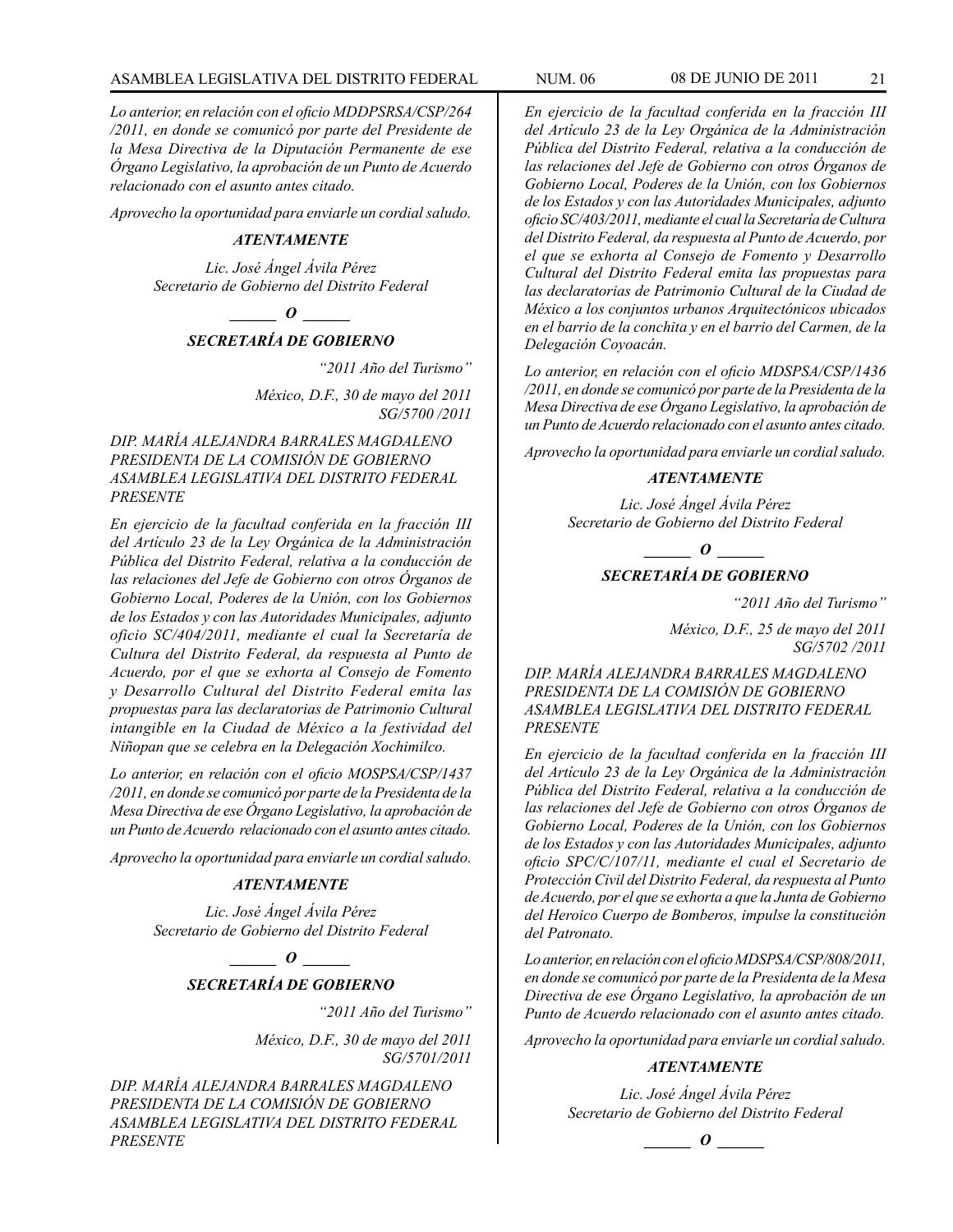*Lo anterior, en relación con el oficio MDDPSRSA/CSP/264 /2011, en donde se comunicó por parte del Presidente de la Mesa Directiva de la Diputación Permanente de ese Órgano Legislativo, la aprobación de un Punto de Acuerdo relacionado con el asunto antes citado.*

*Aprovecho la oportunidad para enviarle un cordial saludo.*

***ATENTAMENTE***

*Lic. José Ángel Ávila Pérez*
*Secretario de Gobierno del Distrito Federal*

***\_\_\_\_\_\_ O \_\_\_\_\_\_***

***SECRETARÍA DE GOBIERNO***

*"2011 Año del Turismo"*

*México, D.F., 30 de mayo del 2011*
*SG/5700 /2011*

*DIP. MARÍA ALEJANDRA BARRALES MAGDALENO*
*PRESIDENTA DE LA COMISIÓN DE GOBIERNO*
*ASAMBLEA LEGISLATIVA DEL DISTRITO FEDERAL*
*PRESENTE*

*En ejercicio de la facultad conferida en la fracción III del Artículo 23 de la Ley Orgánica de la Administración Pública del Distrito Federal, relativa a la conducción de las relaciones del Jefe de Gobierno con otros Órganos de Gobierno Local, Poderes de la Unión, con los Gobiernos de los Estados y con las Autoridades Municipales, adjunto oficio SC/404/2011, mediante el cual la Secretaría de Cultura del Distrito Federal, da respuesta al Punto de Acuerdo, por el que se exhorta al Consejo de Fomento y Desarrollo Cultural del Distrito Federal emita las propuestas para las declaratorias de Patrimonio Cultural intangible en la Ciudad de México a la festividad del Niñopan que se celebra en la Delegación Xochimilco.*

*Lo anterior, en relación con el oficio MOSPSA/CSP/1437 /2011, en donde se comunicó por parte de la Presidenta de la Mesa Directiva de ese Órgano Legislativo, la aprobación de un Punto de Acuerdo relacionado con el asunto antes citado.*

*Aprovecho la oportunidad para enviarle un cordial saludo.*

***ATENTAMENTE***

*Lic. José Ángel Ávila Pérez*
*Secretario de Gobierno del Distrito Federal*

***\_\_\_\_\_\_ O \_\_\_\_\_\_***

***SECRETARÍA DE GOBIERNO***

*"2011 Año del Turismo"*

*México, D.F., 30 de mayo del 2011*
*SG/5701/2011*

*DIP. MARÍA ALEJANDRA BARRALES MAGDALENO*
*PRESIDENTA DE LA COMISIÓN DE GOBIERNO*
*ASAMBLEA LEGISLATIVA DEL DISTRITO FEDERAL*
*PRESENTE*

*En ejercicio de la facultad conferida en la fracción III del Artículo 23 de la Ley Orgánica de la Administración Pública del Distrito Federal, relativa a la conducción de las relaciones del Jefe de Gobierno con otros Órganos de Gobierno Local, Poderes de la Unión, con los Gobiernos de los Estados y con las Autoridades Municipales, adjunto oficio SC/403/2011, mediante el cual la Secretaría de Cultura del Distrito Federal, da respuesta al Punto de Acuerdo, por el que se exhorta al Consejo de Fomento y Desarrollo Cultural del Distrito Federal emita las propuestas para las declaratorias de Patrimonio Cultural de la Ciudad de México a los conjuntos urbanos Arquitectónicos ubicados en el barrio de la conchita y en el barrio del Carmen, de la Delegación Coyoacán.*

*Lo anterior, en relación con el oficio MDSPSA/CSP/1436 /2011, en donde se comunicó por parte de la Presidenta de la Mesa Directiva de ese Órgano Legislativo, la aprobación de un Punto de Acuerdo relacionado con el asunto antes citado.*

*Aprovecho la oportunidad para enviarle un cordial saludo.*

***ATENTAMENTE***

*Lic. José Ángel Ávila Pérez*
*Secretario de Gobierno del Distrito Federal*

***\_\_\_\_\_\_ O \_\_\_\_\_\_***

***SECRETARÍA DE GOBIERNO***

*"2011 Año del Turismo"*

*México, D.F., 25 de mayo del 2011*
*SG/5702 /2011*

*DIP. MARÍA ALEJANDRA BARRALES MAGDALENO*
*PRESIDENTA DE LA COMISIÓN DE GOBIERNO*
*ASAMBLEA LEGISLATIVA DEL DISTRITO FEDERAL*
*PRESENTE*

*En ejercicio de la facultad conferida en la fracción III del Artículo 23 de la Ley Orgánica de la Administración Pública del Distrito Federal, relativa a la conducción de las relaciones del Jefe de Gobierno con otros Órganos de Gobierno Local, Poderes de la Unión, con los Gobiernos de los Estados y con las Autoridades Municipales, adjunto oficio SPC/C/107/11, mediante el cual el Secretario de Protección Civil del Distrito Federal, da respuesta al Punto de Acuerdo, por el que se exhorta a que la Junta de Gobierno del Heroico Cuerpo de Bomberos, impulse la constitución del Patronato.*

*Lo anterior, en relación con el oficio MDSPSA/CSP/808/2011, en donde se comunicó por parte de la Presidenta de la Mesa Directiva de ese Órgano Legislativo, la aprobación de un Punto de Acuerdo relacionado con el asunto antes citado.*

*Aprovecho la oportunidad para enviarle un cordial saludo.*

***ATENTAMENTE***

*Lic. José Ángel Ávila Pérez*
*Secretario de Gobierno del Distrito Federal*

***\_\_\_\_\_\_ O \_\_\_\_\_\_***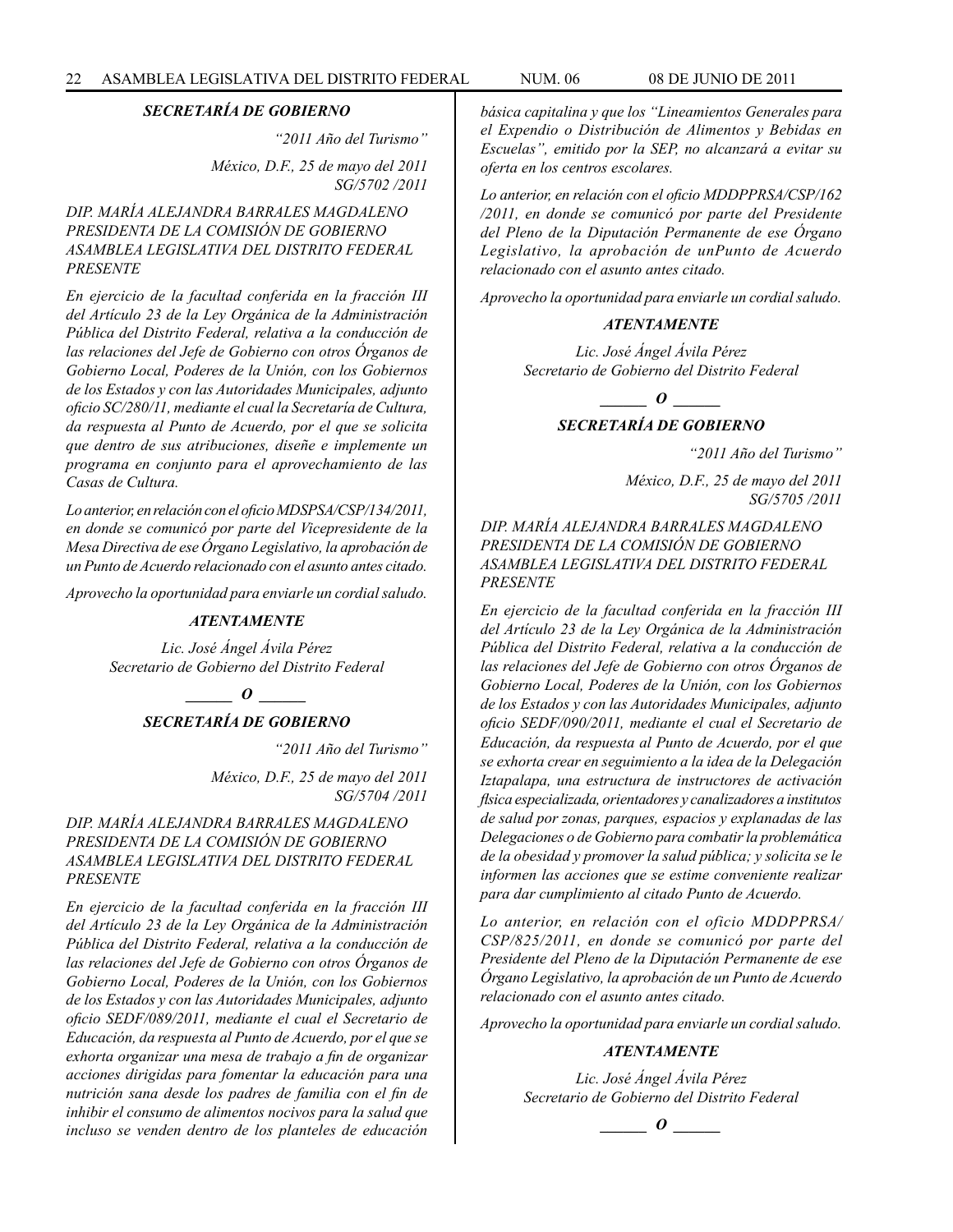### *SECRETARÍA DE GOBIERNO*

*"2011 Año del Turismo"*

*México, D.F., 25 de mayo del 2011*
*SG/5702 /2011*

*DIP. MARÍA ALEJANDRA BARRALES MAGDALENO*
*PRESIDENTA DE LA COMISIÓN DE GOBIERNO*
*ASAMBLEA LEGISLATIVA DEL DISTRITO FEDERAL*
*PRESENTE*

*En ejercicio de la facultad conferida en la fracción III del Artículo 23 de la Ley Orgánica de la Administración Pública del Distrito Federal, relativa a la conducción de las relaciones del Jefe de Gobierno con otros Órganos de Gobierno Local, Poderes de la Unión, con los Gobiernos de los Estados y con las Autoridades Municipales, adjunto oficio SC/280/11, mediante el cual la Secretaría de Cultura, da respuesta al Punto de Acuerdo, por el que se solicita que dentro de sus atribuciones, diseñe e implemente un programa en conjunto para el aprovechamiento de las Casas de Cultura.*

*Lo anterior, en relación con el oficio MDSPSA/CSP/134/2011, en donde se comunicó por parte del Vicepresidente de la Mesa Directiva de ese Órgano Legislativo, la aprobación de un Punto de Acuerdo relacionado con el asunto antes citado.*

*Aprovecho la oportunidad para enviarle un cordial saludo.*

***ATENTAMENTE***

*Lic. José Ángel Ávila Pérez*
*Secretario de Gobierno del Distrito Federal*

**______ *O* ______**

### *SECRETARÍA DE GOBIERNO*

*"2011 Año del Turismo"*

*México, D.F., 25 de mayo del 2011*
*SG/5704 /2011*

*DIP. MARÍA ALEJANDRA BARRALES MAGDALENO*
*PRESIDENTA DE LA COMISIÓN DE GOBIERNO*
*ASAMBLEA LEGISLATIVA DEL DISTRITO FEDERAL*
*PRESENTE*

*En ejercicio de la facultad conferida en la fracción III del Artículo 23 de la Ley Orgánica de la Administración Pública del Distrito Federal, relativa a la conducción de las relaciones del Jefe de Gobierno con otros Órganos de Gobierno Local, Poderes de la Unión, con los Gobiernos de los Estados y con las Autoridades Municipales, adjunto oficio SEDF/089/2011, mediante el cual el Secretario de Educación, da respuesta al Punto de Acuerdo, por el que se exhorta organizar una mesa de trabajo a fin de organizar acciones dirigidas para fomentar la educación para una nutrición sana desde los padres de familia con el fin de inhibir el consumo de alimentos nocivos para la salud que incluso se venden dentro de los planteles de educación básica capitalina y que los "Lineamientos Generales para el Expendio o Distribución de Alimentos y Bebidas en Escuelas", emitido por la SEP, no alcanzará a evitar su oferta en los centros escolares.*

*Lo anterior, en relación con el oficio MDDPPRSA/CSP/162 /2011, en donde se comunicó por parte del Presidente del Pleno de la Diputación Permanente de ese Órgano Legislativo, la aprobación de unPunto de Acuerdo relacionado con el asunto antes citado.*

*Aprovecho la oportunidad para enviarle un cordial saludo.*

***ATENTAMENTE***

*Lic. José Ángel Ávila Pérez*
*Secretario de Gobierno del Distrito Federal*

**______ *O* ______**

### *SECRETARÍA DE GOBIERNO*

*"2011 Año del Turismo"*

*México, D.F., 25 de mayo del 2011*
*SG/5705 /2011*

*DIP. MARÍA ALEJANDRA BARRALES MAGDALENO*
*PRESIDENTA DE LA COMISIÓN DE GOBIERNO*
*ASAMBLEA LEGISLATIVA DEL DISTRITO FEDERAL*
*PRESENTE*

*En ejercicio de la facultad conferida en la fracción III del Artículo 23 de la Ley Orgánica de la Administración Pública del Distrito Federal, relativa a la conducción de las relaciones del Jefe de Gobierno con otros Órganos de Gobierno Local, Poderes de la Unión, con los Gobiernos de los Estados y con las Autoridades Municipales, adjunto oficio SEDF/090/2011, mediante el cual el Secretario de Educación, da respuesta al Punto de Acuerdo, por el que se exhorta crear en seguimiento a la idea de la Delegación Iztapalapa, una estructura de instructores de activación física especializada, orientadores y canalizadores a institutos de salud por zonas, parques, espacios y explanadas de las Delegaciones o de Gobierno para combatir la problemática de la obesidad y promover la salud pública; y solicita se le informen las acciones que se estime conveniente realizar para dar cumplimiento al citado Punto de Acuerdo.*

*Lo anterior, en relación con el oficio MDDPPRSA/CSP/825/2011, en donde se comunicó por parte del Presidente del Pleno de la Diputación Permanente de ese Órgano Legislativo, la aprobación de un Punto de Acuerdo relacionado con el asunto antes citado.*

*Aprovecho la oportunidad para enviarle un cordial saludo.*

***ATENTAMENTE***

*Lic. José Ángel Ávila Pérez*
*Secretario de Gobierno del Distrito Federal*

**______ *O* ______**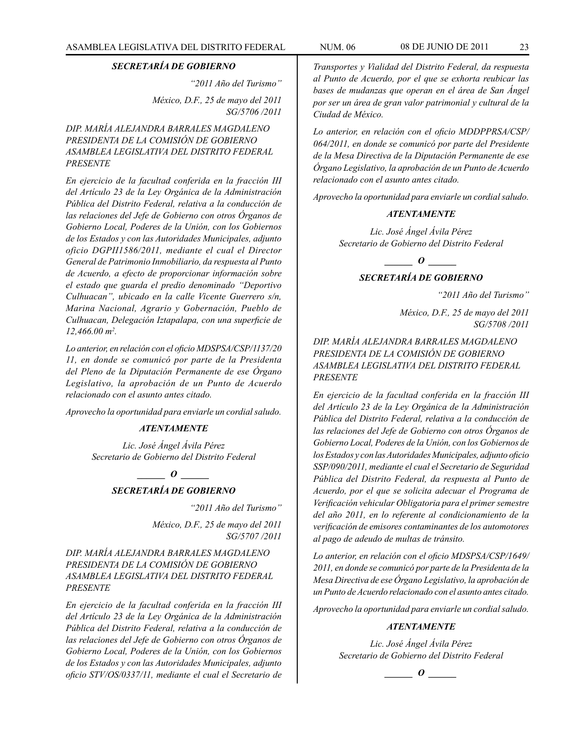***SECRETARÍA DE GOBIERNO***

*"2011 Año del Turismo"*

*México, D.F., 25 de mayo del 2011*
*SG/5706 /2011*

*DIP. MARÍA ALEJANDRA BARRALES MAGDALENO*
*PRESIDENTA DE LA COMISIÓN DE GOBIERNO*
*ASAMBLEA LEGISLATIVA DEL DISTRITO FEDERAL*
*PRESENTE*

*En ejercicio de la facultad conferida en la fracción III del Artículo 23 de la Ley Orgánica de la Administración Pública del Distrito Federal, relativa a la conducción de las relaciones del Jefe de Gobierno con otros Órganos de Gobierno Local, Poderes de la Unión, con los Gobiernos de los Estados y con las Autoridades Municipales, adjunto oficio DGPII1586/2011, mediante el cual el Director General de Patrimonio Inmobiliario, da respuesta al Punto de Acuerdo, a efecto de proporcionar información sobre el estado que guarda el predio denominado "Deportivo Culhuacan", ubicado en la calle Vicente Guerrero s/n, Marina Nacional, Agrario y Gobernación, Pueblo de Culhuacan, Delegación Iztapalapa, con una superficie de 12,466.00 m².*

*Lo anterior, en relación con el oficio MDSPSA/CSP/1137/2011, en donde se comunicó por parte de la Presidenta del Pleno de la Diputación Permanente de ese Órgano Legislativo, la aprobación de un Punto de Acuerdo relacionado con el asunto antes citado.*

*Aprovecho la oportunidad para enviarle un cordial saludo.*

***ATENTAMENTE***

*Lic. José Ángel Ávila Pérez*
*Secretario de Gobierno del Distrito Federal*

***\_\_\_\_\_\_ O \_\_\_\_\_\_***

***SECRETARÍA DE GOBIERNO***

*"2011 Año del Turismo"*

*México, D.F., 25 de mayo del 2011*
*SG/5707 /2011*

*DIP. MARÍA ALEJANDRA BARRALES MAGDALENO*
*PRESIDENTA DE LA COMISIÓN DE GOBIERNO*
*ASAMBLEA LEGISLATIVA DEL DISTRITO FEDERAL*
*PRESENTE*

*En ejercicio de la facultad conferida en la fracción III del Artículo 23 de la Ley Orgánica de la Administración Pública del Distrito Federal, relativa a la conducción de las relaciones del Jefe de Gobierno con otros Órganos de Gobierno Local, Poderes de la Unión, con los Gobiernos de los Estados y con las Autoridades Municipales, adjunto oficio STV/OS/0337/11, mediante el cual el Secretario de Transportes y Vialidad del Distrito Federal, da respuesta al Punto de Acuerdo, por el que se exhorta reubicar las bases de mudanzas que operan en el área de San Ángel por ser un área de gran valor patrimonial y cultural de la Ciudad de México.*

*Lo anterior, en relación con el oficio MDDPPRSA/CSP/064/2011, en donde se comunicó por parte del Presidente de la Mesa Directiva de la Diputación Permanente de ese Órgano Legislativo, la aprobación de un Punto de Acuerdo relacionado con el asunto antes citado.*

*Aprovecho la oportunidad para enviarle un cordial saludo.*

***ATENTAMENTE***

*Lic. José Ángel Ávila Pérez*
*Secretario de Gobierno del Distrito Federal*

***\_\_\_\_\_\_ O \_\_\_\_\_\_***

***SECRETARÍA DE GOBIERNO***

*"2011 Año del Turismo"*

*México, D.F., 25 de mayo del 2011*
*SG/5708 /2011*

*DIP. MARÍA ALEJANDRA BARRALES MAGDALENO*
*PRESIDENTA DE LA COMISIÓN DE GOBIERNO*
*ASAMBLEA LEGISLATIVA DEL DISTRITO FEDERAL*
*PRESENTE*

*En ejercicio de la facultad conferida en la fracción III del Artículo 23 de la Ley Orgánica de la Administración Pública del Distrito Federal, relativa a la conducción de las relaciones del Jefe de Gobierno con otros Órganos de Gobierno Local, Poderes de la Unión, con los Gobiernos de los Estados y con las Autoridades Municipales, adjunto oficio SSP/090/2011, mediante el cual el Secretario de Seguridad Pública del Distrito Federal, da respuesta al Punto de Acuerdo, por el que se solicita adecuar el Programa de Verificación vehicular Obligatoria para el primer semestre del año 2011, en lo referente al condicionamiento de la verificación de emisores contaminantes de los automotores al pago de adeudo de multas de tránsito.*

*Lo anterior, en relación con el oficio MDSPSA/CSP/1649/2011, en donde se comunicó por parte de la Presidenta de la Mesa Directiva de ese Órgano Legislativo, la aprobación de un Punto de Acuerdo relacionado con el asunto antes citado.*

*Aprovecho la oportunidad para enviarle un cordial saludo.*

***ATENTAMENTE***

*Lic. José Ángel Ávila Pérez*
*Secretario de Gobierno del Distrito Federal*

***\_\_\_\_\_\_ O \_\_\_\_\_\_***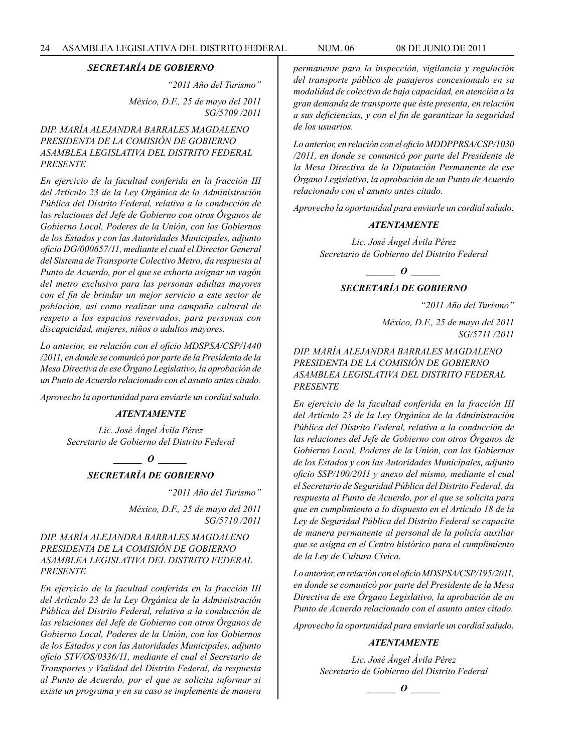### *SECRETARÍA DE GOBIERNO*

*"2011 Año del Turismo"*

*México, D.F., 25 de mayo del 2011*
*SG/5709 /2011*

*DIP. MARÍA ALEJANDRA BARRALES MAGDALENO*
*PRESIDENTA DE LA COMISIÓN DE GOBIERNO*
*ASAMBLEA LEGISLATIVA DEL DISTRITO FEDERAL*
*PRESENTE*

*En ejercicio de la facultad conferida en la fracción III del Artículo 23 de la Ley Orgánica de la Administración Pública del Distrito Federal, relativa a la conducción de las relaciones del Jefe de Gobierno con otros Órganos de Gobierno Local, Poderes de la Unión, con los Gobiernos de los Estados y con las Autoridades Municipales, adjunto oficio DG/000657/11, mediante el cual el Director General del Sistema de Transporte Colectivo Metro, da respuesta al Punto de Acuerdo, por el que se exhorta asignar un vagón del metro exclusivo para las personas adultas mayores con el fin de brindar un mejor servicio a este sector de población, asi como realizar una campaña cultural de respeto a los espacios reservados, para personas con discapacidad, mujeres, niños o adultos mayores.*

*Lo anterior, en relación con el oficio MDSPSA/CSP/1440 /2011, en donde se comunicó por parte de la Presidenta de la Mesa Directiva de ese Órgano Legislativo, la aprobación de un Punto de Acuerdo relacionado con el asunto antes citado.*

*Aprovecho la oportunidad para enviarle un cordial saludo.*

***ATENTAMENTE***

*Lic. José Ángel Ávila Pérez*
*Secretario de Gobierno del Distrito Federal*

***\_\_\_\_\_\_ O \_\_\_\_\_\_***

### *SECRETARÍA DE GOBIERNO*

*"2011 Año del Turismo"*

*México, D.F., 25 de mayo del 2011*
*SG/5710 /2011*

*DIP. MARÍA ALEJANDRA BARRALES MAGDALENO*
*PRESIDENTA DE LA COMISIÓN DE GOBIERNO*
*ASAMBLEA LEGISLATIVA DEL DISTRITO FEDERAL*
*PRESENTE*

*En ejercicio de la facultad conferida en la fracción III del Artículo 23 de la Ley Orgánica de la Administración Pública del Distrito Federal, relativa a la conducción de las relaciones del Jefe de Gobierno con otros Órganos de Gobierno Local, Poderes de la Unión, con los Gobiernos de los Estados y con las Autoridades Municipales, adjunto oficio STV/OS/0336/11, mediante el cual el Secretario de Transportes y Vialidad del Distrito Federal, da respuesta al Punto de Acuerdo, por el que se solicita informar si existe un programa y en su caso se implemente de manera permanente para la inspección, vigilancia y regulación del transporte público de pasajeros concesionado en su modalidad de colectivo de baja capacidad, en atención a la gran demanda de transporte que éste presenta, en relación a sus deficiencias, y con el fin de garantizar la seguridad de los usuarios.*

*Lo anterior, en relación con el oficio MDDPPRSA/CSP/1030 /2011, en donde se comunicó por parte del Presidente de la Mesa Directiva de la Diputación Permanente de ese Órgano Legislativo, la aprobación de un Punto de Acuerdo relacionado con el asunto antes citado.*

*Aprovecho la oportunidad para enviarle un cordial saludo.*

***ATENTAMENTE***

*Lic. José Ángel Ávila Pérez*
*Secretario de Gobierno del Distrito Federal*

***\_\_\_\_\_\_ O \_\_\_\_\_\_***

### *SECRETARÍA DE GOBIERNO*

*"2011 Año del Turismo"*

*México, D.F., 25 de mayo del 2011*
*SG/5711 /2011*

*DIP. MARÍA ALEJANDRA BARRALES MAGDALENO*
*PRESIDENTA DE LA COMISIÓN DE GOBIERNO*
*ASAMBLEA LEGISLATIVA DEL DISTRITO FEDERAL*
*PRESENTE*

*En ejercicio de la facultad conferida en la fracción III del Artículo 23 de la Ley Orgánica de la Administración Pública del Distrito Federal, relativa a la conducción de las relaciones del Jefe de Gobierno con otros Órganos de Gobierno Local, Poderes de la Unión, con los Gobiernos de los Estados y con las Autoridades Municipales, adjunto oficio SSP/100/2011 y anexo del mismo, mediante el cual el Secretario de Seguridad Pública del Distrito Federal, da respuesta al Punto de Acuerdo, por el que se solicita para que en cumplimiento a lo dispuesto en el Artículo 18 de la Ley de Seguridad Pública del Distrito Federal se capacite de manera permanente al personal de la policía auxiliar que se asigna en el Centro histórico para el cumplimiento de la Ley de Cultura Cívica.*

*Lo anterior, en relación con el oficio MDSPSA/CSP/195/2011, en donde se comunicó por parte del Presidente de la Mesa Directiva de ese Órgano Legislativo, la aprobación de un Punto de Acuerdo relacionado con el asunto antes citado.*

*Aprovecho la oportunidad para enviarle un cordial saludo.*

***ATENTAMENTE***

*Lic. José Ángel Ávila Pérez*
*Secretario de Gobierno del Distrito Federal*

***\_\_\_\_\_\_ O \_\_\_\_\_\_***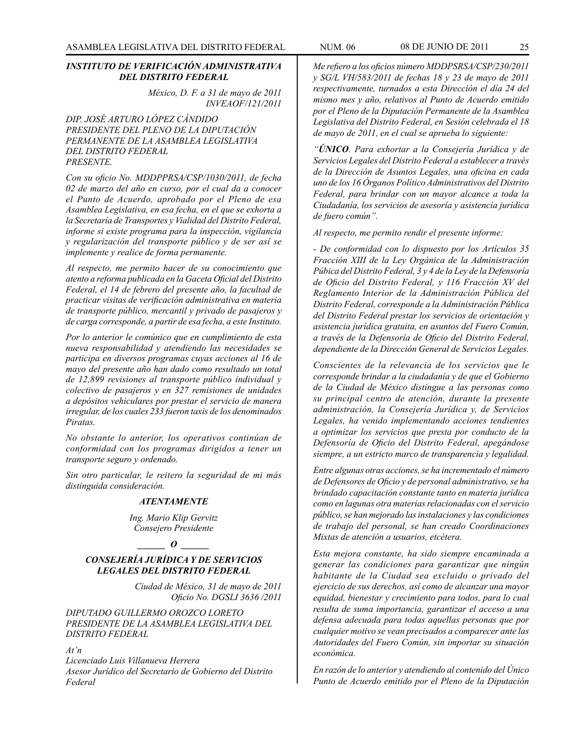***INSTITUTO DE VERIFICACIÓN ADMINISTRATIVA DEL DISTRITO FEDERAL***

*México, D. F. a 31 de mayo de 2011*
*INVEAOF/121/2011*

*DIP. JOSÉ ARTURO LÓPEZ CÁNDIDO*
*PRESIDENTE DEL PLENO DE LA DIPUTACIÓN PERMANENTE DE LA ASAMBLEA LEGISLATIVA DEL DISTRITO FEDERAL*
*PRESENTE.*

*Con su oficio No. MDDPPRSA/CSP/1030/2011, de fecha 02 de marzo del año en curso, por el cual da a conocer el Punto de Acuerdo, aprobado por el Pleno de esa Asamblea Legislativa, en esa fecha, en el que se exhorta a la Secretaría de Transportes y Vialidad del Distrito Federal, informe si existe programa para la inspección, vigilancia y regularización del transporte público y de ser así se implemente y realice de forma permanente.*

*Al respecto, me permito hacer de su conocimiento que atento a reforma publicada en la Gaceta Oficial del Distrito Federal, el 14 de febrero del presente año, la facultad de practicar visitas de verificación administrativa en materia de transporte público, mercantil y privado de pasajeros y de carga corresponde, a partir de esa fecha, a este Instituto.*

*Por lo anterior le comúnico que en cumplimiento de esta nueva responsabilidad y atendiendo las necesidades se participa en diversos programas cuyas acciones al 16 de mayo del presente año han dado como resultado un total de 12,899 revisiones al transporte público individual y colectivo de pasajeros y en 327 remisiones de unidades a depósitos vehiculares por prestar el servicio de manera irregular, de los cuales 233 fueron taxis de los denominados Piratas.*

*No obstante lo anterior, los operativos continúan de conformidad con los programas dirigidos a tener un transporte seguro y ordenado.*

*Sin otro particular, le reitero la seguridad de mi más distinguida consideración.*

***ATENTAMENTE***

*Ing. Mario Klip Gervitz*
*Consejero Presidente*

***\_\_\_\_\_\_ O \_\_\_\_\_\_***

***CONSEJERÍA JURÍDICA Y DE SERVICIOS LEGALES DEL DISTRITO FEDERAL***

*Ciudad de México, 31 de mayo de 2011*
*Oficio No. DGSLI 3636 /2011*

*DIPUTADO GUILLERMO OROZCO LORETO*
*PRESIDENTE DE LA ASAMBLEA LEGISLATIVA DEL DISTRITO FEDERAL*

*At'n*
*Licenciado Luis Villanueva Herrera*
*Asesor Jurídico del Secretario de Gobierno del Distrito Federal*

*Me refiero a los oficios número MDDPSRSA/CSP/230/2011 y SG/L VH/583/2011 de fechas 18 y 23 de mayo de 2011 respectivamente, turnados a esta Dirección el día 24 del mismo mes y año, relativos al Punto de Acuerdo emitido por el Pleno de la Diputación Permanente de la Asamblea Legislativa del Distrito Federal, en Sesión celebrada el 18 de mayo de 2011, en el cual se aprueba lo siguiente:*

*"**ÚNICO**. Para exhortar a la Consejería Jurídica y de Servicios Legales del Distrito Federal a establecer a través de la Dirección de Asuntos Legales, una oficina en cada uno de los 16 Órganos Político Administrativos del Distrito Federal, para brindar con un mayor alcance a toda la Ciudadanía, los servicios de asesoría y asistencia jurídica de fuero común".*

*Al respecto, me permito rendir el presente informe:*

*- De conformidad con lo dispuesto por los Artículos 35 Fracción XIII de la Ley Orgánica de la Administración Púbica del Distrito Federal, 3 y 4 de la Ley de la Defensoría de Oficio del Distrito Federal, y 116 Fracción XV del Reglamento Interior de la Administración Pública del Distrito Federal, corresponde a la Administración Pública del Distrito Federal prestar los servicios de orientación y asistencia jurídica gratuita, en asuntos del Fuero Común, a través de la Defensoría de Oficio del Distrito Federal, dependiente de la Dirección General de Servicios Legales.*

*Conscientes de la relevancia de los servicios que le corresponde brindar a la ciudadanía y de que el Gobierno de la Ciudad de México distingue a las personas como su principal centro de atención, durante la presente administración, la Consejería Jurídica y, de Servicios Legales, ha venido implementando acciones tendientes a optimizar los servicios que presta por conducto de la Defensoría de Oficio del Distrito Federal, apegándose siempre, a un estricto marco de transparencia y legalidad.*

*Entre algunas otras acciones, se ha incrementado el número de Defensores de Oficio y de personal administrativo, se ha brindado capacitación constante tanto en materia jurídica como en lagunas otra materias relacionadas con el servicio público, se han mejorado las instalaciones y las condiciones de trabajo del personal, se han creado Coordinaciones Mixtas de atención a usuarios, etcétera.*

*Esta mejora constante, ha sido siempre encaminada a generar las condiciones para garantizar que ningún habitante de la Ciudad sea excluido o privado del ejercicio de sus derechos, así como de alcanzar una mayor equidad, bienestar y crecimiento para todos, para lo cual resulta de suma importancia, garantizar el acceso a una defensa adecuada para todas aquellas personas que por cualquier motivo se vean precisados a comparecer ante las Autoridades del Fuero Común, sin importar su situación económica.*

*En razón de lo anterior y atendiendo al contenido del Único Punto de Acuerdo emitido por el Pleno de la Diputación*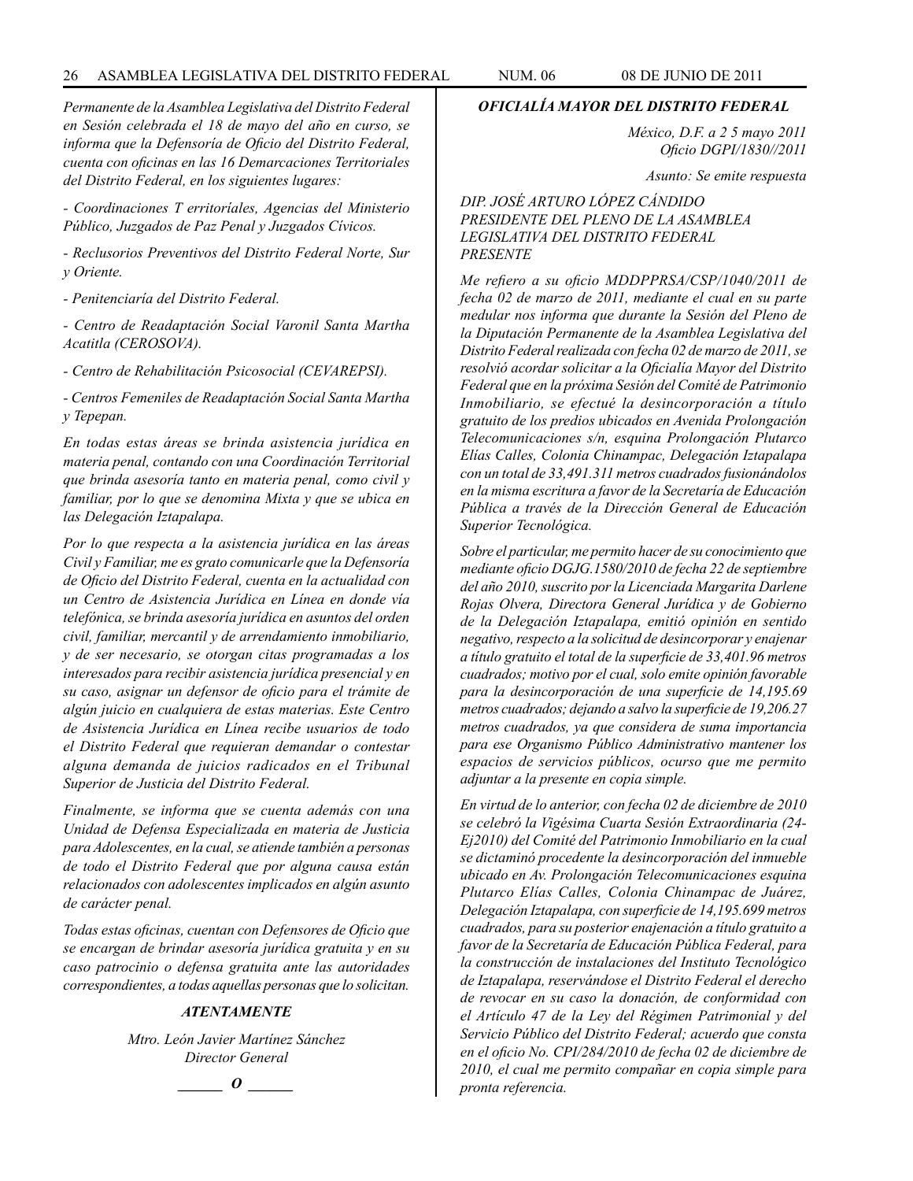*Permanente de la Asamblea Legislativa del Distrito Federal en Sesión celebrada el 18 de mayo del año en curso, se informa que la Defensoría de Oficio del Distrito Federal, cuenta con oficinas en las 16 Demarcaciones Territoriales del Distrito Federal, en los siguientes lugares:*

*- Coordinaciones T erritoríales, Agencias del Ministerio Público, Juzgados de Paz Penal y Juzgados Cívicos.*

*- Reclusorios Preventivos del Distrito Federal Norte, Sur y Oriente.*

*- Penitenciaría del Distrito Federal.*

*- Centro de Readaptación Social Varonil Santa Martha Acatitla (CEROSOVA).*

*- Centro de Rehabilitación Psicosocial (CEVAREPSI).*

*- Centros Femeniles de Readaptación Social Santa Martha y Tepepan.*

*En todas estas áreas se brinda asistencia jurídica en materia penal, contando con una Coordinación Territorial que brinda asesoría tanto en materia penal, como civil y familiar, por lo que se denomina Mixta y que se ubica en las Delegación Iztapalapa.*

*Por lo que respecta a la asistencia jurídica en las áreas Civil y Familiar, me es grato comunicarle que la Defensoría de Oficio del Distrito Federal, cuenta en la actualidad con un Centro de Asistencia Jurídica en Línea en donde vía telefónica, se brinda asesoría jurídica en asuntos del orden civil, familiar, mercantil y de arrendamiento inmobiliario, y de ser necesario, se otorgan citas programadas a los interesados para recibir asistencia jurídica presencial y en su caso, asignar un defensor de oficio para el trámite de algún juicio en cualquiera de estas materias. Este Centro de Asistencia Jurídica en Línea recibe usuarios de todo el Distrito Federal que requieran demandar o contestar alguna demanda de juicios radicados en el Tribunal Superior de Justicia del Distrito Federal.*

*Finalmente, se informa que se cuenta además con una Unidad de Defensa Especializada en materia de Justicia para Adolescentes, en la cual, se atiende también a personas de todo el Distrito Federal que por alguna causa están relacionados con adolescentes implicados en algún asunto de carácter penal.*

*Todas estas oficinas, cuentan con Defensores de Oficio que se encargan de brindar asesoría jurídica gratuita y en su caso patrocinio o defensa gratuita ante las autoridades correspondientes, a todas aquellas personas que lo solicitan.*

***ATENTAMENTE***

*Mtro. León Javier Martínez Sánchez*
*Director General*

**_____ O _____**

***OFICIALÍA MAYOR DEL DISTRITO FEDERAL***

*México, D.F. a 2 5 mayo 2011*
*Oficio DGPI/1830//2011*

*Asunto: Se emite respuesta*

*DIP. JOSÉ ARTURO LÓPEZ CÁNDIDO*
*PRESIDENTE DEL PLENO DE LA ASAMBLEA LEGISLATIVA DEL DISTRITO FEDERAL*
*PRESENTE*

*Me refiero a su oficio MDDPPRSA/CSP/1040/2011 de fecha 02 de marzo de 2011, mediante el cual en su parte medular nos informa que durante la Sesión del Pleno de la Diputación Permanente de la Asamblea Legislativa del Distrito Federal realizada con fecha 02 de marzo de 2011, se resolvió acordar solicitar a la Oficialía Mayor del Distrito Federal que en la próxima Sesión del Comité de Patrimonio Inmobiliario, se efectué la desincorporación a título gratuito de los predios ubicados en Avenida Prolongación Telecomunicaciones s/n, esquina Prolongación Plutarco Elías Calles, Colonia Chinampac, Delegación Iztapalapa con un total de 33,491.311 metros cuadrados fusionándolos en la misma escritura a favor de la Secretaría de Educación Pública a través de la Dirección General de Educación Superior Tecnológica.*

*Sobre el particular, me permito hacer de su conocimiento que mediante oficio DGJG.1580/2010 de fecha 22 de septiembre del año 2010, suscrito por la Licenciada Margarita Darlene Rojas Olvera, Directora General Jurídica y de Gobierno de la Delegación Iztapalapa, emitió opinión en sentido negativo, respecto a la solicitud de desincorporar y enajenar a título gratuito el total de la superficie de 33,401.96 metros cuadrados; motivo por el cual, solo emite opinión favorable para la desincorporación de una superficie de 14,195.69 metros cuadrados; dejando a salvo la superficie de 19,206.27 metros cuadrados, ya que considera de suma importancia para ese Organismo Público Administrativo mantener los espacios de servicios públicos, ocurso que me permito adjuntar a la presente en copia simple.*

*En virtud de lo anterior, con fecha 02 de diciembre de 2010 se celebró la Vigésima Cuarta Sesión Extraordinaria (24-Ej2010) del Comité del Patrimonio Inmobiliario en la cual se dictaminó procedente la desincorporación del inmueble ubicado en Av. Prolongación Telecomunicaciones esquina Plutarco Elías Calles, Colonia Chinampac de Juárez, Delegación Iztapalapa, con superficie de 14,195.699 metros cuadrados, para su posterior enajenación a título gratuito a favor de la Secretaría de Educación Pública Federal, para la construcción de instalaciones del Instituto Tecnológico de Iztapalapa, reservándose el Distrito Federal el derecho de revocar en su caso la donación, de conformidad con el Artículo 47 de la Ley del Régimen Patrimonial y del Servicio Público del Distrito Federal; acuerdo que consta en el oficio No. CPI/284/2010 de fecha 02 de diciembre de 2010, el cual me permito compañar en copia simple para pronta referencia.*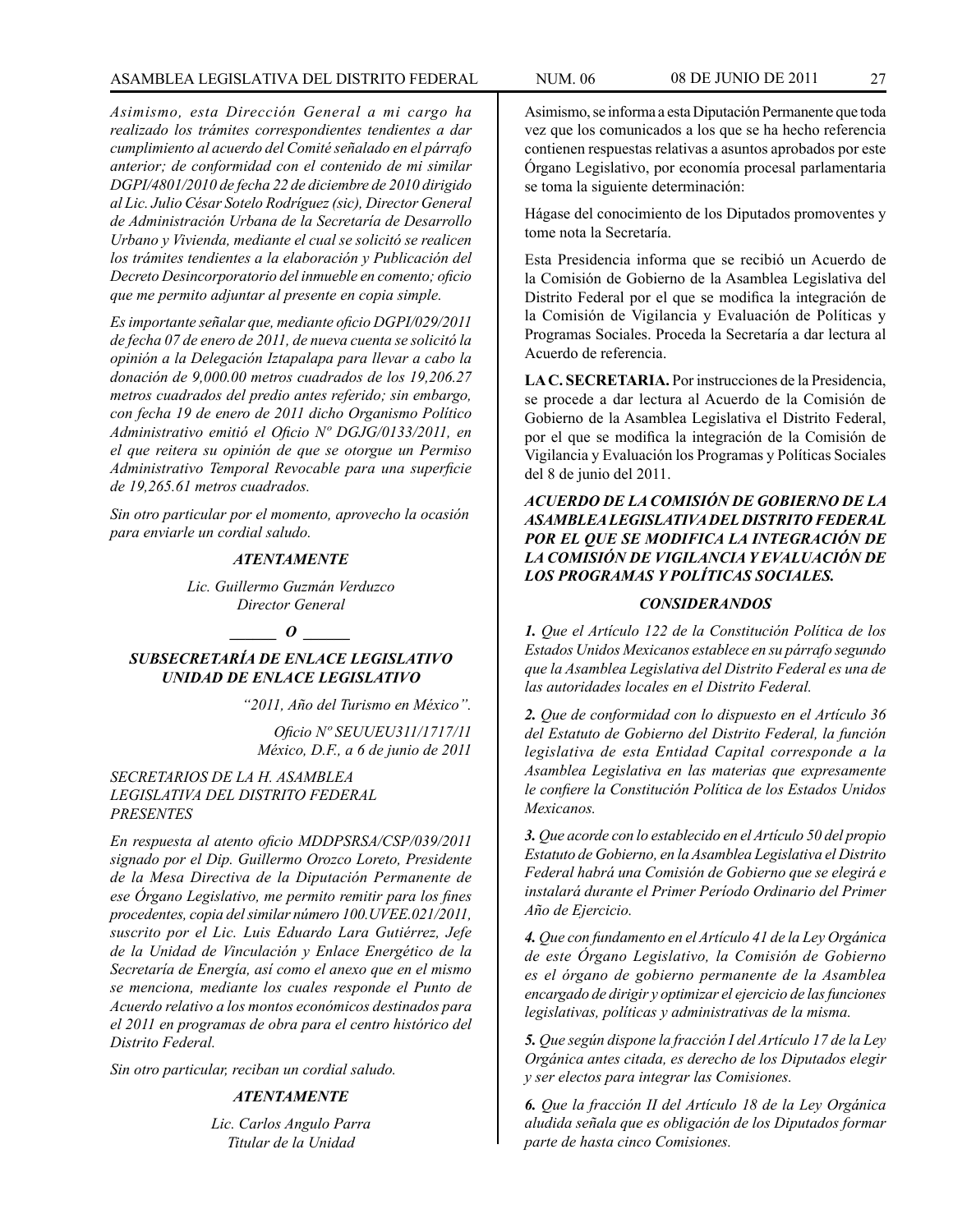*Asimismo, esta Dirección General a mi cargo ha realizado los trámites correspondientes tendientes a dar cumplimiento al acuerdo del Comité señalado en el párrafo anterior; de conformidad con el contenido de mi similar DGPI/4801/2010 de fecha 22 de diciembre de 2010 dirigido al Lic. Julio César Sotelo Rodríguez (sic), Director General de Administración Urbana de la Secretaría de Desarrollo Urbano y Vivienda, mediante el cual se solicitó se realicen los trámites tendientes a la elaboración y Publicación del Decreto Desincorporatorio del inmueble en comento; oficio que me permito adjuntar al presente en copia simple.*

*Es importante señalar que, mediante oficio DGPI/029/2011 de fecha 07 de enero de 2011, de nueva cuenta se solicitó la opinión a la Delegación Iztapalapa para llevar a cabo la donación de 9,000.00 metros cuadrados de los 19,206.27 metros cuadrados del predio antes referido; sin embargo, con fecha 19 de enero de 2011 dicho Organismo Político Administrativo emitió el Oficio Nº DGJG/0133/2011, en el que reitera su opinión de que se otorgue un Permiso Administrativo Temporal Revocable para una superficie de 19,265.61 metros cuadrados.*

*Sin otro particular por el momento, aprovecho la ocasión para enviarle un cordial saludo.*

***ATENTAMENTE***

*Lic. Guillermo Guzmán Verduzco*
*Director General*

***______ O ______***

***SUBSECRETARÍA DE ENLACE LEGISLATIVO***
***UNIDAD DE ENLACE LEGISLATIVO***

*"2011, Año del Turismo en México".*

*Oficio Nº SEUUEU311/1717/11*
*México, D.F., a 6 de junio de 2011*

*SECRETARIOS DE LA H. ASAMBLEA LEGISLATIVA DEL DISTRITO FEDERAL*
*PRESENTES*

*En respuesta al atento oficio MDDPSRSA/CSP/039/2011 signado por el Dip. Guillermo Orozco Loreto, Presidente de la Mesa Directiva de la Diputación Permanente de ese Órgano Legislativo, me permito remitir para los fines procedentes, copia del similar número 100.UVEE.021/2011, suscrito por el Lic. Luis Eduardo Lara Gutiérrez, Jefe de la Unidad de Vinculación y Enlace Energético de la Secretaría de Energía, así como el anexo que en el mismo se menciona, mediante los cuales responde el Punto de Acuerdo relativo a los montos económicos destinados para el 2011 en programas de obra para el centro histórico del Distrito Federal.*

*Sin otro particular, reciban un cordial saludo.*

***ATENTAMENTE***

*Lic. Carlos Angulo Parra*
*Titular de la Unidad*

Asimismo, se informa a esta Diputación Permanente que toda vez que los comunicados a los que se ha hecho referencia contienen respuestas relativas a asuntos aprobados por este Órgano Legislativo, por economía procesal parlamentaria se toma la siguiente determinación:

Hágase del conocimiento de los Diputados promoventes y tome nota la Secretaría.

Esta Presidencia informa que se recibió un Acuerdo de la Comisión de Gobierno de la Asamblea Legislativa del Distrito Federal por el que se modifica la integración de la Comisión de Vigilancia y Evaluación de Políticas y Programas Sociales. Proceda la Secretaría a dar lectura al Acuerdo de referencia.

**LA C. SECRETARIA.** Por instrucciones de la Presidencia, se procede a dar lectura al Acuerdo de la Comisión de Gobierno de la Asamblea Legislativa el Distrito Federal, por el que se modifica la integración de la Comisión de Vigilancia y Evaluación los Programas y Políticas Sociales del 8 de junio del 2011.

***ACUERDO DE LA COMISIÓN DE GOBIERNO DE LA ASAMBLEA LEGISLATIVA DEL DISTRITO FEDERAL POR EL QUE SE MODIFICA LA INTEGRACIÓN DE LA COMISIÓN DE VIGILANCIA Y EVALUACIÓN DE LOS PROGRAMAS Y POLÍTICAS SOCIALES.***

***CONSIDERANDOS***

***1.*** *Que el Artículo 122 de la Constitución Política de los Estados Unidos Mexicanos establece en su párrafo segundo que la Asamblea Legislativa del Distrito Federal es una de las autoridades locales en el Distrito Federal.*

***2.*** *Que de conformidad con lo dispuesto en el Artículo 36 del Estatuto de Gobierno del Distrito Federal, la función legislativa de esta Entidad Capital corresponde a la Asamblea Legislativa en las materias que expresamente le confiere la Constitución Política de los Estados Unidos Mexicanos.*

***3.*** *Que acorde con lo establecido en el Artículo 50 del propio Estatuto de Gobierno, en la Asamblea Legislativa el Distrito Federal habrá una Comisión de Gobierno que se elegirá e instalará durante el Primer Período Ordinario del Primer Año de Ejercicio.*

***4.*** *Que con fundamento en el Artículo 41 de la Ley Orgánica de este Órgano Legislativo, la Comisión de Gobierno es el órgano de gobierno permanente de la Asamblea encargado de dirigir y optimizar el ejercicio de las funciones legislativas, políticas y administrativas de la misma.*

***5.*** *Que según dispone la fracción I del Artículo 17 de la Ley Orgánica antes citada, es derecho de los Diputados elegir y ser electos para integrar las Comisiones.*

***6.*** *Que la fracción II del Artículo 18 de la Ley Orgánica aludida señala que es obligación de los Diputados formar parte de hasta cinco Comisiones.*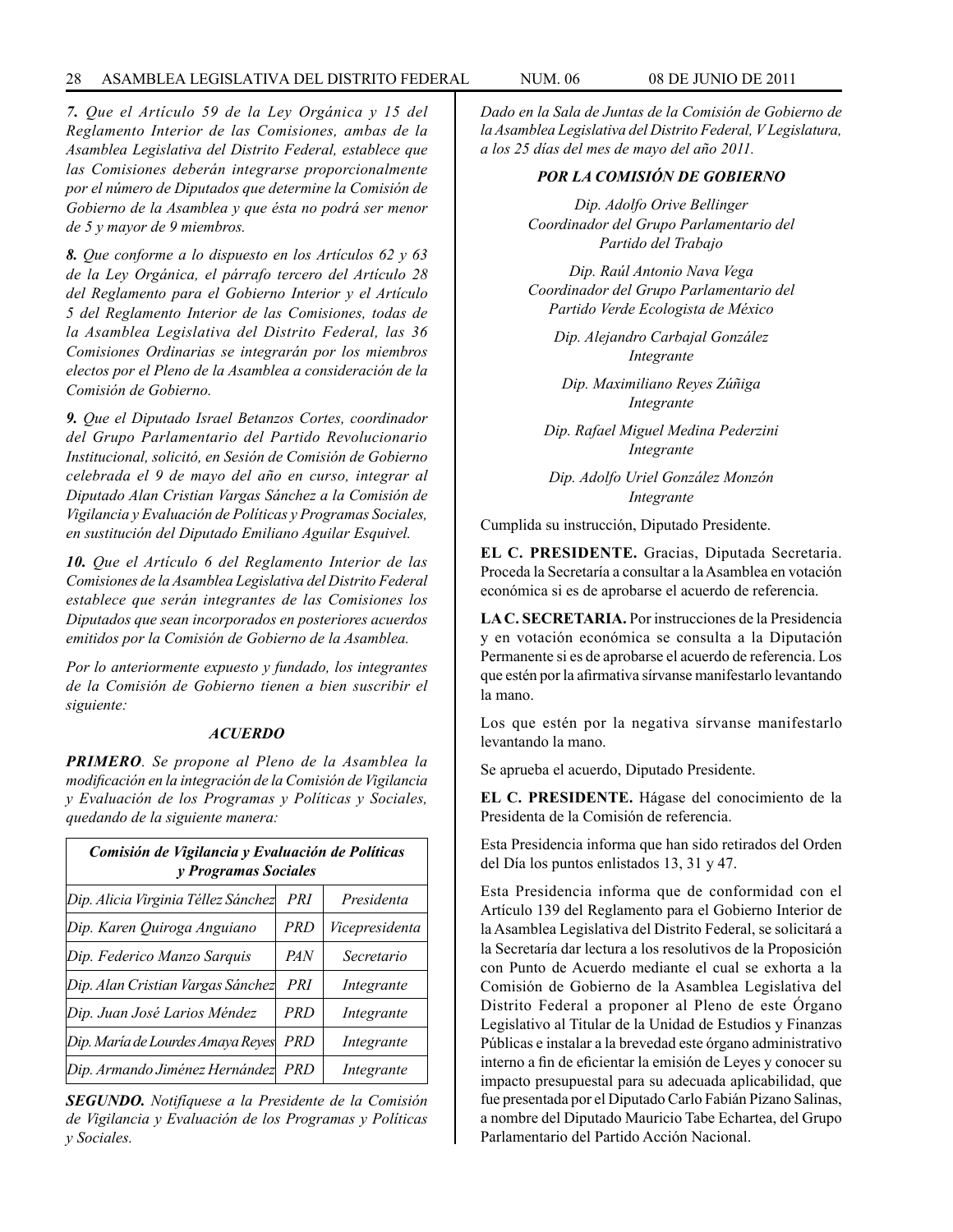*__7.__ Que el Artículo 59 de la Ley Orgánica y 15 del Reglamento Interior de las Comisiones, ambas de la Asamblea Legislativa del Distrito Federal, establece que las Comisiones deberán integrarse proporcionalmente por el número de Diputados que determine la Comisión de Gobierno de la Asamblea y que ésta no podrá ser menor de 5 y mayor de 9 miembros.*

*__8.__ Que conforme a lo dispuesto en los Artículos 62 y 63 de la Ley Orgánica, el párrafo tercero del Artículo 28 del Reglamento para el Gobierno Interior y el Artículo 5 del Reglamento Interior de las Comisiones, todas de la Asamblea Legislativa del Distrito Federal, las 36 Comisiones Ordinarias se integrarán por los miembros electos por el Pleno de la Asamblea a consideración de la Comisión de Gobierno.*

*__9.__ Que el Diputado Israel Betanzos Cortes, coordinador del Grupo Parlamentario del Partido Revolucionario Institucional, solicitó, en Sesión de Comisión de Gobierno celebrada el 9 de mayo del año en curso, integrar al Diputado Alan Cristian Vargas Sánchez a la Comisión de Vigilancia y Evaluación de Políticas y Programas Sociales, en sustitución del Diputado Emiliano Aguilar Esquivel.*

*__10.__ Que el Artículo 6 del Reglamento Interior de las Comisiones de la Asamblea Legislativa del Distrito Federal establece que serán integrantes de las Comisiones los Diputados que sean incorporados en posteriores acuerdos emitidos por la Comisión de Gobierno de la Asamblea.*

*Por lo anteriormente expuesto y fundado, los integrantes de la Comisión de Gobierno tienen a bien suscribir el siguiente:*

***ACUERDO***

*__PRIMERO__. Se propone al Pleno de la Asamblea la modificación en la integración de la Comisión de Vigilancia y Evaluación de los Programas y Políticas y Sociales, quedando de la siguiente manera:*

| ***Comisión de Vigilancia y Evaluación de Políticas y Programas Sociales*** | | |
|---|---|---|
| *Dip. Alicia Virginia Téllez Sánchez* | *PRI* | *Presidenta* |
| *Dip. Karen Quiroga Anguiano* | *PRD* | *Vicepresidenta* |
| *Dip. Federico Manzo Sarquis* | *PAN* | *Secretario* |
| *Dip. Alan Cristian Vargas Sánchez* | *PRI* | *Integrante* |
| *Dip. Juan José Larios Méndez* | *PRD* | *Integrante* |
| *Dip. María de Lourdes Amaya Reyes* | *PRD* | *Integrante* |
| *Dip. Armando Jiménez Hernández* | *PRD* | *Integrante* |

*__SEGUNDO.__ Notifíquese a la Presidente de la Comisión de Vigilancia y Evaluación de los Programas y Políticas y Sociales.*

*Dado en la Sala de Juntas de la Comisión de Gobierno de la Asamblea Legislativa del Distrito Federal, V Legislatura, a los 25 días del mes de mayo del año 2011.*

***POR LA COMISIÓN DE GOBIERNO***

*Dip. Adolfo Orive Bellinger*
*Coordinador del Grupo Parlamentario del Partido del Trabajo*

*Dip. Raúl Antonio Nava Vega*
*Coordinador del Grupo Parlamentario del Partido Verde Ecologista de México*

*Dip. Alejandro Carbajal González*
*Integrante*

*Dip. Maximiliano Reyes Zúñiga*
*Integrante*

*Dip. Rafael Miguel Medina Pederzini*
*Integrante*

*Dip. Adolfo Uriel González Monzón*
*Integrante*

Cumplida su instrucción, Diputado Presidente.

**EL C. PRESIDENTE.** Gracias, Diputada Secretaria. Proceda la Secretaría a consultar a la Asamblea en votación económica si es de aprobarse el acuerdo de referencia.

**LA C. SECRETARIA.** Por instrucciones de la Presidencia y en votación económica se consulta a la Diputación Permanente si es de aprobarse el acuerdo de referencia. Los que estén por la afirmativa sírvanse manifestarlo levantando la mano.

Los que estén por la negativa sírvanse manifestarlo levantando la mano.

Se aprueba el acuerdo, Diputado Presidente.

**EL C. PRESIDENTE.** Hágase del conocimiento de la Presidenta de la Comisión de referencia.

Esta Presidencia informa que han sido retirados del Orden del Día los puntos enlistados 13, 31 y 47.

Esta Presidencia informa que de conformidad con el Artículo 139 del Reglamento para el Gobierno Interior de la Asamblea Legislativa del Distrito Federal, se solicitará a la Secretaría dar lectura a los resolutivos de la Proposición con Punto de Acuerdo mediante el cual se exhorta a la Comisión de Gobierno de la Asamblea Legislativa del Distrito Federal a proponer al Pleno de este Órgano Legislativo al Titular de la Unidad de Estudios y Finanzas Públicas e instalar a la brevedad este órgano administrativo interno a fin de eficientar la emisión de Leyes y conocer su impacto presupuestal para su adecuada aplicabilidad, que fue presentada por el Diputado Carlo Fabián Pizano Salinas, a nombre del Diputado Mauricio Tabe Echartea, del Grupo Parlamentario del Partido Acción Nacional.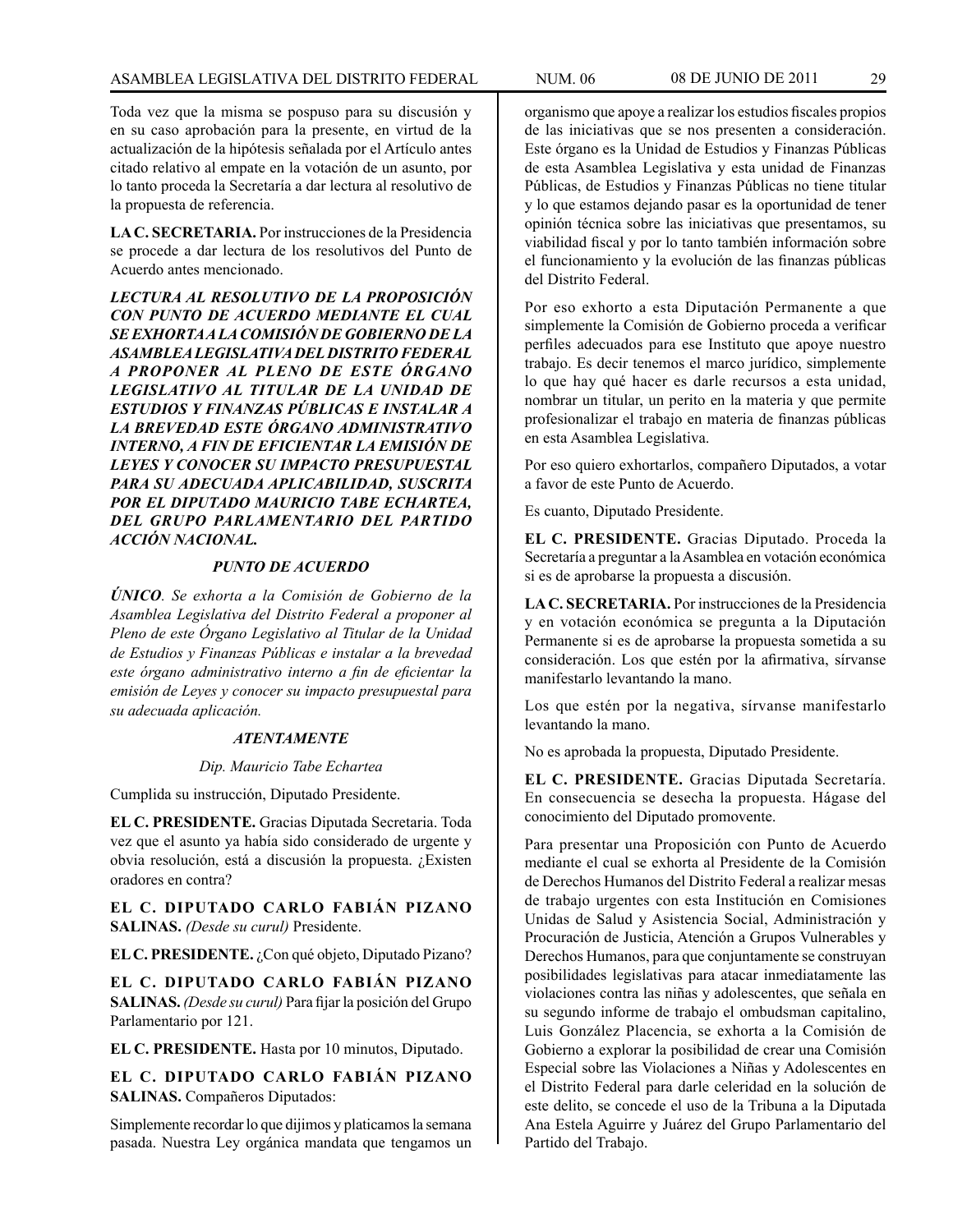Toda vez que la misma se pospuso para su discusión y en su caso aprobación para la presente, en virtud de la actualización de la hipótesis señalada por el Artículo antes citado relativo al empate en la votación de un asunto, por lo tanto proceda la Secretaría a dar lectura al resolutivo de la propuesta de referencia.

**LA C. SECRETARIA.** Por instrucciones de la Presidencia se procede a dar lectura de los resolutivos del Punto de Acuerdo antes mencionado.

***LECTURA AL RESOLUTIVO DE LA PROPOSICIÓN CON PUNTO DE ACUERDO MEDIANTE EL CUAL SE EXHORTA A LA COMISIÓN DE GOBIERNO DE LA ASAMBLEA LEGISLATIVA DEL DISTRITO FEDERAL A PROPONER AL PLENO DE ESTE ÓRGANO LEGISLATIVO AL TITULAR DE LA UNIDAD DE ESTUDIOS Y FINANZAS PÚBLICAS E INSTALAR A LA BREVEDAD ESTE ÓRGANO ADMINISTRATIVO INTERNO, A FIN DE EFICIENTAR LA EMISIÓN DE LEYES Y CONOCER SU IMPACTO PRESUPUESTAL PARA SU ADECUADA APLICABILIDAD, SUSCRITA POR EL DIPUTADO MAURICIO TABE ECHARTEA, DEL GRUPO PARLAMENTARIO DEL PARTIDO ACCIÓN NACIONAL.***

***PUNTO DE ACUERDO***

***ÚNICO**. Se exhorta a la Comisión de Gobierno de la Asamblea Legislativa del Distrito Federal a proponer al Pleno de este Órgano Legislativo al Titular de la Unidad de Estudios y Finanzas Públicas e instalar a la brevedad este órgano administrativo interno a fin de eficientar la emisión de Leyes y conocer su impacto presupuestal para su adecuada aplicación.*

***ATENTAMENTE***

*Dip. Mauricio Tabe Echartea*

Cumplida su instrucción, Diputado Presidente.

**EL C. PRESIDENTE.** Gracias Diputada Secretaria. Toda vez que el asunto ya había sido considerado de urgente y obvia resolución, está a discusión la propuesta. ¿Existen oradores en contra?

**EL C. DIPUTADO CARLO FABIÁN PIZANO SALINAS.** *(Desde su curul)* Presidente.

**EL C. PRESIDENTE.** ¿Con qué objeto, Diputado Pizano?

**EL C. DIPUTADO CARLO FABIÁN PIZANO SALINAS.** *(Desde su curul)* Para fijar la posición del Grupo Parlamentario por 121.

**EL C. PRESIDENTE.** Hasta por 10 minutos, Diputado.

**EL C. DIPUTADO CARLO FABIÁN PIZANO SALINAS.** Compañeros Diputados:

Simplemente recordar lo que dijimos y platicamos la semana pasada. Nuestra Ley orgánica mandata que tengamos un organismo que apoye a realizar los estudios fiscales propios de las iniciativas que se nos presenten a consideración. Este órgano es la Unidad de Estudios y Finanzas Públicas de esta Asamblea Legislativa y esta unidad de Finanzas Públicas, de Estudios y Finanzas Públicas no tiene titular y lo que estamos dejando pasar es la oportunidad de tener opinión técnica sobre las iniciativas que presentamos, su viabilidad fiscal y por lo tanto también información sobre el funcionamiento y la evolución de las finanzas públicas del Distrito Federal.

Por eso exhorto a esta Diputación Permanente a que simplemente la Comisión de Gobierno proceda a verificar perfiles adecuados para ese Instituto que apoye nuestro trabajo. Es decir tenemos el marco jurídico, simplemente lo que hay qué hacer es darle recursos a esta unidad, nombrar un titular, un perito en la materia y que permite profesionalizar el trabajo en materia de finanzas públicas en esta Asamblea Legislativa.

Por eso quiero exhortarlos, compañero Diputados, a votar a favor de este Punto de Acuerdo.

Es cuanto, Diputado Presidente.

**EL C. PRESIDENTE.** Gracias Diputado. Proceda la Secretaría a preguntar a la Asamblea en votación económica si es de aprobarse la propuesta a discusión.

**LA C. SECRETARIA.** Por instrucciones de la Presidencia y en votación económica se pregunta a la Diputación Permanente si es de aprobarse la propuesta sometida a su consideración. Los que estén por la afirmativa, sírvanse manifestarlo levantando la mano.

Los que estén por la negativa, sírvanse manifestarlo levantando la mano.

No es aprobada la propuesta, Diputado Presidente.

**EL C. PRESIDENTE.** Gracias Diputada Secretaría. En consecuencia se desecha la propuesta. Hágase del conocimiento del Diputado promovente.

Para presentar una Proposición con Punto de Acuerdo mediante el cual se exhorta al Presidente de la Comisión de Derechos Humanos del Distrito Federal a realizar mesas de trabajo urgentes con esta Institución en Comisiones Unidas de Salud y Asistencia Social, Administración y Procuración de Justicia, Atención a Grupos Vulnerables y Derechos Humanos, para que conjuntamente se construyan posibilidades legislativas para atacar inmediatamente las violaciones contra las niñas y adolescentes, que señala en su segundo informe de trabajo el ombudsman capitalino, Luis González Placencia, se exhorta a la Comisión de Gobierno a explorar la posibilidad de crear una Comisión Especial sobre las Violaciones a Niñas y Adolescentes en el Distrito Federal para darle celeridad en la solución de este delito, se concede el uso de la Tribuna a la Diputada Ana Estela Aguirre y Juárez del Grupo Parlamentario del Partido del Trabajo.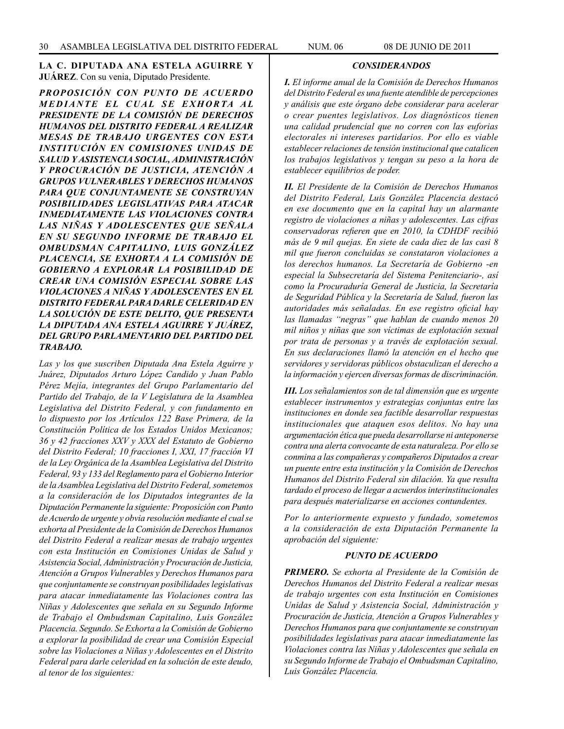**LA C. DIPUTADA ANA ESTELA AGUIRRE Y JUÁREZ**. Con su venia, Diputado Presidente.

***PROPOSICIÓN CON PUNTO DE ACUERDO MEDIANTE EL CUAL SE EXHORTA AL PRESIDENTE DE LA COMISIÓN DE DERECHOS HUMANOS DEL DISTRITO FEDERAL A REALIZAR MESAS DE TRABAJO URGENTES CON ESTA INSTITUCIÓN EN COMISIONES UNIDAS DE SALUD Y ASISTENCIA SOCIAL, ADMINISTRACIÓN Y PROCURACIÓN DE JUSTICIA, ATENCIÓN A GRUPOS VULNERABLES Y DERECHOS HUMANOS PARA QUE CONJUNTAMENTE SE CONSTRUYAN POSIBILIDADES LEGISLATIVAS PARA ATACAR INMEDIATAMENTE LAS VIOLACIONES CONTRA LAS NIÑAS Y ADOLESCENTES QUE SEÑALA EN SU SEGUNDO INFORME DE TRABAJO EL OMBUDSMAN CAPITALINO, LUIS GONZÁLEZ PLACENCIA, SE EXHORTA A LA COMISIÓN DE GOBIERNO A EXPLORAR LA POSIBILIDAD DE CREAR UNA COMISIÓN ESPECIAL SOBRE LAS VIOLACIONES A NIÑAS Y ADOLESCENTES EN EL DISTRITO FEDERAL PARA DARLE CELERIDAD EN LA SOLUCIÓN DE ESTE DELITO, QUE PRESENTA LA DIPUTADA ANA ESTELA AGUIRRE Y JUÁREZ, DEL GRUPO PARLAMENTARIO DEL PARTIDO DEL TRABAJO.***

*Las y los que suscriben Diputada Ana Estela Aguirre y Juárez, Diputados Arturo López Candido y Juan Pablo Pérez Mejía, integrantes del Grupo Parlamentario del Partido del Trabajo, de la V Legislatura de la Asamblea Legislativa del Distrito Federal, y con fundamento en lo dispuesto por los Artículos 122 Base Primera, de la Constitución Política de los Estados Unidos Mexicanos; 36 y 42 fracciones XXV y XXX del Estatuto de Gobierno del Distrito Federal; 10 fracciones I, XXI, 17 fracción VI de la Ley Orgánica de la Asamblea Legislativa del Distrito Federal, 93 y 133 del Reglamento para el Gobierno Interior de la Asamblea Legislativa del Distrito Federal, sometemos a la consideración de los Diputados integrantes de la Diputación Permanente la siguiente: Proposición con Punto de Acuerdo de urgente y obvia resolución mediante el cual se exhorta al Presidente de la Comisión de Derechos Humanos del Distrito Federal a realizar mesas de trabajo urgentes con esta Institución en Comisiones Unidas de Salud y Asistencia Social, Administración y Procuración de Justicia, Atención a Grupos Vulnerables y Derechos Humanos para que conjuntamente se construyan posibilidades legislativas para atacar inmediatamente las Violaciones contra las Niñas y Adolescentes que señala en su Segundo Informe de Trabajo el Ombudsman Capitalino, Luis González Placencia. Segundo. Se Exhorta a la Comisión de Gobierno a explorar la posibilidad de crear una Comisión Especial sobre las Violaciones a Niñas y Adolescentes en el Distrito Federal para darle celeridad en la solución de este deudo, al tenor de los siguientes:*

### *CONSIDERANDOS*

***I.*** *El informe anual de la Comisión de Derechos Humanos del Distrito Federal es una fuente atendible de percepciones y análisis que este órgano debe considerar para acelerar o crear puentes legislativos. Los diagnósticos tienen una calidad prudencial que no corren con las euforias electorales ni intereses partidarios. Por ello es viable establecer relaciones de tensión institucional que catalicen los trabajos legislativos y tengan su peso a la hora de establecer equilibrios de poder.*

***II.*** *El Presidente de la Comisión de Derechos Humanos del Distrito Federal, Luis González Placencia destacó en ese documento que en la capital hay un alarmante registro de violaciones a niñas y adolescentes. Las cifras conservadoras refieren que en 2010, la CDHDF recibió más de 9 mil quejas. En siete de cada diez de las casi 8 mil que fueron concluidas se constataron violaciones a los derechos humanos. La Secretaría de Gobierno -en especial la Subsecretaría del Sistema Penitenciario-, así como la Procuraduría General de Justicia, la Secretaría de Seguridad Pública y la Secretaría de Salud, fueron las autoridades más señaladas. En ese registro oficial hay las llamadas "negras" que hablan de cuando menos 20 mil niños y niñas que son víctimas de explotación sexual por trata de personas y a través de explotación sexual. En sus declaraciones llamó la atención en el hecho que servidores y servidoras públicos obstaculizan el derecho a la información y ejercen diversas formas de discriminación.*

***III.*** *Los señalamientos son de tal dimensión que es urgente establecer instrumentos y estrategias conjuntas entre las instituciones en donde sea factible desarrollar respuestas institucionales que ataquen esos delitos. No hay una argumentación ética que pueda desarrollarse ni anteponerse contra una alerta convocante de esta naturaleza. Por ello se conmina a las compañeras y compañeros Diputados a crear un puente entre esta institución y la Comisión de Derechos Humanos del Distrito Federal sin dilación. Ya que resulta tardado el proceso de llegar a acuerdos interinstitucionales para después materializarse en acciones contundentes.*

*Por lo anteriormente expuesto y fundado, sometemos a la consideración de esta Diputación Permanente la aprobación del siguiente:*

### *PUNTO DE ACUERDO*

***PRIMERO.*** *Se exhorta al Presidente de la Comisión de Derechos Humanos del Distrito Federal a realizar mesas de trabajo urgentes con esta Institución en Comisiones Unidas de Salud y Asistencia Social, Administración y Procuración de Justicia, Atención a Grupos Vulnerables y Derechos Humanos para que conjuntamente se construyan posibilidades legislativas para atacar inmediatamente las Violaciones contra las Niñas y Adolescentes que señala en su Segundo Informe de Trabajo el Ombudsman Capitalino, Luis González Placencia.*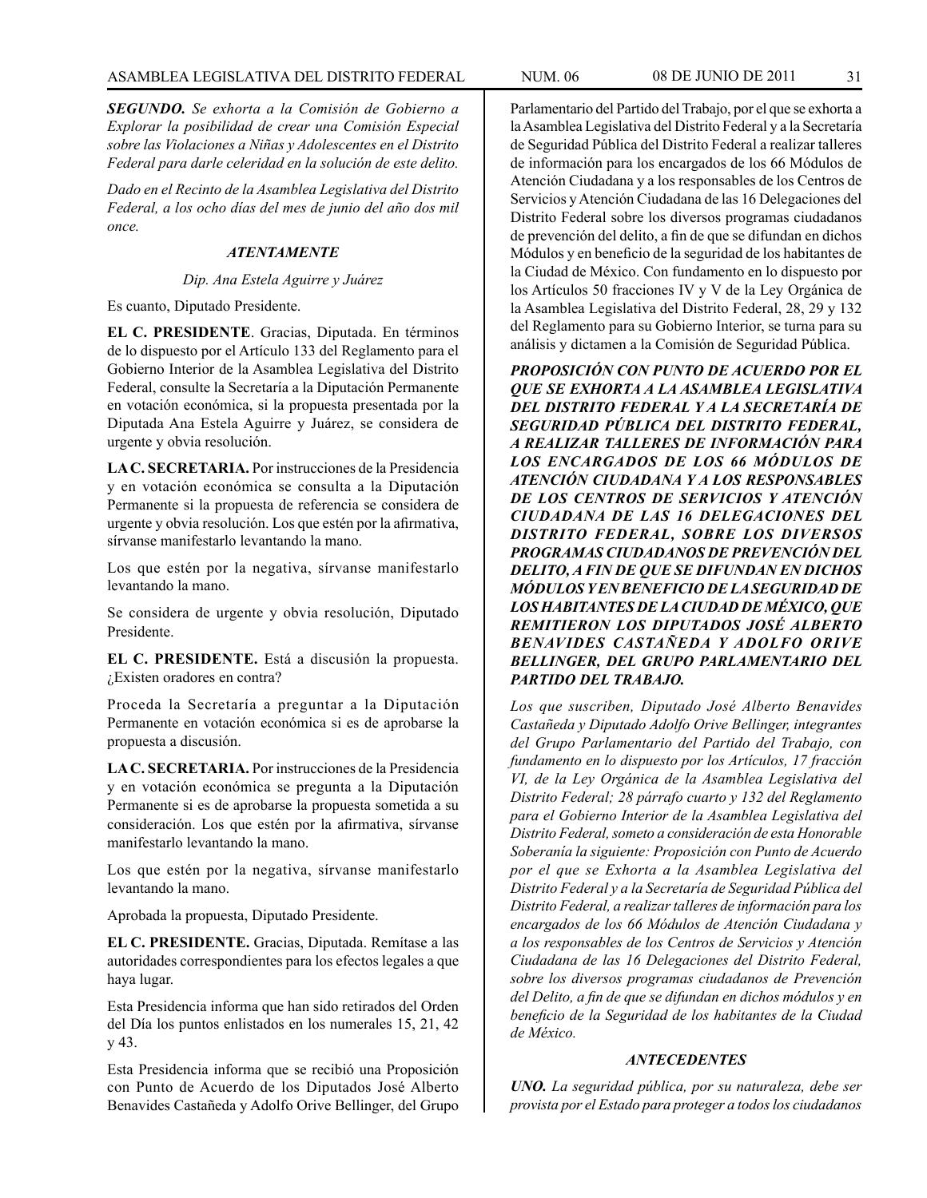***SEGUNDO.*** *Se exhorta a la Comisión de Gobierno a Explorar la posibilidad de crear una Comisión Especial sobre las Violaciones a Niñas y Adolescentes en el Distrito Federal para darle celeridad en la solución de este delito.*

*Dado en el Recinto de la Asamblea Legislativa del Distrito Federal, a los ocho días del mes de junio del año dos mil once.*

***ATENTAMENTE***

*Dip. Ana Estela Aguirre y Juárez*

Es cuanto, Diputado Presidente.

**EL C. PRESIDENTE**. Gracias, Diputada. En términos de lo dispuesto por el Artículo 133 del Reglamento para el Gobierno Interior de la Asamblea Legislativa del Distrito Federal, consulte la Secretaría a la Diputación Permanente en votación económica, si la propuesta presentada por la Diputada Ana Estela Aguirre y Juárez, se considera de urgente y obvia resolución.

**LA C. SECRETARIA.** Por instrucciones de la Presidencia y en votación económica se consulta a la Diputación Permanente si la propuesta de referencia se considera de urgente y obvia resolución. Los que estén por la afirmativa, sírvanse manifestarlo levantando la mano.

Los que estén por la negativa, sírvanse manifestarlo levantando la mano.

Se considera de urgente y obvia resolución, Diputado Presidente.

**EL C. PRESIDENTE.** Está a discusión la propuesta. ¿Existen oradores en contra?

Proceda la Secretaría a preguntar a la Diputación Permanente en votación económica si es de aprobarse la propuesta a discusión.

**LA C. SECRETARIA.** Por instrucciones de la Presidencia y en votación económica se pregunta a la Diputación Permanente si es de aprobarse la propuesta sometida a su consideración. Los que estén por la afirmativa, sírvanse manifestarlo levantando la mano.

Los que estén por la negativa, sírvanse manifestarlo levantando la mano.

Aprobada la propuesta, Diputado Presidente.

**EL C. PRESIDENTE.** Gracias, Diputada. Remítase a las autoridades correspondientes para los efectos legales a que haya lugar.

Esta Presidencia informa que han sido retirados del Orden del Día los puntos enlistados en los numerales 15, 21, 42 y 43.

Esta Presidencia informa que se recibió una Proposición con Punto de Acuerdo de los Diputados José Alberto Benavides Castañeda y Adolfo Orive Bellinger, del Grupo Parlamentario del Partido del Trabajo, por el que se exhorta a la Asamblea Legislativa del Distrito Federal y a la Secretaría de Seguridad Pública del Distrito Federal a realizar talleres de información para los encargados de los 66 Módulos de Atención Ciudadana y a los responsables de los Centros de Servicios y Atención Ciudadana de las 16 Delegaciones del Distrito Federal sobre los diversos programas ciudadanos de prevención del delito, a fin de que se difundan en dichos Módulos y en beneficio de la seguridad de los habitantes de la Ciudad de México. Con fundamento en lo dispuesto por los Artículos 50 fracciones IV y V de la Ley Orgánica de la Asamblea Legislativa del Distrito Federal, 28, 29 y 132 del Reglamento para su Gobierno Interior, se turna para su análisis y dictamen a la Comisión de Seguridad Pública.

***PROPOSICIÓN CON PUNTO DE ACUERDO POR EL QUE SE EXHORTA A LA ASAMBLEA LEGISLATIVA DEL DISTRITO FEDERAL Y A LA SECRETARÍA DE SEGURIDAD PÚBLICA DEL DISTRITO FEDERAL, A REALIZAR TALLERES DE INFORMACIÓN PARA LOS ENCARGADOS DE LOS 66 MÓDULOS DE ATENCIÓN CIUDADANA Y A LOS RESPONSABLES DE LOS CENTROS DE SERVICIOS Y ATENCIÓN CIUDADANA DE LAS 16 DELEGACIONES DEL DISTRITO FEDERAL, SOBRE LOS DIVERSOS PROGRAMAS CIUDADANOS DE PREVENCIÓN DEL DELITO, A FIN DE QUE SE DIFUNDAN EN DICHOS MÓDULOS Y EN BENEFICIO DE LA SEGURIDAD DE LOS HABITANTES DE LA CIUDAD DE MÉXICO, QUE REMITIERON LOS DIPUTADOS JOSÉ ALBERTO BENAVIDES CASTAÑEDA Y ADOLFO ORIVE BELLINGER, DEL GRUPO PARLAMENTARIO DEL PARTIDO DEL TRABAJO.***

*Los que suscriben, Diputado José Alberto Benavides Castañeda y Diputado Adolfo Orive Bellinger, integrantes del Grupo Parlamentario del Partido del Trabajo, con fundamento en lo dispuesto por los Artículos, 17 fracción VI, de la Ley Orgánica de la Asamblea Legislativa del Distrito Federal; 28 párrafo cuarto y 132 del Reglamento para el Gobierno Interior de la Asamblea Legislativa del Distrito Federal, someto a consideración de esta Honorable Soberanía la siguiente: Proposición con Punto de Acuerdo por el que se Exhorta a la Asamblea Legislativa del Distrito Federal y a la Secretaría de Seguridad Pública del Distrito Federal, a realizar talleres de información para los encargados de los 66 Módulos de Atención Ciudadana y a los responsables de los Centros de Servicios y Atención Ciudadana de las 16 Delegaciones del Distrito Federal, sobre los diversos programas ciudadanos de Prevención del Delito, a fin de que se difundan en dichos módulos y en beneficio de la Seguridad de los habitantes de la Ciudad de México.*

***ANTECEDENTES***

***UNO.*** *La seguridad pública, por su naturaleza, debe ser provista por el Estado para proteger a todos los ciudadanos*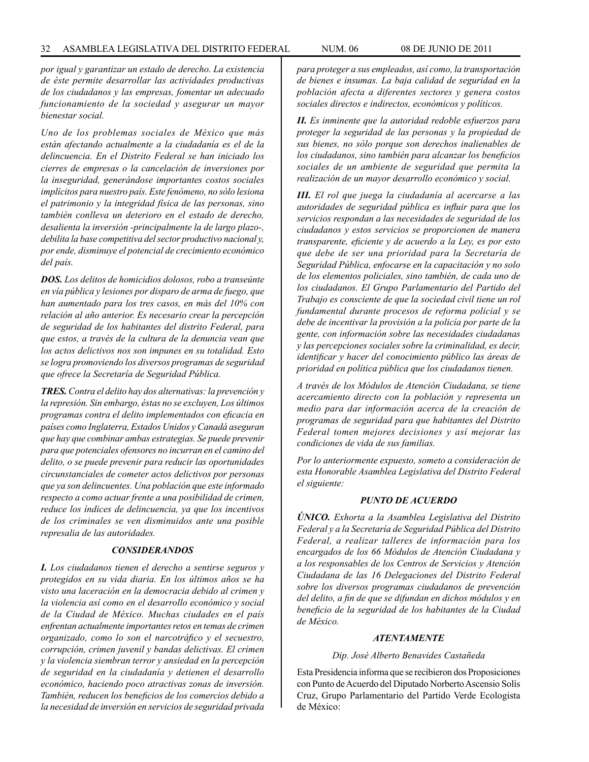*por igual y garantizar un estado de derecho. La existencia de éste permite desarrollar las actividades productivas de los ciudadanos y las empresas, fomentar un adecuado funcionamiento de la sociedad y asegurar un mayor bienestar social.*

*Uno de los problemas sociales de México que más están afectando actualmente a la ciudadanía es el de la delincuencia. En el Distrito Federal se han iniciado los cierres de empresas o la cancelación de inversiones por la inseguridad, generándose importantes costos sociales implícitos para nuestro país. Este fenómeno, no sólo lesiona el patrimonio y la integridad física de las personas, sino también conlleva un deterioro en el estado de derecho, desalienta la inversión -principalmente la de largo plazo-, debilita la base competitiva del sector productivo nacional y, por ende, disminuye el potencial de crecimiento económico del país.*

***DOS.** Los delitos de homicidios dolosos, robo a transeúnte en vía pública y lesiones por disparo de arma de fuego, que han aumentado para los tres casos, en más del 10% con relación al año anterior. Es necesario crear la percepción de seguridad de los habitantes del distrito Federal, para que estos, a través de la cultura de la denuncia vean que los actos delictivos nos son impunes en su totalidad. Esto se logra promoviendo los diversos programas de seguridad que ofrece la Secretaría de Seguridad Pública.*

***TRES.** Contra el delito hay dos alternativas: la prevención y la represión. Sin embargo, éstas no se excluyen, Los últimos programas contra el delito implementados con eficacia en países como Inglaterra, Estados Unidos y Canadá aseguran que hay que combinar ambas estrategias. Se puede prevenir para que potenciales ofensores no incurran en el camino del delito, o se puede prevenir para reducir las oportunidades circunstanciales de cometer actos delictivos por personas que ya son delincuentes. Una población que este informado respecto a como actuar frente a una posibilidad de crimen, reduce los índices de delincuencia, ya que los incentivos de los criminales se ven disminuidos ante una posible represalia de las autoridades.*

***CONSIDERANDOS***

***I.** Los ciudadanos tienen el derecho a sentirse seguros y protegidos en su vida diaria. En los últimos años se ha visto una laceración en la democracia debido al crimen y la violencia así como en el desarrollo económico y social de la Ciudad de México. Muchas ciudades en el país enfrentan actualmente importantes retos en temas de crimen organizado, como lo son el narcotráfico y el secuestro, corrupción, crimen juvenil y bandas delictivas. El crimen y la violencia siembran terror y ansiedad en la percepción de seguridad en la ciudadanía y detienen el desarrollo económico, haciendo poco atractivas zonas de inversión. También, reducen los beneficios de los comercios debido a la necesidad de inversión en servicios de seguridad privada para proteger a sus empleados, así como, la transportación de bienes e insumas. La baja calidad de seguridad en la población afecta a diferentes sectores y genera costos sociales directos e indirectos, económicos y políticos.*

***II.** Es inminente que la autoridad redoble esfuerzos para proteger la seguridad de las personas y la propiedad de sus bienes, no sólo porque son derechos inalienables de los ciudadanos, sino también para alcanzar los beneficios sociales de un ambiente de seguridad que permita la realización de un mayor desarrollo económico y social.*

***III.** El rol que juega la ciudadanía al acercarse a las autoridades de seguridad pública es influir para que los servicios respondan a las necesidades de seguridad de los ciudadanos y estos servicios se proporcionen de manera transparente, eficiente y de acuerdo a la Ley, es por esto que debe de ser una prioridad para la Secretaría de Seguridad Pública, enfocarse en la capacitación y no solo de los elementos policiales, sino también, de cada uno de los ciudadanos. El Grupo Parlamentario del Partido del Trabajo es consciente de que la sociedad civil tiene un rol fundamental durante procesos de reforma policial y se debe de incentivar la provisión a la policía por parte de la gente, con información sobre las necesidades ciudadanas y las percepciones sociales sobre la criminalidad, es decir, identificar y hacer del conocimiento público las áreas de prioridad en política pública que los ciudadanos tienen.*

*A través de los Módulos de Atención Ciudadana, se tiene acercamiento directo con la población y representa un medio para dar información acerca de la creación de programas de seguridad para que habitantes del Distrito Federal tomen mejores decisiones y así mejorar las condiciones de vida de sus familias.*

*Por lo anteriormente expuesto, someto a consideración de esta Honorable Asamblea Legislativa del Distrito Federal el siguiente:*

***PUNTO DE ACUERDO***

***ÚNICO.** Exhorta a la Asamblea Legislativa del Distrito Federal y a la Secretaría de Seguridad Pública del Distrito Federal, a realizar talleres de información para los encargados de los 66 Módulos de Atención Ciudadana y a los responsables de los Centros de Servicios y Atención Ciudadana de las 16 Delegaciones del Distrito Federal sobre los diversos programas ciudadanos de prevención del delito, a fin de que se difundan en dichos módulos y en beneficio de la seguridad de los habitantes de la Ciudad de México.*

***ATENTAMENTE***

*Dip. José Alberto Benavides Castañeda*

Esta Presidencia informa que se recibieron dos Proposiciones con Punto de Acuerdo del Diputado Norberto Ascensio Solís Cruz, Grupo Parlamentario del Partido Verde Ecologista de México: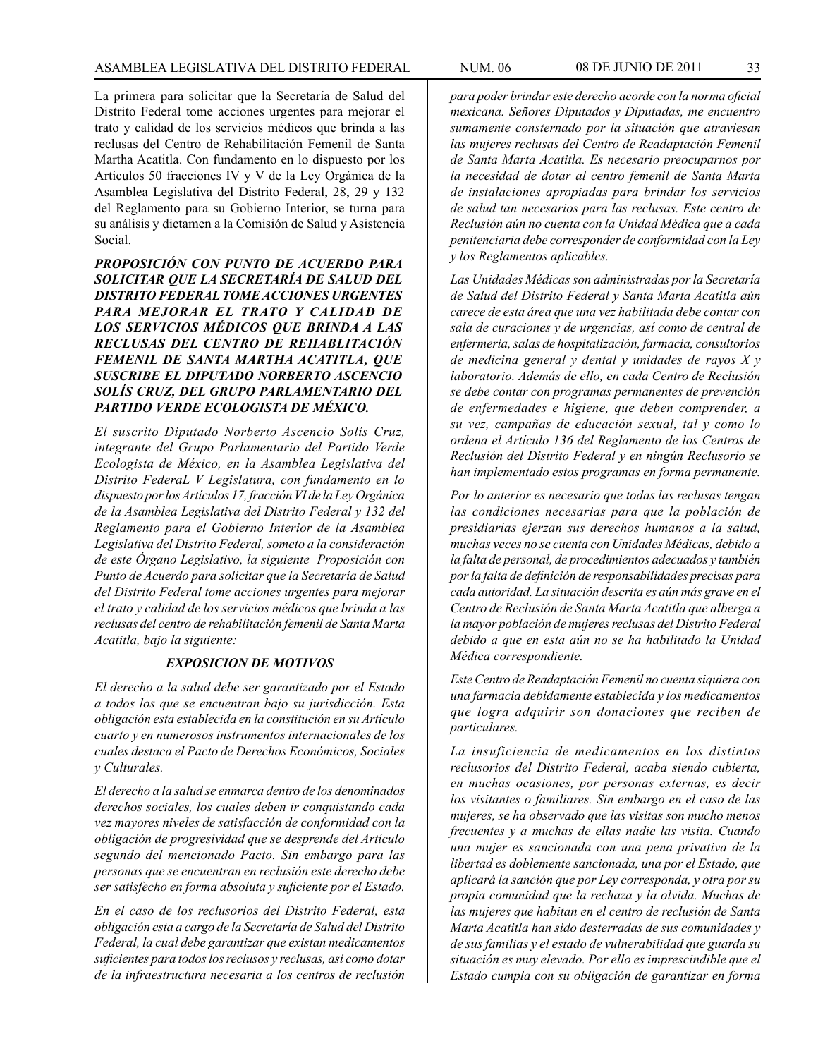La primera para solicitar que la Secretaría de Salud del Distrito Federal tome acciones urgentes para mejorar el trato y calidad de los servicios médicos que brinda a las reclusas del Centro de Rehabilitación Femenil de Santa Martha Acatitla. Con fundamento en lo dispuesto por los Artículos 50 fracciones IV y V de la Ley Orgánica de la Asamblea Legislativa del Distrito Federal, 28, 29 y 132 del Reglamento para su Gobierno Interior, se turna para su análisis y dictamen a la Comisión de Salud y Asistencia Social.

***PROPOSICIÓN CON PUNTO DE ACUERDO PARA SOLICITAR QUE LA SECRETARÍA DE SALUD DEL DISTRITO FEDERAL TOME ACCIONES URGENTES PARA MEJORAR EL TRATO Y CALIDAD DE LOS SERVICIOS MÉDICOS QUE BRINDA A LAS RECLUSAS DEL CENTRO DE REHABLITACIÓN FEMENIL DE SANTA MARTHA ACATITLA, QUE SUSCRIBE EL DIPUTADO NORBERTO ASCENCIO SOLÍS CRUZ, DEL GRUPO PARLAMENTARIO DEL PARTIDO VERDE ECOLOGISTA DE MÉXICO.***

*El suscrito Diputado Norberto Ascencio Solís Cruz, integrante del Grupo Parlamentario del Partido Verde Ecologista de México, en la Asamblea Legislativa del Distrito FederaL V Legislatura, con fundamento en lo dispuesto por los Artículos 17, fracción VI de la Ley Orgánica de la Asamblea Legislativa del Distrito Federal y 132 del Reglamento para el Gobierno Interior de la Asamblea Legislativa del Distrito Federal, someto a la consideración de este Órgano Legislativo, la siguiente Proposición con Punto de Acuerdo para solicitar que la Secretaría de Salud del Distrito Federal tome acciones urgentes para mejorar el trato y calidad de los servicios médicos que brinda a las reclusas del centro de rehabilitación femenil de Santa Marta Acatitla, bajo la siguiente:*

***EXPOSICION DE MOTIVOS***

*El derecho a la salud debe ser garantizado por el Estado a todos los que se encuentran bajo su jurisdicción. Esta obligación esta establecida en la constitución en su Artículo cuarto y en numerosos instrumentos internacionales de los cuales destaca el Pacto de Derechos Económicos, Sociales y Culturales.*

*El derecho a la salud se enmarca dentro de los denominados derechos sociales, los cuales deben ir conquistando cada vez mayores niveles de satisfacción de conformidad con la obligación de progresividad que se desprende del Artículo segundo del mencionado Pacto. Sin embargo para las personas que se encuentran en reclusión este derecho debe ser satisfecho en forma absoluta y suficiente por el Estado.*

*En el caso de los reclusorios del Distrito Federal, esta obligación esta a cargo de la Secretaría de Salud del Distrito Federal, la cual debe garantizar que existan medicamentos suficientes para todos los reclusos y reclusas, así como dotar de la infraestructura necesaria a los centros de reclusión para poder brindar este derecho acorde con la norma oficial mexicana. Señores Diputados y Diputadas, me encuentro sumamente consternado por la situación que atraviesan las mujeres reclusas del Centro de Readaptación Femenil de Santa Marta Acatitla. Es necesario preocuparnos por la necesidad de dotar al centro femenil de Santa Marta de instalaciones apropiadas para brindar los servicios de salud tan necesarios para las reclusas. Este centro de Reclusión aún no cuenta con la Unidad Médica que a cada penitenciaria debe corresponder de conformidad con la Ley y los Reglamentos aplicables.*

*Las Unidades Médicas son administradas por la Secretaría de Salud del Distrito Federal y Santa Marta Acatitla aún carece de esta área que una vez habilitada debe contar con sala de curaciones y de urgencias, así como de central de enfermería, salas de hospitalización, farmacia, consultorios de medicina general y dental y unidades de rayos X y laboratorio. Además de ello, en cada Centro de Reclusión se debe contar con programas permanentes de prevención de enfermedades e higiene, que deben comprender, a su vez, campañas de educación sexual, tal y como lo ordena el Artículo 136 del Reglamento de los Centros de Reclusión del Distrito Federal y en ningún Reclusorio se han implementado estos programas en forma permanente.*

*Por lo anterior es necesario que todas las reclusas tengan las condiciones necesarias para que la población de presidiarías ejerzan sus derechos humanos a la salud, muchas veces no se cuenta con Unidades Médicas, debido a la falta de personal, de procedimientos adecuados y también por la falta de definición de responsabilidades precisas para cada autoridad. La situación descrita es aún más grave en el Centro de Reclusión de Santa Marta Acatitla que alberga a la mayor población de mujeres reclusas del Distrito Federal debido a que en esta aún no se ha habilitado la Unidad Médica correspondiente.*

*Este Centro de Readaptación Femenil no cuenta siquiera con una farmacia debidamente establecida y los medicamentos que logra adquirir son donaciones que reciben de particulares.*

*La insuficiencia de medicamentos en los distintos reclusorios del Distrito Federal, acaba siendo cubierta, en muchas ocasiones, por personas externas, es decir los visitantes o familiares. Sin embargo en el caso de las mujeres, se ha observado que las visitas son mucho menos frecuentes y a muchas de ellas nadie las visita. Cuando una mujer es sancionada con una pena privativa de la libertad es doblemente sancionada, una por el Estado, que aplicará la sanción que por Ley corresponda, y otra por su propia comunidad que la rechaza y la olvida. Muchas de las mujeres que habitan en el centro de reclusión de Santa Marta Acatitla han sido desterradas de sus comunidades y de sus familias y el estado de vulnerabilidad que guarda su situación es muy elevado. Por ello es imprescindible que el Estado cumpla con su obligación de garantizar en forma*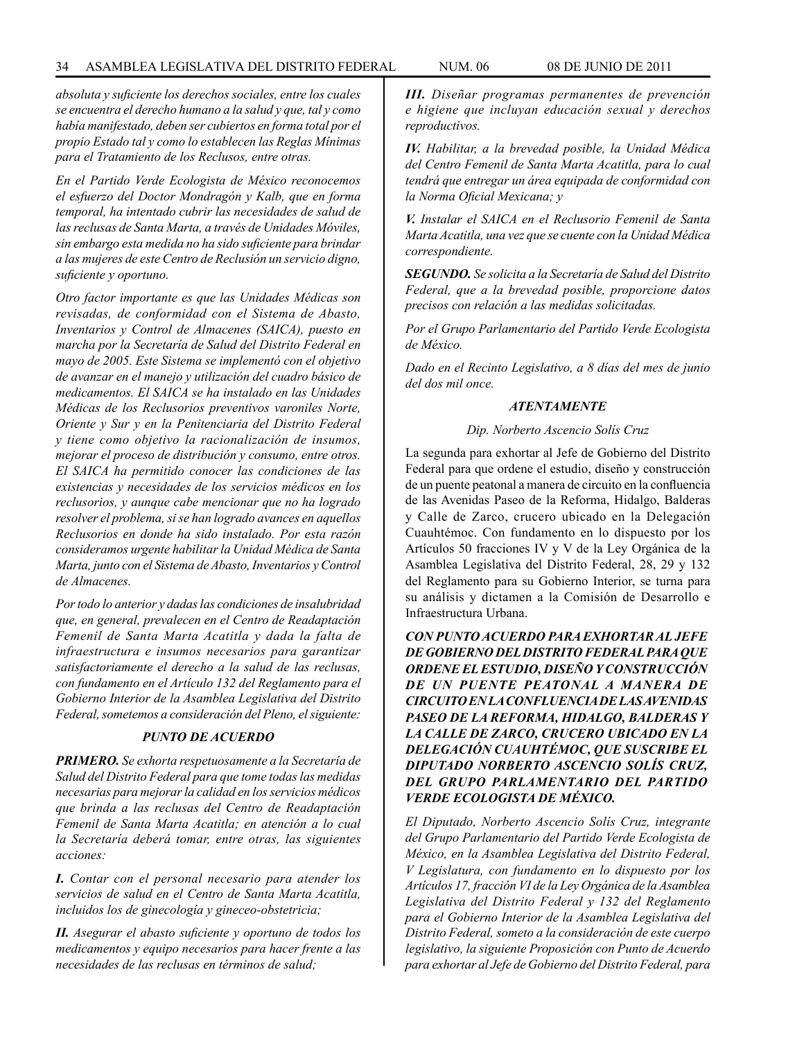*absoluta y suficiente los derechos sociales, entre los cuales se encuentra el derecho humano a la salud y que, tal y como había manifestado, deben ser cubiertos en forma total por el propio Estado tal y como lo establecen las Reglas Mínimas para el Tratamiento de los Reclusos, entre otras.*

*En el Partido Verde Ecologista de México reconocemos el esfuerzo del Doctor Mondragón y Kalb, que en forma temporal, ha intentado cubrir las necesidades de salud de las reclusas de Santa Marta, a través de Unidades Móviles, sin embargo esta medida no ha sido suficiente para brindar a las mujeres de este Centro de Reclusión un servicio digno, suficiente y oportuno.*

*Otro factor importante es que las Unidades Médicas son revisadas, de conformidad con el Sistema de Abasto, Inventarios y Control de Almacenes (SAICA), puesto en marcha por la Secretaría de Salud del Distrito Federal en mayo de 2005. Este Sistema se implementó con el objetivo de avanzar en el manejo y utilización del cuadro básico de medicamentos. El SAICA se ha instalado en las Unidades Médicas de los Reclusorios preventivos varoniles Norte, Oriente y Sur y en la Penitenciaria del Distrito Federal y tiene como objetivo la racionalización de insumos, mejorar el proceso de distribución y consumo, entre otros. El SAICA ha permitido conocer las condiciones de las existencias y necesidades de los servicios médicos en los reclusorios, y aunque cabe mencionar que no ha logrado resolver el problema, si se han logrado avances en aquellos Reclusorios en donde ha sido instalado. Por esta razón consideramos urgente habilitar la Unidad Médica de Santa Marta, junto con el Sistema de Abasto, Inventarios y Control de Almacenes.*

*Por todo lo anterior y dadas las condiciones de insalubridad que, en general, prevalecen en el Centro de Readaptación Femenil de Santa Marta Acatitla y dada la falta de infraestructura e insumos necesarios para garantizar satisfactoriamente el derecho a la salud de las reclusas, con fundamento en el Artículo 132 del Reglamento para el Gobierno Interior de la Asamblea Legislativa del Distrito Federal, sometemos a consideración del Pleno, el siguiente:*

***PUNTO DE ACUERDO***

***PRIMERO.*** *Se exhorta respetuosamente a la Secretaría de Salud del Distrito Federal para que tome todas las medidas necesarias para mejorar la calidad en los servicios médicos que brinda a las reclusas del Centro de Readaptación Femenil de Santa Marta Acatitla; en atención a lo cual la Secretaría deberá tomar, entre otras, las siguientes acciones:*

***I.*** *Contar con el personal necesario para atender los servicios de salud en el Centro de Santa Marta Acatitla, incluidos los de ginecología y gineceo-obstetricia;*

***II.*** *Asegurar el abasto suficiente y oportuno de todos los medicamentos y equipo necesarios para hacer frente a las necesidades de las reclusas en términos de salud;*

***III.*** *Diseñar programas permanentes de prevención e higiene que incluyan educación sexual y derechos reproductivos.*

***IV.*** *Habilitar, a la brevedad posible, la Unidad Médica del Centro Femenil de Santa Marta Acatitla, para lo cual tendrá que entregar un área equipada de conformidad con la Norma Oficial Mexicana; y*

***V.*** *Instalar el SAICA en el Reclusorio Femenil de Santa Marta Acatitla, una vez que se cuente con la Unidad Médica correspondiente.*

***SEGUNDO.*** *Se solicita a la Secretaría de Salud del Distrito Federal, que a la brevedad posible, proporcione datos precisos con relación a las medidas solicitadas.*

*Por el Grupo Parlamentario del Partido Verde Ecologista de México.*

*Dado en el Recinto Legislativo, a 8 días del mes de junio del dos mil once.*

***ATENTAMENTE***

*Dip. Norberto Ascencio Solís Cruz*

La segunda para exhortar al Jefe de Gobierno del Distrito Federal para que ordene el estudio, diseño y construcción de un puente peatonal a manera de circuito en la confluencia de las Avenidas Paseo de la Reforma, Hidalgo, Balderas y Calle de Zarco, crucero ubicado en la Delegación Cuauhtémoc. Con fundamento en lo dispuesto por los Artículos 50 fracciones IV y V de la Ley Orgánica de la Asamblea Legislativa del Distrito Federal, 28, 29 y 132 del Reglamento para su Gobierno Interior, se turna para su análisis y dictamen a la Comisión de Desarrollo e Infraestructura Urbana.

***CON PUNTO ACUERDO PARA EXHORTAR AL JEFE DE GOBIERNO DEL DISTRITO FEDERAL PARA QUE ORDENE EL ESTUDIO, DISEÑO Y CONSTRUCCIÓN DE UN PUENTE PEATONAL A MANERA DE CIRCUITO EN LA CONFLUENCIA DE LAS AVENIDAS PASEO DE LA REFORMA, HIDALGO, BALDERAS Y LA CALLE DE ZARCO, CRUCERO UBICADO EN LA DELEGACIÓN CUAUHTÉMOC, QUE SUSCRIBE EL DIPUTADO NORBERTO ASCENCIO SOLÍS CRUZ, DEL GRUPO PARLAMENTARIO DEL PARTIDO VERDE ECOLOGISTA DE MÉXICO.***

*El Diputado, Norberto Ascencio Solís Cruz, integrante del Grupo Parlamentario del Partido Verde Ecologista de México, en la Asamblea Legislativa del Distrito Federal, V Legislatura, con fundamento en lo dispuesto por los Artículos 17, fracción VI de la Ley Orgánica de la Asamblea Legislativa del Distrito Federal y 132 del Reglamento para el Gobierno Interior de la Asamblea Legislativa del Distrito Federal, someto a la consideración de este cuerpo legislativo, la siguiente Proposición con Punto de Acuerdo para exhortar al Jefe de Gobierno del Distrito Federal, para*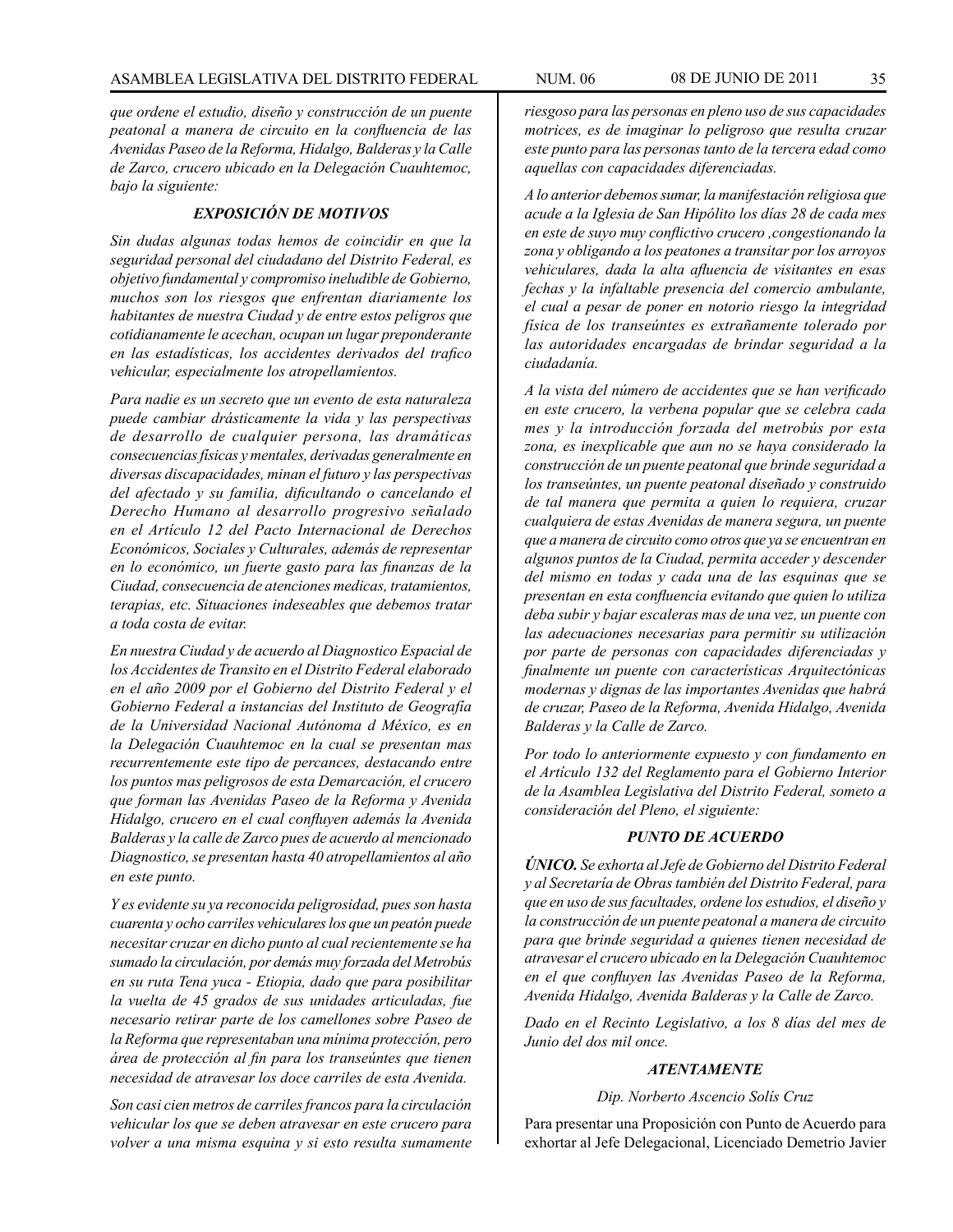*que ordene el estudio, diseño y construcción de un puente peatonal a manera de circuito en la confluencia de las Avenidas Paseo de la Reforma, Hidalgo, Balderas y la Calle de Zarco, crucero ubicado en la Delegación Cuauhtemoc, bajo la siguiente:*

### *EXPOSICIÓN DE MOTIVOS*

*Sin dudas algunas todas hemos de coincidir en que la seguridad personal del ciudadano del Distrito Federal, es objetivo fundamental y compromiso ineludible de Gobierno, muchos son los riesgos que enfrentan diariamente los habitantes de nuestra Ciudad y de entre estos peligros que cotidianamente le acechan, ocupan un lugar preponderante en las estadísticas, los accidentes derivados del trafico vehicular, especialmente los atropellamientos.*

*Para nadie es un secreto que un evento de esta naturaleza puede cambiar drásticamente la vida y las perspectivas de desarrollo de cualquier persona, las dramáticas consecuencias físicas y mentales, derivadas generalmente en diversas discapacidades, minan el futuro y las perspectivas del afectado y su familia, dificultando o cancelando el Derecho Humano al desarrollo progresivo señalado en el Artículo 12 del Pacto Internacional de Derechos Económicos, Sociales y Culturales, además de representar en lo económico, un fuerte gasto para las finanzas de la Ciudad, consecuencia de atenciones medicas, tratamientos, terapias, etc. Situaciones indeseables que debemos tratar a toda costa de evitar.*

*En nuestra Ciudad y de acuerdo al Diagnostico Espacial de los Accidentes de Transito en el Distrito Federal elaborado en el año 2009 por el Gobierno del Distrito Federal y el Gobierno Federal a instancias del Instituto de Geografía de la Universidad Nacional Autónoma d México, es en la Delegación Cuauhtemoc en la cual se presentan mas recurrentemente este tipo de percances, destacando entre los puntos mas peligrosos de esta Demarcación, el crucero que forman las Avenidas Paseo de la Reforma y Avenida Hidalgo, crucero en el cual confluyen además la Avenida Balderas y la calle de Zarco pues de acuerdo al mencionado Diagnostico, se presentan hasta 40 atropellamientos al año en este punto.*

*Y es evidente su ya reconocida peligrosidad, pues son hasta cuarenta y ocho carriles vehiculares los que un peatón puede necesitar cruzar en dicho punto al cual recientemente se ha sumado la circulación, por demás muy forzada del Metrobús en su ruta Tena yuca - Etiopia, dado que para posibilitar la vuelta de 45 grados de sus unidades articuladas, fue necesario retirar parte de los camellones sobre Paseo de la Reforma que representaban una mínima protección, pero área de protección al fin para los transeúntes que tienen necesidad de atravesar los doce carriles de esta Avenida.*

*Son casi cien metros de carriles francos para la circulación vehicular los que se deben atravesar en este crucero para volver a una misma esquina y si esto resulta sumamente riesgoso para las personas en pleno uso de sus capacidades motrices, es de imaginar lo peligroso que resulta cruzar este punto para las personas tanto de la tercera edad como aquellas con capacidades diferenciadas.*

*A lo anterior debemos sumar, la manifestación religiosa que acude a la Iglesia de San Hipólito los días 28 de cada mes en este de suyo muy conflictivo crucero ,congestionando la zona y obligando a los peatones a transitar por los arroyos vehiculares, dada la alta afluencia de visitantes en esas fechas y la infaltable presencia del comercio ambulante, el cual a pesar de poner en notorio riesgo la integridad física de los transeúntes es extrañamente tolerado por las autoridades encargadas de brindar seguridad a la ciudadanía.*

*A la vista del número de accidentes que se han verificado en este crucero, la verbena popular que se celebra cada mes y la introducción forzada del metrobús por esta zona, es inexplicable que aun no se haya considerado la construcción de un puente peatonal que brinde seguridad a los transeúntes, un puente peatonal diseñado y construido de tal manera que permita a quien lo requiera, cruzar cualquiera de estas Avenidas de manera segura, un puente que a manera de circuito como otros que ya se encuentran en algunos puntos de la Ciudad, permita acceder y descender del mismo en todas y cada una de las esquinas que se presentan en esta confluencia evitando que quien lo utiliza deba subir y bajar escaleras mas de una vez, un puente con las adecuaciones necesarias para permitir su utilización por parte de personas con capacidades diferenciadas y finalmente un puente con características Arquitectónicas modernas y dignas de las importantes Avenidas que habrá de cruzar, Paseo de la Reforma, Avenida Hidalgo, Avenida Balderas y la Calle de Zarco.*

*Por todo lo anteriormente expuesto y con fundamento en el Artículo 132 del Reglamento para el Gobierno Interior de la Asamblea Legislativa del Distrito Federal, someto a consideración del Pleno, el siguiente:*

### *PUNTO DE ACUERDO*

***ÚNICO.*** *Se exhorta al Jefe de Gobierno del Distrito Federal y al Secretaría de Obras también del Distrito Federal, para que en uso de sus facultades, ordene los estudios, el diseño y la construcción de un puente peatonal a manera de circuito para que brinde seguridad a quienes tienen necesidad de atravesar el crucero ubicado en la Delegación Cuauhtemoc en el que confluyen las Avenidas Paseo de la Reforma, Avenida Hidalgo, Avenida Balderas y la Calle de Zarco.*

*Dado en el Recinto Legislativo, a los 8 días del mes de Junio del dos mil once.*

***ATENTAMENTE***

*Dip. Norberto Ascencio Solís Cruz*

Para presentar una Proposición con Punto de Acuerdo para exhortar al Jefe Delegacional, Licenciado Demetrio Javier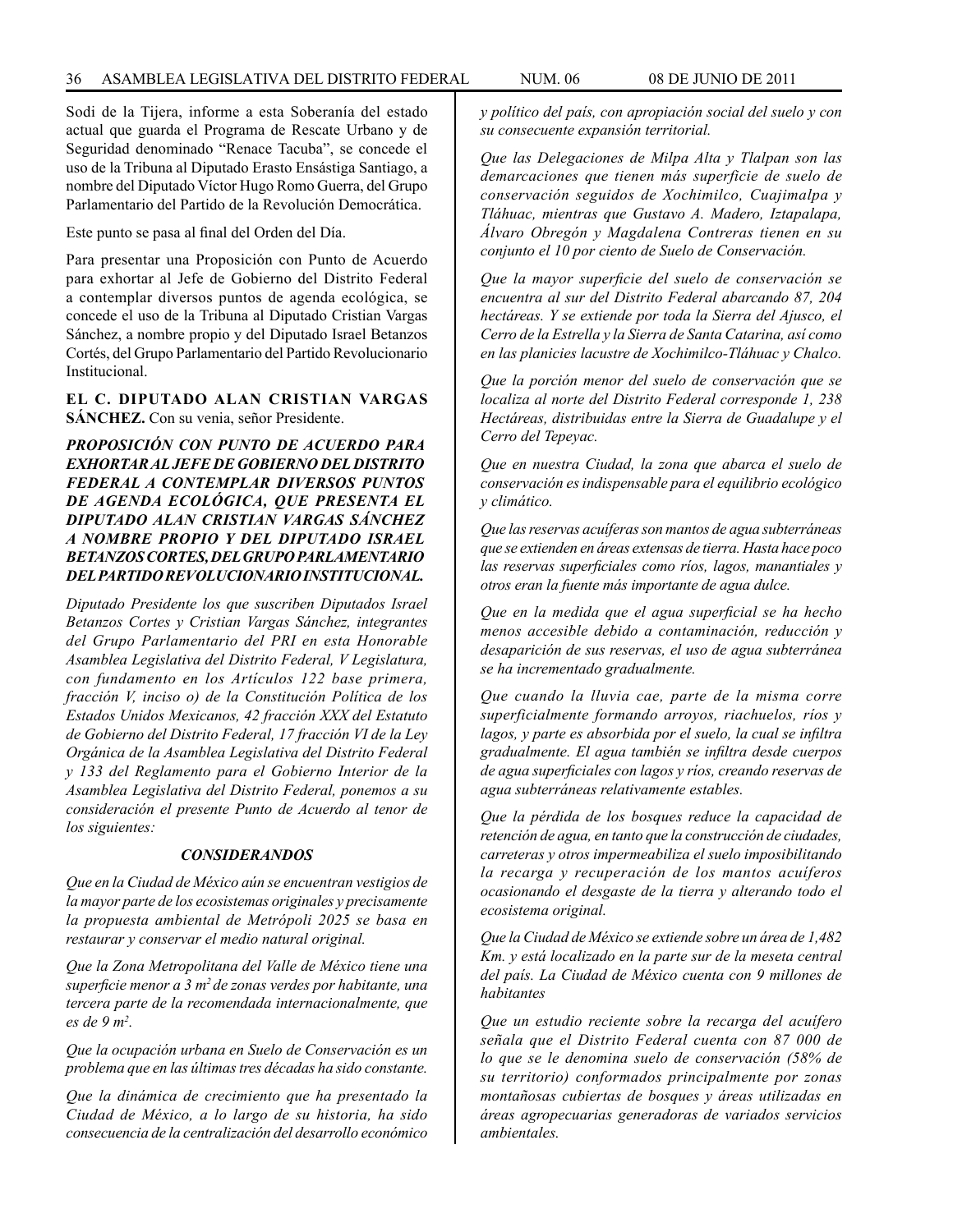Sodi de la Tijera, informe a esta Soberanía del estado actual que guarda el Programa de Rescate Urbano y de Seguridad denominado "Renace Tacuba", se concede el uso de la Tribuna al Diputado Erasto Ensástiga Santiago, a nombre del Diputado Víctor Hugo Romo Guerra, del Grupo Parlamentario del Partido de la Revolución Democrática.

Este punto se pasa al final del Orden del Día.

Para presentar una Proposición con Punto de Acuerdo para exhortar al Jefe de Gobierno del Distrito Federal a contemplar diversos puntos de agenda ecológica, se concede el uso de la Tribuna al Diputado Cristian Vargas Sánchez, a nombre propio y del Diputado Israel Betanzos Cortés, del Grupo Parlamentario del Partido Revolucionario Institucional.

**EL C. DIPUTADO ALAN CRISTIAN VARGAS SÁNCHEZ.** Con su venia, señor Presidente.

***PROPOSICIÓN CON PUNTO DE ACUERDO PARA EXHORTAR AL JEFE DE GOBIERNO DEL DISTRITO FEDERAL A CONTEMPLAR DIVERSOS PUNTOS DE AGENDA ECOLÓGICA, QUE PRESENTA EL DIPUTADO ALAN CRISTIAN VARGAS SÁNCHEZ A NOMBRE PROPIO Y DEL DIPUTADO ISRAEL BETANZOS CORTES, DEL GRUPO PARLAMENTARIO DEL PARTIDO REVOLUCIONARIO INSTITUCIONAL.***

*Diputado Presidente los que suscriben Diputados Israel Betanzos Cortes y Cristian Vargas Sánchez, integrantes del Grupo Parlamentario del PRI en esta Honorable Asamblea Legislativa del Distrito Federal, V Legislatura, con fundamento en los Artículos 122 base primera, fracción V, inciso o) de la Constitución Política de los Estados Unidos Mexicanos, 42 fracción XXX del Estatuto de Gobierno del Distrito Federal, 17 fracción VI de la Ley Orgánica de la Asamblea Legislativa del Distrito Federal y 133 del Reglamento para el Gobierno Interior de la Asamblea Legislativa del Distrito Federal, ponemos a su consideración el presente Punto de Acuerdo al tenor de los siguientes:*

***CONSIDERANDOS***

*Que en la Ciudad de México aún se encuentran vestigios de la mayor parte de los ecosistemas originales y precisamente la propuesta ambiental de Metrópoli 2025 se basa en restaurar y conservar el medio natural original.*

*Que la Zona Metropolitana del Valle de México tiene una superficie menor a 3 m² de zonas verdes por habitante, una tercera parte de la recomendada internacionalmente, que es de 9 m².*

*Que la ocupación urbana en Suelo de Conservación es un problema que en las últimas tres décadas ha sido constante.*

*Que la dinámica de crecimiento que ha presentado la Ciudad de México, a lo largo de su historia, ha sido consecuencia de la centralización del desarrollo económico y político del país, con apropiación social del suelo y con su consecuente expansión territorial.*

*Que las Delegaciones de Milpa Alta y Tlalpan son las demarcaciones que tienen más superficie de suelo de conservación seguidos de Xochimilco, Cuajimalpa y Tláhuac, mientras que Gustavo A. Madero, Iztapalapa, Álvaro Obregón y Magdalena Contreras tienen en su conjunto el 10 por ciento de Suelo de Conservación.*

*Que la mayor superficie del suelo de conservación se encuentra al sur del Distrito Federal abarcando 87, 204 hectáreas. Y se extiende por toda la Sierra del Ajusco, el Cerro de la Estrella y la Sierra de Santa Catarina, así como en las planicies lacustre de Xochimilco-Tláhuac y Chalco.*

*Que la porción menor del suelo de conservación que se localiza al norte del Distrito Federal corresponde 1, 238 Hectáreas, distribuidas entre la Sierra de Guadalupe y el Cerro del Tepeyac.*

*Que en nuestra Ciudad, la zona que abarca el suelo de conservación es indispensable para el equilibrio ecológico y climático.*

*Que las reservas acuíferas son mantos de agua subterráneas que se extienden en áreas extensas de tierra. Hasta hace poco las reservas superficiales como ríos, lagos, manantiales y otros eran la fuente más importante de agua dulce.*

*Que en la medida que el agua superficial se ha hecho menos accesible debido a contaminación, reducción y desaparición de sus reservas, el uso de agua subterránea se ha incrementado gradualmente.*

*Que cuando la lluvia cae, parte de la misma corre superficialmente formando arroyos, riachuelos, ríos y lagos, y parte es absorbida por el suelo, la cual se infiltra gradualmente. El agua también se infiltra desde cuerpos de agua superficiales con lagos y ríos, creando reservas de agua subterráneas relativamente estables.*

*Que la pérdida de los bosques reduce la capacidad de retención de agua, en tanto que la construcción de ciudades, carreteras y otros impermeabiliza el suelo imposibilitando la recarga y recuperación de los mantos acuíferos ocasionando el desgaste de la tierra y alterando todo el ecosistema original.*

*Que la Ciudad de México se extiende sobre un área de 1,482 Km. y está localizado en la parte sur de la meseta central del país. La Ciudad de México cuenta con 9 millones de habitantes*

*Que un estudio reciente sobre la recarga del acuífero señala que el Distrito Federal cuenta con 87 000 de lo que se le denomina suelo de conservación (58% de su territorio) conformados principalmente por zonas montañosas cubiertas de bosques y áreas utilizadas en áreas agropecuarias generadoras de variados servicios ambientales.*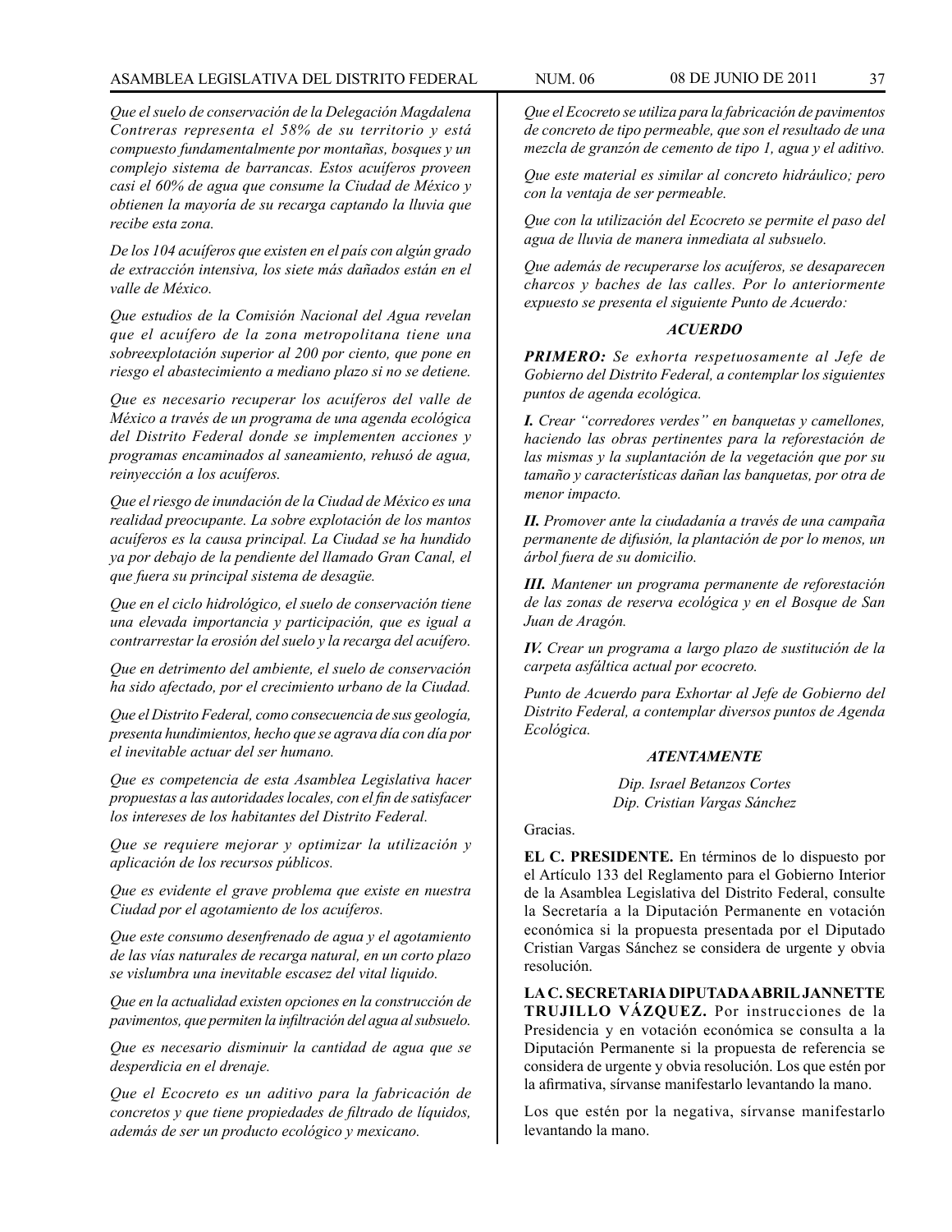*Que el suelo de conservación de la Delegación Magdalena Contreras representa el 58% de su territorio y está compuesto fundamentalmente por montañas, bosques y un complejo sistema de barrancas. Estos acuíferos proveen casi el 60% de agua que consume la Ciudad de México y obtienen la mayoría de su recarga captando la lluvia que recibe esta zona.*

*De los 104 acuíferos que existen en el país con algún grado de extracción intensiva, los siete más dañados están en el valle de México.*

*Que estudios de la Comisión Nacional del Agua revelan que el acuífero de la zona metropolitana tiene una sobreexplotación superior al 200 por ciento, que pone en riesgo el abastecimiento a mediano plazo si no se detiene.*

*Que es necesario recuperar los acuíferos del valle de México a través de un programa de una agenda ecológica del Distrito Federal donde se implementen acciones y programas encaminados al saneamiento, rehusó de agua, reinyección a los acuíferos.*

*Que el riesgo de inundación de la Ciudad de México es una realidad preocupante. La sobre explotación de los mantos acuíferos es la causa principal. La Ciudad se ha hundido ya por debajo de la pendiente del llamado Gran Canal, el que fuera su principal sistema de desagüe.*

*Que en el ciclo hidrológico, el suelo de conservación tiene una elevada importancia y participación, que es igual a contrarrestar la erosión del suelo y la recarga del acuífero.*

*Que en detrimento del ambiente, el suelo de conservación ha sido afectado, por el crecimiento urbano de la Ciudad.*

*Que el Distrito Federal, como consecuencia de sus geología, presenta hundimientos, hecho que se agrava día con día por el inevitable actuar del ser humano.*

*Que es competencia de esta Asamblea Legislativa hacer propuestas a las autoridades locales, con el fin de satisfacer los intereses de los habitantes del Distrito Federal.*

*Que se requiere mejorar y optimizar la utilización y aplicación de los recursos públicos.*

*Que es evidente el grave problema que existe en nuestra Ciudad por el agotamiento de los acuíferos.*

*Que este consumo desenfrenado de agua y el agotamiento de las vías naturales de recarga natural, en un corto plazo se vislumbra una inevitable escasez del vital liquido.*

*Que en la actualidad existen opciones en la construcción de pavimentos, que permiten la infiltración del agua al subsuelo.*

*Que es necesario disminuir la cantidad de agua que se desperdicia en el drenaje.*

*Que el Ecocreto es un aditivo para la fabricación de concretos y que tiene propiedades de filtrado de líquidos, además de ser un producto ecológico y mexicano.*

*Que el Ecocreto se utiliza para la fabricación de pavimentos de concreto de tipo permeable, que son el resultado de una mezcla de granzón de cemento de tipo 1, agua y el aditivo.*

*Que este material es similar al concreto hidráulico; pero con la ventaja de ser permeable.*

*Que con la utilización del Ecocreto se permite el paso del agua de lluvia de manera inmediata al subsuelo.*

*Que además de recuperarse los acuíferos, se desaparecen charcos y baches de las calles. Por lo anteriormente expuesto se presenta el siguiente Punto de Acuerdo:*

***ACUERDO***

***PRIMERO:*** *Se exhorta respetuosamente al Jefe de Gobierno del Distrito Federal, a contemplar los siguientes puntos de agenda ecológica.*

***I.*** *Crear "corredores verdes" en banquetas y camellones, haciendo las obras pertinentes para la reforestación de las mismas y la suplantación de la vegetación que por su tamaño y características dañan las banquetas, por otra de menor impacto.*

***II.*** *Promover ante la ciudadanía a través de una campaña permanente de difusión, la plantación de por lo menos, un árbol fuera de su domicilio.*

***III.*** *Mantener un programa permanente de reforestación de las zonas de reserva ecológica y en el Bosque de San Juan de Aragón.*

***IV.*** *Crear un programa a largo plazo de sustitución de la carpeta asfáltica actual por ecocreto.*

*Punto de Acuerdo para Exhortar al Jefe de Gobierno del Distrito Federal, a contemplar diversos puntos de Agenda Ecológica.*

***ATENTAMENTE***

*Dip. Israel Betanzos Cortes*
*Dip. Cristian Vargas Sánchez*

Gracias.

**EL C. PRESIDENTE.** En términos de lo dispuesto por el Artículo 133 del Reglamento para el Gobierno Interior de la Asamblea Legislativa del Distrito Federal, consulte la Secretaría a la Diputación Permanente en votación económica si la propuesta presentada por el Diputado Cristian Vargas Sánchez se considera de urgente y obvia resolución.

**LA C. SECRETARIA DIPUTADA ABRIL JANNETTE TRUJILLO VÁZQUEZ.** Por instrucciones de la Presidencia y en votación económica se consulta a la Diputación Permanente si la propuesta de referencia se considera de urgente y obvia resolución. Los que estén por la afirmativa, sírvanse manifestarlo levantando la mano.

Los que estén por la negativa, sírvanse manifestarlo levantando la mano.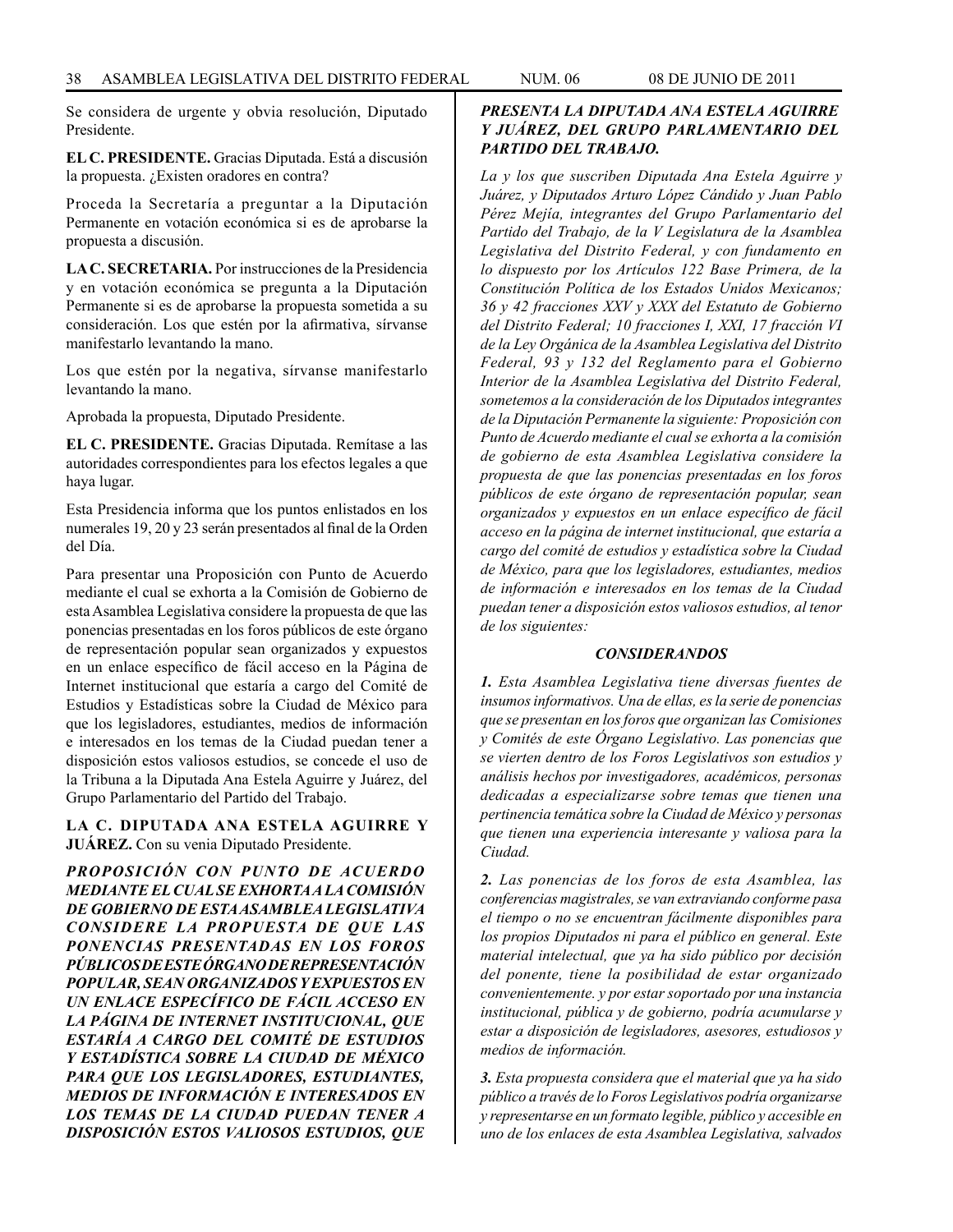Se considera de urgente y obvia resolución, Diputado Presidente.

**EL C. PRESIDENTE.** Gracias Diputada. Está a discusión la propuesta. ¿Existen oradores en contra?

Proceda la Secretaría a preguntar a la Diputación Permanente en votación económica si es de aprobarse la propuesta a discusión.

**LA C. SECRETARIA.** Por instrucciones de la Presidencia y en votación económica se pregunta a la Diputación Permanente si es de aprobarse la propuesta sometida a su consideración. Los que estén por la afirmativa, sírvanse manifestarlo levantando la mano.

Los que estén por la negativa, sírvanse manifestarlo levantando la mano.

Aprobada la propuesta, Diputado Presidente.

**EL C. PRESIDENTE.** Gracias Diputada. Remítase a las autoridades correspondientes para los efectos legales a que haya lugar.

Esta Presidencia informa que los puntos enlistados en los numerales 19, 20 y 23 serán presentados al final de la Orden del Día.

Para presentar una Proposición con Punto de Acuerdo mediante el cual se exhorta a la Comisión de Gobierno de esta Asamblea Legislativa considere la propuesta de que las ponencias presentadas en los foros públicos de este órgano de representación popular sean organizados y expuestos en un enlace específico de fácil acceso en la Página de Internet institucional que estaría a cargo del Comité de Estudios y Estadísticas sobre la Ciudad de México para que los legisladores, estudiantes, medios de información e interesados en los temas de la Ciudad puedan tener a disposición estos valiosos estudios, se concede el uso de la Tribuna a la Diputada Ana Estela Aguirre y Juárez, del Grupo Parlamentario del Partido del Trabajo.

**LA C. DIPUTADA ANA ESTELA AGUIRRE Y JUÁREZ.** Con su venia Diputado Presidente.

***PROPOSICIÓN CON PUNTO DE ACUERDO MEDIANTE EL CUAL SE EXHORTA A LA COMISIÓN DE GOBIERNO DE ESTA ASAMBLEA LEGISLATIVA CONSIDERE LA PROPUESTA DE QUE LAS PONENCIAS PRESENTADAS EN LOS FOROS PÚBLICOS DE ESTE ÓRGANO DE REPRESENTACIÓN POPULAR, SEAN ORGANIZADOS Y EXPUESTOS EN UN ENLACE ESPECÍFICO DE FÁCIL ACCESO EN LA PÁGINA DE INTERNET INSTITUCIONAL, QUE ESTARÍA A CARGO DEL COMITÉ DE ESTUDIOS Y ESTADÍSTICA SOBRE LA CIUDAD DE MÉXICO PARA QUE LOS LEGISLADORES, ESTUDIANTES, MEDIOS DE INFORMACIÓN E INTERESADOS EN LOS TEMAS DE LA CIUDAD PUEDAN TENER A DISPOSICIÓN ESTOS VALIOSOS ESTUDIOS, QUE PRESENTA LA DIPUTADA ANA ESTELA AGUIRRE Y JUÁREZ, DEL GRUPO PARLAMENTARIO DEL PARTIDO DEL TRABAJO.***

*La y los que suscriben Diputada Ana Estela Aguirre y Juárez, y Diputados Arturo López Cándido y Juan Pablo Pérez Mejía, integrantes del Grupo Parlamentario del Partido del Trabajo, de la V Legislatura de la Asamblea Legislativa del Distrito Federal, y con fundamento en lo dispuesto por los Artículos 122 Base Primera, de la Constitución Política de los Estados Unidos Mexicanos; 36 y 42 fracciones XXV y XXX del Estatuto de Gobierno del Distrito Federal; 10 fracciones I, XXI, 17 fracción VI de la Ley Orgánica de la Asamblea Legislativa del Distrito Federal, 93 y 132 del Reglamento para el Gobierno Interior de la Asamblea Legislativa del Distrito Federal, sometemos a la consideración de los Diputados integrantes de la Diputación Permanente la siguiente: Proposición con Punto de Acuerdo mediante el cual se exhorta a la comisión de gobierno de esta Asamblea Legislativa considere la propuesta de que las ponencias presentadas en los foros públicos de este órgano de representación popular, sean organizados y expuestos en un enlace específico de fácil acceso en la página de internet institucional, que estaría a cargo del comité de estudios y estadística sobre la Ciudad de México, para que los legisladores, estudiantes, medios de información e interesados en los temas de la Ciudad puedan tener a disposición estos valiosos estudios, al tenor de los siguientes:*

***CONSIDERANDOS***

***1.*** *Esta Asamblea Legislativa tiene diversas fuentes de insumos informativos. Una de ellas, es la serie de ponencias que se presentan en los foros que organizan las Comisiones y Comités de este Órgano Legislativo. Las ponencias que se vierten dentro de los Foros Legislativos son estudios y análisis hechos por investigadores, académicos, personas dedicadas a especializarse sobre temas que tienen una pertinencia temática sobre la Ciudad de México y personas que tienen una experiencia interesante y valiosa para la Ciudad.*

***2.*** *Las ponencias de los foros de esta Asamblea, las conferencias magistrales, se van extraviando conforme pasa el tiempo o no se encuentran fácilmente disponibles para los propios Diputados ni para el público en general. Este material intelectual, que ya ha sido público por decisión del ponente, tiene la posibilidad de estar organizado convenientemente. y por estar soportado por una instancia institucional, pública y de gobierno, podría acumularse y estar a disposición de legisladores, asesores, estudiosos y medios de información.*

***3.*** *Esta propuesta considera que el material que ya ha sido público a través de lo Foros Legislativos podría organizarse y representarse en un formato legible, público y accesible en uno de los enlaces de esta Asamblea Legislativa, salvados*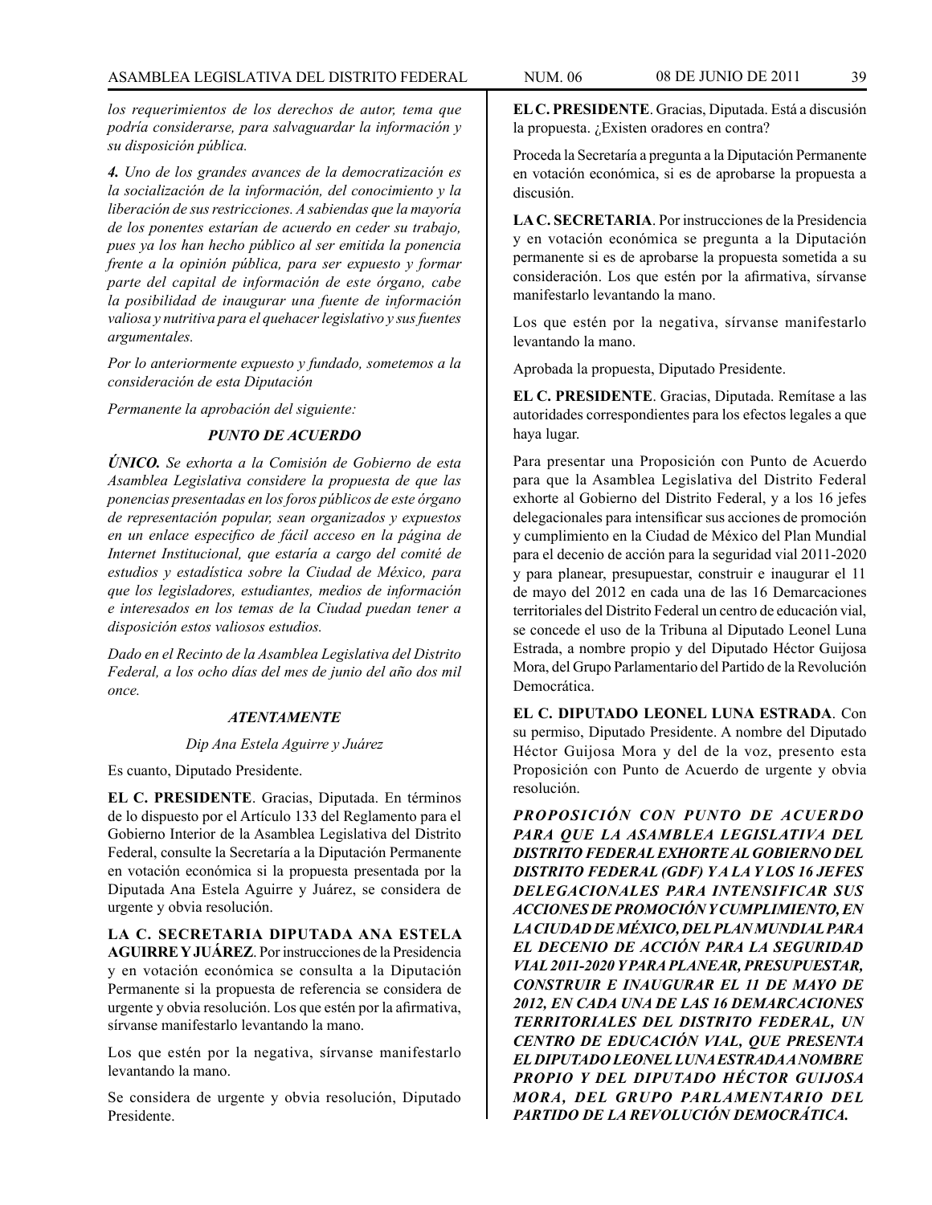*los requerimientos de los derechos de autor, tema que podría considerarse, para salvaguardar la información y su disposición pública.*

***4.*** *Uno de los grandes avances de la democratización es la socialización de la información, del conocimiento y la liberación de sus restricciones. A sabiendas que la mayoría de los ponentes estarían de acuerdo en ceder su trabajo, pues ya los han hecho público al ser emitida la ponencia frente a la opinión pública, para ser expuesto y formar parte del capital de información de este órgano, cabe la posibilidad de inaugurar una fuente de información valiosa y nutritiva para el quehacer legislativo y sus fuentes argumentales.*

*Por lo anteriormente expuesto y fundado, sometemos a la consideración de esta Diputación*

*Permanente la aprobación del siguiente:*

***PUNTO DE ACUERDO***

***ÚNICO.*** *Se exhorta a la Comisión de Gobierno de esta Asamblea Legislativa considere la propuesta de que las ponencias presentadas en los foros públicos de este órgano de representación popular, sean organizados y expuestos en un enlace especifico de fácil acceso en la página de Internet Institucional, que estaría a cargo del comité de estudios y estadística sobre la Ciudad de México, para que los legisladores, estudiantes, medios de información e interesados en los temas de la Ciudad puedan tener a disposición estos valiosos estudios.*

*Dado en el Recinto de la Asamblea Legislativa del Distrito Federal, a los ocho días del mes de junio del año dos mil once.*

***ATENTAMENTE***

*Dip Ana Estela Aguirre y Juárez*

Es cuanto, Diputado Presidente.

**EL C. PRESIDENTE**. Gracias, Diputada. En términos de lo dispuesto por el Artículo 133 del Reglamento para el Gobierno Interior de la Asamblea Legislativa del Distrito Federal, consulte la Secretaría a la Diputación Permanente en votación económica si la propuesta presentada por la Diputada Ana Estela Aguirre y Juárez, se considera de urgente y obvia resolución.

**LA C. SECRETARIA DIPUTADA ANA ESTELA AGUIRRE Y JUÁREZ**. Por instrucciones de la Presidencia y en votación económica se consulta a la Diputación Permanente si la propuesta de referencia se considera de urgente y obvia resolución. Los que estén por la afirmativa, sírvanse manifestarlo levantando la mano.

Los que estén por la negativa, sírvanse manifestarlo levantando la mano.

Se considera de urgente y obvia resolución, Diputado Presidente.

**EL C. PRESIDENTE**. Gracias, Diputada. Está a discusión la propuesta. ¿Existen oradores en contra?

Proceda la Secretaría a pregunta a la Diputación Permanente en votación económica, si es de aprobarse la propuesta a discusión.

**LA C. SECRETARIA**. Por instrucciones de la Presidencia y en votación económica se pregunta a la Diputación permanente si es de aprobarse la propuesta sometida a su consideración. Los que estén por la afirmativa, sírvanse manifestarlo levantando la mano.

Los que estén por la negativa, sírvanse manifestarlo levantando la mano.

Aprobada la propuesta, Diputado Presidente.

**EL C. PRESIDENTE**. Gracias, Diputada. Remítase a las autoridades correspondientes para los efectos legales a que haya lugar.

Para presentar una Proposición con Punto de Acuerdo para que la Asamblea Legislativa del Distrito Federal exhorte al Gobierno del Distrito Federal, y a los 16 jefes delegacionales para intensificar sus acciones de promoción y cumplimiento en la Ciudad de México del Plan Mundial para el decenio de acción para la seguridad vial 2011-2020 y para planear, presupuestar, construir e inaugurar el 11 de mayo del 2012 en cada una de las 16 Demarcaciones territoriales del Distrito Federal un centro de educación vial, se concede el uso de la Tribuna al Diputado Leonel Luna Estrada, a nombre propio y del Diputado Héctor Guijosa Mora, del Grupo Parlamentario del Partido de la Revolución Democrática.

**EL C. DIPUTADO LEONEL LUNA ESTRADA**. Con su permiso, Diputado Presidente. A nombre del Diputado Héctor Guijosa Mora y del de la voz, presento esta Proposición con Punto de Acuerdo de urgente y obvia resolución.

***PROPOSICIÓN CON PUNTO DE ACUERDO PARA QUE LA ASAMBLEA LEGISLATIVA DEL DISTRITO FEDERAL EXHORTE AL GOBIERNO DEL DISTRITO FEDERAL (GDF) Y A LA Y LOS 16 JEFES DELEGACIONALES PARA INTENSIFICAR SUS ACCIONES DE PROMOCIÓN Y CUMPLIMIENTO, EN LA CIUDAD DE MÉXICO, DEL PLAN MUNDIAL PARA EL DECENIO DE ACCIÓN PARA LA SEGURIDAD VIAL 2011-2020 Y PARA PLANEAR, PRESUPUESTAR, CONSTRUIR E INAUGURAR EL 11 DE MAYO DE 2012, EN CADA UNA DE LAS 16 DEMARCACIONES TERRITORIALES DEL DISTRITO FEDERAL, UN CENTRO DE EDUCACIÓN VIAL, QUE PRESENTA EL DIPUTADO LEONEL LUNA ESTRADA A NOMBRE PROPIO Y DEL DIPUTADO HÉCTOR GUIJOSA MORA, DEL GRUPO PARLAMENTARIO DEL PARTIDO DE LA REVOLUCIÓN DEMOCRÁTICA.***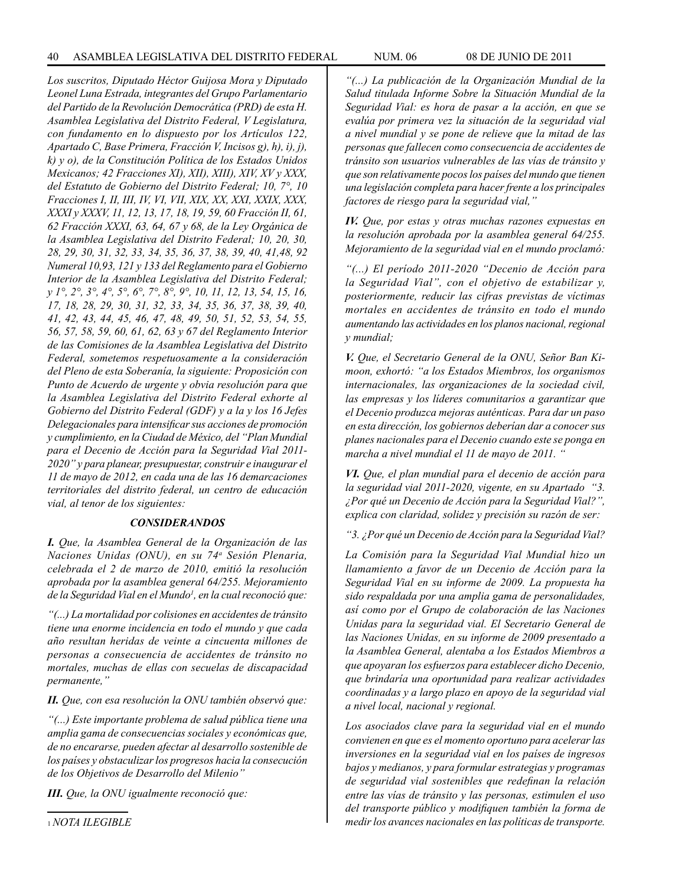*Los suscritos, Diputado Héctor Guijosa Mora y Diputado Leonel Luna Estrada, integrantes del Grupo Parlamentario del Partido de la Revolución Democrática (PRD) de esta H. Asamblea Legislativa del Distrito Federal, V Legislatura, con fundamento en lo dispuesto por los Artículos 122, Apartado C, Base Primera, Fracción V, Incisos g), h), i), j), k) y o), de la Constitución Política de los Estados Unidos Mexicanos; 42 Fracciones XI), XII), XIII), XIV, XV y XXX, del Estatuto de Gobierno del Distrito Federal; 10, 7°, 10 Fracciones I, II, III, IV, VI, VII, XIX, XX, XXI, XXIX, XXX, XXXI y XXXV, 11, 12, 13, 17, 18, 19, 59, 60 Fracción II, 61, 62 Fracción XXXI, 63, 64, 67 y 68, de la Ley Orgánica de la Asamblea Legislativa del Distrito Federal; 10, 20, 30, 28, 29, 30, 31, 32, 33, 34, 35, 36, 37, 38, 39, 40, 41,48, 92 Numeral 10,93, 121 y 133 del Reglamento para el Gobierno Interior de la Asamblea Legislativa del Distrito Federal; y 1°, 2°, 3°, 4°, 5°, 6°, 7°, 8°, 9°, 10, 11, 12, 13, 54, 15, 16, 17, 18, 28, 29, 30, 31, 32, 33, 34, 35, 36, 37, 38, 39, 40, 41, 42, 43, 44, 45, 46, 47, 48, 49, 50, 51, 52, 53, 54, 55, 56, 57, 58, 59, 60, 61, 62, 63 y 67 del Reglamento Interior de las Comisiones de la Asamblea Legislativa del Distrito Federal, sometemos respetuosamente a la consideración del Pleno de esta Soberanía, la siguiente: Proposición con Punto de Acuerdo de urgente y obvia resolución para que la Asamblea Legislativa del Distrito Federal exhorte al Gobierno del Distrito Federal (GDF) y a la y los 16 Jefes Delegacionales para intensificar sus acciones de promoción y cumplimiento, en la Ciudad de México, del "Plan Mundial para el Decenio de Acción para la Seguridad Vial 2011-2020" y para planear, presupuestar, construir e inaugurar el 11 de mayo de 2012, en cada una de las 16 demarcaciones territoriales del distrito federal, un centro de educación vial, al tenor de los siguientes:*

### *CONSIDERANDOS*

***I.*** *Que, la Asamblea General de la Organización de las Naciones Unidas (ONU), en su 74ª Sesión Plenaria, celebrada el 2 de marzo de 2010, emitió la resolución aprobada por la asamblea general 64/255. Mejoramiento de la Seguridad Vial en el Mundo*[1]*, en la cual reconoció que:*

*"(...) La mortalidad por colisiones en accidentes de tránsito tiene una enorme incidencia en todo el mundo y que cada año resultan heridas de veinte a cincuenta millones de personas a consecuencia de accidentes de tránsito no mortales, muchas de ellas con secuelas de discapacidad permanente,"*

***II.*** *Que, con esa resolución la ONU también observó que:*

*"(...) Este importante problema de salud pública tiene una amplia gama de consecuencias sociales y económicas que, de no encararse, pueden afectar al desarrollo sostenible de los países y obstaculizar los progresos hacia la consecución de los Objetivos de Desarrollo del Milenio"*

***III.*** *Que, la ONU igualmente reconoció que:*

*"(...) La publicación de la Organización Mundial de la Salud titulada Informe Sobre la Situación Mundial de la Seguridad Vial: es hora de pasar a la acción, en que se evalúa por primera vez la situación de la seguridad vial a nivel mundial y se pone de relieve que la mitad de las personas que fallecen como consecuencia de accidentes de tránsito son usuarios vulnerables de las vías de tránsito y que son relativamente pocos los países del mundo que tienen una legislación completa para hacer frente a los principales factores de riesgo para la seguridad vial,"*

***IV.*** *Que, por estas y otras muchas razones expuestas en la resolución aprobada por la asamblea general 64/255. Mejoramiento de la seguridad vial en el mundo proclamó:*

*"(...) El período 2011-2020 "Decenio de Acción para la Seguridad Vial", con el objetivo de estabilizar y, posteriormente, reducir las cifras previstas de víctimas mortales en accidentes de tránsito en todo el mundo aumentando las actividades en los planos nacional, regional y mundial;*

***V.*** *Que, el Secretario General de la ONU, Señor Ban Ki-moon, exhortó: "a los Estados Miembros, los organismos internacionales, las organizaciones de la sociedad civil, las empresas y los líderes comunitarios a garantizar que el Decenio produzca mejoras auténticas. Para dar un paso en esta dirección, los gobiernos deberían dar a conocer sus planes nacionales para el Decenio cuando este se ponga en marcha a nivel mundial el 11 de mayo de 2011. "*

***VI.*** *Que, el plan mundial para el decenio de acción para la seguridad vial 2011-2020, vigente, en su Apartado "3. ¿Por qué un Decenio de Acción para la Seguridad Vial?", explica con claridad, solidez y precisión su razón de ser:*

*"3. ¿Por qué un Decenio de Acción para la Seguridad Vial?*

*La Comisión para la Seguridad Vial Mundial hizo un llamamiento a favor de un Decenio de Acción para la Seguridad Vial en su informe de 2009. La propuesta ha sido respaldada por una amplia gama de personalidades, así como por el Grupo de colaboración de las Naciones Unidas para la seguridad vial. El Secretario General de las Naciones Unidas, en su informe de 2009 presentado a la Asamblea General, alentaba a los Estados Miembros a que apoyaran los esfuerzos para establecer dicho Decenio, que brindaría una oportunidad para realizar actividades coordinadas y a largo plazo en apoyo de la seguridad vial a nivel local, nacional y regional.*

*Los asociados clave para la seguridad vial en el mundo convienen en que es el momento oportuno para acelerar las inversiones en la seguridad vial en los países de ingresos bajos y medianos, y para formular estrategias y programas de seguridad vial sostenibles que redefinan la relación entre las vías de tránsito y las personas, estimulen el uso del transporte público y modifiquen también la forma de medir los avances nacionales en las políticas de transporte.*

---

[1] *NOTA ILEGIBLE*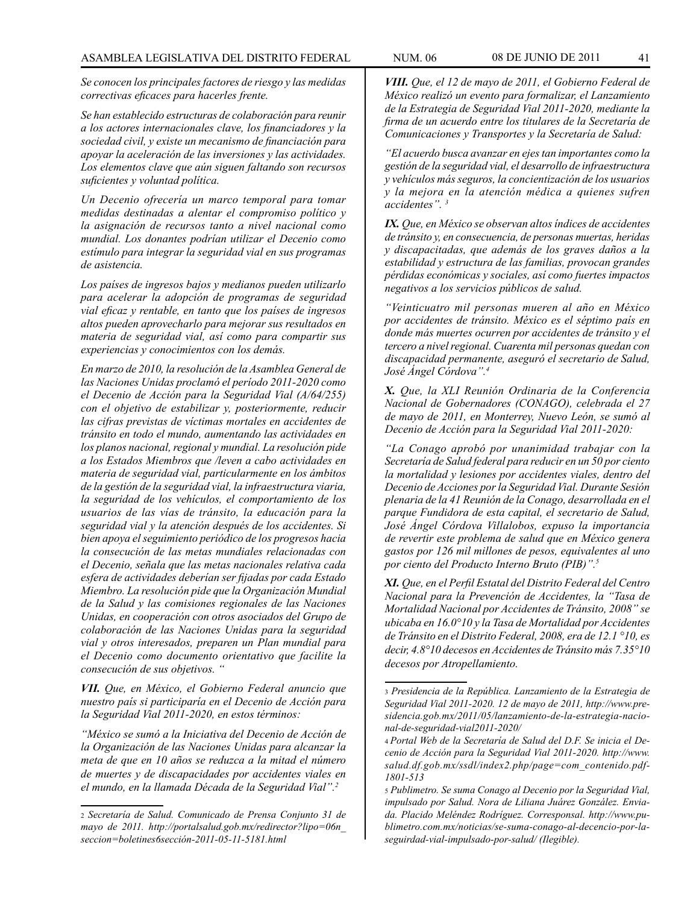*Se conocen los principales factores de riesgo y las medidas correctivas eficaces para hacerles frente.*

*Se han establecido estructuras de colaboración para reunir a los actores internacionales clave, los financiadores y la sociedad civil, y existe un mecanismo de financiación para apoyar la aceleración de las inversiones y las actividades. Los elementos clave que aún siguen faltando son recursos suficientes y voluntad política.*

*Un Decenio ofrecería un marco temporal para tomar medidas destinadas a alentar el compromiso político y la asignación de recursos tanto a nivel nacional como mundial. Los donantes podrían utilizar el Decenio como estímulo para integrar la seguridad vial en sus programas de asistencia.*

*Los países de ingresos bajos y medianos pueden utilizarlo para acelerar la adopción de programas de seguridad vial eficaz y rentable, en tanto que los países de ingresos altos pueden aprovecharlo para mejorar sus resultados en materia de seguridad vial, así como para compartir sus experiencias y conocimientos con los demás.*

*En marzo de 2010, la resolución de la Asamblea General de las Naciones Unidas proclamó el período 2011-2020 como el Decenio de Acción para la Seguridad Vial (A/64/255) con el objetivo de estabilizar y, posteriormente, reducir las cifras previstas de víctimas mortales en accidentes de tránsito en todo el mundo, aumentando las actividades en los planos nacional, regional y mundial. La resolución pide a los Estados Miembros que /leven a cabo actividades en materia de seguridad vial, particularmente en los ámbitos de la gestión de la seguridad vial, la infraestructura viaria, la seguridad de los vehículos, el comportamiento de los usuarios de las vías de tránsito, la educación para la seguridad vial y la atención después de los accidentes. Si bien apoya el seguimiento periódico de los progresos hacia la consecución de las metas mundiales relacionadas con el Decenio, señala que las metas nacionales relativa cada esfera de actividades deberían ser fijadas por cada Estado Miembro. La resolución pide que la Organización Mundial de la Salud y las comisiones regionales de las Naciones Unidas, en cooperación con otros asociados del Grupo de colaboración de las Naciones Unidas para la seguridad vial y otros interesados, preparen un Plan mundial para el Decenio como documento orientativo que facilite la consecución de sus objetivos. "*

***VII.** Que, en México, el Gobierno Federal anuncio que nuestro país si participaría en el Decenio de Acción para la Seguridad Vial 2011-2020, en estos términos:*

*"México se sumó a la Iniciativa del Decenio de Acción de la Organización de las Naciones Unidas para alcanzar la meta de que en 10 años se reduzca a la mitad el número de muertes y de discapacidades por accidentes viales en el mundo, en la llamada Década de la Seguridad Vial".[2]*

***VIII.** Que, el 12 de mayo de 2011, el Gobierno Federal de México realizó un evento para formalizar, el Lanzamiento de la Estrategia de Seguridad Vial 2011-2020, mediante la firma de un acuerdo entre los titulares de la Secretaría de Comunicaciones y Transportes y la Secretaría de Salud:*

*"El acuerdo busca avanzar en ejes tan importantes como la gestión de la seguridad vial, el desarrollo de infraestructura y vehículos más seguros, la concientización de los usuarios y la mejora en la atención médica a quienes sufren accidentes". [3]*

***IX.** Que, en México se observan altos índices de accidentes de tránsito y, en consecuencia, de personas muertas, heridas y discapacitadas, que además de los graves daños a la estabilidad y estructura de las familias, provocan grandes pérdidas económicas y sociales, así como fuertes impactos negativos a los servicios públicos de salud.*

*"Veinticuatro mil personas mueren al año en México por accidentes de tránsito. México es el séptimo país en donde más muertes ocurren por accidentes de tránsito y el tercero a nivel regional. Cuarenta mil personas quedan con discapacidad permanente, aseguró el secretario de Salud, José Ángel Córdova".[4]*

***X.** Que, la XLI Reunión Ordinaria de la Conferencia Nacional de Gobernadores (CONAGO), celebrada el 27 de mayo de 2011, en Monterrey, Nuevo León, se sumó al Decenio de Acción para la Seguridad Vial 2011-2020:*

*"La Conago aprobó por unanimidad trabajar con la Secretaría de Salud federal para reducir en un 50 por ciento la mortalidad y lesiones por accidentes viales, dentro del Decenio de Acciones por la Seguridad Vial. Durante Sesión plenaria de la 41 Reunión de la Conago, desarrollada en el parque Fundidora de esta capital, el secretario de Salud, José Ángel Córdova Villalobos, expuso la importancia de revertir este problema de salud que en México genera gastos por 126 mil millones de pesos, equivalentes al uno por ciento del Producto Interno Bruto (PIB)".[5]*

***XI.** Que, en el Perfil Estatal del Distrito Federal del Centro Nacional para la Prevención de Accidentes, la "Tasa de Mortalidad Nacional por Accidentes de Tránsito, 2008" se ubicaba en 16.0°10 y la Tasa de Mortalidad por Accidentes de Tránsito en el Distrito Federal, 2008, era de 12.1 °10, es decir, 4.8°10 decesos en Accidentes de Tránsito más 7.35°10 decesos por Atropellamiento.*

---

[2] *Secretaría de Salud. Comunicado de Prensa Conjunto 31 de mayo de 2011. http://portalsalud.gob.mx/redirector?lipo=06n_seccion=boletines6sección-2011-05-11-5181.html*

[3] *Presidencia de la República. Lanzamiento de la Estrategia de Seguridad Vial 2011-2020. 12 de mayo de 2011, http://www.presidencia.gob.mx/2011/05/lanzamiento-de-la-estrategia-nacional-de-seguridad-vial2011-2020/*

[4] *Portal Web de la Secretaría de Salud del D.F. Se inicia el Decenio de Acción para la Seguridad Vial 2011-2020. http://www.salud.df.gob.mx/ssdl/index2.php/page=com_contenido.pdf-1801-513*

[5] *Publimetro. Se suma Conago al Decenio por la Seguridad Vial, impulsado por Salud. Nora de Liliana Juárez González. Enviada. Placido Meléndez Rodríguez. Corresponsal. http://www.publimetro.com.mx/noticias/se-suma-conago-al-decencio-por-la-seguirdad-vial-impulsado-por-salud/ (Ilegible).*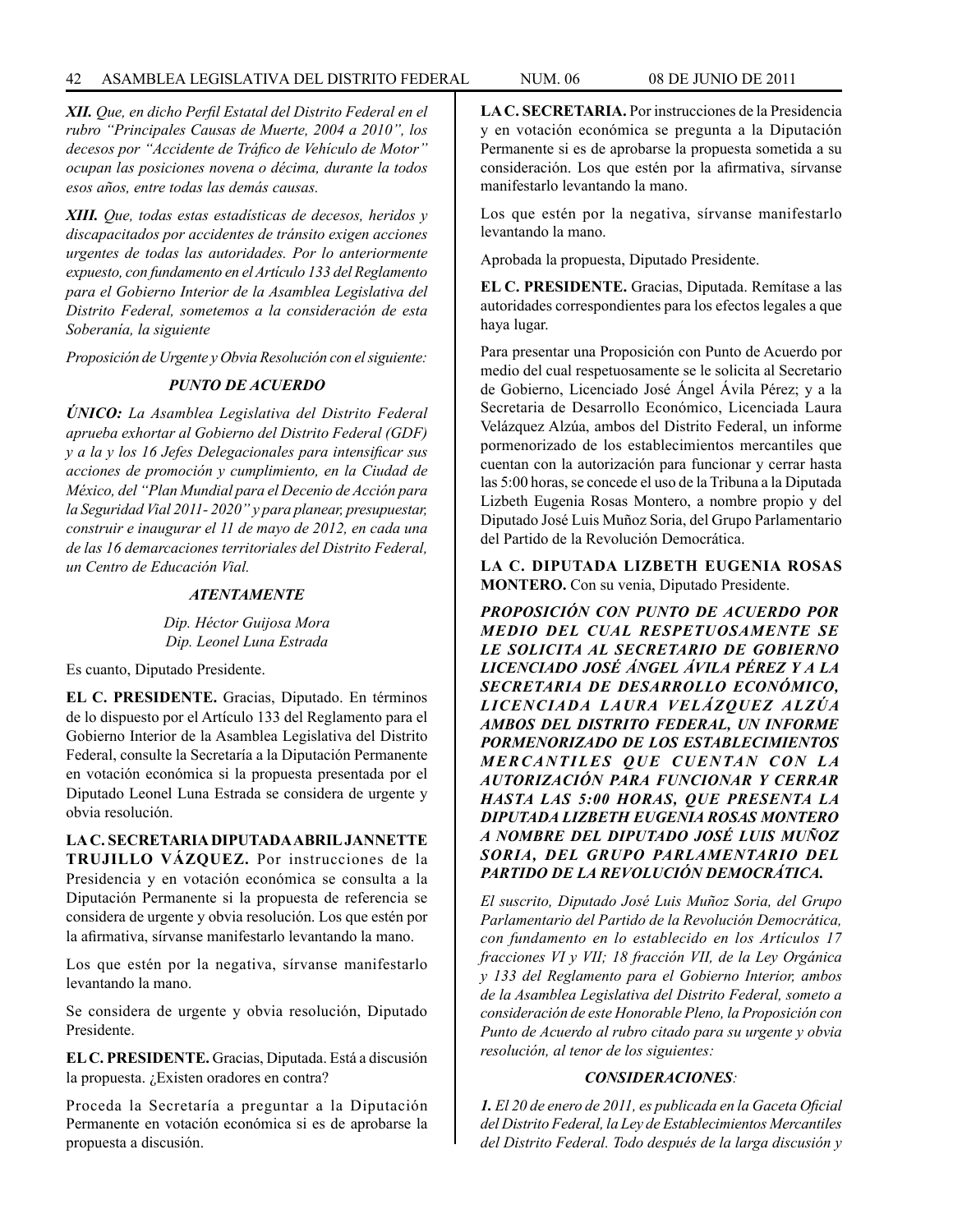***XII.*** *Que, en dicho Perfil Estatal del Distrito Federal en el rubro "Principales Causas de Muerte, 2004 a 2010", los decesos por "Accidente de Tráfico de Vehículo de Motor" ocupan las posiciones novena o décima, durante la todos esos años, entre todas las demás causas.*

***XIII.*** *Que, todas estas estadísticas de decesos, heridos y discapacitados por accidentes de tránsito exigen acciones urgentes de todas las autoridades. Por lo anteriormente expuesto, con fundamento en el Artículo 133 del Reglamento para el Gobierno Interior de la Asamblea Legislativa del Distrito Federal, sometemos a la consideración de esta Soberanía, la siguiente*

*Proposición de Urgente y Obvia Resolución con el siguiente:*

***PUNTO DE ACUERDO***

***ÚNICO:*** *La Asamblea Legislativa del Distrito Federal aprueba exhortar al Gobierno del Distrito Federal (GDF) y a la y los 16 Jefes Delegacionales para intensificar sus acciones de promoción y cumplimiento, en la Ciudad de México, del "Plan Mundial para el Decenio de Acción para la Seguridad Vial 2011- 2020" y para planear, presupuestar, construir e inaugurar el 11 de mayo de 2012, en cada una de las 16 demarcaciones territoriales del Distrito Federal, un Centro de Educación Vial.*

***ATENTAMENTE***

*Dip. Héctor Guijosa Mora*
*Dip. Leonel Luna Estrada*

Es cuanto, Diputado Presidente.

**EL C. PRESIDENTE.** Gracias, Diputado. En términos de lo dispuesto por el Artículo 133 del Reglamento para el Gobierno Interior de la Asamblea Legislativa del Distrito Federal, consulte la Secretaría a la Diputación Permanente en votación económica si la propuesta presentada por el Diputado Leonel Luna Estrada se considera de urgente y obvia resolución.

**LA C. SECRETARIA DIPUTADA ABRIL JANNETTE TRUJILLO VÁZQUEZ.** Por instrucciones de la Presidencia y en votación económica se consulta a la Diputación Permanente si la propuesta de referencia se considera de urgente y obvia resolución. Los que estén por la afirmativa, sírvanse manifestarlo levantando la mano.

Los que estén por la negativa, sírvanse manifestarlo levantando la mano.

Se considera de urgente y obvia resolución, Diputado Presidente.

**EL C. PRESIDENTE.** Gracias, Diputada. Está a discusión la propuesta. ¿Existen oradores en contra?

Proceda la Secretaría a preguntar a la Diputación Permanente en votación económica si es de aprobarse la propuesta a discusión.

**LA C. SECRETARIA.** Por instrucciones de la Presidencia y en votación económica se pregunta a la Diputación Permanente si es de aprobarse la propuesta sometida a su consideración. Los que estén por la afirmativa, sírvanse manifestarlo levantando la mano.

Los que estén por la negativa, sírvanse manifestarlo levantando la mano.

Aprobada la propuesta, Diputado Presidente.

**EL C. PRESIDENTE.** Gracias, Diputada. Remítase a las autoridades correspondientes para los efectos legales a que haya lugar.

Para presentar una Proposición con Punto de Acuerdo por medio del cual respetuosamente se le solicita al Secretario de Gobierno, Licenciado José Ángel Ávila Pérez; y a la Secretaria de Desarrollo Económico, Licenciada Laura Velázquez Alzúa, ambos del Distrito Federal, un informe pormenorizado de los establecimientos mercantiles que cuentan con la autorización para funcionar y cerrar hasta las 5:00 horas, se concede el uso de la Tribuna a la Diputada Lizbeth Eugenia Rosas Montero, a nombre propio y del Diputado José Luis Muñoz Soria, del Grupo Parlamentario del Partido de la Revolución Democrática.

**LA C. DIPUTADA LIZBETH EUGENIA ROSAS MONTERO.** Con su venia, Diputado Presidente.

***PROPOSICIÓN CON PUNTO DE ACUERDO POR MEDIO DEL CUAL RESPETUOSAMENTE SE LE SOLICITA AL SECRETARIO DE GOBIERNO LICENCIADO JOSÉ ÁNGEL ÁVILA PÉREZ Y A LA SECRETARIA DE DESARROLLO ECONÓMICO, LICENCIADA LAURA VELÁZQUEZ ALZÚA AMBOS DEL DISTRITO FEDERAL, UN INFORME PORMENORIZADO DE LOS ESTABLECIMIENTOS MERCANTILES QUE CUENTAN CON LA AUTORIZACIÓN PARA FUNCIONAR Y CERRAR HASTA LAS 5:00 HORAS, QUE PRESENTA LA DIPUTADA LIZBETH EUGENIA ROSAS MONTERO A NOMBRE DEL DIPUTADO JOSÉ LUIS MUÑOZ SORIA, DEL GRUPO PARLAMENTARIO DEL PARTIDO DE LA REVOLUCIÓN DEMOCRÁTICA.***

*El suscrito, Diputado José Luis Muñoz Soria, del Grupo Parlamentario del Partido de la Revolución Democrática, con fundamento en lo establecido en los Artículos 17 fracciones VI y VII; 18 fracción VII, de la Ley Orgánica y 133 del Reglamento para el Gobierno Interior, ambos de la Asamblea Legislativa del Distrito Federal, someto a consideración de este Honorable Pleno, la Proposición con Punto de Acuerdo al rubro citado para su urgente y obvia resolución, al tenor de los siguientes:*

***CONSIDERACIONES:***

***1.*** *El 20 de enero de 2011, es publicada en la Gaceta Oficial del Distrito Federal, la Ley de Establecimientos Mercantiles del Distrito Federal. Todo después de la larga discusión y*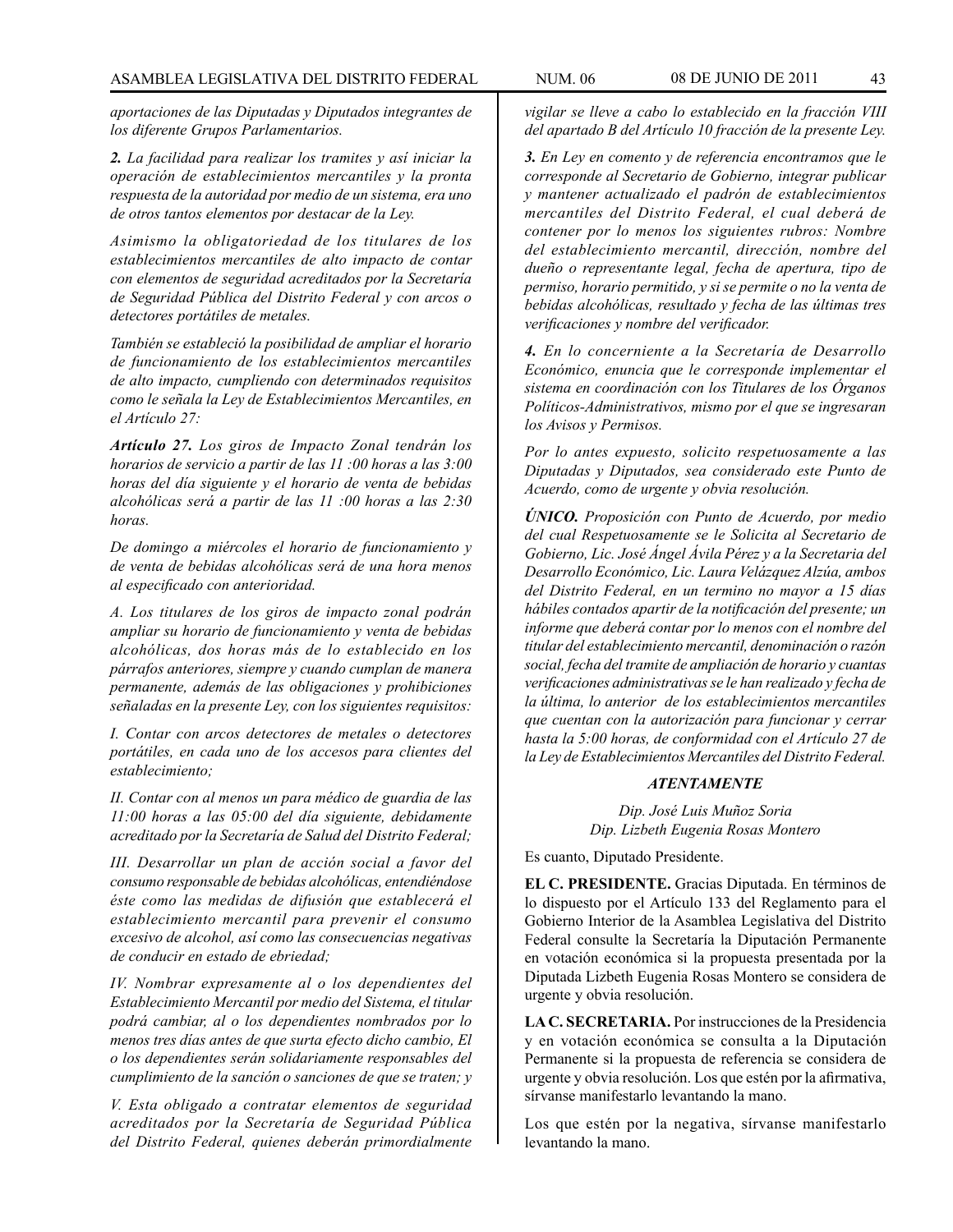*aportaciones de las Diputadas y Diputados integrantes de los diferente Grupos Parlamentarios.*

***2.** La facilidad para realizar los tramites y así iniciar la operación de establecimientos mercantiles y la pronta respuesta de la autoridad por medio de un sistema, era uno de otros tantos elementos por destacar de la Ley.*

*Asimismo la obligatoriedad de los titulares de los establecimientos mercantiles de alto impacto de contar con elementos de seguridad acreditados por la Secretaría de Seguridad Pública del Distrito Federal y con arcos o detectores portátiles de metales.*

*También se estableció la posibilidad de ampliar el horario de funcionamiento de los establecimientos mercantiles de alto impacto, cumpliendo con determinados requisitos como le señala la Ley de Establecimientos Mercantiles, en el Artículo 27:*

***Artículo 27.** Los giros de Impacto Zonal tendrán los horarios de servicio a partir de las 11 :00 horas a las 3:00 horas del día siguiente y el horario de venta de bebidas alcohólicas será a partir de las 11 :00 horas a las 2:30 horas.*

*De domingo a miércoles el horario de funcionamiento y de venta de bebidas alcohólicas será de una hora menos al especificado con anterioridad.*

*A. Los titulares de los giros de impacto zonal podrán ampliar su horario de funcionamiento y venta de bebidas alcohólicas, dos horas más de lo establecido en los párrafos anteriores, siempre y cuando cumplan de manera permanente, además de las obligaciones y prohibiciones señaladas en la presente Ley, con los siguientes requisitos:*

*I. Contar con arcos detectores de metales o detectores portátiles, en cada uno de los accesos para clientes del establecimiento;*

*II. Contar con al menos un para médico de guardia de las 11:00 horas a las 05:00 del día siguiente, debidamente acreditado por la Secretaría de Salud del Distrito Federal;*

*III. Desarrollar un plan de acción social a favor del consumo responsable de bebidas alcohólicas, entendiéndose éste como las medidas de difusión que establecerá el establecimiento mercantil para prevenir el consumo excesivo de alcohol, así como las consecuencias negativas de conducir en estado de ebriedad;*

*IV. Nombrar expresamente al o los dependientes del Establecimiento Mercantil por medio del Sistema, el titular podrá cambiar, al o los dependientes nombrados por lo menos tres días antes de que surta efecto dicho cambio, El o los dependientes serán solidariamente responsables del cumplimiento de la sanción o sanciones de que se traten; y*

*V. Esta obligado a contratar elementos de seguridad acreditados por la Secretaría de Seguridad Pública del Distrito Federal, quienes deberán primordialmente vigilar se lleve a cabo lo establecido en la fracción VIII del apartado B del Artículo 10 fracción de la presente Ley.*

***3.** En Ley en comento y de referencia encontramos que le corresponde al Secretario de Gobierno, integrar publicar y mantener actualizado el padrón de establecimientos mercantiles del Distrito Federal, el cual deberá de contener por lo menos los siguientes rubros: Nombre del establecimiento mercantil, dirección, nombre del dueño o representante legal, fecha de apertura, tipo de permiso, horario permitido, y si se permite o no la venta de bebidas alcohólicas, resultado y fecha de las últimas tres verificaciones y nombre del verificador.*

***4.** En lo concerniente a la Secretaría de Desarrollo Económico, enuncia que le corresponde implementar el sistema en coordinación con los Titulares de los Órganos Políticos-Administrativos, mismo por el que se ingresaran los Avisos y Permisos.*

*Por lo antes expuesto, solicito respetuosamente a las Diputadas y Diputados, sea considerado este Punto de Acuerdo, como de urgente y obvia resolución.*

***ÚNICO.** Proposición con Punto de Acuerdo, por medio del cual Respetuosamente se le Solicita al Secretario de Gobierno, Lic. José Ángel Ávila Pérez y a la Secretaria del Desarrollo Económico, Lic. Laura Velázquez Alzúa, ambos del Distrito Federal, en un termino no mayor a 15 días hábiles contados apartir de la notificación del presente; un informe que deberá contar por lo menos con el nombre del titular del establecimiento mercantil, denominación o razón social, fecha del tramite de ampliación de horario y cuantas verificaciones administrativas se le han realizado y fecha de la última, lo anterior de los establecimientos mercantiles que cuentan con la autorización para funcionar y cerrar hasta la 5:00 horas, de conformidad con el Artículo 27 de la Ley de Establecimientos Mercantiles del Distrito Federal.*

***ATENTAMENTE***

*Dip. José Luis Muñoz Soria*
*Dip. Lizbeth Eugenia Rosas Montero*

Es cuanto, Diputado Presidente.

**EL C. PRESIDENTE.** Gracias Diputada. En términos de lo dispuesto por el Artículo 133 del Reglamento para el Gobierno Interior de la Asamblea Legislativa del Distrito Federal consulte la Secretaría la Diputación Permanente en votación económica si la propuesta presentada por la Diputada Lizbeth Eugenia Rosas Montero se considera de urgente y obvia resolución.

**LA C. SECRETARIA.** Por instrucciones de la Presidencia y en votación económica se consulta a la Diputación Permanente si la propuesta de referencia se considera de urgente y obvia resolución. Los que estén por la afirmativa, sírvanse manifestarlo levantando la mano.

Los que estén por la negativa, sírvanse manifestarlo levantando la mano.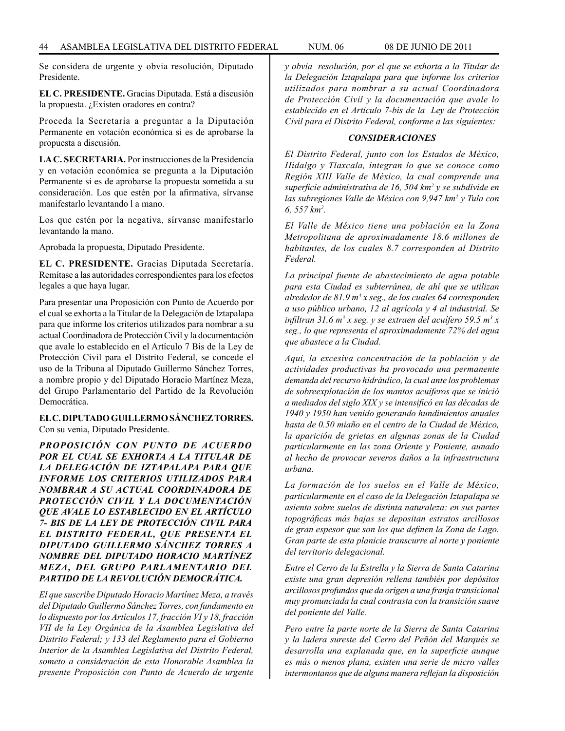Se considera de urgente y obvia resolución, Diputado Presidente.

**EL C. PRESIDENTE.** Gracias Diputada. Está a discusión la propuesta. ¿Existen oradores en contra?

Proceda la Secretaría a preguntar a la Diputación Permanente en votación económica si es de aprobarse la propuesta a discusión.

**LA C. SECRETARIA.** Por instrucciones de la Presidencia y en votación económica se pregunta a la Diputación Permanente si es de aprobarse la propuesta sometida a su consideración. Los que estén por la afirmativa, sírvanse manifestarlo levantando l a mano.

Los que estén por la negativa, sírvanse manifestarlo levantando la mano.

Aprobada la propuesta, Diputado Presidente.

**EL C. PRESIDENTE.** Gracias Diputada Secretaría. Remítase a las autoridades correspondientes para los efectos legales a que haya lugar.

Para presentar una Proposición con Punto de Acuerdo por el cual se exhorta a la Titular de la Delegación de Iztapalapa para que informe los criterios utilizados para nombrar a su actual Coordinadora de Protección Civil y la documentación que avale lo establecido en el Artículo 7 Bis de la Ley de Protección Civil para el Distrito Federal, se concede el uso de la Tribuna al Diputado Guillermo Sánchez Torres, a nombre propio y del Diputado Horacio Martínez Meza, del Grupo Parlamentario del Partido de la Revolución Democrática.

**EL C. DIPUTADO GUILLERMO SÁNCHEZ TORRES.** Con su venia, Diputado Presidente.

***PROPOSICIÓN CON PUNTO DE ACUERDO POR EL CUAL SE EXHORTA A LA TITULAR DE LA DELEGACIÓN DE IZTAPALAPA PARA QUE INFORME LOS CRITERIOS UTILIZADOS PARA NOMBRAR A SU ACTUAL COORDINADORA DE PROTECCIÓN CIVIL Y LA DOCUMENTACIÓN QUE AVALE LO ESTABLECIDO EN EL ARTÍCULO 7- BIS DE LA LEY DE PROTECCIÓN CIVIL PARA EL DISTRITO FEDERAL, QUE PRESENTA EL DIPUTADO GUILLERMO SÁNCHEZ TORRES A NOMBRE DEL DIPUTADO HORACIO MARTÍNEZ MEZA, DEL GRUPO PARLAMENTARIO DEL PARTIDO DE LA REVOLUCIÓN DEMOCRÁTICA.***

*El que suscribe Diputado Horacio Martínez Meza, a través del Diputado Guillermo Sánchez Torres, con fundamento en lo dispuesto por los Artículos 17, fracción VI y 18, fracción VII de la Ley Orgánica de la Asamblea Legislativa del Distrito Federal; y 133 del Reglamento para el Gobierno Interior de la Asamblea Legislativa del Distrito Federal, someto a consideración de esta Honorable Asamblea la presente Proposición con Punto de Acuerdo de urgente y obvia resolución, por el que se exhorta a la Titular de la Delegación Iztapalapa para que informe los criterios utilizados para nombrar a su actual Coordinadora de Protección Civil y la documentación que avale lo establecido en el Artículo 7-bis de la Ley de Protección Civil para el Distrito Federal, conforme a las siguientes:*

***CONSIDERACIONES***

*El Distrito Federal, junto con los Estados de México, Hidalgo y Tlaxcala, integran lo que se conoce como Región XIII Valle de México, la cual comprende una superficie administrativa de 16, 504 km$^2$ y se subdivide en las subregiones Valle de México con 9,947 km$^2$ y Tula con 6, 557 km$^2$.*

*El Valle de México tiene una población en la Zona Metropolitana de aproximadamente 18.6 millones de habitantes, de los cuales 8.7 corresponden al Distrito Federal.*

*La principal fuente de abastecimiento de agua potable para esta Ciudad es subterránea, de ahí que se utilizan alrededor de 81.9 m$^3$ x seg., de los cuales 64 corresponden a uso público urbano, 12 al agrícola y 4 al industrial. Se infiltran 31.6 m$^3$ x seg. y se extraen del acuífero 59.5 m$^3$ x seg., lo que representa el aproximadamente 72% del agua que abastece a la Ciudad.*

*Aquí, la excesiva concentración de la población y de actividades productivas ha provocado una permanente demanda del recurso hidráulico, la cual ante los problemas de sobreexplotación de los mantos acuíferos que se inició a mediados del siglo XIX y se intensificó en las décadas de 1940 y 1950 han venido generando hundimientos anuales hasta de 0.50 miaño en el centro de la Ciudad de México, la aparición de grietas en algunas zonas de la Ciudad particularmente en las zona Oriente y Poniente, aunado al hecho de provocar severos daños a la infraestructura urbana.*

*La formación de los suelos en el Valle de México, particularmente en el caso de la Delegación Iztapalapa se asienta sobre suelos de distinta naturaleza: en sus partes topográficas más bajas se depositan estratos arcillosos de gran espesor que son los que definen la Zona de Lago. Gran parte de esta planicie transcurre al norte y poniente del territorio delegacional.*

*Entre el Cerro de la Estrella y la Sierra de Santa Catarina existe una gran depresión rellena también por depósitos arcillosos profundos que da origen a una franja transicional muy pronunciada la cual contrasta con la transición suave del poniente del Valle.*

*Pero entre la parte norte de la Sierra de Santa Catarina y la ladera sureste del Cerro del Peñón del Marqués se desarrolla una explanada que, en la superficie aunque es más o menos plana, existen una serie de micro valles intermontanos que de alguna manera reflejan la disposición*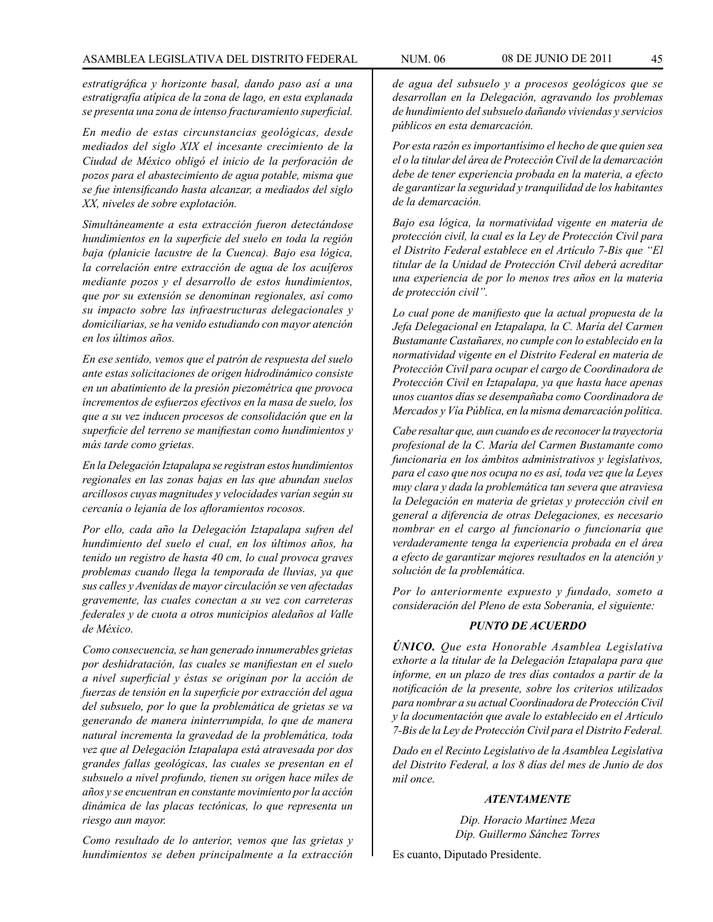*estratigráfica y horizonte basal, dando paso así a una estratigrafía atípica de la zona de lago, en esta explanada se presenta una zona de intenso fracturamiento superficial.*

*En medio de estas circunstancias geológicas, desde mediados del siglo XIX el incesante crecimiento de la Ciudad de México obligó el inicio de la perforación de pozos para el abastecimiento de agua potable, misma que se fue intensificando hasta alcanzar, a mediados del siglo XX, niveles de sobre explotación.*

*Simultáneamente a esta extracción fueron detectándose hundimientos en la superficie del suelo en toda la región baja (planicie lacustre de la Cuenca). Bajo esa lógica, la correlación entre extracción de agua de los acuíferos mediante pozos y el desarrollo de estos hundimientos, que por su extensión se denominan regionales, así como su impacto sobre las infraestructuras delegacionales y domiciliarias, se ha venido estudiando con mayor atención en los últimos años.*

*En ese sentido, vemos que el patrón de respuesta del suelo ante estas solicitaciones de origen hidrodinámico consiste en un abatimiento de la presión piezométrica que provoca incrementos de esfuerzos efectivos en la masa de suelo, los que a su vez inducen procesos de consolidación que en la superficie del terreno se manifiestan como hundimientos y más tarde como grietas.*

*En la Delegación Iztapalapa se registran estos hundimientos regionales en las zonas bajas en las que abundan suelos arcillosos cuyas magnitudes y velocidades varían según su cercanía o lejanía de los afloramientos rocosos.*

*Por ello, cada año la Delegación Iztapalapa sufren del hundimiento del suelo el cual, en los últimos años, ha tenido un registro de hasta 40 cm, lo cual provoca graves problemas cuando llega la temporada de lluvias, ya que sus calles y Avenidas de mayor circulación se ven afectadas gravemente, las cuales conectan a su vez con carreteras federales y de cuota a otros municipios aledaños al Valle de México.*

*Como consecuencia, se han generado innumerables grietas por deshidratación, las cuales se manifiestan en el suelo a nivel superficial y éstas se originan por la acción de fuerzas de tensión en la superficie por extracción del agua del subsuelo, por lo que la problemática de grietas se va generando de manera ininterrumpida, lo que de manera natural incrementa la gravedad de la problemática, toda vez que al Delegación Iztapalapa está atravesada por dos grandes fallas geológicas, las cuales se presentan en el subsuelo a nivel profundo, tienen su origen hace miles de años y se encuentran en constante movimiento por la acción dinámica de las placas tectónicas, lo que representa un riesgo aun mayor.*

*Como resultado de lo anterior, vemos que las grietas y hundimientos se deben principalmente a la extracción de agua del subsuelo y a procesos geológicos que se desarrollan en la Delegación, agravando los problemas de hundimiento del subsuelo dañando viviendas y servicios públicos en esta demarcación.*

*Por esta razón es importantísimo el hecho de que quien sea el o la titular del área de Protección Civil de la demarcación debe de tener experiencia probada en la materia, a efecto de garantizar la seguridad y tranquilidad de los habitantes de la demarcación.*

*Bajo esa lógica, la normatividad vigente en materia de protección civil, la cual es la Ley de Protección Civil para el Distrito Federal establece en el Artículo 7-Bis que "El titular de la Unidad de Protección Civil deberá acreditar una experiencia de por lo menos tres años en la materia de protección civil".*

*Lo cual pone de manifiesto que la actual propuesta de la Jefa Delegacional en Iztapalapa, la C. María del Carmen Bustamante Castañares, no cumple con lo establecido en la normatividad vigente en el Distrito Federal en materia de Protección Civil para ocupar el cargo de Coordinadora de Protección Civil en Iztapalapa, ya que hasta hace apenas unos cuantos días se desempañaba como Coordinadora de Mercados y Vía Pública, en la misma demarcación política.*

*Cabe resaltar que, aun cuando es de reconocer la trayectoria profesional de la C. María del Carmen Bustamante como funcionaria en los ámbitos administrativos y legislativos, para el caso que nos ocupa no es así, toda vez que la Leyes muy clara y dada la problemática tan severa que atraviesa la Delegación en materia de grietas y protección civil en general a diferencia de otras Delegaciones, es necesario nombrar en el cargo al funcionario o funcionaria que verdaderamente tenga la experiencia probada en el área a efecto de garantizar mejores resultados en la atención y solución de la problemática.*

*Por lo anteriormente expuesto y fundado, someto a consideración del Pleno de esta Soberanía, el siguiente:*

### *PUNTO DE ACUERDO*

***ÚNICO.** Que esta Honorable Asamblea Legislativa exhorte a la titular de la Delegación Iztapalapa para que informe, en un plazo de tres días contados a partir de la notificación de la presente, sobre los criterios utilizados para nombrar a su actual Coordinadora de Protección Civil y la documentación que avale lo establecido en el Artículo 7-Bis de la Ley de Protección Civil para el Distrito Federal.*

*Dado en el Recinto Legislativo de la Asamblea Legislativa del Distrito Federal, a los 8 días del mes de Junio de dos mil once.*

***ATENTAMENTE***

*Dip. Horacio Martínez Meza*
*Dip. Guillermo Sánchez Torres*

Es cuanto, Diputado Presidente.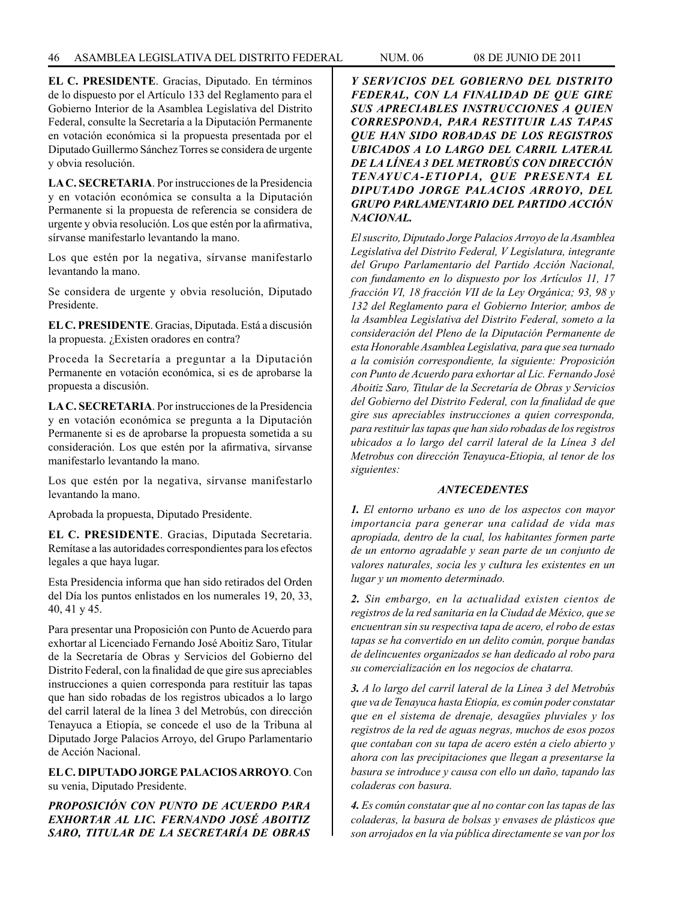**EL C. PRESIDENTE**. Gracias, Diputado. En términos de lo dispuesto por el Artículo 133 del Reglamento para el Gobierno Interior de la Asamblea Legislativa del Distrito Federal, consulte la Secretaría a la Diputación Permanente en votación económica si la propuesta presentada por el Diputado Guillermo Sánchez Torres se considera de urgente y obvia resolución.

**LA C. SECRETARIA**. Por instrucciones de la Presidencia y en votación económica se consulta a la Diputación Permanente si la propuesta de referencia se considera de urgente y obvia resolución. Los que estén por la afirmativa, sírvanse manifestarlo levantando la mano.

Los que estén por la negativa, sírvanse manifestarlo levantando la mano.

Se considera de urgente y obvia resolución, Diputado Presidente.

**EL C. PRESIDENTE**. Gracias, Diputada. Está a discusión la propuesta. ¿Existen oradores en contra?

Proceda la Secretaría a preguntar a la Diputación Permanente en votación económica, si es de aprobarse la propuesta a discusión.

**LA C. SECRETARIA**. Por instrucciones de la Presidencia y en votación económica se pregunta a la Diputación Permanente si es de aprobarse la propuesta sometida a su consideración. Los que estén por la afirmativa, sírvanse manifestarlo levantando la mano.

Los que estén por la negativa, sírvanse manifestarlo levantando la mano.

Aprobada la propuesta, Diputado Presidente.

**EL C. PRESIDENTE**. Gracias, Diputada Secretaria. Remítase a las autoridades correspondientes para los efectos legales a que haya lugar.

Esta Presidencia informa que han sido retirados del Orden del Día los puntos enlistados en los numerales 19, 20, 33, 40, 41 y 45.

Para presentar una Proposición con Punto de Acuerdo para exhortar al Licenciado Fernando José Aboitiz Saro, Titular de la Secretaría de Obras y Servicios del Gobierno del Distrito Federal, con la finalidad de que gire sus apreciables instrucciones a quien corresponda para restituir las tapas que han sido robadas de los registros ubicados a lo largo del carril lateral de la línea 3 del Metrobús, con dirección Tenayuca a Etiopía, se concede el uso de la Tribuna al Diputado Jorge Palacios Arroyo, del Grupo Parlamentario de Acción Nacional.

**EL C. DIPUTADO JORGE PALACIOS ARROYO**. Con su venia, Diputado Presidente.

***PROPOSICIÓN CON PUNTO DE ACUERDO PARA EXHORTAR AL LIC. FERNANDO JOSÉ ABOITIZ SARO, TITULAR DE LA SECRETARÍA DE OBRAS Y SERVICIOS DEL GOBIERNO DEL DISTRITO FEDERAL, CON LA FINALIDAD DE QUE GIRE SUS APRECIABLES INSTRUCCIONES A QUIEN CORRESPONDA, PARA RESTITUIR LAS TAPAS QUE HAN SIDO ROBADAS DE LOS REGISTROS UBICADOS A LO LARGO DEL CARRIL LATERAL DE LA LÍNEA 3 DEL METROBÚS CON DIRECCIÓN TENAYUCA-ETIOPIA, QUE PRESENTA EL DIPUTADO JORGE PALACIOS ARROYO, DEL GRUPO PARLAMENTARIO DEL PARTIDO ACCIÓN NACIONAL.***

*El suscrito, Diputado Jorge Palacios Arroyo de la Asamblea Legislativa del Distrito Federal, V Legislatura, integrante del Grupo Parlamentario del Partido Acción Nacional, con fundamento en lo dispuesto por los Artículos 11, 17 fracción VI, 18 fracción VII de la Ley Orgánica; 93, 98 y 132 del Reglamento para el Gobierno Interior, ambos de la Asamblea Legislativa del Distrito Federal, someto a la consideración del Pleno de la Diputación Permanente de esta Honorable Asamblea Legislativa, para que sea turnado a la comisión correspondiente, la siguiente: Proposición con Punto de Acuerdo para exhortar al Lic. Fernando José Aboitiz Saro, Titular de la Secretaría de Obras y Servicios del Gobierno del Distrito Federal, con la finalidad de que gire sus apreciables instrucciones a quien corresponda, para restituir las tapas que han sido robadas de los registros ubicados a lo largo del carril lateral de la Línea 3 del Metrobus con dirección Tenayuca-Etiopia, al tenor de los siguientes:*

***ANTECEDENTES***

***1.*** *El entorno urbano es uno de los aspectos con mayor importancia para generar una calidad de vida mas apropiada, dentro de la cual, los habitantes formen parte de un entorno agradable y sean parte de un conjunto de valores naturales, socia les y cuItura les existentes en un lugar y un momento determinado.*

***2.*** *Sin embargo, en la actualidad existen cientos de registros de la red sanitaria en la Ciudad de México, que se encuentran sin su respectiva tapa de acero, el robo de estas tapas se ha convertido en un delito común, porque bandas de delincuentes organizados se han dedicado al robo para su comercialización en los negocios de chatarra.*

***3.*** *A lo largo del carril lateral de la Línea 3 del Metrobús que va de Tenayuca hasta Etiopía, es común poder constatar que en el sistema de drenaje, desagües pluviales y los registros de la red de aguas negras, muchos de esos pozos que contaban con su tapa de acero estén a cielo abierto y ahora con las precipitaciones que llegan a presentarse la basura se introduce y causa con ello un daño, tapando las coladeras con basura.*

***4.*** *Es común constatar que al no contar con las tapas de las coladeras, la basura de bolsas y envases de plásticos que son arrojados en la vía pública directamente se van por los*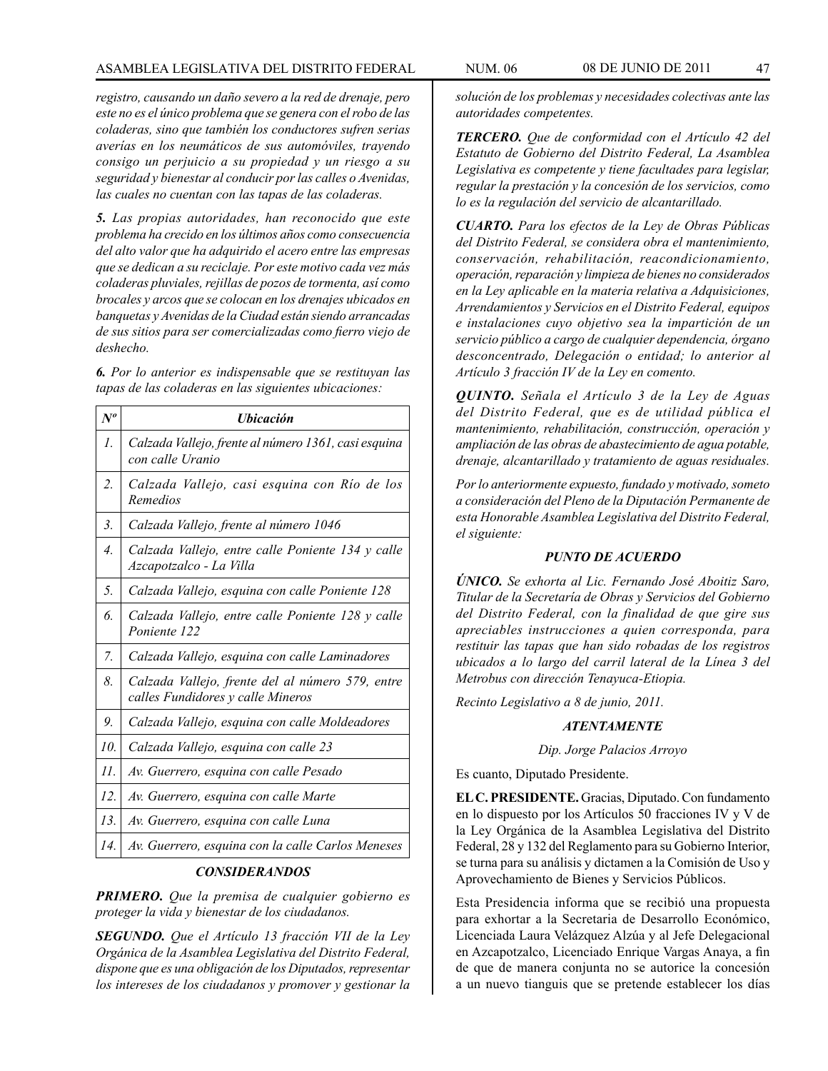*registro, causando un daño severo a la red de drenaje, pero este no es el único problema que se genera con el robo de las coladeras, sino que también los conductores sufren serias averías en los neumáticos de sus automóviles, trayendo consigo un perjuicio a su propiedad y un riesgo a su seguridad y bienestar al conducir por las calles o Avenidas, las cuales no cuentan con las tapas de las coladeras.*

***5.*** *Las propias autoridades, han reconocido que este problema ha crecido en los últimos años como consecuencia del alto valor que ha adquirido el acero entre las empresas que se dedican a su reciclaje. Por este motivo cada vez más coladeras pluviales, rejillas de pozos de tormenta, así como brocales y arcos que se colocan en los drenajes ubicados en banquetas y Avenidas de la Ciudad están siendo arrancadas de sus sitios para ser comercializadas como fierro viejo de deshecho.*

***6.*** *Por lo anterior es indispensable que se restituyan las tapas de las coladeras en las siguientes ubicaciones:*

| *Nº* | *Ubicación* |
|---|---|
| *1.* | *Calzada Vallejo, frente al número 1361, casi esquina con calle Uranio* |
| *2.* | *Calzada Vallejo, casi esquina con Río de los Remedios* |
| *3.* | *Calzada Vallejo, frente al número 1046* |
| *4.* | *Calzada Vallejo, entre calle Poniente 134 y calle Azcapotzalco - La Villa* |
| *5.* | *Calzada Vallejo, esquina con calle Poniente 128* |
| *6.* | *Calzada Vallejo, entre calle Poniente 128 y calle Poniente 122* |
| *7.* | *Calzada Vallejo, esquina con calle Laminadores* |
| *8.* | *Calzada Vallejo, frente del al número 579, entre calles Fundidores y calle Mineros* |
| *9.* | *Calzada Vallejo, esquina con calle Moldeadores* |
| *10.* | *Calzada Vallejo, esquina con calle 23* |
| *11.* | *Av. Guerrero, esquina con calle Pesado* |
| *12.* | *Av. Guerrero, esquina con calle Marte* |
| *13.* | *Av. Guerrero, esquina con calle Luna* |
| *14.* | *Av. Guerrero, esquina con la calle Carlos Meneses* |

### *CONSIDERANDOS*

***PRIMERO.*** *Que la premisa de cualquier gobierno es proteger la vida y bienestar de los ciudadanos.*

***SEGUNDO.*** *Que el Artículo 13 fracción VII de la Ley Orgánica de la Asamblea Legislativa del Distrito Federal, dispone que es una obligación de los Diputados, representar los intereses de los ciudadanos y promover y gestionar la solución de los problemas y necesidades colectivas ante las autoridades competentes.*

***TERCERO.*** *Que de conformidad con el Artículo 42 del Estatuto de Gobierno del Distrito Federal, La Asamblea Legislativa es competente y tiene facultades para legislar, regular la prestación y la concesión de los servicios, como lo es la regulación del servicio de alcantarillado.*

***CUARTO.*** *Para los efectos de la Ley de Obras Públicas del Distrito Federal, se considera obra el mantenimiento, conservación, rehabilitación, reacondicionamiento, operación, reparación y limpieza de bienes no considerados en la Ley aplicable en la materia relativa a Adquisiciones, Arrendamientos y Servicios en el Distrito Federal, equipos e instalaciones cuyo objetivo sea la impartición de un servicio público a cargo de cualquier dependencia, órgano desconcentrado, Delegación o entidad; lo anterior al Artículo 3 fracción IV de la Ley en comento.*

***QUINTO.*** *Señala el Artículo 3 de la Ley de Aguas del Distrito Federal, que es de utilidad pública el mantenimiento, rehabilitación, construcción, operación y ampliación de las obras de abastecimiento de agua potable, drenaje, alcantarillado y tratamiento de aguas residuales.*

*Por lo anteriormente expuesto, fundado y motivado, someto a consideración del Pleno de la Diputación Permanente de esta Honorable Asamblea Legislativa del Distrito Federal, el siguiente:*

### *PUNTO DE ACUERDO*

***ÚNICO.*** *Se exhorta al Lic. Fernando José Aboitiz Saro, Titular de la Secretaría de Obras y Servicios del Gobierno del Distrito Federal, con la finalidad de que gire sus apreciables instrucciones a quien corresponda, para restituir las tapas que han sido robadas de los registros ubicados a lo largo del carril lateral de la Línea 3 del Metrobus con dirección Tenayuca-Etiopia.*

*Recinto Legislativo a 8 de junio, 2011.*

***ATENTAMENTE***

*Dip. Jorge Palacios Arroyo*

Es cuanto, Diputado Presidente.

**EL C. PRESIDENTE.** Gracias, Diputado. Con fundamento en lo dispuesto por los Artículos 50 fracciones IV y V de la Ley Orgánica de la Asamblea Legislativa del Distrito Federal, 28 y 132 del Reglamento para su Gobierno Interior, se turna para su análisis y dictamen a la Comisión de Uso y Aprovechamiento de Bienes y Servicios Públicos.

Esta Presidencia informa que se recibió una propuesta para exhortar a la Secretaria de Desarrollo Económico, Licenciada Laura Velázquez Alzúa y al Jefe Delegacional en Azcapotzalco, Licenciado Enrique Vargas Anaya, a fin de que de manera conjunta no se autorice la concesión a un nuevo tianguis que se pretende establecer los días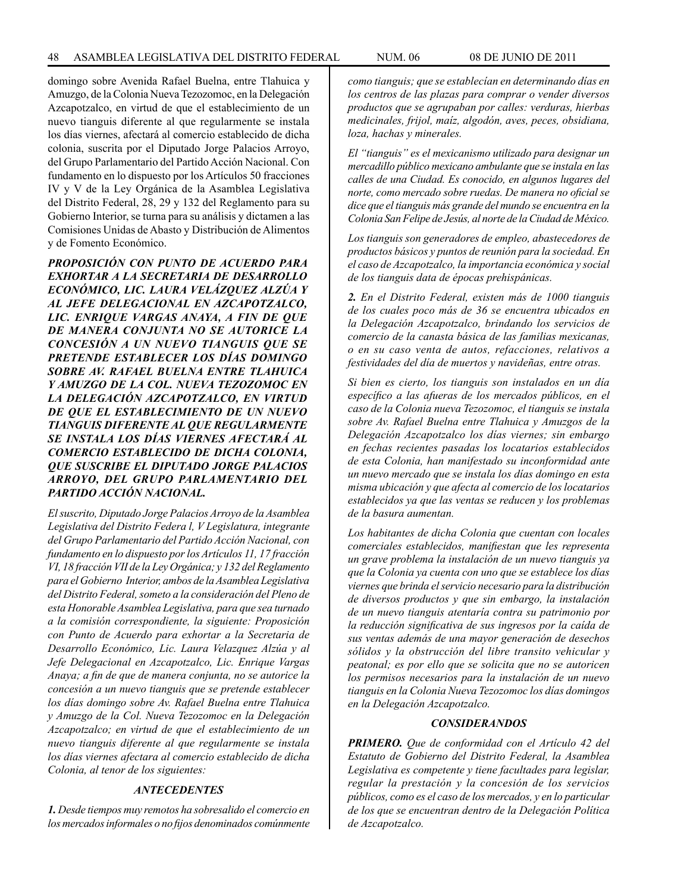domingo sobre Avenida Rafael Buelna, entre Tlahuica y Amuzgo, de la Colonia Nueva Tezozomoc, en la Delegación Azcapotzalco, en virtud de que el establecimiento de un nuevo tianguis diferente al que regularmente se instala los días viernes, afectará al comercio establecido de dicha colonia, suscrita por el Diputado Jorge Palacios Arroyo, del Grupo Parlamentario del Partido Acción Nacional. Con fundamento en lo dispuesto por los Artículos 50 fracciones IV y V de la Ley Orgánica de la Asamblea Legislativa del Distrito Federal, 28, 29 y 132 del Reglamento para su Gobierno Interior, se turna para su análisis y dictamen a las Comisiones Unidas de Abasto y Distribución de Alimentos y de Fomento Económico.

***PROPOSICIÓN CON PUNTO DE ACUERDO PARA EXHORTAR A LA SECRETARIA DE DESARROLLO ECONÓMICO, LIC. LAURA VELÁZQUEZ ALZÚA Y AL JEFE DELEGACIONAL EN AZCAPOTZALCO, LIC. ENRIQUE VARGAS ANAYA, A FIN DE QUE DE MANERA CONJUNTA NO SE AUTORICE LA CONCESIÓN A UN NUEVO TIANGUIS QUE SE PRETENDE ESTABLECER LOS DÍAS DOMINGO SOBRE AV. RAFAEL BUELNA ENTRE TLAHUICA Y AMUZGO DE LA COL. NUEVA TEZOZOMOC EN LA DELEGACIÓN AZCAPOTZALCO, EN VIRTUD DE QUE EL ESTABLECIMIENTO DE UN NUEVO TIANGUIS DIFERENTE AL QUE REGULARMENTE SE INSTALA LOS DÍAS VIERNES AFECTARÁ AL COMERCIO ESTABLECIDO DE DICHA COLONIA, QUE SUSCRIBE EL DIPUTADO JORGE PALACIOS ARROYO, DEL GRUPO PARLAMENTARIO DEL PARTIDO ACCIÓN NACIONAL.***

*El suscrito, Diputado Jorge Palacios Arroyo de la Asamblea Legislativa del Distrito Federa l, V Legislatura, integrante del Grupo Parlamentario del Partido Acción Nacional, con fundamento en lo dispuesto por los Artículos 11, 17 fracción VI, 18 fracción VII de la Ley Orgánica; y 132 del Reglamento para el Gobierno Interior, ambos de la Asamblea Legislativa del Distrito Federal, someto a la consideración del Pleno de esta Honorable Asamblea Legislativa, para que sea turnado a la comisión correspondiente, la siguiente: Proposición con Punto de Acuerdo para exhortar a la Secretaria de Desarrollo Económico, Lic. Laura Velazquez Alzúa y al Jefe Delegacional en Azcapotzalco, Lic. Enrique Vargas Anaya; a fin de que de manera conjunta, no se autorice la concesión a un nuevo tianguis que se pretende establecer los días domingo sobre Av. Rafael Buelna entre Tlahuica y Amuzgo de la Col. Nueva Tezozomoc en la Delegación Azcapotzalco; en virtud de que el establecimiento de un nuevo tianguis diferente al que regularmente se instala los días viernes afectara al comercio establecido de dicha Colonia, al tenor de los siguientes:*

***ANTECEDENTES***

***1.*** *Desde tiempos muy remotos ha sobresalido el comercio en los mercados informales o no fijos denominados comúnmente como tianguis; que se establecían en determinando días en los centros de las plazas para comprar o vender diversos productos que se agrupaban por calles: verduras, hierbas medicinales, frijol, maíz, algodón, aves, peces, obsidiana, loza, hachas y minerales.*

*El "tianguis" es el mexicanismo utilizado para designar un mercadillo público mexicano ambulante que se instala en las calles de una Ciudad. Es conocido, en algunos lugares del norte, como mercado sobre ruedas. De manera no oficial se dice que el tianguis más grande del mundo se encuentra en la Colonia San Felipe de Jesús, al norte de la Ciudad de México.*

*Los tianguis son generadores de empleo, abastecedores de productos básicos y puntos de reunión para la sociedad. En el caso de Azcapotzalco, la importancia económica y social de los tianguis data de épocas prehispánicas.*

***2.*** *En el Distrito Federal, existen más de 1000 tianguis de los cuales poco más de 36 se encuentra ubicados en la Delegación Azcapotzalco, brindando los servicios de comercio de la canasta básica de las familias mexicanas, o en su caso venta de autos, refacciones, relativos a festividades del día de muertos y navideñas, entre otras.*

*Si bien es cierto, los tianguis son instalados en un día específico a las afueras de los mercados públicos, en el caso de la Colonia nueva Tezozomoc, el tianguis se instala sobre Av. Rafael Buelna entre Tlahuica y Amuzgos de la Delegación Azcapotzalco los días viernes; sin embargo en fechas recientes pasadas los locatarios establecidos de esta Colonia, han manifestado su inconformidad ante un nuevo mercado que se instala los días domingo en esta misma ubicación y que afecta al comercio de los locatarios establecidos ya que las ventas se reducen y los problemas de la basura aumentan.*

*Los habitantes de dicha Colonia que cuentan con locales comerciales establecidos, manifiestan que les representa un grave problema la instalación de un nuevo tianguis ya que la Colonia ya cuenta con uno que se establece los días viernes que brinda el servicio necesario para la distribución de diversos productos y que sin embargo, la instalación de un nuevo tianguis atentaría contra su patrimonio por la reducción significativa de sus ingresos por la caída de sus ventas además de una mayor generación de desechos sólidos y la obstrucción del libre transito vehicular y peatonal; es por ello que se solicita que no se autoricen los permisos necesarios para la instalación de un nuevo tianguis en la Colonia Nueva Tezozomoc los días domingos en la Delegación Azcapotzalco.*

***CONSIDERANDOS***

***PRIMERO.*** *Que de conformidad con el Artículo 42 del Estatuto de Gobierno del Distrito Federal, la Asamblea Legislativa es competente y tiene facultades para legislar, regular la prestación y la concesión de los servicios públicos, como es el caso de los mercados, y en lo particular de los que se encuentran dentro de la Delegación Política de Azcapotzalco.*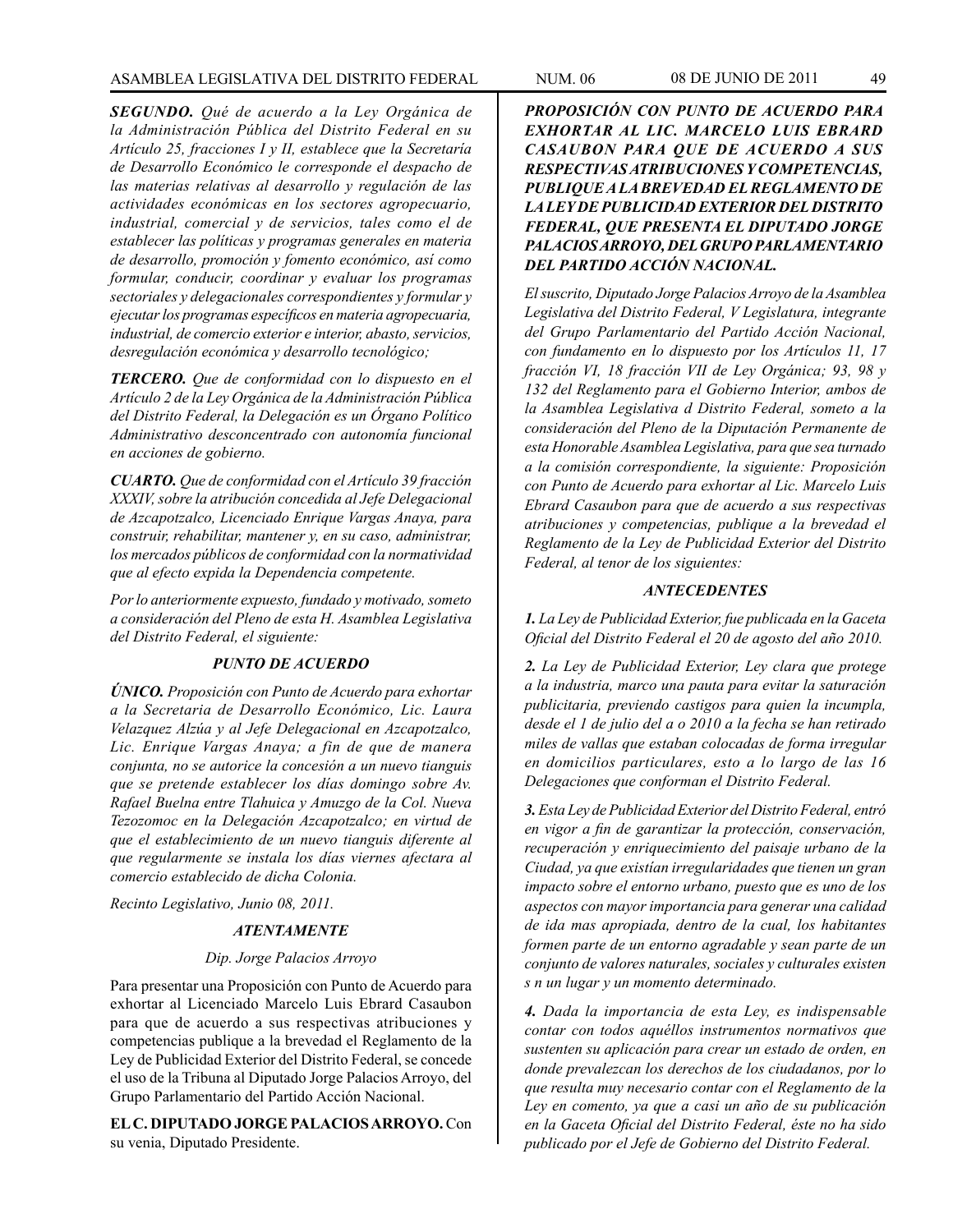***SEGUNDO.*** *Qué de acuerdo a la Ley Orgánica de la Administración Pública del Distrito Federal en su Artículo 25, fracciones I y II, establece que la Secretaría de Desarrollo Económico le corresponde el despacho de las materias relativas al desarrollo y regulación de las actividades económicas en los sectores agropecuario, industrial, comercial y de servicios, tales como el de establecer las políticas y programas generales en materia de desarrollo, promoción y fomento económico, así como formular, conducir, coordinar y evaluar los programas sectoriales y delegacionales correspondientes y formular y ejecutar los programas específicos en materia agropecuaria, industrial, de comercio exterior e interior, abasto, servicios, desregulación económica y desarrollo tecnológico;*

***TERCERO.*** *Que de conformidad con lo dispuesto en el Artículo 2 de la Ley Orgánica de la Administración Pública del Distrito Federal, la Delegación es un Órgano Político Administrativo desconcentrado con autonomía funcional en acciones de gobierno.*

***CUARTO.*** *Que de conformidad con el Artículo 39 fracción XXXIV, sobre la atribución concedida al Jefe Delegacional de Azcapotzalco, Licenciado Enrique Vargas Anaya, para construir, rehabilitar, mantener y, en su caso, administrar, los mercados públicos de conformidad con la normatividad que al efecto expida la Dependencia competente.*

*Por lo anteriormente expuesto, fundado y motivado, someto a consideración del Pleno de esta H. Asamblea Legislativa del Distrito Federal, el siguiente:*

***PUNTO DE ACUERDO***

***ÚNICO.*** *Proposición con Punto de Acuerdo para exhortar a la Secretaria de Desarrollo Económico, Lic. Laura Velazquez Alzúa y al Jefe Delegacional en Azcapotzalco, Lic. Enrique Vargas Anaya; a fin de que de manera conjunta, no se autorice la concesión a un nuevo tianguis que se pretende establecer los días domingo sobre Av. Rafael Buelna entre Tlahuica y Amuzgo de la Col. Nueva Tezozomoc en la Delegación Azcapotzalco; en virtud de que el establecimiento de un nuevo tianguis diferente al que regularmente se instala los días viernes afectara al comercio establecido de dicha Colonia.*

*Recinto Legislativo, Junio 08, 2011.*

***ATENTAMENTE***

*Dip. Jorge Palacios Arroyo*

Para presentar una Proposición con Punto de Acuerdo para exhortar al Licenciado Marcelo Luis Ebrard Casaubon para que de acuerdo a sus respectivas atribuciones y competencias publique a la brevedad el Reglamento de la Ley de Publicidad Exterior del Distrito Federal, se concede el uso de la Tribuna al Diputado Jorge Palacios Arroyo, del Grupo Parlamentario del Partido Acción Nacional.

**EL C. DIPUTADO JORGE PALACIOS ARROYO.** Con su venia, Diputado Presidente.

***PROPOSICIÓN CON PUNTO DE ACUERDO PARA EXHORTAR AL LIC. MARCELO LUIS EBRARD CASAUBON PARA QUE DE ACUERDO A SUS RESPECTIVAS ATRIBUCIONES Y COMPETENCIAS, PUBLIQUE A LA BREVEDAD EL REGLAMENTO DE LA LEY DE PUBLICIDAD EXTERIOR DEL DISTRITO FEDERAL, QUE PRESENTA EL DIPUTADO JORGE PALACIOS ARROYO, DEL GRUPO PARLAMENTARIO DEL PARTIDO ACCIÓN NACIONAL.***

*El suscrito, Diputado Jorge Palacios Arroyo de la Asamblea Legislativa del Distrito Federal, V Legislatura, integrante del Grupo Parlamentario del Partido Acción Nacional, con fundamento en lo dispuesto por los Artículos 11, 17 fracción VI, 18 fracción VII de Ley Orgánica; 93, 98 y 132 del Reglamento para el Gobierno Interior, ambos de la Asamblea Legislativa d Distrito Federal, someto a la consideración del Pleno de la Diputación Permanente de esta Honorable Asamblea Legislativa, para que sea turnado a la comisión correspondiente, la siguiente: Proposición con Punto de Acuerdo para exhortar al Lic. Marcelo Luis Ebrard Casaubon para que de acuerdo a sus respectivas atribuciones y competencias, publique a la brevedad el Reglamento de la Ley de Publicidad Exterior del Distrito Federal, al tenor de los siguientes:*

***ANTECEDENTES***

***1.*** *La Ley de Publicidad Exterior, fue publicada en la Gaceta Oficial del Distrito Federal el 20 de agosto del año 2010.*

***2.*** *La Ley de Publicidad Exterior, Ley clara que protege a la industria, marco una pauta para evitar la saturación publicitaria, previendo castigos para quien la incumpla, desde el 1 de julio del a o 2010 a la fecha se han retirado miles de vallas que estaban colocadas de forma irregular en domicilios particulares, esto a lo largo de las 16 Delegaciones que conforman el Distrito Federal.*

***3.*** *Esta Ley de Publicidad Exterior del Distrito Federal, entró en vigor a fin de garantizar la protección, conservación, recuperación y enriquecimiento del paisaje urbano de la Ciudad, ya que existían irregularidades que tienen un gran impacto sobre el entorno urbano, puesto que es uno de los aspectos con mayor importancia para generar una calidad de ida mas apropiada, dentro de la cual, los habitantes formen parte de un entorno agradable y sean parte de un conjunto de valores naturales, sociales y culturales existen s n un lugar y un momento determinado.*

***4.*** *Dada la importancia de esta Ley, es indispensable contar con todos aquéllos instrumentos normativos que sustenten su aplicación para crear un estado de orden, en donde prevalezcan los derechos de los ciudadanos, por lo que resulta muy necesario contar con el Reglamento de la Ley en comento, ya que a casi un año de su publicación en la Gaceta Oficial del Distrito Federal, éste no ha sido publicado por el Jefe de Gobierno del Distrito Federal.*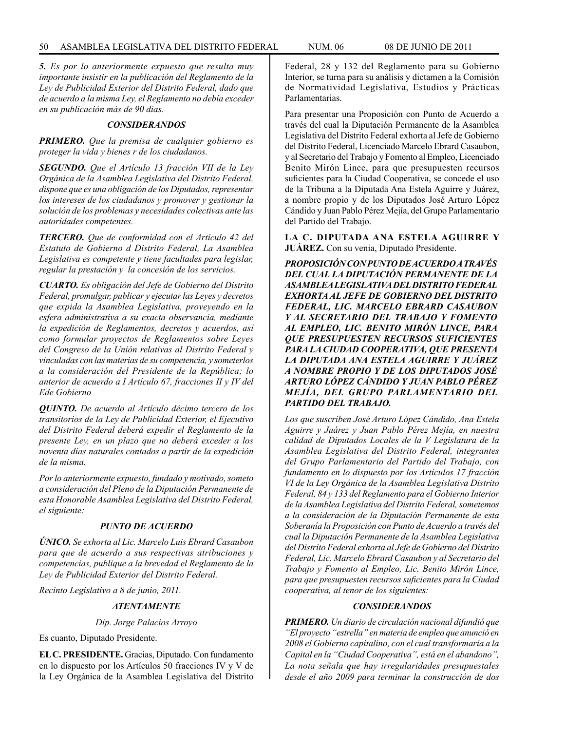*5. Es por lo anteriormente expuesto que resulta muy importante insistir en la publicación del Reglamento de la Ley de Publicidad Exterior del Distrito Federal, dado que de acuerdo a la misma Ley, el Reglamento no debía exceder en su publicación más de 90 días.*

***CONSIDERANDOS***

***PRIMERO.*** *Que la premisa de cualquier gobierno es proteger la vida y bienes r de los ciudadanos.*

***SEGUNDO.*** *Que el Artículo 13 fracción VII de la Ley Orgánica de la Asamblea Legislativa del Distrito Federal, dispone que es una obligación de los Diputados, representar los intereses de los ciudadanos y promover y gestionar la solución de los problemas y necesidades colectivas ante las autoridades competentes.*

***TERCERO.*** *Que de conformidad con el Artículo 42 del Estatuto de Gobierno d Distrito Federal, La Asamblea Legislativa es competente y tiene facultades para legislar, regular la prestación y la concesión de los servicios.*

***CUARTO.*** *Es obligación del Jefe de Gobierno del Distrito Federal, promulgar, publicar y ejecutar las Leyes y decretos que expida la Asamblea Legislativa, proveyendo en la esfera administrativa a su exacta observancia, mediante la expedición de Reglamentos, decretos y acuerdos, así como formular proyectos de Reglamentos sobre Leyes del Congreso de la Unión relativas al Distrito Federal y vinculadas con las materias de su competencia, y someterlos a la consideración del Presidente de la República; lo anterior de acuerdo a I Artículo 67, fracciones II y IV del Ede Gobierno*

***QUINTO.*** *De acuerdo al Artículo décimo tercero de los transitorios de la Ley de Publicidad Exterior, el Ejecutivo del Distrito Federal deberá expedir el Reglamento de la presente Ley, en un plazo que no deberá exceder a los noventa días naturales contados a partir de la expedición de la misma.*

*Por lo anteriormente expuesto, fundado y motivado, someto a consideración del Pleno de la Diputación Permanente de esta Honorable Asamblea Legislativa del Distrito Federal, el siguiente:*

***PUNTO DE ACUERDO***

***ÚNICO.*** *Se exhorta al Lic. Marcelo Luis Ebrard Casaubon para que de acuerdo a sus respectivas atribuciones y competencias, publique a la brevedad el Reglamento de la Ley de Publicidad Exterior del Distrito Federal.*

*Recinto Legislativo a 8 de junio, 2011.*

***ATENTAMENTE***

*Dip. Jorge Palacios Arroyo*

Es cuanto, Diputado Presidente.

**EL C. PRESIDENTE.** Gracias, Diputado. Con fundamento en lo dispuesto por los Artículos 50 fracciones IV y V de la Ley Orgánica de la Asamblea Legislativa del Distrito Federal, 28 y 132 del Reglamento para su Gobierno Interior, se turna para su análisis y dictamen a la Comisión de Normatividad Legislativa, Estudios y Prácticas Parlamentarias.

Para presentar una Proposición con Punto de Acuerdo a través del cual la Diputación Permanente de la Asamblea Legislativa del Distrito Federal exhorta al Jefe de Gobierno del Distrito Federal, Licenciado Marcelo Ebrard Casaubon, y al Secretario del Trabajo y Fomento al Empleo, Licenciado Benito Mirón Lince, para que presupuesten recursos suficientes para la Ciudad Cooperativa, se concede el uso de la Tribuna a la Diputada Ana Estela Aguirre y Juárez, a nombre propio y de los Diputados José Arturo López Cándido y Juan Pablo Pérez Mejía, del Grupo Parlamentario del Partido del Trabajo.

**LA C. DIPUTADA ANA ESTELA AGUIRRE Y JUÁREZ.** Con su venia, Diputado Presidente.

***PROPOSICIÓN CON PUNTO DE ACUERDO A TRAVÉS DEL CUAL LA DIPUTACIÓN PERMANENTE DE LA ASAMBLEA LEGISLATIVA DEL DISTRITO FEDERAL EXHORTA AL JEFE DE GOBIERNO DEL DISTRITO FEDERAL, LIC. MARCELO EBRARD CASAUBON Y AL SECRETARIO DEL TRABAJO Y FOMENTO AL EMPLEO, LIC. BENITO MIRÓN LINCE, PARA QUE PRESUPUESTEN RECURSOS SUFICIENTES PARA LA CIUDAD COOPERATIVA, QUE PRESENTA LA DIPUTADA ANA ESTELA AGUIRRE Y JUÁREZ A NOMBRE PROPIO Y DE LOS DIPUTADOS JOSÉ ARTURO LÓPEZ CÁNDIDO Y JUAN PABLO PÉREZ MEJÍA, DEL GRUPO PARLAMENTARIO DEL PARTIDO DEL TRABAJO.***

*Los que suscriben José Arturo López Cándido, Ana Estela Aguirre y Juárez y Juan Pablo Pérez Mejía, en nuestra calidad de Diputados Locales de la V Legislatura de la Asamblea Legislativa del Distrito Federal, integrantes del Grupo Parlamentario del Partido del Trabajo, con fundamento en lo dispuesto por los Artículos 17 fracción VI de la Ley Orgánica de la Asamblea Legislativa Distrito Federal, 84 y 133 del Reglamento para el Gobierno Interior de la Asamblea Legislativa del Distrito Federal, sometemos a la consideración de la Diputación Permanente de esta Soberanía la Proposición con Punto de Acuerdo a través del cual la Diputación Permanente de la Asamblea Legislativa del Distrito Federal exhorta al Jefe de Gobierno del Distrito Federal, Lic. Marcelo Ebrard Casaubon y al Secretario del Trabajo y Fomento al Empleo, Lic. Benito Mirón Lince, para que presupuesten recursos suficientes para la Ciudad cooperativa, al tenor de los siguientes:*

***CONSIDERANDOS***

***PRIMERO.*** *Un diario de circulación nacional difundió que "El proyecto "estrella" en materia de empleo que anunció en 2008 el Gobierno capitalino, con el cual transformaría a la Capital en la "Ciudad Cooperativa", está en el abandono", La nota señala que hay irregularidades presupuestales desde el año 2009 para terminar la construcción de dos*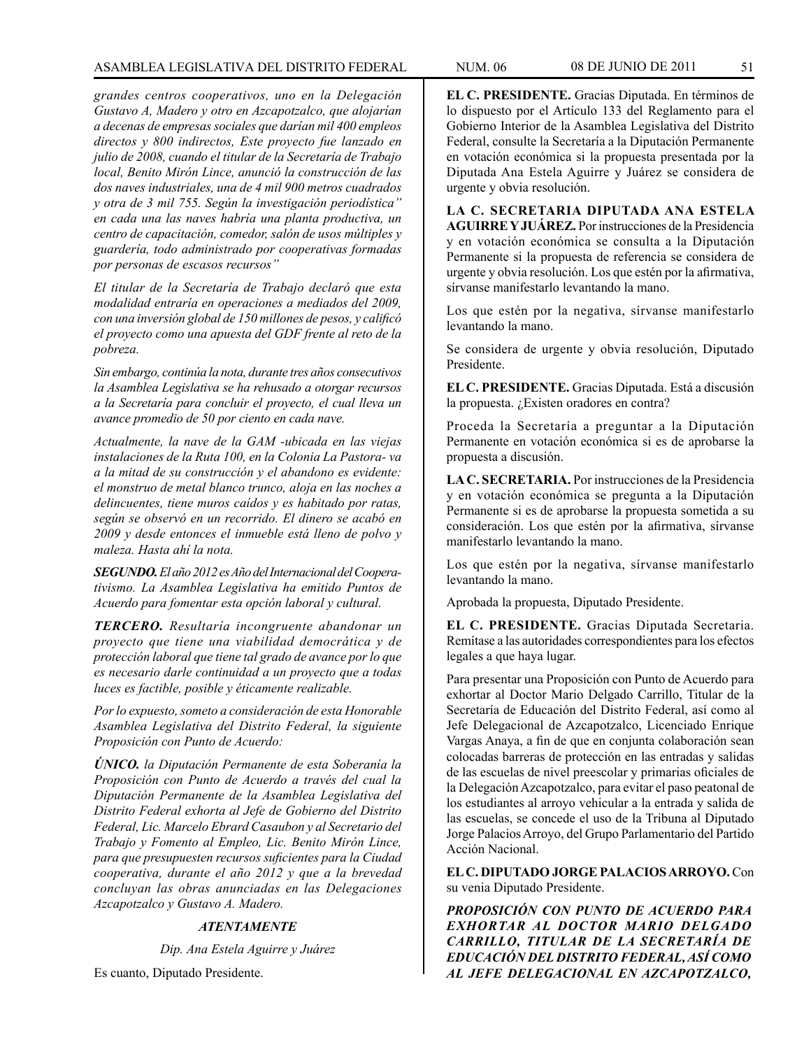*grandes centros cooperativos, uno en la Delegación Gustavo A, Madero y otro en Azcapotzalco, que alojarían a decenas de empresas sociales que darían mil 400 empleos directos y 800 indirectos, Este proyecto fue lanzado en julio de 2008, cuando el titular de la Secretaría de Trabajo local, Benito Mirón Lince, anunció la construcción de las dos naves industriales, una de 4 mil 900 metros cuadrados y otra de 3 mil 755. Según la investigación periodística" en cada una las naves habría una planta productiva, un centro de capacitación, comedor, salón de usos múltiples y guardería, todo administrado por cooperativas formadas por personas de escasos recursos"*

*El titular de la Secretaría de Trabajo declaró que esta modalidad entraría en operaciones a mediados del 2009, con una inversión global de 150 millones de pesos, y calificó el proyecto como una apuesta del GDF frente al reto de la pobreza.*

*Sin embargo, continúa la nota, durante tres años consecutivos la Asamblea Legislativa se ha rehusado a otorgar recursos a la Secretaría para concluir el proyecto, el cual lleva un avance promedio de 50 por ciento en cada nave.*

*Actualmente, la nave de la GAM -ubicada en las viejas instalaciones de la Ruta 100, en la Colonia La Pastora- va a la mitad de su construcción y el abandono es evidente: el monstruo de metal blanco trunco, aloja en las noches a delincuentes, tiene muros caídos y es habitado por ratas, según se observó en un recorrido. El dinero se acabó en 2009 y desde entonces el inmueble está lleno de polvo y maleza. Hasta ahí la nota.*

***SEGUNDO.*** *El año 2012 es Año del Internacional del Cooperativismo. La Asamblea Legislativa ha emitido Puntos de Acuerdo para fomentar esta opción laboral y cultural.*

***TERCERO.*** *Resultaría incongruente abandonar un proyecto que tiene una viabilidad democrática y de protección laboral que tiene tal grado de avance por lo que es necesario darle continuidad a un proyecto que a todas luces es factible, posible y éticamente realizable.*

*Por lo expuesto, someto a consideración de esta Honorable Asamblea Legislativa del Distrito Federal, la siguiente Proposición con Punto de Acuerdo:*

***ÚNICO.*** *la Diputación Permanente de esta Soberanía la Proposición con Punto de Acuerdo a través del cual la Diputación Permanente de la Asamblea Legislativa del Distrito Federal exhorta al Jefe de Gobierno del Distrito Federal, Lic. Marcelo Ebrard Casaubon y al Secretario del Trabajo y Fomento al Empleo, Lic. Benito Mirón Lince, para que presupuesten recursos suficientes para la Ciudad cooperativa, durante el año 2012 y que a la brevedad concluyan las obras anunciadas en las Delegaciones Azcapotzalco y Gustavo A. Madero.*

***ATENTAMENTE***

*Dip. Ana Estela Aguirre y Juárez*

Es cuanto, Diputado Presidente.

**EL C. PRESIDENTE.** Gracias Diputada. En términos de lo dispuesto por el Artículo 133 del Reglamento para el Gobierno Interior de la Asamblea Legislativa del Distrito Federal, consulte la Secretaría a la Diputación Permanente en votación económica si la propuesta presentada por la Diputada Ana Estela Aguirre y Juárez se considera de urgente y obvia resolución.

**LA C. SECRETARIA DIPUTADA ANA ESTELA AGUIRRE Y JUÁREZ.** Por instrucciones de la Presidencia y en votación económica se consulta a la Diputación Permanente si la propuesta de referencia se considera de urgente y obvia resolución. Los que estén por la afirmativa, sírvanse manifestarlo levantando la mano.

Los que estén por la negativa, sírvanse manifestarlo levantando la mano.

Se considera de urgente y obvia resolución, Diputado Presidente.

**EL C. PRESIDENTE.** Gracias Diputada. Está a discusión la propuesta. ¿Existen oradores en contra?

Proceda la Secretaría a preguntar a la Diputación Permanente en votación económica si es de aprobarse la propuesta a discusión.

**LA C. SECRETARIA.** Por instrucciones de la Presidencia y en votación económica se pregunta a la Diputación Permanente si es de aprobarse la propuesta sometida a su consideración. Los que estén por la afirmativa, sírvanse manifestarlo levantando la mano.

Los que estén por la negativa, sírvanse manifestarlo levantando la mano.

Aprobada la propuesta, Diputado Presidente.

**EL C. PRESIDENTE.** Gracias Diputada Secretaria. Remítase a las autoridades correspondientes para los efectos legales a que haya lugar.

Para presentar una Proposición con Punto de Acuerdo para exhortar al Doctor Mario Delgado Carrillo, Titular de la Secretaría de Educación del Distrito Federal, así como al Jefe Delegacional de Azcapotzalco, Licenciado Enrique Vargas Anaya, a fin de que en conjunta colaboración sean colocadas barreras de protección en las entradas y salidas de las escuelas de nivel preescolar y primarias oficiales de la Delegación Azcapotzalco, para evitar el paso peatonal de los estudiantes al arroyo vehicular a la entrada y salida de las escuelas, se concede el uso de la Tribuna al Diputado Jorge Palacios Arroyo, del Grupo Parlamentario del Partido Acción Nacional.

**EL C. DIPUTADO JORGE PALACIOS ARROYO.** Con su venia Diputado Presidente.

***PROPOSICIÓN CON PUNTO DE ACUERDO PARA EXHORTAR AL DOCTOR MARIO DELGADO CARRILLO, TITULAR DE LA SECRETARÍA DE EDUCACIÓN DEL DISTRITO FEDERAL, ASÍ COMO AL JEFE DELEGACIONAL EN AZCAPOTZALCO,***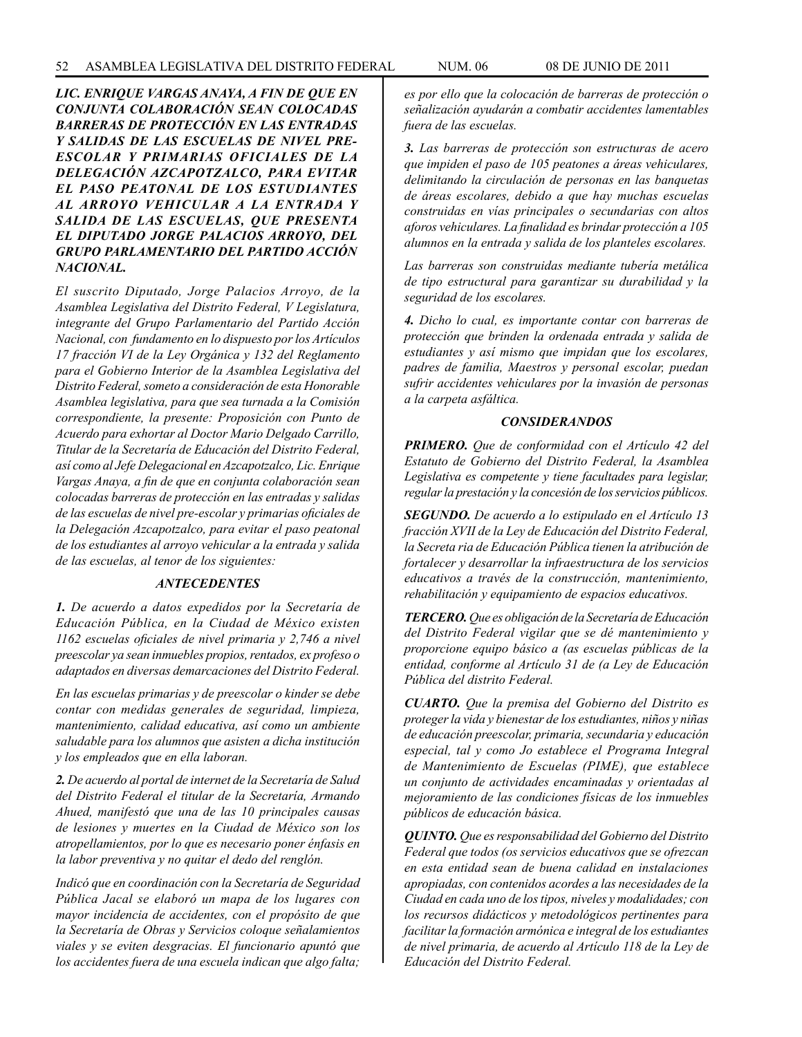***LIC. ENRIQUE VARGAS ANAYA, A FIN DE QUE EN CONJUNTA COLABORACIÓN SEAN COLOCADAS BARRERAS DE PROTECCIÓN EN LAS ENTRADAS Y SALIDAS DE LAS ESCUELAS DE NIVEL PRE-ESCOLAR Y PRIMARIAS OFICIALES DE LA DELEGACIÓN AZCAPOTZALCO, PARA EVITAR EL PASO PEATONAL DE LOS ESTUDIANTES AL ARROYO VEHICULAR A LA ENTRADA Y SALIDA DE LAS ESCUELAS, QUE PRESENTA EL DIPUTADO JORGE PALACIOS ARROYO, DEL GRUPO PARLAMENTARIO DEL PARTIDO ACCIÓN NACIONAL.***

*El suscrito Diputado, Jorge Palacios Arroyo, de la Asamblea Legislativa del Distrito Federal, V Legislatura, integrante del Grupo Parlamentario del Partido Acción Nacional, con fundamento en lo dispuesto por los Artículos 17 fracción VI de la Ley Orgánica y 132 del Reglamento para el Gobierno Interior de la Asamblea Legislativa del Distrito Federal, someto a consideración de esta Honorable Asamblea legislativa, para que sea turnada a la Comisión correspondiente, la presente: Proposición con Punto de Acuerdo para exhortar al Doctor Mario Delgado Carrillo, Titular de la Secretaría de Educación del Distrito Federal, así como al Jefe Delegacional en Azcapotzalco, Lic. Enrique Vargas Anaya, a fin de que en conjunta colaboración sean colocadas barreras de protección en las entradas y salidas de las escuelas de nivel pre-escolar y primarias oficiales de la Delegación Azcapotzalco, para evitar el paso peatonal de los estudiantes al arroyo vehicular a la entrada y salida de las escuelas, al tenor de los siguientes:*

## *ANTECEDENTES*

***1.*** *De acuerdo a datos expedidos por la Secretaría de Educación Pública, en la Ciudad de México existen 1162 escuelas oficiales de nivel primaria y 2,746 a nivel preescolar ya sean inmuebles propios, rentados, ex profeso o adaptados en diversas demarcaciones del Distrito Federal.*

*En las escuelas primarias y de preescolar o kinder se debe contar con medidas generales de seguridad, limpieza, mantenimiento, calidad educativa, así como un ambiente saludable para los alumnos que asisten a dicha institución y los empleados que en ella laboran.*

***2.*** *De acuerdo al portal de internet de la Secretaría de Salud del Distrito Federal el titular de la Secretaría, Armando Ahued, manifestó que una de las 10 principales causas de lesiones y muertes en la Ciudad de México son los atropellamientos, por lo que es necesario poner énfasis en la labor preventiva y no quitar el dedo del renglón.*

*Indicó que en coordinación con la Secretaría de Seguridad Pública Jacal se elaboró un mapa de los lugares con mayor incidencia de accidentes, con el propósito de que la Secretaría de Obras y Servicios coloque señalamientos viales y se eviten desgracias. El funcionario apuntó que los accidentes fuera de una escuela indican que algo falta; es por ello que la colocación de barreras de protección o señalización ayudarán a combatir accidentes lamentables fuera de las escuelas.*

***3.*** *Las barreras de protección son estructuras de acero que impiden el paso de 105 peatones a áreas vehiculares, delimitando la circulación de personas en las banquetas de áreas escolares, debido a que hay muchas escuelas construidas en vías principales o secundarias con altos aforos vehiculares. La finalidad es brindar protección a 105 alumnos en la entrada y salida de los planteles escolares.*

*Las barreras son construidas mediante tubería metálica de tipo estructural para garantizar su durabilidad y la seguridad de los escolares.*

***4.*** *Dicho lo cual, es importante contar con barreras de protección que brinden la ordenada entrada y salida de estudiantes y así mismo que impidan que los escolares, padres de familia, Maestros y personal escolar, puedan sufrir accidentes vehiculares por la invasión de personas a la carpeta asfáltica.*

## *CONSIDERANDOS*

***PRIMERO.*** *Que de conformidad con el Artículo 42 del Estatuto de Gobierno del Distrito Federal, la Asamblea Legislativa es competente y tiene facultades para legislar, regular la prestación y la concesión de los servicios públicos.*

***SEGUNDO.*** *De acuerdo a lo estipulado en el Artículo 13 fracción XVII de la Ley de Educación del Distrito Federal, la Secreta ria de Educación Pública tienen la atribución de fortalecer y desarrollar la infraestructura de los servicios educativos a través de la construcción, mantenimiento, rehabilitación y equipamiento de espacios educativos.*

***TERCERO.*** *Que es obligación de la Secretaría de Educación del Distrito Federal vigilar que se dé mantenimiento y proporcione equipo básico a (as escuelas públicas de la entidad, conforme al Artículo 31 de (a Ley de Educación Pública del distrito Federal.*

***CUARTO.*** *Que la premisa del Gobierno del Distrito es proteger la vida y bienestar de los estudiantes, niños y niñas de educación preescolar, primaria, secundaria y educación especial, tal y como Jo establece el Programa Integral de Mantenimiento de Escuelas (PIME), que establece un conjunto de actividades encaminadas y orientadas al mejoramiento de las condiciones físicas de los inmuebles públicos de educación básica.*

***QUINTO.*** *Que es responsabilidad del Gobierno del Distrito Federal que todos (os servicios educativos que se ofrezcan en esta entidad sean de buena calidad en instalaciones apropiadas, con contenidos acordes a las necesidades de la Ciudad en cada uno de los tipos, niveles y modalidades; con los recursos didácticos y metodológicos pertinentes para facilitar la formación armónica e integral de los estudiantes de nivel primaria, de acuerdo al Artículo 118 de la Ley de Educación del Distrito Federal.*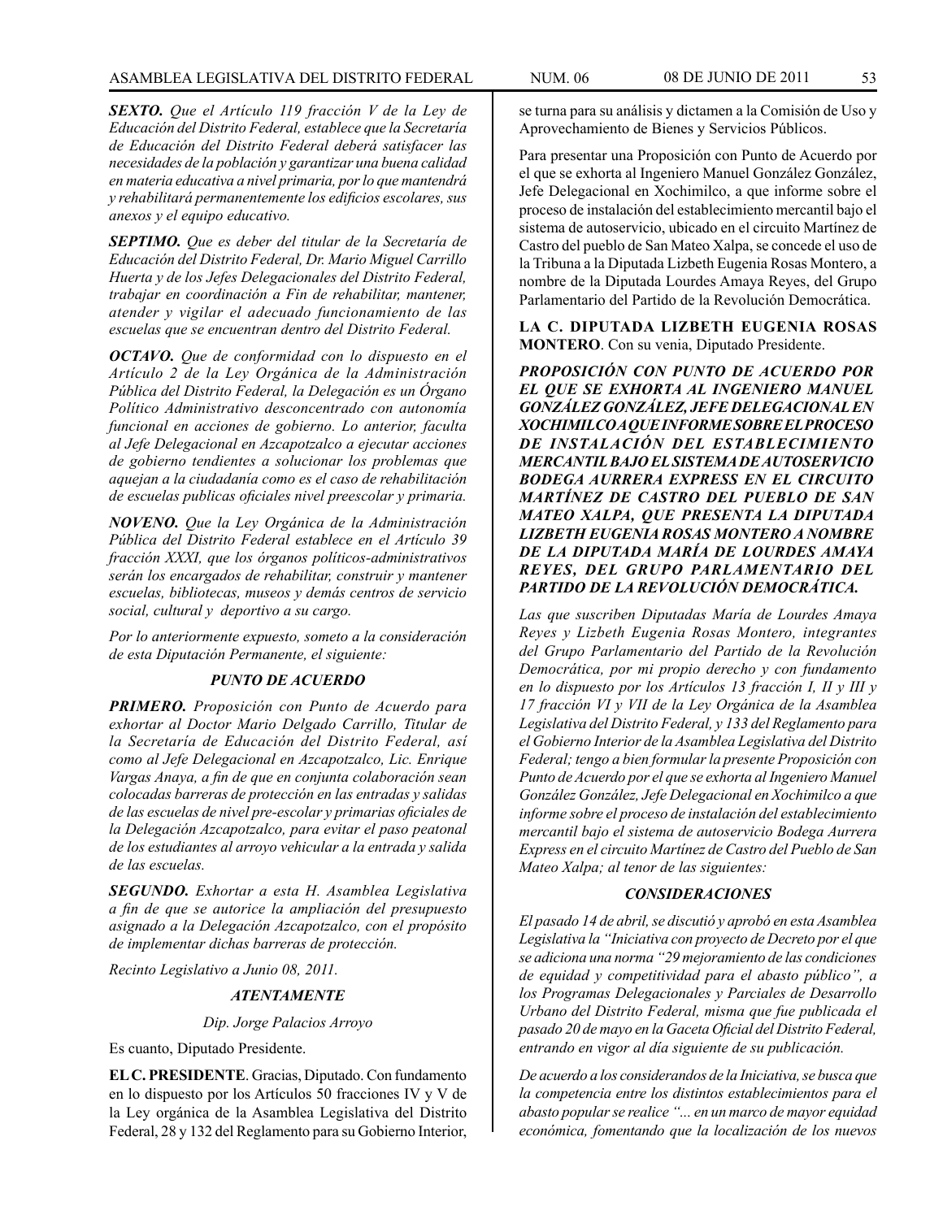***SEXTO.*** *Que el Artículo 119 fracción V de la Ley de Educación del Distrito Federal, establece que la Secretaría de Educación del Distrito Federal deberá satisfacer las necesidades de la población y garantizar una buena calidad en materia educativa a nivel primaria, por lo que mantendrá y rehabilitará permanentemente los edificios escolares, sus anexos y el equipo educativo.*

***SEPTIMO.*** *Que es deber del titular de la Secretaría de Educación del Distrito Federal, Dr. Mario Miguel Carrillo Huerta y de los Jefes Delegacionales del Distrito Federal, trabajar en coordinación a Fin de rehabilitar, mantener, atender y vigilar el adecuado funcionamiento de las escuelas que se encuentran dentro del Distrito Federal.*

***OCTAVO.*** *Que de conformidad con lo dispuesto en el Artículo 2 de la Ley Orgánica de la Administración Pública del Distrito Federal, la Delegación es un Órgano Político Administrativo desconcentrado con autonomía funcional en acciones de gobierno. Lo anterior, faculta al Jefe Delegacional en Azcapotzalco a ejecutar acciones de gobierno tendientes a solucionar los problemas que aquejan a la ciudadanía como es el caso de rehabilitación de escuelas publicas oficiales nivel preescolar y primaria.*

***NOVENO.*** *Que la Ley Orgánica de la Administración Pública del Distrito Federal establece en el Artículo 39 fracción XXXI, que los órganos políticos-administrativos serán los encargados de rehabilitar, construir y mantener escuelas, bibliotecas, museos y demás centros de servicio social, cultural y deportivo a su cargo.*

*Por lo anteriormente expuesto, someto a la consideración de esta Diputación Permanente, el siguiente:*

***PUNTO DE ACUERDO***

***PRIMERO.*** *Proposición con Punto de Acuerdo para exhortar al Doctor Mario Delgado Carrillo, Titular de la Secretaría de Educación del Distrito Federal, así como al Jefe Delegacional en Azcapotzalco, Lic. Enrique Vargas Anaya, a fin de que en conjunta colaboración sean colocadas barreras de protección en las entradas y salidas de las escuelas de nivel pre-escolar y primarias oficiales de la Delegación Azcapotzalco, para evitar el paso peatonal de los estudiantes al arroyo vehicular a la entrada y salida de las escuelas.*

***SEGUNDO.*** *Exhortar a esta H. Asamblea Legislativa a fin de que se autorice la ampliación del presupuesto asignado a la Delegación Azcapotzalco, con el propósito de implementar dichas barreras de protección.*

*Recinto Legislativo a Junio 08, 2011.*

***ATENTAMENTE***

*Dip. Jorge Palacios Arroyo*

Es cuanto, Diputado Presidente.

**EL C. PRESIDENTE**. Gracias, Diputado. Con fundamento en lo dispuesto por los Artículos 50 fracciones IV y V de la Ley orgánica de la Asamblea Legislativa del Distrito Federal, 28 y 132 del Reglamento para su Gobierno Interior, se turna para su análisis y dictamen a la Comisión de Uso y Aprovechamiento de Bienes y Servicios Públicos.

Para presentar una Proposición con Punto de Acuerdo por el que se exhorta al Ingeniero Manuel González González, Jefe Delegacional en Xochimilco, a que informe sobre el proceso de instalación del establecimiento mercantil bajo el sistema de autoservicio, ubicado en el circuito Martínez de Castro del pueblo de San Mateo Xalpa, se concede el uso de la Tribuna a la Diputada Lizbeth Eugenia Rosas Montero, a nombre de la Diputada Lourdes Amaya Reyes, del Grupo Parlamentario del Partido de la Revolución Democrática.

**LA C. DIPUTADA LIZBETH EUGENIA ROSAS MONTERO**. Con su venia, Diputado Presidente.

***PROPOSICIÓN CON PUNTO DE ACUERDO POR EL QUE SE EXHORTA AL INGENIERO MANUEL GONZÁLEZ GONZÁLEZ, JEFE DELEGACIONAL EN XOCHIMILCO A QUE INFORME SOBRE EL PROCESO DE INSTALACIÓN DEL ESTABLECIMIENTO MERCANTIL BAJO EL SISTEMA DE AUTOSERVICIO BODEGA AURRERA EXPRESS EN EL CIRCUITO MARTÍNEZ DE CASTRO DEL PUEBLO DE SAN MATEO XALPA, QUE PRESENTA LA DIPUTADA LIZBETH EUGENIA ROSAS MONTERO A NOMBRE DE LA DIPUTADA MARÍA DE LOURDES AMAYA REYES, DEL GRUPO PARLAMENTARIO DEL PARTIDO DE LA REVOLUCIÓN DEMOCRÁTICA.***

*Las que suscriben Diputadas María de Lourdes Amaya Reyes y Lizbeth Eugenia Rosas Montero, integrantes del Grupo Parlamentario del Partido de la Revolución Democrática, por mi propio derecho y con fundamento en lo dispuesto por los Artículos 13 fracción I, II y III y 17 fracción VI y VII de la Ley Orgánica de la Asamblea Legislativa del Distrito Federal, y 133 del Reglamento para el Gobierno Interior de la Asamblea Legislativa del Distrito Federal; tengo a bien formular la presente Proposición con Punto de Acuerdo por el que se exhorta al Ingeniero Manuel González González, Jefe Delegacional en Xochimilco a que informe sobre el proceso de instalación del establecimiento mercantil bajo el sistema de autoservicio Bodega Aurrera Express en el circuito Martínez de Castro del Pueblo de San Mateo Xalpa; al tenor de las siguientes:*

***CONSIDERACIONES***

*El pasado 14 de abril, se discutió y aprobó en esta Asamblea Legislativa la "Iniciativa con proyecto de Decreto por el que se adiciona una norma "29 mejoramiento de las condiciones de equidad y competitividad para el abasto público", a los Programas Delegacionales y Parciales de Desarrollo Urbano del Distrito Federal, misma que fue publicada el pasado 20 de mayo en la Gaceta Oficial del Distrito Federal, entrando en vigor al día siguiente de su publicación.*

*De acuerdo a los considerandos de la Iniciativa, se busca que la competencia entre los distintos establecimientos para el abasto popular se realice "... en un marco de mayor equidad económica, fomentando que la localización de los nuevos*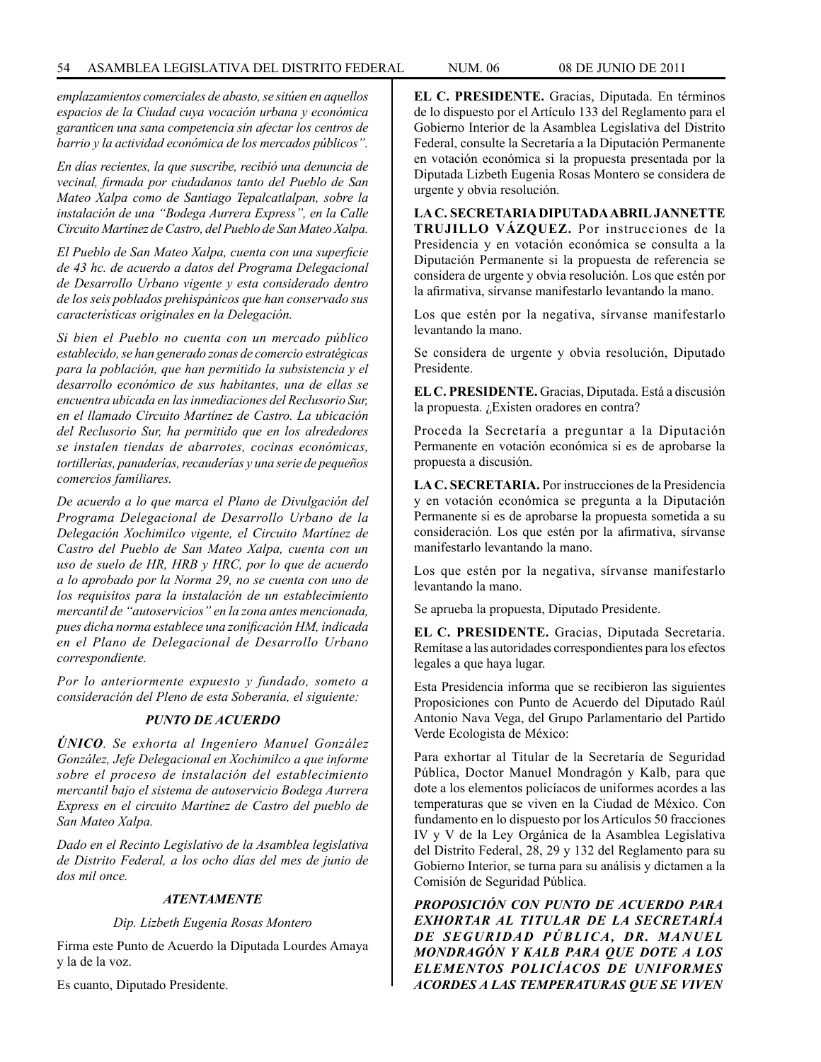*emplazamientos comerciales de abasto, se sitúen en aquellos espacios de la Ciudad cuya vocación urbana y económica garanticen una sana competencia sin afectar los centros de barrio y la actividad económica de los mercados públicos".*

*En días recientes, la que suscribe, recibió una denuncia de vecinal, firmada por ciudadanos tanto del Pueblo de San Mateo Xalpa como de Santiago Tepalcatlalpan, sobre la instalación de una "Bodega Aurrera Express", en la Calle Circuito Martínez de Castro, del Pueblo de San Mateo Xalpa.*

*El Pueblo de San Mateo Xalpa, cuenta con una superficie de 43 hc. de acuerdo a datos del Programa Delegacional de Desarrollo Urbano vigente y esta considerado dentro de los seis poblados prehispánicos que han conservado sus características originales en la Delegación.*

*Si bien el Pueblo no cuenta con un mercado público establecido, se han generado zonas de comercio estratégicas para la población, que han permitido la subsistencia y el desarrollo económico de sus habitantes, una de ellas se encuentra ubicada en las inmediaciones del Reclusorio Sur, en el llamado Circuito Martínez de Castro. La ubicación del Reclusorio Sur, ha permitido que en los alrededores se instalen tiendas de abarrotes, cocinas económicas, tortillerías, panaderías, recauderías y una serie de pequeños comercios familiares.*

*De acuerdo a lo que marca el Plano de Divulgación del Programa Delegacional de Desarrollo Urbano de la Delegación Xochimilco vigente, el Circuito Martínez de Castro del Pueblo de San Mateo Xalpa, cuenta con un uso de suelo de HR, HRB y HRC, por lo que de acuerdo a lo aprobado por la Norma 29, no se cuenta con uno de los requisitos para la instalación de un establecimiento mercantil de "autoservicios" en la zona antes mencionada, pues dicha norma establece una zonificación HM, indicada en el Plano de Delegacional de Desarrollo Urbano correspondiente.*

*Por lo anteriormente expuesto y fundado, someto a consideración del Pleno de esta Soberanía, el siguiente:*

***PUNTO DE ACUERDO***

***ÚNICO**. Se exhorta al Ingeniero Manuel González González, Jefe Delegacional en Xochimilco a que informe sobre el proceso de instalación del establecimiento mercantil bajo el sistema de autoservicio Bodega Aurrera Express en el circuito Martínez de Castro del pueblo de San Mateo Xalpa.*

*Dado en el Recinto Legislativo de la Asamblea legislativa de Distrito Federal, a los ocho días del mes de junio de dos mil once.*

***ATENTAMENTE***

*Dip. Lizbeth Eugenia Rosas Montero*

Firma este Punto de Acuerdo la Diputada Lourdes Amaya y la de la voz.

Es cuanto, Diputado Presidente.

**EL C. PRESIDENTE.** Gracias, Diputada. En términos de lo dispuesto por el Artículo 133 del Reglamento para el Gobierno Interior de la Asamblea Legislativa del Distrito Federal, consulte la Secretaría a la Diputación Permanente en votación económica si la propuesta presentada por la Diputada Lizbeth Eugenia Rosas Montero se considera de urgente y obvia resolución.

**LA C. SECRETARIA DIPUTADA ABRIL JANNETTE TRUJILLO VÁZQUEZ.** Por instrucciones de la Presidencia y en votación económica se consulta a la Diputación Permanente si la propuesta de referencia se considera de urgente y obvia resolución. Los que estén por la afirmativa, sírvanse manifestarlo levantando la mano.

Los que estén por la negativa, sírvanse manifestarlo levantando la mano.

Se considera de urgente y obvia resolución, Diputado Presidente.

**EL C. PRESIDENTE.** Gracias, Diputada. Está a discusión la propuesta. ¿Existen oradores en contra?

Proceda la Secretaría a preguntar a la Diputación Permanente en votación económica si es de aprobarse la propuesta a discusión.

**LA C. SECRETARIA.** Por instrucciones de la Presidencia y en votación económica se pregunta a la Diputación Permanente si es de aprobarse la propuesta sometida a su consideración. Los que estén por la afirmativa, sírvanse manifestarlo levantando la mano.

Los que estén por la negativa, sírvanse manifestarlo levantando la mano.

Se aprueba la propuesta, Diputado Presidente.

**EL C. PRESIDENTE.** Gracias, Diputada Secretaria. Remítase a las autoridades correspondientes para los efectos legales a que haya lugar.

Esta Presidencia informa que se recibieron las siguientes Proposiciones con Punto de Acuerdo del Diputado Raúl Antonio Nava Vega, del Grupo Parlamentario del Partido Verde Ecologista de México:

Para exhortar al Titular de la Secretaría de Seguridad Pública, Doctor Manuel Mondragón y Kalb, para que dote a los elementos policíacos de uniformes acordes a las temperaturas que se viven en la Ciudad de México. Con fundamento en lo dispuesto por los Artículos 50 fracciones IV y V de la Ley Orgánica de la Asamblea Legislativa del Distrito Federal, 28, 29 y 132 del Reglamento para su Gobierno Interior, se turna para su análisis y dictamen a la Comisión de Seguridad Pública.

***PROPOSICIÓN CON PUNTO DE ACUERDO PARA EXHORTAR AL TITULAR DE LA SECRETARÍA DE SEGURIDAD PÚBLICA, DR. MANUEL MONDRAGÓN Y KALB PARA QUE DOTE A LOS ELEMENTOS POLICÍACOS DE UNIFORMES ACORDES A LAS TEMPERATURAS QUE SE VIVEN***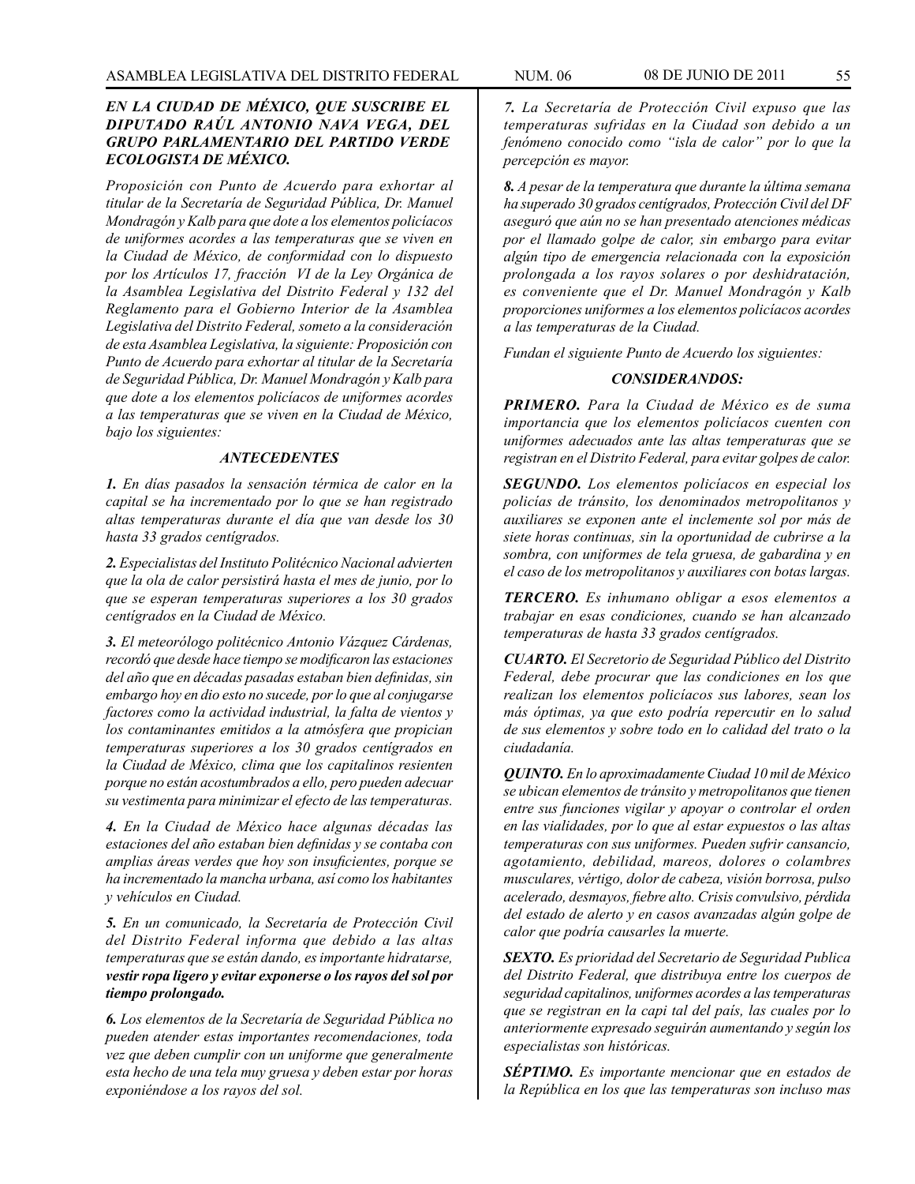***EN LA CIUDAD DE MÉXICO, QUE SUSCRIBE EL DIPUTADO RAÚL ANTONIO NAVA VEGA, DEL GRUPO PARLAMENTARIO DEL PARTIDO VERDE ECOLOGISTA DE MÉXICO.***

*Proposición con Punto de Acuerdo para exhortar al titular de la Secretaría de Seguridad Pública, Dr. Manuel Mondragón y Kalb para que dote a los elementos policíacos de uniformes acordes a las temperaturas que se viven en la Ciudad de México, de conformidad con lo dispuesto por los Artículos 17, fracción VI de la Ley Orgánica de la Asamblea Legislativa del Distrito Federal y 132 del Reglamento para el Gobierno Interior de la Asamblea Legislativa del Distrito Federal, someto a la consideración de esta Asamblea Legislativa, la siguiente: Proposición con Punto de Acuerdo para exhortar al titular de la Secretaría de Seguridad Pública, Dr. Manuel Mondragón y Kalb para que dote a los elementos policíacos de uniformes acordes a las temperaturas que se viven en la Ciudad de México, bajo los siguientes:*

***ANTECEDENTES***

***1.*** *En días pasados la sensación térmica de calor en la capital se ha incrementado por lo que se han registrado altas temperaturas durante el día que van desde los 30 hasta 33 grados centígrados.*

***2.*** *Especialistas del Instituto Politécnico Nacional advierten que la ola de calor persistirá hasta el mes de junio, por lo que se esperan temperaturas superiores a los 30 grados centígrados en la Ciudad de México.*

***3.*** *El meteorólogo politécnico Antonio Vázquez Cárdenas, recordó que desde hace tiempo se modificaron las estaciones del año que en décadas pasadas estaban bien definidas, sin embargo hoy en dio esto no sucede, por lo que al conjugarse factores como la actividad industrial, la falta de vientos y los contaminantes emitidos a la atmósfera que propician temperaturas superiores a los 30 grados centígrados en la Ciudad de México, clima que los capitalinos resienten porque no están acostumbrados a ello, pero pueden adecuar su vestimenta para minimizar el efecto de las temperaturas.*

***4.*** *En la Ciudad de México hace algunas décadas las estaciones del año estaban bien definidas y se contaba con amplias áreas verdes que hoy son insuficientes, porque se ha incrementado la mancha urbana, así como los habitantes y vehículos en Ciudad.*

***5.*** *En un comunicado, la Secretaría de Protección Civil del Distrito Federal informa que debido a las altas temperaturas que se están dando, es importante hidratarse,* ***vestir ropa ligero y evitar exponerse o los rayos del sol por tiempo prolongado.***

***6.*** *Los elementos de la Secretaría de Seguridad Pública no pueden atender estas importantes recomendaciones, toda vez que deben cumplir con un uniforme que generalmente esta hecho de una tela muy gruesa y deben estar por horas exponiéndose a los rayos del sol.*

***7.*** *La Secretaría de Protección Civil expuso que las temperaturas sufridas en la Ciudad son debido a un fenómeno conocido como "isla de calor" por lo que la percepción es mayor.*

***8.*** *A pesar de la temperatura que durante la última semana ha superado 30 grados centígrados, Protección Civil del DF aseguró que aún no se han presentado atenciones médicas por el llamado golpe de calor, sin embargo para evitar algún tipo de emergencia relacionada con la exposición prolongada a los rayos solares o por deshidratación, es conveniente que el Dr. Manuel Mondragón y Kalb proporciones uniformes a los elementos policíacos acordes a las temperaturas de la Ciudad.*

*Fundan el siguiente Punto de Acuerdo los siguientes:*

***CONSIDERANDOS:***

***PRIMERO.*** *Para la Ciudad de México es de suma importancia que los elementos policíacos cuenten con uniformes adecuados ante las altas temperaturas que se registran en el Distrito Federal, para evitar golpes de calor.*

***SEGUNDO.*** *Los elementos policíacos en especial los policías de tránsito, los denominados metropolitanos y auxiliares se exponen ante el inclemente sol por más de siete horas continuas, sin la oportunidad de cubrirse a la sombra, con uniformes de tela gruesa, de gabardina y en el caso de los metropolitanos y auxiliares con botas largas.*

***TERCERO.*** *Es inhumano obligar a esos elementos a trabajar en esas condiciones, cuando se han alcanzado temperaturas de hasta 33 grados centígrados.*

***CUARTO.*** *El Secretorio de Seguridad Público del Distrito Federal, debe procurar que las condiciones en los que realizan los elementos policíacos sus labores, sean los más óptimas, ya que esto podría repercutir en lo salud de sus elementos y sobre todo en lo calidad del trato o la ciudadanía.*

***QUINTO.*** *En lo aproximadamente Ciudad 10 mil de México se ubican elementos de tránsito y metropolitanos que tienen entre sus funciones vigilar y apoyar o controlar el orden en las vialidades, por lo que al estar expuestos o las altas temperaturas con sus uniformes. Pueden sufrir cansancio, agotamiento, debilidad, mareos, dolores o colambres musculares, vértigo, dolor de cabeza, visión borrosa, pulso acelerado, desmayos, fiebre alto. Crisis convulsivo, pérdida del estado de alerto y en casos avanzadas algún golpe de calor que podría causarles la muerte.*

***SEXTO.*** *Es prioridad del Secretario de Seguridad Publica del Distrito Federal, que distribuya entre los cuerpos de seguridad capitalinos, uniformes acordes a las temperaturas que se registran en la capi tal del país, las cuales por lo anteriormente expresado seguirán aumentando y según los especialistas son históricas.*

***SÉPTIMO.*** *Es importante mencionar que en estados de la República en los que las temperaturas son incluso mas*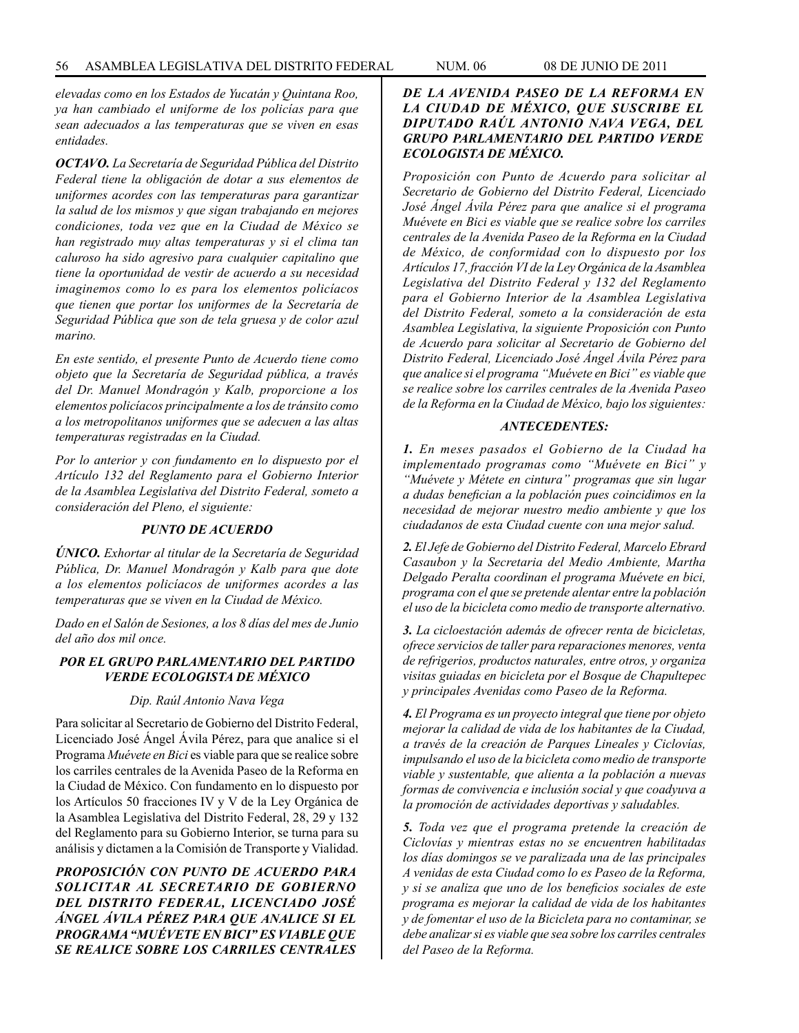*elevadas como en los Estados de Yucatán y Quintana Roo, ya han cambiado el uniforme de los policías para que sean adecuados a las temperaturas que se viven en esas entidades.*

***OCTAVO.*** *La Secretaría de Seguridad Pública del Distrito Federal tiene la obligación de dotar a sus elementos de uniformes acordes con las temperaturas para garantizar la salud de los mismos y que sigan trabajando en mejores condiciones, toda vez que en la Ciudad de México se han registrado muy altas temperaturas y si el clima tan caluroso ha sido agresivo para cualquier capitalino que tiene la oportunidad de vestir de acuerdo a su necesidad imaginemos como lo es para los elementos policíacos que tienen que portar los uniformes de la Secretaría de Seguridad Pública que son de tela gruesa y de color azul marino.*

*En este sentido, el presente Punto de Acuerdo tiene como objeto que la Secretaría de Seguridad pública, a través del Dr. Manuel Mondragón y Kalb, proporcione a los elementos policíacos principalmente a los de tránsito como a los metropolitanos uniformes que se adecuen a las altas temperaturas registradas en la Ciudad.*

*Por lo anterior y con fundamento en lo dispuesto por el Artículo 132 del Reglamento para el Gobierno Interior de la Asamblea Legislativa del Distrito Federal, someto a consideración del Pleno, el siguiente:*

***PUNTO DE ACUERDO***

***ÚNICO.*** *Exhortar al titular de la Secretaría de Seguridad Pública, Dr. Manuel Mondragón y Kalb para que dote a los elementos policíacos de uniformes acordes a las temperaturas que se viven en la Ciudad de México.*

*Dado en el Salón de Sesiones, a los 8 días del mes de Junio del año dos mil once.*

***POR EL GRUPO PARLAMENTARIO DEL PARTIDO VERDE ECOLOGISTA DE MÉXICO***

*Dip. Raúl Antonio Nava Vega*

Para solicitar al Secretario de Gobierno del Distrito Federal, Licenciado José Ángel Ávila Pérez, para que analice si el Programa *Muévete en Bici* es viable para que se realice sobre los carriles centrales de la Avenida Paseo de la Reforma en la Ciudad de México. Con fundamento en lo dispuesto por los Artículos 50 fracciones IV y V de la Ley Orgánica de la Asamblea Legislativa del Distrito Federal, 28, 29 y 132 del Reglamento para su Gobierno Interior, se turna para su análisis y dictamen a la Comisión de Transporte y Vialidad.

***PROPOSICIÓN CON PUNTO DE ACUERDO PARA SOLICITAR AL SECRETARIO DE GOBIERNO DEL DISTRITO FEDERAL, LICENCIADO JOSÉ ÁNGEL ÁVILA PÉREZ PARA QUE ANALICE SI EL PROGRAMA "MUÉVETE EN BICI" ES VIABLE QUE SE REALICE SOBRE LOS CARRILES CENTRALES DE LA AVENIDA PASEO DE LA REFORMA EN LA CIUDAD DE MÉXICO, QUE SUSCRIBE EL DIPUTADO RAÚL ANTONIO NAVA VEGA, DEL GRUPO PARLAMENTARIO DEL PARTIDO VERDE ECOLOGISTA DE MÉXICO.***

*Proposición con Punto de Acuerdo para solicitar al Secretario de Gobierno del Distrito Federal, Licenciado José Ángel Ávila Pérez para que analice si el programa Muévete en Bici es viable que se realice sobre los carriles centrales de la Avenida Paseo de la Reforma en la Ciudad de México, de conformidad con lo dispuesto por los Artículos 17, fracción VI de la Ley Orgánica de la Asamblea Legislativa del Distrito Federal y 132 del Reglamento para el Gobierno Interior de la Asamblea Legislativa del Distrito Federal, someto a la consideración de esta Asamblea Legislativa, la siguiente Proposición con Punto de Acuerdo para solicitar al Secretario de Gobierno del Distrito Federal, Licenciado José Ángel Ávila Pérez para que analice si el programa "Muévete en Bici" es viable que se realice sobre los carriles centrales de la Avenida Paseo de la Reforma en la Ciudad de México, bajo los siguientes:*

***ANTECEDENTES:***

***1.*** *En meses pasados el Gobierno de la Ciudad ha implementado programas como "Muévete en Bici" y "Muévete y Métete en cintura" programas que sin lugar a dudas benefician a la población pues coincidimos en la necesidad de mejorar nuestro medio ambiente y que los ciudadanos de esta Ciudad cuente con una mejor salud.*

***2.*** *El Jefe de Gobierno del Distrito Federal, Marcelo Ebrard Casaubon y la Secretaria del Medio Ambiente, Martha Delgado Peralta coordinan el programa Muévete en bici, programa con el que se pretende alentar entre la población el uso de la bicicleta como medio de transporte alternativo.*

***3.*** *La cicloestación además de ofrecer renta de bicicletas, ofrece servicios de taller para reparaciones menores, venta de refrigerios, productos naturales, entre otros, y organiza visitas guiadas en bicicleta por el Bosque de Chapultepec y principales Avenidas como Paseo de la Reforma.*

***4.*** *El Programa es un proyecto integral que tiene por objeto mejorar la calidad de vida de los habitantes de la Ciudad, a través de la creación de Parques Lineales y Ciclovías, impulsando el uso de la bicicleta como medio de transporte viable y sustentable, que alienta a la población a nuevas formas de convivencia e inclusión social y que coadyuva a la promoción de actividades deportivas y saludables.*

***5.*** *Toda vez que el programa pretende la creación de Ciclovías y mientras estas no se encuentren habilitadas los días domingos se ve paralizada una de las principales A venidas de esta Ciudad como lo es Paseo de la Reforma, y si se analiza que uno de los beneficios sociales de este programa es mejorar la calidad de vida de los habitantes y de fomentar el uso de la Bicicleta para no contaminar, se debe analizar si es viable que sea sobre los carriles centrales del Paseo de la Reforma.*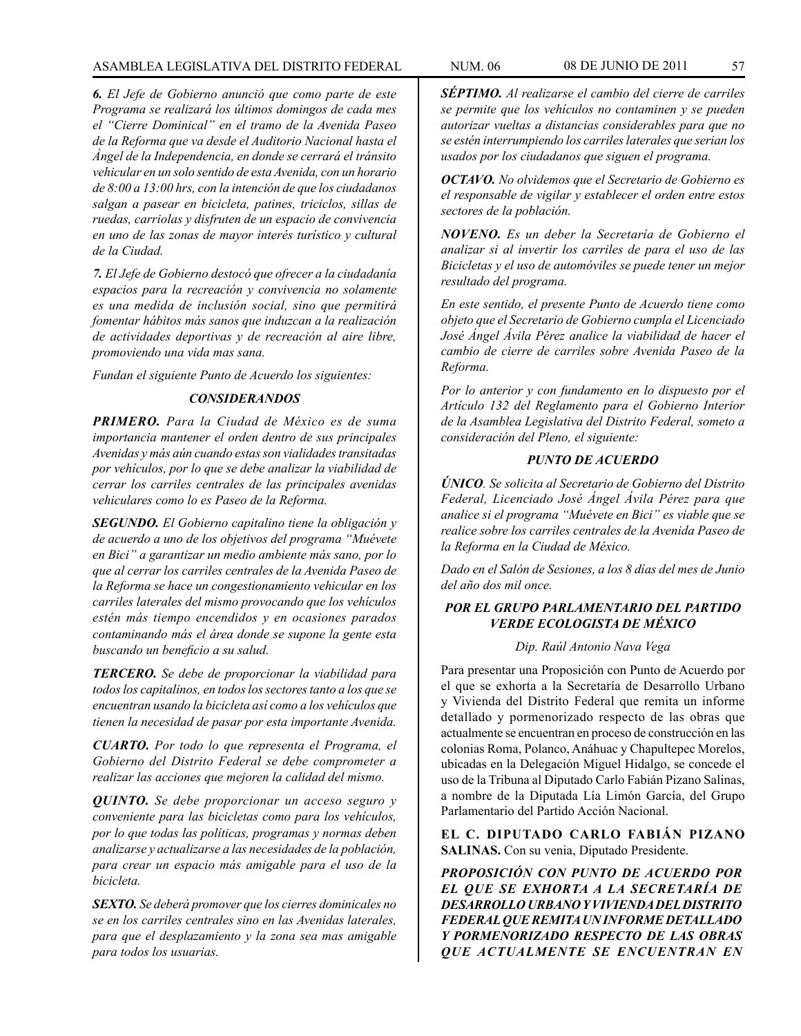*__6.__ El Jefe de Gobierno anunció que como parte de este Programa se realizará los últimos domingos de cada mes el "Cierre Dominical" en el tramo de la Avenida Paseo de la Reforma que va desde el Auditorio Nacional hasta el Ángel de la Independencia, en donde se cerrará el tránsito vehicular en un solo sentido de esta Avenida, con un horario de 8:00 a 13:00 hrs, con la intención de que los ciudadanos salgan a pasear en bicicleta, patines, triciclos, sillas de ruedas, carriolas y disfruten de un espacio de convivencia en uno de las zonas de mayor interés turístico y cultural de la Ciudad.*

*__7.__ El Jefe de Gobierno destocó que ofrecer a la ciudadanía espacios para la recreación y convivencia no solamente es una medida de inclusión social, sino que permitirá fomentar hábitos más sanos que induzcan a la realización de actividades deportivas y de recreación al aire libre, promoviendo una vida mas sana.*

*Fundan el siguiente Punto de Acuerdo los siguientes:*

***CONSIDERANDOS***

*__PRIMERO.__ Para la Ciudad de México es de suma importancia mantener el orden dentro de sus principales Avenidas y más aún cuando estas son vialidades transitadas por vehículos, por lo que se debe analizar la viabilidad de cerrar los carriles centrales de las principales avenidas vehiculares como lo es Paseo de la Reforma.*

*__SEGUNDO.__ El Gobierno capitalino tiene la obligación y de acuerdo a uno de los objetivos del programa "Muévete en Bici" a garantizar un medio ambiente más sano, por lo que al cerrar los carriles centrales de la Avenida Paseo de la Reforma se hace un congestionamiento vehicular en los carriles laterales del mismo provocando que los vehículos estén más tiempo encendidos y en ocasiones parados contaminando más el área donde se supone la gente esta buscando un beneficio a su salud.*

*__TERCERO.__ Se debe de proporcionar la viabilidad para todos los capitalinos, en todos los sectores tanto a los que se encuentran usando la bicicleta así como a los vehículos que tienen la necesidad de pasar por esta importante Avenida.*

*__CUARTO.__ Por todo lo que representa el Programa, el Gobierno del Distrito Federal se debe comprometer a realizar las acciones que mejoren la calidad del mismo.*

*__QUINTO.__ Se debe proporcionar un acceso seguro y conveniente para las bicicletas como para los vehículos, por lo que todas las políticas, programas y normas deben analizarse y actualizarse a las necesidades de la población, para crear un espacio más amigable para el uso de la bicicleta.*

*__SEXTO.__ Se deberá promover que los cierres dominicales no se en los carriles centrales sino en las Avenidas laterales, para que el desplazamiento y la zona sea mas amigable para todos los usuarias.*

*__SÉPTIMO.__ Al realizarse el cambio del cierre de carriles se permite que los vehículos no contaminen y se pueden autorizar vueltas a distancias considerables para que no se estén interrumpiendo los carriles laterales que serian los usados por los ciudadanos que siguen el programa.*

*__OCTAVO.__ No olvidemos que el Secretario de Gobierno es el responsable de vigilar y establecer el orden entre estos sectores de la población.*

*__NOVENO.__ Es un deber la Secretaría de Gobierno el analizar si al invertir los carriles de para el uso de las Bicicletas y el uso de automóviles se puede tener un mejor resultado del programa.*

*En este sentido, el presente Punto de Acuerdo tiene como objeto que el Secretario de Gobierno cumpla el Licenciado José Ángel Ávila Pérez analice la viabilidad de hacer el cambio de cierre de carriles sobre Avenida Paseo de la Reforma.*

*Por lo anterior y con fundamento en lo dispuesto por el Artículo 132 del Reglamento para el Gobierno Interior de la Asamblea Legislativa del Distrito Federal, someto a consideración del Pleno, el siguiente:*

***PUNTO DE ACUERDO***

*__ÚNICO__. Se solicita al Secretario de Gobierno del Distrito Federal, Licenciado José Ángel Ávila Pérez para que analice si el programa "Muévete en Bici" es viable que se realice sobre los carriles centrales de la Avenida Paseo de la Reforma en la Ciudad de México.*

*Dado en el Salón de Sesiones, a los 8 días del mes de Junio del año dos mil once.*

***POR EL GRUPO PARLAMENTARIO DEL PARTIDO VERDE ECOLOGISTA DE MÉXICO***

*Dip. Raúl Antonio Nava Vega*

Para presentar una Proposición con Punto de Acuerdo por el que se exhorta a la Secretaría de Desarrollo Urbano y Vivienda del Distrito Federal que remita un informe detallado y pormenorizado respecto de las obras que actualmente se encuentran en proceso de construcción en las colonias Roma, Polanco, Anáhuac y Chapultepec Morelos, ubicadas en la Delegación Miguel Hidalgo, se concede el uso de la Tribuna al Diputado Carlo Fabián Pizano Salinas, a nombre de la Diputada Lía Limón García, del Grupo Parlamentario del Partido Acción Nacional.

**EL C. DIPUTADO CARLO FABIÁN PIZANO SALINAS.** Con su venia, Diputado Presidente.

***PROPOSICIÓN CON PUNTO DE ACUERDO POR EL QUE SE EXHORTA A LA SECRETARÍA DE DESARROLLO URBANO Y VIVIENDA DEL DISTRITO FEDERAL QUE REMITA UN INFORME DETALLADO Y PORMENORIZADO RESPECTO DE LAS OBRAS QUE ACTUALMENTE SE ENCUENTRAN EN***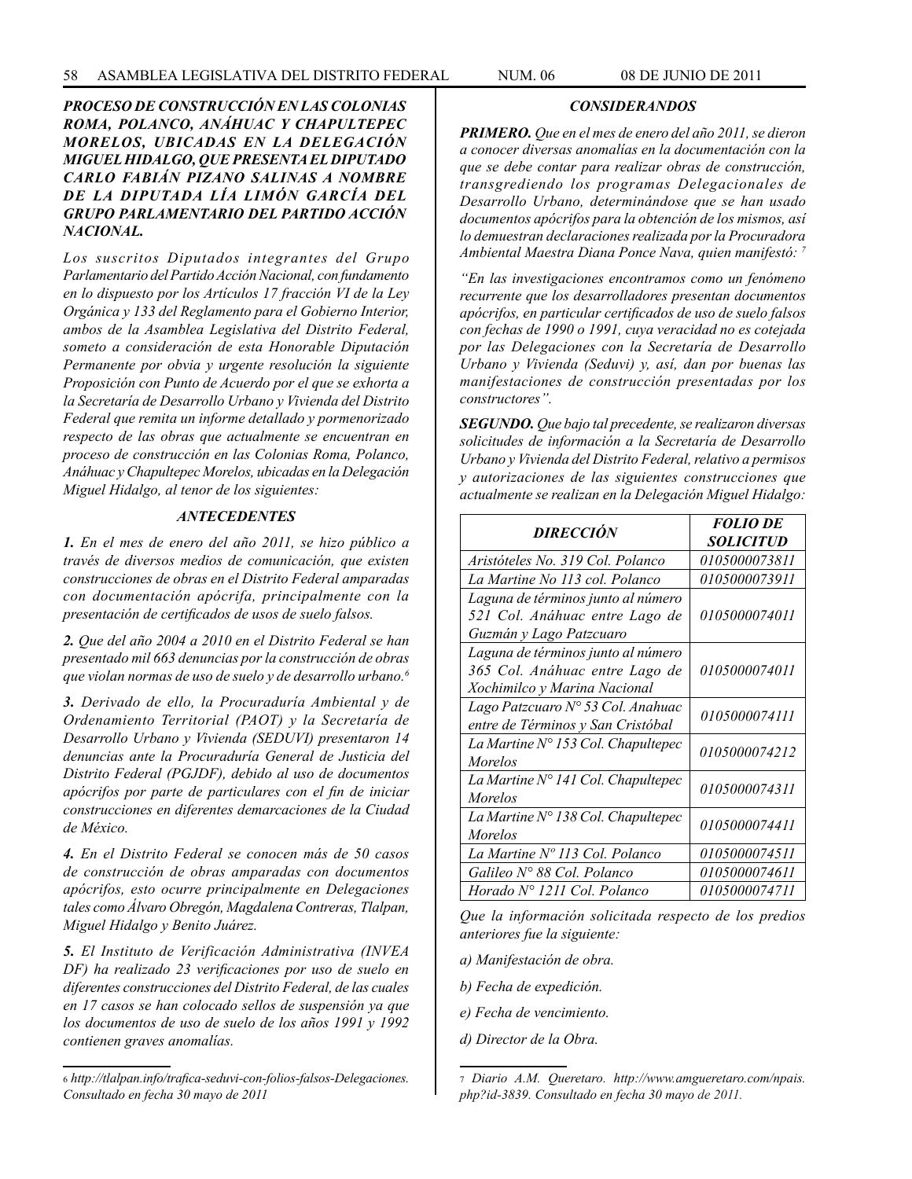***PROCESO DE CONSTRUCCIÓN EN LAS COLONIAS ROMA, POLANCO, ANÁHUAC Y CHAPULTEPEC MORELOS, UBICADAS EN LA DELEGACIÓN MIGUEL HIDALGO, QUE PRESENTA EL DIPUTADO CARLO FABIÁN PIZANO SALINAS A NOMBRE DE LA DIPUTADA LÍA LIMÓN GARCÍA DEL GRUPO PARLAMENTARIO DEL PARTIDO ACCIÓN NACIONAL.***

*Los suscritos Diputados integrantes del Grupo Parlamentario del Partido Acción Nacional, con fundamento en lo dispuesto por los Artículos 17 fracción VI de la Ley Orgánica y 133 del Reglamento para el Gobierno Interior, ambos de la Asamblea Legislativa del Distrito Federal, someto a consideración de esta Honorable Diputación Permanente por obvia y urgente resolución la siguiente Proposición con Punto de Acuerdo por el que se exhorta a la Secretaría de Desarrollo Urbano y Vivienda del Distrito Federal que remita un informe detallado y pormenorizado respecto de las obras que actualmente se encuentran en proceso de construcción en las Colonias Roma, Polanco, Anáhuac y Chapultepec Morelos, ubicadas en la Delegación Miguel Hidalgo, al tenor de los siguientes:*

***ANTECEDENTES***

***1.*** *En el mes de enero del año 2011, se hizo público a través de diversos medios de comunicación, que existen construcciones de obras en el Distrito Federal amparadas con documentación apócrifa, principalmente con la presentación de certificados de usos de suelo falsos.*

***2.*** *Que del año 2004 a 2010 en el Distrito Federal se han presentado mil 663 denuncias por la construcción de obras que violan normas de uso de suelo y de desarrollo urbano.*[6]

***3.*** *Derivado de ello, la Procuraduría Ambiental y de Ordenamiento Territorial (PAOT) y la Secretaría de Desarrollo Urbano y Vivienda (SEDUVI) presentaron 14 denuncias ante la Procuraduría General de Justicia del Distrito Federal (PGJDF), debido al uso de documentos apócrifos por parte de particulares con el fin de iniciar construcciones en diferentes demarcaciones de la Ciudad de México.*

***4.*** *En el Distrito Federal se conocen más de 50 casos de construcción de obras amparadas con documentos apócrifos, esto ocurre principalmente en Delegaciones tales como Álvaro Obregón, Magdalena Contreras, Tlalpan, Miguel Hidalgo y Benito Juárez.*

***5.*** *El Instituto de Verificación Administrativa (INVEA DF) ha realizado 23 verificaciones por uso de suelo en diferentes construcciones del Distrito Federal, de las cuales en 17 casos se han colocado sellos de suspensión ya que los documentos de uso de suelo de los años 1991 y 1992 contienen graves anomalías.*

***CONSIDERANDOS***

***PRIMERO.*** *Que en el mes de enero del año 2011, se dieron a conocer diversas anomalías en la documentación con la que se debe contar para realizar obras de construcción, transgrediendo los programas Delegacionales de Desarrollo Urbano, determinándose que se han usado documentos apócrifos para la obtención de los mismos, así lo demuestran declaraciones realizada por la Procuradora Ambiental Maestra Diana Ponce Nava, quien manifestó:* [7]

*"En las investigaciones encontramos como un fenómeno recurrente que los desarrolladores presentan documentos apócrifos, en particular certificados de uso de suelo falsos con fechas de 1990 o 1991, cuya veracidad no es cotejada por las Delegaciones con la Secretaría de Desarrollo Urbano y Vivienda (Seduvi) y, así, dan por buenas las manifestaciones de construcción presentadas por los constructores".*

***SEGUNDO.*** *Que bajo tal precedente, se realizaron diversas solicitudes de información a la Secretaría de Desarrollo Urbano y Vivienda del Distrito Federal, relativo a permisos y autorizaciones de las siguientes construcciones que actualmente se realizan en la Delegación Miguel Hidalgo:*

| ***DIRECCIÓN*** | ***FOLIO DE SOLICITUD*** |
|---|---|
| *Aristóteles No. 319 Col. Polanco* | *0105000073811* |
| *La Martine No 113 col. Polanco* | *0105000073911* |
| *Laguna de términos junto al número 521 Col. Anáhuac entre Lago de Guzmán y Lago Patzcuaro* | *0105000074011* |
| *Laguna de términos junto al número 365 Col. Anáhuac entre Lago de Xochimilco y Marina Nacional* | *0105000074011* |
| *Lago Patzcuaro N° 53 Col. Anahuac entre de Términos y San Cristóbal* | *0105000074111* |
| *La Martine N° 153 Col. Chapultepec Morelos* | *0105000074212* |
| *La Martine N° 141 Col. Chapultepec Morelos* | *0105000074311* |
| *La Martine N° 138 Col. Chapultepec Morelos* | *0105000074411* |
| *La Martine Nº 113 Col. Polanco* | *0105000074511* |
| *Galileo N° 88 Col. Polanco* | *0105000074611* |
| *Horado N° 1211 Col. Polanco* | *0105000074711* |

*Que la información solicitada respecto de los predios anteriores fue la siguiente:*

*a) Manifestación de obra.*

*b) Fecha de expedición.*

*e) Fecha de vencimiento.*

*d) Director de la Obra.*

---

[6] *http://tlalpan.info/trafica-seduvi-con-folios-falsos-Delegaciones. Consultado en fecha 30 mayo de 2011*

[7] *Diario A.M. Queretaro. http://www.amgueretaro.com/npais.php?id-3839. Consultado en fecha 30 mayo de 2011.*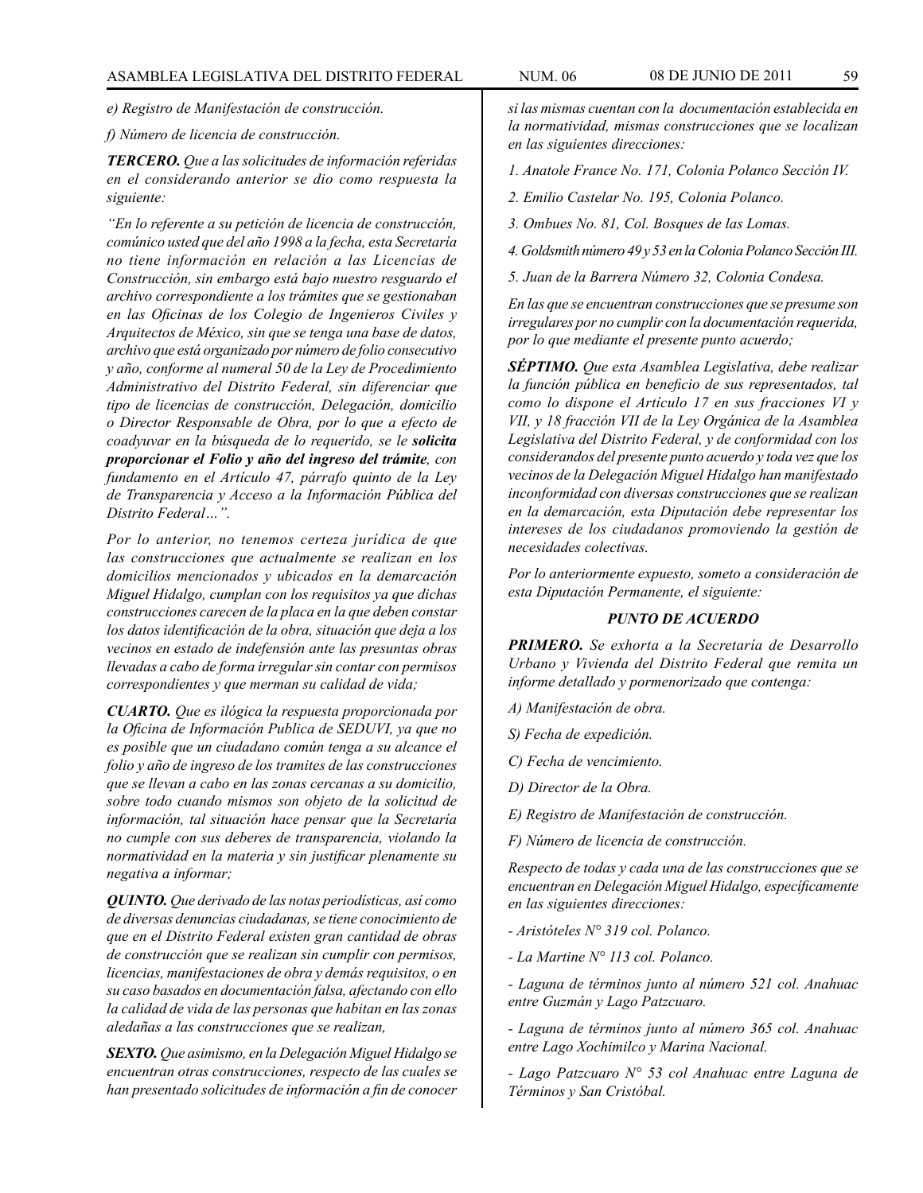*e) Registro de Manifestación de construcción.*

*f) Número de licencia de construcción.*

***TERCERO.*** *Que a las solicitudes de información referidas en el considerando anterior se dio como respuesta la siguiente:*

*"En lo referente a su petición de licencia de construcción, comúnico usted que del año 1998 a la fecha, esta Secretaría no tiene información en relación a las Licencias de Construcción, sin embargo está bajo nuestro resguardo el archivo correspondiente a los trámites que se gestionaban en las Oficinas de los Colegio de Ingenieros Civiles y Arquitectos de México, sin que se tenga una base de datos, archivo que está organizado por número de folio consecutivo y año, conforme al numeral 50 de la Ley de Procedimiento Administrativo del Distrito Federal, sin diferenciar que tipo de licencias de construcción, Delegación, domicilio o Director Responsable de Obra, por lo que a efecto de coadyuvar en la búsqueda de lo requerido, se le* ***solicita proporcionar el Folio y año del ingreso del trámite****, con fundamento en el Artículo 47, párrafo quinto de la Ley de Transparencia y Acceso a la Información Pública del Distrito Federal…".*

*Por lo anterior, no tenemos certeza jurídica de que las construcciones que actualmente se realizan en los domicilios mencionados y ubicados en la demarcación Miguel Hidalgo, cumplan con los requisitos ya que dichas construcciones carecen de la placa en la que deben constar los datos identificación de la obra, situación que deja a los vecinos en estado de indefensión ante las presuntas obras llevadas a cabo de forma irregular sin contar con permisos correspondientes y que merman su calidad de vida;*

***CUARTO.*** *Que es ilógica la respuesta proporcionada por la Oficina de Información Publica de SEDUVI, ya que no es posible que un ciudadano común tenga a su alcance el folio y año de ingreso de los tramites de las construcciones que se llevan a cabo en las zonas cercanas a su domicilio, sobre todo cuando mismos son objeto de la solicitud de información, tal situación hace pensar que la Secretaría no cumple con sus deberes de transparencia, violando la normatividad en la materia y sin justificar plenamente su negativa a informar;*

***QUINTO.*** *Que derivado de las notas periodísticas, así como de diversas denuncias ciudadanas, se tiene conocimiento de que en el Distrito Federal existen gran cantidad de obras de construcción que se realizan sin cumplir con permisos, licencias, manifestaciones de obra y demás requisitos, o en su caso basados en documentación falsa, afectando con ello la calidad de vida de las personas que habitan en las zonas aledañas a las construcciones que se realizan,*

***SEXTO.*** *Que asimismo, en la Delegación Miguel Hidalgo se encuentran otras construcciones, respecto de las cuales se han presentado solicitudes de información a fin de conocer si las mismas cuentan con la documentación establecida en la normatividad, mismas construcciones que se localizan en las siguientes direcciones:*

*1. Anatole France No. 171, Colonia Polanco Sección IV.*

*2. Emilio Castelar No. 195, Colonia Polanco.*

*3. Ombues No. 81, Col. Bosques de las Lomas.*

*4. Goldsmith número 49 y 53 en la Colonia Polanco Sección III.*

*5. Juan de la Barrera Número 32, Colonia Condesa.*

*En las que se encuentran construcciones que se presume son irregulares por no cumplir con la documentación requerida, por lo que mediante el presente punto acuerdo;*

***SÉPTIMO.*** *Que esta Asamblea Legislativa, debe realizar la función pública en beneficio de sus representados, tal como lo dispone el Artículo 17 en sus fracciones VI y VII, y 18 fracción VII de la Ley Orgánica de la Asamblea Legislativa del Distrito Federal, y de conformidad con los considerandos del presente punto acuerdo y toda vez que los vecinos de la Delegación Miguel Hidalgo han manifestado inconformidad con diversas construcciones que se realizan en la demarcación, esta Diputación debe representar los intereses de los ciudadanos promoviendo la gestión de necesidades colectivas.*

*Por lo anteriormente expuesto, someto a consideración de esta Diputación Permanente, el siguiente:*

***PUNTO DE ACUERDO***

***PRIMERO.*** *Se exhorta a la Secretaría de Desarrollo Urbano y Vivienda del Distrito Federal que remita un informe detallado y pormenorizado que contenga:*

*A) Manifestación de obra.*

*S) Fecha de expedición.*

*C) Fecha de vencimiento.*

*D) Director de la Obra.*

*E) Registro de Manifestación de construcción.*

*F) Número de licencia de construcción.*

*Respecto de todas y cada una de las construcciones que se encuentran en Delegación Miguel Hidalgo, específicamente en las siguientes direcciones:*

*- Aristóteles N° 319 col. Polanco.*

*- La Martine N° 113 col. Polanco.*

*- Laguna de términos junto al número 521 col. Anahuac entre Guzmán y Lago Patzcuaro.*

*- Laguna de términos junto al número 365 col. Anahuac entre Lago Xochimilco y Marina Nacional.*

*- Lago Patzcuaro N° 53 col Anahuac entre Laguna de Términos y San Cristóbal.*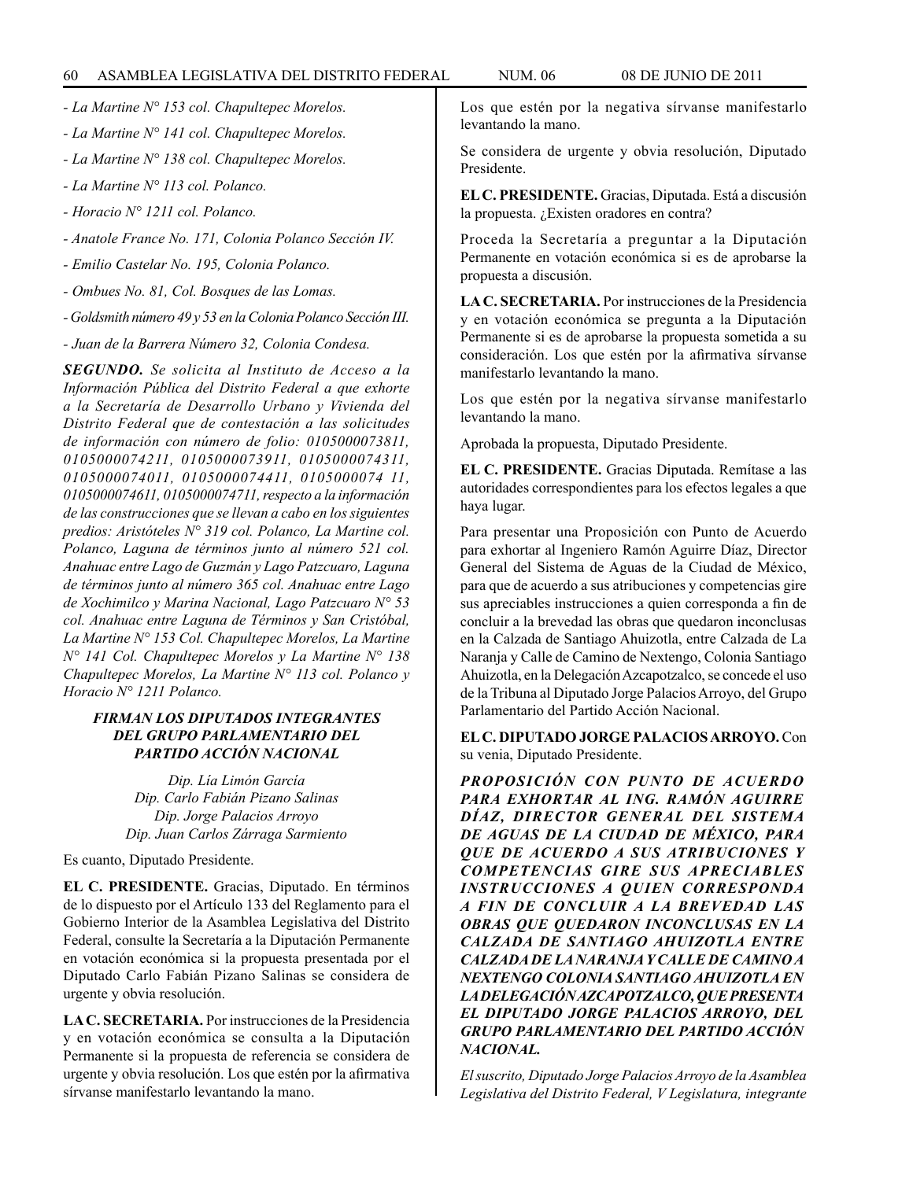*- La Martine N° 153 col. Chapultepec Morelos.*

*- La Martine N° 141 col. Chapultepec Morelos.*

*- La Martine N° 138 col. Chapultepec Morelos.*

*- La Martine N° 113 col. Polanco.*

*- Horacio N° 1211 col. Polanco.*

*- Anatole France No. 171, Colonia Polanco Sección IV.*

*- Emilio Castelar No. 195, Colonia Polanco.*

*- Ombues No. 81, Col. Bosques de las Lomas.*

*- Goldsmith número 49 y 53 en la Colonia Polanco Sección III.*

*- Juan de la Barrera Número 32, Colonia Condesa.*

***SEGUNDO.*** *Se solicita al Instituto de Acceso a la Información Pública del Distrito Federal a que exhorte a la Secretaría de Desarrollo Urbano y Vivienda del Distrito Federal que de contestación a las solicitudes de información con número de folio: 0105000073811, 0105000074211, 0105000073911, 0105000074311, 0105000074011, 0105000074411, 0105000074 11, 0105000074611, 0105000074711, respecto a la información de las construcciones que se llevan a cabo en los siguientes predios: Aristóteles N° 319 col. Polanco, La Martine col. Polanco, Laguna de términos junto al número 521 col. Anahuac entre Lago de Guzmán y Lago Patzcuaro, Laguna de términos junto al número 365 col. Anahuac entre Lago de Xochimilco y Marina Nacional, Lago Patzcuaro N° 53 col. Anahuac entre Laguna de Términos y San Cristóbal, La Martine N° 153 Col. Chapultepec Morelos, La Martine N° 141 Col. Chapultepec Morelos y La Martine N° 138 Chapultepec Morelos, La Martine N° 113 col. Polanco y Horacio N° 1211 Polanco.*

***FIRMAN LOS DIPUTADOS INTEGRANTES DEL GRUPO PARLAMENTARIO DEL PARTIDO ACCIÓN NACIONAL***

*Dip. Lía Limón García*
*Dip. Carlo Fabián Pizano Salinas*
*Dip. Jorge Palacios Arroyo*
*Dip. Juan Carlos Zárraga Sarmiento*

Es cuanto, Diputado Presidente.

**EL C. PRESIDENTE.** Gracias, Diputado. En términos de lo dispuesto por el Artículo 133 del Reglamento para el Gobierno Interior de la Asamblea Legislativa del Distrito Federal, consulte la Secretaría a la Diputación Permanente en votación económica si la propuesta presentada por el Diputado Carlo Fabián Pizano Salinas se considera de urgente y obvia resolución.

**LA C. SECRETARIA.** Por instrucciones de la Presidencia y en votación económica se consulta a la Diputación Permanente si la propuesta de referencia se considera de urgente y obvia resolución. Los que estén por la afirmativa sírvanse manifestarlo levantando la mano.

Los que estén por la negativa sírvanse manifestarlo levantando la mano.

Se considera de urgente y obvia resolución, Diputado Presidente.

**EL C. PRESIDENTE.** Gracias, Diputada. Está a discusión la propuesta. ¿Existen oradores en contra?

Proceda la Secretaría a preguntar a la Diputación Permanente en votación económica si es de aprobarse la propuesta a discusión.

**LA C. SECRETARIA.** Por instrucciones de la Presidencia y en votación económica se pregunta a la Diputación Permanente si es de aprobarse la propuesta sometida a su consideración. Los que estén por la afirmativa sírvanse manifestarlo levantando la mano.

Los que estén por la negativa sírvanse manifestarlo levantando la mano.

Aprobada la propuesta, Diputado Presidente.

**EL C. PRESIDENTE.** Gracias Diputada. Remítase a las autoridades correspondientes para los efectos legales a que haya lugar.

Para presentar una Proposición con Punto de Acuerdo para exhortar al Ingeniero Ramón Aguirre Díaz, Director General del Sistema de Aguas de la Ciudad de México, para que de acuerdo a sus atribuciones y competencias gire sus apreciables instrucciones a quien corresponda a fin de concluir a la brevedad las obras que quedaron inconclusas en la Calzada de Santiago Ahuizotla, entre Calzada de La Naranja y Calle de Camino de Nextengo, Colonia Santiago Ahuizotla, en la Delegación Azcapotzalco, se concede el uso de la Tribuna al Diputado Jorge Palacios Arroyo, del Grupo Parlamentario del Partido Acción Nacional.

**EL C. DIPUTADO JORGE PALACIOS ARROYO.** Con su venia, Diputado Presidente.

***PROPOSICIÓN CON PUNTO DE ACUERDO PARA EXHORTAR AL ING. RAMÓN AGUIRRE DÍAZ, DIRECTOR GENERAL DEL SISTEMA DE AGUAS DE LA CIUDAD DE MÉXICO, PARA QUE DE ACUERDO A SUS ATRIBUCIONES Y COMPETENCIAS GIRE SUS APRECIABLES INSTRUCCIONES A QUIEN CORRESPONDA A FIN DE CONCLUIR A LA BREVEDAD LAS OBRAS QUE QUEDARON INCONCLUSAS EN LA CALZADA DE SANTIAGO AHUIZOTLA ENTRE CALZADA DE LA NARANJA Y CALLE DE CAMINO A NEXTENGO COLONIA SANTIAGO AHUIZOTLA EN LA DELEGACIÓN AZCAPOTZALCO, QUE PRESENTA EL DIPUTADO JORGE PALACIOS ARROYO, DEL GRUPO PARLAMENTARIO DEL PARTIDO ACCIÓN NACIONAL.***

*El suscrito, Diputado Jorge Palacios Arroyo de la Asamblea Legislativa del Distrito Federal, V Legislatura, integrante*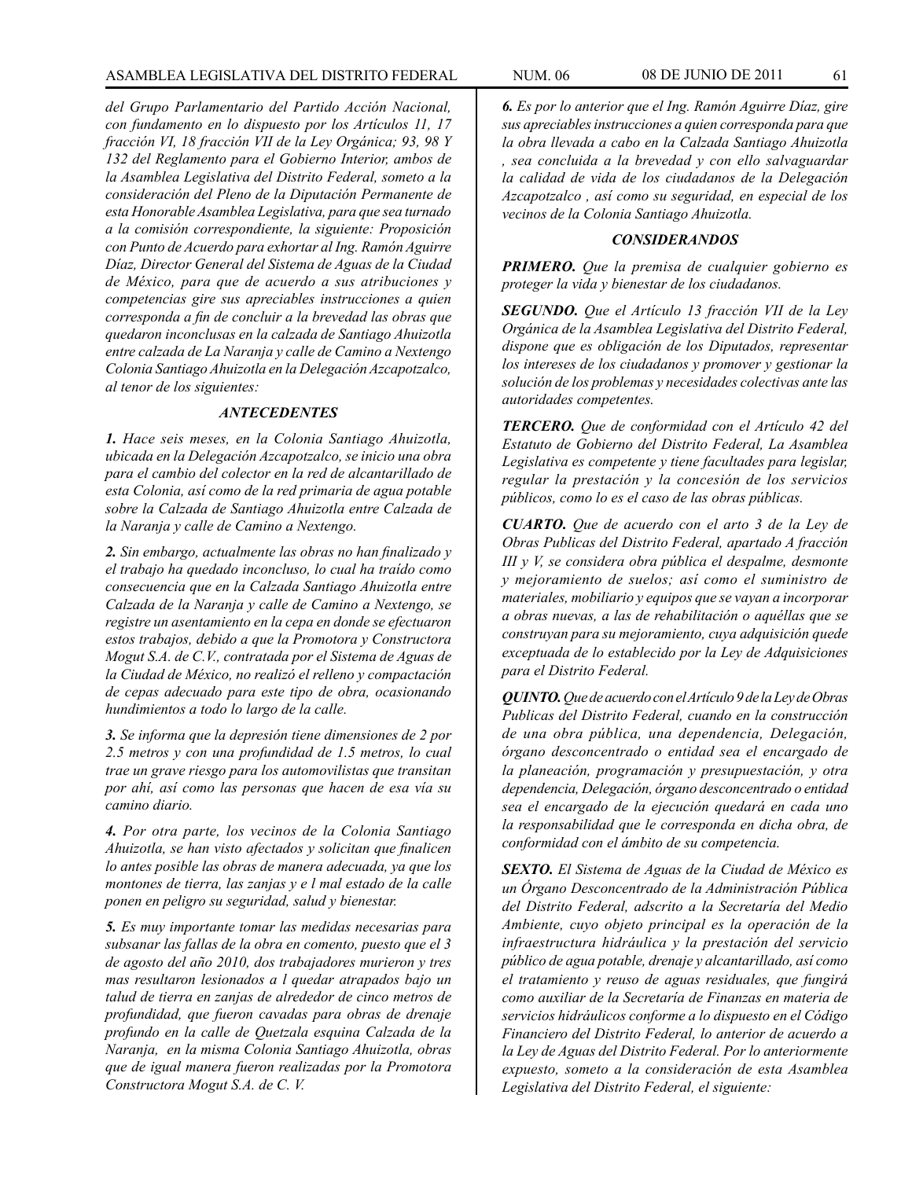*del Grupo Parlamentario del Partido Acción Nacional, con fundamento en lo dispuesto por los Artículos 11, 17 fracción VI, 18 fracción VII de la Ley Orgánica; 93, 98 Y 132 del Reglamento para el Gobierno Interior, ambos de la Asamblea Legislativa del Distrito Federal, someto a la consideración del Pleno de la Diputación Permanente de esta Honorable Asamblea Legislativa, para que sea turnado a la comisión correspondiente, la siguiente: Proposición con Punto de Acuerdo para exhortar al Ing. Ramón Aguirre Díaz, Director General del Sistema de Aguas de la Ciudad de México, para que de acuerdo a sus atribuciones y competencias gire sus apreciables instrucciones a quien corresponda a fin de concluir a la brevedad las obras que quedaron inconclusas en la calzada de Santiago Ahuizotla entre calzada de La Naranja y calle de Camino a Nextengo Colonia Santiago Ahuizotla en la Delegación Azcapotzalco, al tenor de los siguientes:*

### *ANTECEDENTES*

***1.*** *Hace seis meses, en la Colonia Santiago Ahuizotla, ubicada en la Delegación Azcapotzalco, se inicio una obra para el cambio del colector en la red de alcantarillado de esta Colonia, así como de la red primaria de agua potable sobre la Calzada de Santiago Ahuizotla entre Calzada de la Naranja y calle de Camino a Nextengo.*

***2.*** *Sin embargo, actualmente las obras no han finalizado y el trabajo ha quedado inconcluso, lo cual ha traído como consecuencia que en la Calzada Santiago Ahuizotla entre Calzada de la Naranja y calle de Camino a Nextengo, se registre un asentamiento en la cepa en donde se efectuaron estos trabajos, debido a que la Promotora y Constructora Mogut S.A. de C.V., contratada por el Sistema de Aguas de la Ciudad de México, no realizó el relleno y compactación de cepas adecuado para este tipo de obra, ocasionando hundimientos a todo lo largo de la calle.*

***3.*** *Se informa que la depresión tiene dimensiones de 2 por 2.5 metros y con una profundidad de 1.5 metros, lo cual trae un grave riesgo para los automovilistas que transitan por ahí, así como las personas que hacen de esa vía su camino diario.*

***4.*** *Por otra parte, los vecinos de la Colonia Santiago Ahuizotla, se han visto afectados y solicitan que finalicen lo antes posible las obras de manera adecuada, ya que los montones de tierra, las zanjas y e l mal estado de la calle ponen en peligro su seguridad, salud y bienestar.*

***5.*** *Es muy importante tomar las medidas necesarias para subsanar las fallas de la obra en comento, puesto que el 3 de agosto del año 2010, dos trabajadores murieron y tres mas resultaron lesionados a l quedar atrapados bajo un talud de tierra en zanjas de alrededor de cinco metros de profundidad, que fueron cavadas para obras de drenaje profundo en la calle de Quetzala esquina Calzada de la Naranja, en la misma Colonia Santiago Ahuizotla, obras que de igual manera fueron realizadas por la Promotora Constructora Mogut S.A. de C. V.*

***6.*** *Es por lo anterior que el Ing. Ramón Aguirre Díaz, gire sus apreciables instrucciones a quien corresponda para que la obra llevada a cabo en la Calzada Santiago Ahuizotla , sea concluida a la brevedad y con ello salvaguardar la calidad de vida de los ciudadanos de la Delegación Azcapotzalco , así como su seguridad, en especial de los vecinos de la Colonia Santiago Ahuizotla.*

### *CONSIDERANDOS*

***PRIMERO.*** *Que la premisa de cualquier gobierno es proteger la vida y bienestar de los ciudadanos.*

***SEGUNDO.*** *Que el Artículo 13 fracción VII de la Ley Orgánica de la Asamblea Legislativa del Distrito Federal, dispone que es obligación de los Diputados, representar los intereses de los ciudadanos y promover y gestionar la solución de los problemas y necesidades colectivas ante las autoridades competentes.*

***TERCERO.*** *Que de conformidad con el Artículo 42 del Estatuto de Gobierno del Distrito Federal, La Asamblea Legislativa es competente y tiene facultades para legislar, regular la prestación y la concesión de los servicios públicos, como lo es el caso de las obras públicas.*

***CUARTO.*** *Que de acuerdo con el arto 3 de la Ley de Obras Publicas del Distrito Federal, apartado A fracción III y V, se considera obra pública el despalme, desmonte y mejoramiento de suelos; así como el suministro de materiales, mobiliario y equipos que se vayan a incorporar a obras nuevas, a las de rehabilitación o aquéllas que se construyan para su mejoramiento, cuya adquisición quede exceptuada de lo establecido por la Ley de Adquisiciones para el Distrito Federal.*

***QUINTO.*** *Que de acuerdo con el Artículo 9 de la Ley de Obras Publicas del Distrito Federal, cuando en la construcción de una obra pública, una dependencia, Delegación, órgano desconcentrado o entidad sea el encargado de la planeación, programación y presupuestación, y otra dependencia, Delegación, órgano desconcentrado o entidad sea el encargado de la ejecución quedará en cada uno la responsabilidad que le corresponda en dicha obra, de conformidad con el ámbito de su competencia.*

***SEXTO.*** *El Sistema de Aguas de la Ciudad de México es un Órgano Desconcentrado de la Administración Pública del Distrito Federal, adscrito a la Secretaría del Medio Ambiente, cuyo objeto principal es la operación de la infraestructura hidráulica y la prestación del servicio público de agua potable, drenaje y alcantarillado, así como el tratamiento y reuso de aguas residuales, que fungirá como auxiliar de la Secretaría de Finanzas en materia de servicios hidráulicos conforme a lo dispuesto en el Código Financiero del Distrito Federal, lo anterior de acuerdo a la Ley de Aguas del Distrito Federal. Por lo anteriormente expuesto, someto a la consideración de esta Asamblea Legislativa del Distrito Federal, el siguiente:*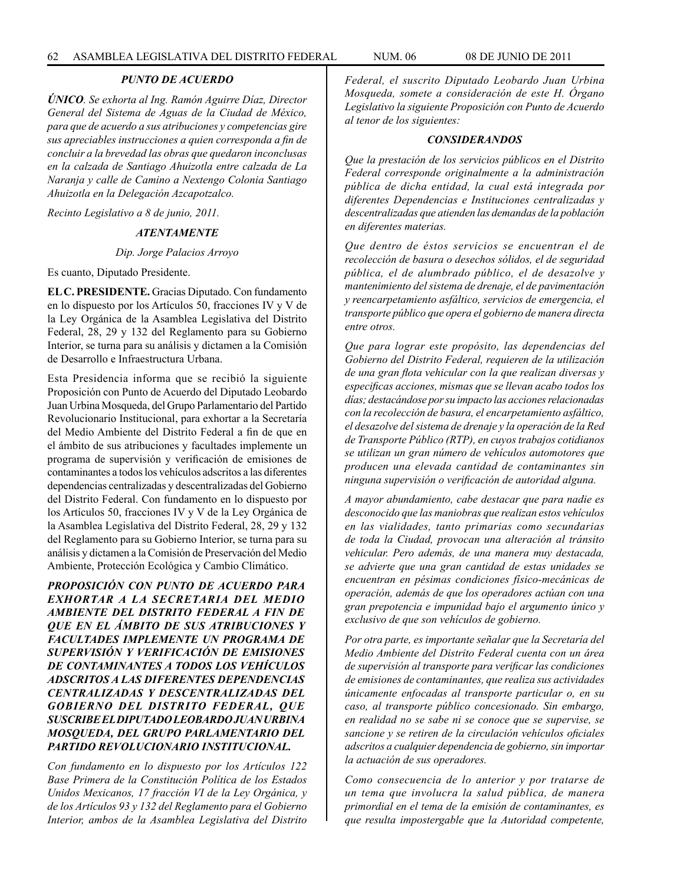***PUNTO DE ACUERDO***

***ÚNICO**. Se exhorta al Ing. Ramón Aguirre Díaz, Director General del Sistema de Aguas de la Ciudad de México, para que de acuerdo a sus atribuciones y competencias gire sus apreciables instrucciones a quien corresponda a fin de concluir a la brevedad las obras que quedaron inconclusas en la calzada de Santiago Ahuizotla entre calzada de La Naranja y calle de Camino a Nextengo Colonia Santiago Ahuizotla en la Delegación Azcapotzalco.*

*Recinto Legislativo a 8 de junio, 2011.*

***ATENTAMENTE***

*Dip. Jorge Palacios Arroyo*

Es cuanto, Diputado Presidente.

**EL C. PRESIDENTE.** Gracias Diputado. Con fundamento en lo dispuesto por los Artículos 50, fracciones IV y V de la Ley Orgánica de la Asamblea Legislativa del Distrito Federal, 28, 29 y 132 del Reglamento para su Gobierno Interior, se turna para su análisis y dictamen a la Comisión de Desarrollo e Infraestructura Urbana.

Esta Presidencia informa que se recibió la siguiente Proposición con Punto de Acuerdo del Diputado Leobardo Juan Urbina Mosqueda, del Grupo Parlamentario del Partido Revolucionario Institucional, para exhortar a la Secretaría del Medio Ambiente del Distrito Federal a fin de que en el ámbito de sus atribuciones y facultades implemente un programa de supervisión y verificación de emisiones de contaminantes a todos los vehículos adscritos a las diferentes dependencias centralizadas y descentralizadas del Gobierno del Distrito Federal. Con fundamento en lo dispuesto por los Artículos 50, fracciones IV y V de la Ley Orgánica de la Asamblea Legislativa del Distrito Federal, 28, 29 y 132 del Reglamento para su Gobierno Interior, se turna para su análisis y dictamen a la Comisión de Preservación del Medio Ambiente, Protección Ecológica y Cambio Climático.

***PROPOSICIÓN CON PUNTO DE ACUERDO PARA EXHORTAR A LA SECRETARIA DEL MEDIO AMBIENTE DEL DISTRITO FEDERAL A FIN DE QUE EN EL ÁMBITO DE SUS ATRIBUCIONES Y FACULTADES IMPLEMENTE UN PROGRAMA DE SUPERVISIÓN Y VERIFICACIÓN DE EMISIONES DE CONTAMINANTES A TODOS LOS VEHÍCULOS ADSCRITOS A LAS DIFERENTES DEPENDENCIAS CENTRALIZADAS Y DESCENTRALIZADAS DEL GOBIERNO DEL DISTRITO FEDERAL, QUE SUSCRIBE EL DIPUTADO LEOBARDO JUAN URBINA MOSQUEDA, DEL GRUPO PARLAMENTARIO DEL PARTIDO REVOLUCIONARIO INSTITUCIONAL.***

*Con fundamento en lo dispuesto por los Artículos 122 Base Primera de la Constitución Política de los Estados Unidos Mexicanos, 17 fracción VI de la Ley Orgánica, y de los Artículos 93 y 132 del Reglamento para el Gobierno Interior, ambos de la Asamblea Legislativa del Distrito Federal, el suscrito Diputado Leobardo Juan Urbina Mosqueda, somete a consideración de este H. Órgano Legislativo la siguiente Proposición con Punto de Acuerdo al tenor de los siguientes:*

***CONSIDERANDOS***

*Que la prestación de los servicios públicos en el Distrito Federal corresponde originalmente a la administración pública de dicha entidad, la cual está integrada por diferentes Dependencias e Instituciones centralizadas y descentralizadas que atienden las demandas de la población en diferentes materias.*

*Que dentro de éstos servicios se encuentran el de recolección de basura o desechos sólidos, el de seguridad pública, el de alumbrado público, el de desazolve y mantenimiento del sistema de drenaje, el de pavimentación y reencarpetamiento asfáltico, servicios de emergencia, el transporte público que opera el gobierno de manera directa entre otros.*

*Que para lograr este propósito, las dependencias del Gobierno del Distrito Federal, requieren de la utilización de una gran flota vehicular con la que realizan diversas y especificas acciones, mismas que se llevan acabo todos los días; destacándose por su impacto las acciones relacionadas con la recolección de basura, el encarpetamiento asfáltico, el desazolve del sistema de drenaje y la operación de la Red de Transporte Público (RTP), en cuyos trabajos cotidianos se utilizan un gran número de vehículos automotores que producen una elevada cantidad de contaminantes sin ninguna supervisión o verificación de autoridad alguna.*

*A mayor abundamiento, cabe destacar que para nadie es desconocido que las maniobras que realizan estos vehículos en las vialidades, tanto primarias como secundarias de toda la Ciudad, provocan una alteración al tránsito vehicular. Pero además, de una manera muy destacada, se advierte que una gran cantidad de estas unidades se encuentran en pésimas condiciones físico-mecánicas de operación, además de que los operadores actúan con una gran prepotencia e impunidad bajo el argumento único y exclusivo de que son vehículos de gobierno.*

*Por otra parte, es importante señalar que la Secretaría del Medio Ambiente del Distrito Federal cuenta con un área de supervisión al transporte para verificar las condiciones de emisiones de contaminantes, que realiza sus actividades únicamente enfocadas al transporte particular o, en su caso, al transporte público concesionado. Sin embargo, en realidad no se sabe ni se conoce que se supervise, se sancione y se retiren de la circulación vehículos oficiales adscritos a cualquier dependencia de gobierno, sin importar la actuación de sus operadores.*

*Como consecuencia de lo anterior y por tratarse de un tema que involucra la salud pública, de manera primordial en el tema de la emisión de contaminantes, es que resulta impostergable que la Autoridad competente,*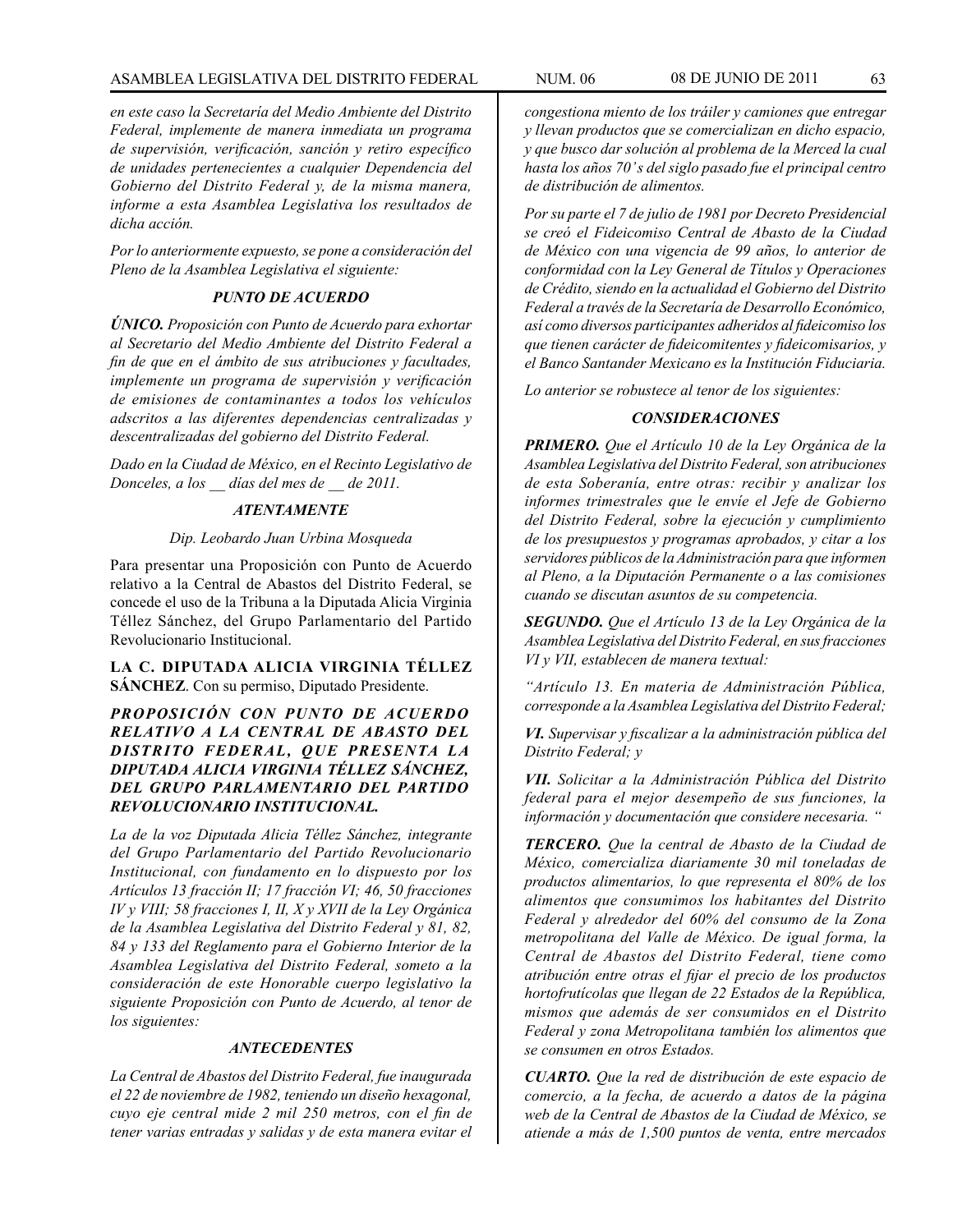*en este caso la Secretaría del Medio Ambiente del Distrito Federal, implemente de manera inmediata un programa de supervisión, verificación, sanción y retiro específico de unidades pertenecientes a cualquier Dependencia del Gobierno del Distrito Federal y, de la misma manera, informe a esta Asamblea Legislativa los resultados de dicha acción.*

*Por lo anteriormente expuesto, se pone a consideración del Pleno de la Asamblea Legislativa el siguiente:*

***PUNTO DE ACUERDO***

***ÚNICO.*** *Proposición con Punto de Acuerdo para exhortar al Secretario del Medio Ambiente del Distrito Federal a fin de que en el ámbito de sus atribuciones y facultades, implemente un programa de supervisión y verificación de emisiones de contaminantes a todos los vehículos adscritos a las diferentes dependencias centralizadas y descentralizadas del gobierno del Distrito Federal.*

*Dado en la Ciudad de México, en el Recinto Legislativo de Donceles, a los __ días del mes de __ de 2011.*

***ATENTAMENTE***

*Dip. Leobardo Juan Urbina Mosqueda*

Para presentar una Proposición con Punto de Acuerdo relativo a la Central de Abastos del Distrito Federal, se concede el uso de la Tribuna a la Diputada Alicia Virginia Téllez Sánchez, del Grupo Parlamentario del Partido Revolucionario Institucional.

**LA C. DIPUTADA ALICIA VIRGINIA TÉLLEZ SÁNCHEZ**. Con su permiso, Diputado Presidente.

***PROPOSICIÓN CON PUNTO DE ACUERDO RELATIVO A LA CENTRAL DE ABASTO DEL DISTRITO FEDERAL, QUE PRESENTA LA DIPUTADA ALICIA VIRGINIA TÉLLEZ SÁNCHEZ, DEL GRUPO PARLAMENTARIO DEL PARTIDO REVOLUCIONARIO INSTITUCIONAL.***

*La de la voz Diputada Alicia Téllez Sánchez, integrante del Grupo Parlamentario del Partido Revolucionario Institucional, con fundamento en lo dispuesto por los Artículos 13 fracción II; 17 fracción VI; 46, 50 fracciones IV y VIII; 58 fracciones I, II, X y XVII de la Ley Orgánica de la Asamblea Legislativa del Distrito Federal y 81, 82, 84 y 133 del Reglamento para el Gobierno Interior de la Asamblea Legislativa del Distrito Federal, someto a la consideración de este Honorable cuerpo legislativo la siguiente Proposición con Punto de Acuerdo, al tenor de los siguientes:*

***ANTECEDENTES***

*La Central de Abastos del Distrito Federal, fue inaugurada el 22 de noviembre de 1982, teniendo un diseño hexagonal, cuyo eje central mide 2 mil 250 metros, con el fin de tener varias entradas y salidas y de esta manera evitar el congestiona miento de los tráiler y camiones que entregar y llevan productos que se comercializan en dicho espacio, y que busco dar solución al problema de la Merced la cual hasta los años 70's del siglo pasado fue el principal centro de distribución de alimentos.*

*Por su parte el 7 de julio de 1981 por Decreto Presidencial se creó el Fideicomiso Central de Abasto de la Ciudad de México con una vigencia de 99 años, lo anterior de conformidad con la Ley General de Títulos y Operaciones de Crédito, siendo en la actualidad el Gobierno del Distrito Federal a través de la Secretaría de Desarrollo Económico, así como diversos participantes adheridos al fideicomiso los que tienen carácter de fideicomitentes y fideicomisarios, y el Banco Santander Mexicano es la Institución Fiduciaria.*

*Lo anterior se robustece al tenor de los siguientes:*

***CONSIDERACIONES***

***PRIMERO.*** *Que el Artículo 10 de la Ley Orgánica de la Asamblea Legislativa del Distrito Federal, son atribuciones de esta Soberanía, entre otras: recibir y analizar los informes trimestrales que le envíe el Jefe de Gobierno del Distrito Federal, sobre la ejecución y cumplimiento de los presupuestos y programas aprobados, y citar a los servidores públicos de la Administración para que informen al Pleno, a la Diputación Permanente o a las comisiones cuando se discutan asuntos de su competencia.*

***SEGUNDO.*** *Que el Artículo 13 de la Ley Orgánica de la Asamblea Legislativa del Distrito Federal, en sus fracciones VI y VII, establecen de manera textual:*

*"Artículo 13. En materia de Administración Pública, corresponde a la Asamblea Legislativa del Distrito Federal;*

***VI.*** *Supervisar y fiscalizar a la administración pública del Distrito Federal; y*

***VII.*** *Solicitar a la Administración Pública del Distrito federal para el mejor desempeño de sus funciones, la información y documentación que considere necesaria. "*

***TERCERO.*** *Que la central de Abasto de la Ciudad de México, comercializa diariamente 30 mil toneladas de productos alimentarios, lo que representa el 80% de los alimentos que consumimos los habitantes del Distrito Federal y alrededor del 60% del consumo de la Zona metropolitana del Valle de México. De igual forma, la Central de Abastos del Distrito Federal, tiene como atribución entre otras el fijar el precio de los productos hortofrutícolas que llegan de 22 Estados de la República, mismos que además de ser consumidos en el Distrito Federal y zona Metropolitana también los alimentos que se consumen en otros Estados.*

***CUARTO.*** *Que la red de distribución de este espacio de comercio, a la fecha, de acuerdo a datos de la página web de la Central de Abastos de la Ciudad de México, se atiende a más de 1,500 puntos de venta, entre mercados*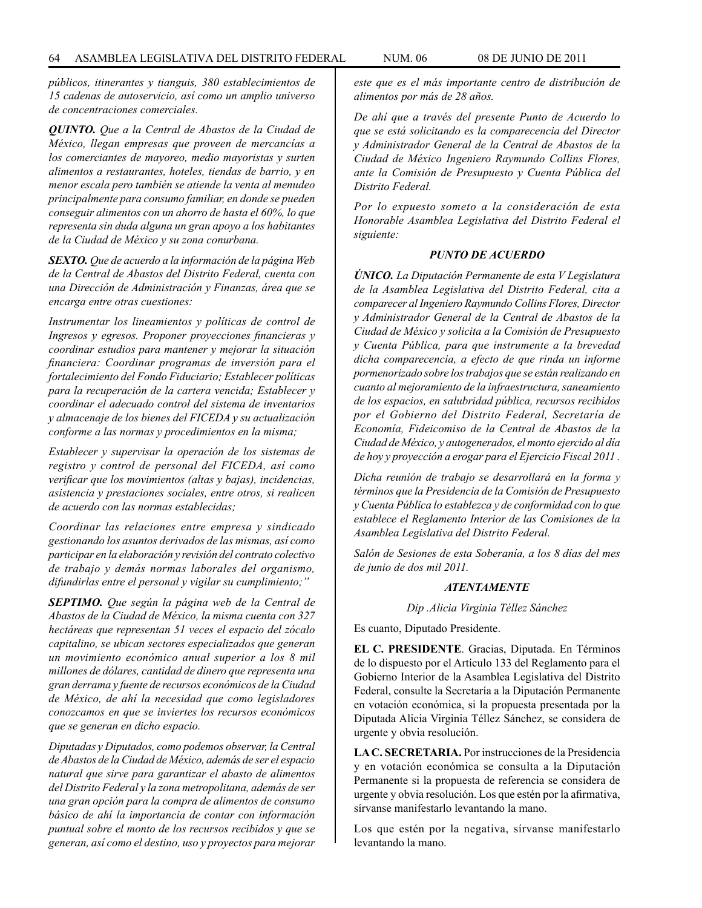*públicos, itinerantes y tianguis, 380 establecimientos de 15 cadenas de autoservicio, así como un amplio universo de concentraciones comerciales.*

***QUINTO.*** *Que a la Central de Abastos de la Ciudad de México, llegan empresas que proveen de mercancías a los comerciantes de mayoreo, medio mayoristas y surten alimentos a restaurantes, hoteles, tiendas de barrio, y en menor escala pero también se atiende la venta al menudeo principalmente para consumo familiar, en donde se pueden conseguir alimentos con un ahorro de hasta el 60%, lo que representa sin duda alguna un gran apoyo a los habitantes de la Ciudad de México y su zona conurbana.*

***SEXTO.*** *Que de acuerdo a la información de la página Web de la Central de Abastos del Distrito Federal, cuenta con una Dirección de Administración y Finanzas, área que se encarga entre otras cuestiones:*

*Instrumentar los lineamientos y políticas de control de Ingresos y egresos. Proponer proyecciones financieras y coordinar estudios para mantener y mejorar la situación financiera: Coordinar programas de inversión para el fortalecimiento del Fondo Fiduciario; Establecer políticas para la recuperación de la cartera vencida; Establecer y coordinar el adecuado control del sistema de inventarios y almacenaje de los bienes del FICEDA y su actualización conforme a las normas y procedimientos en la misma;*

*Establecer y supervisar la operación de los sistemas de registro y control de personal del FICEDA, así como verificar que los movimientos (altas y bajas), incidencias, asistencia y prestaciones sociales, entre otros, si realicen de acuerdo con las normas establecidas;*

*Coordinar las relaciones entre empresa y sindicado gestionando los asuntos derivados de las mismas, así como participar en la elaboración y revisión del contrato colectivo de trabajo y demás normas laborales del organismo, difundirlas entre el personal y vigilar su cumplimiento;"*

***SEPTIMO.*** *Que según la página web de la Central de Abastos de la Ciudad de México, la misma cuenta con 327 hectáreas que representan 51 veces el espacio del zócalo capitalino, se ubican sectores especializados que generan un movimiento económico anual superior a los 8 mil millones de dólares, cantidad de dinero que representa una gran derrama y fuente de recursos económicos de la Ciudad de México, de ahí la necesidad que como legisladores conozcamos en que se inviertes los recursos económicos que se generan en dicho espacio.*

*Diputadas y Diputados, como podemos observar, la Central de Abastos de la Ciudad de México, además de ser el espacio natural que sirve para garantizar el abasto de alimentos del Distrito Federal y la zona metropolitana, además de ser una gran opción para la compra de alimentos de consumo básico de ahí la importancia de contar con información puntual sobre el monto de los recursos recibidos y que se generan, así como el destino, uso y proyectos para mejorar este que es el más importante centro de distribución de alimentos por más de 28 años.*

*De ahí que a través del presente Punto de Acuerdo lo que se está solicitando es la comparecencia del Director y Administrador General de la Central de Abastos de la Ciudad de México Ingeniero Raymundo Collins Flores, ante la Comisión de Presupuesto y Cuenta Pública del Distrito Federal.*

*Por lo expuesto someto a la consideración de esta Honorable Asamblea Legislativa del Distrito Federal el siguiente:*

***PUNTO DE ACUERDO***

***ÚNICO.*** *La Diputación Permanente de esta V Legislatura de la Asamblea Legislativa del Distrito Federal, cita a comparecer al Ingeniero Raymundo Collins Flores, Director y Administrador General de la Central de Abastos de la Ciudad de México y solicita a la Comisión de Presupuesto y Cuenta Pública, para que instrumente a la brevedad dicha comparecencia, a efecto de que rinda un informe pormenorizado sobre los trabajos que se están realizando en cuanto al mejoramiento de la infraestructura, saneamiento de los espacios, en salubridad pública, recursos recibidos por el Gobierno del Distrito Federal, Secretaría de Economía, Fideicomiso de la Central de Abastos de la Ciudad de México, y autogenerados, el monto ejercido al día de hoy y proyección a erogar para el Ejercicio Fiscal 2011 .*

*Dicha reunión de trabajo se desarrollará en la forma y términos que la Presidencia de la Comisión de Presupuesto y Cuenta Pública lo establezca y de conformidad con lo que establece el Reglamento Interior de las Comisiones de la Asamblea Legislativa del Distrito Federal.*

*Salón de Sesiones de esta Soberanía, a los 8 días del mes de junio de dos mil 2011.*

***ATENTAMENTE***

*Dip .Alicia Virginia Téllez Sánchez*

Es cuanto, Diputado Presidente.

**EL C. PRESIDENTE**. Gracias, Diputada. En Términos de lo dispuesto por el Artículo 133 del Reglamento para el Gobierno Interior de la Asamblea Legislativa del Distrito Federal, consulte la Secretaría a la Diputación Permanente en votación económica, si la propuesta presentada por la Diputada Alicia Virginia Téllez Sánchez, se considera de urgente y obvia resolución.

**LA C. SECRETARIA.** Por instrucciones de la Presidencia y en votación económica se consulta a la Diputación Permanente si la propuesta de referencia se considera de urgente y obvia resolución. Los que estén por la afirmativa, sírvanse manifestarlo levantando la mano.

Los que estén por la negativa, sírvanse manifestarlo levantando la mano.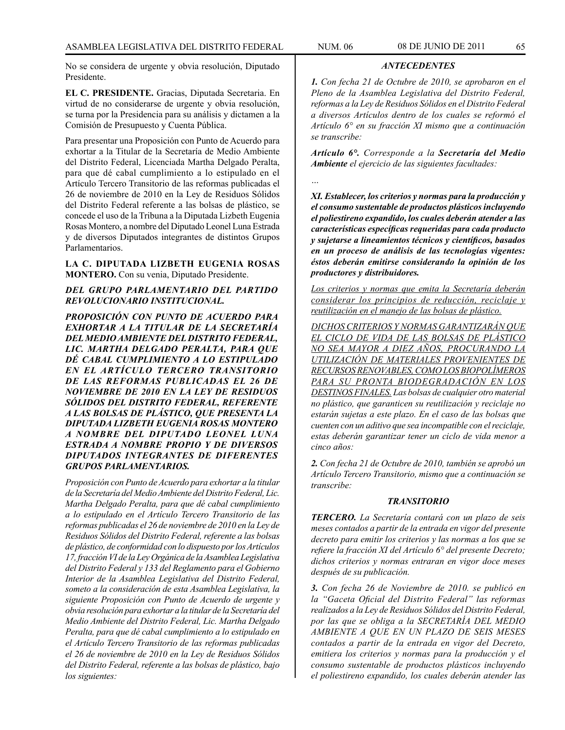No se considera de urgente y obvia resolución, Diputado Presidente.

**EL C. PRESIDENTE.** Gracias, Diputada Secretaria. En virtud de no considerarse de urgente y obvia resolución, se turna por la Presidencia para su análisis y dictamen a la Comisión de Presupuesto y Cuenta Pública.

Para presentar una Proposición con Punto de Acuerdo para exhortar a la Titular de la Secretaría de Medio Ambiente del Distrito Federal, Licenciada Martha Delgado Peralta, para que dé cabal cumplimiento a lo estipulado en el Artículo Tercero Transitorio de las reformas publicadas el 26 de noviembre de 2010 en la Ley de Residuos Sólidos del Distrito Federal referente a las bolsas de plástico, se concede el uso de la Tribuna a la Diputada Lizbeth Eugenia Rosas Montero, a nombre del Diputado Leonel Luna Estrada y de diversos Diputados integrantes de distintos Grupos Parlamentarios.

**LA C. DIPUTADA LIZBETH EUGENIA ROSAS MONTERO.** Con su venia, Diputado Presidente.

***DEL GRUPO PARLAMENTARIO DEL PARTIDO REVOLUCIONARIO INSTITUCIONAL.***

***PROPOSICIÓN CON PUNTO DE ACUERDO PARA EXHORTAR A LA TITULAR DE LA SECRETARÍA DEL MEDIO AMBIENTE DEL DISTRITO FEDERAL, LIC. MARTHA DELGADO PERALTA, PARA QUE DÉ CABAL CUMPLIMIENTO A LO ESTIPULADO EN EL ARTÍCULO TERCERO TRANSITORIO DE LAS REFORMAS PUBLICADAS EL 26 DE NOVIEMBRE DE 2010 EN LA LEY DE RESIDUOS SÓLIDOS DEL DISTRITO FEDERAL, REFERENTE A LAS BOLSAS DE PLÁSTICO, QUE PRESENTA LA DIPUTADA LIZBETH EUGENIA ROSAS MONTERO A NOMBRE DEL DIPUTADO LEONEL LUNA ESTRADA A NOMBRE PROPIO Y DE DIVERSOS DIPUTADOS INTEGRANTES DE DIFERENTES GRUPOS PARLAMENTARIOS.***

*Proposición con Punto de Acuerdo para exhortar a la titular de la Secretaría del Medio Ambiente del Distrito Federal, Lic. Martha Delgado Peralta, para que dé cabal cumplimiento a lo estipulado en el Artículo Tercero Transitorio de las reformas publicadas el 26 de noviembre de 2010 en la Ley de Residuos Sólidos del Distrito Federal, referente a las bolsas de plástico, de conformidad con lo dispuesto por los Artículos 17, fracción VI de la Ley Orgánica de la Asamblea Legislativa del Distrito Federal y 133 del Reglamento para el Gobierno Interior de la Asamblea Legislativa del Distrito Federal, someto a la consideración de esta Asamblea Legislativa, la siguiente Proposición con Punto de Acuerdo de urgente y obvia resolución para exhortar a la titular de la Secretaría del Medio Ambiente del Distrito Federal, Lic. Martha Delgado Peralta, para que dé cabal cumplimiento a lo estipulado en el Artículo Tercero Transitorio de las reformas publicadas el 26 de noviembre de 2010 en la Ley de Residuos Sólidos del Distrito Federal, referente a las bolsas de plástico, bajo los siguientes:*

***ANTECEDENTES***

***1.*** *Con fecha 21 de Octubre de 2010, se aprobaron en el Pleno de la Asamblea Legislativa del Distrito Federal, reformas a la Ley de Residuos Sólidos en el Distrito Federal a diversos Artículos dentro de los cuales se reformó el Artículo 6° en su fracción XI mismo que a continuación se transcribe:*

***Artículo 6°.*** *Corresponde a la **Secretaría del Medio Ambiente** el ejercicio de las siguientes facultades:*

*…*

***XI. Establecer, los criterios y normas para la producción y el consumo sustentable de productos plásticos incluyendo el poliestireno expandido, los cuales deberán atender a las características específicas requeridas para cada producto y sujetarse a lineamientos técnicos y científicos, basados en un proceso de análisis de las tecnologías vigentes: éstos deberán emitirse considerando la opinión de los productores y distribuidores.***

*<u>Los criterios y normas que emita la Secretaría deberán considerar los principios de reducción, reciclaje y reutilización en el manejo de las bolsas de plástico.</u>*

*<u>DICHOS CRITERIOS Y NORMAS GARANTIZARÁN QUE EL CICLO DE VIDA DE LAS BOLSAS DE PLÁSTICO NO SEA MAYOR A DIEZ AÑOS, PROCURANDO LA UTILIZACIÓN DE MATERIALES PROVENIENTES DE RECURSOS RENOVABLES, COMO LOS BIOPOLÍMEROS PARA SU PRONTA BIODEGRADACIÓN EN LOS DESTINOS FINALES.</u> Las bolsas de cualquier otro material no plástico, que garanticen su reutilización y reciclaje no estarán sujetas a este plazo. En el caso de las bolsas que cuenten con un aditivo que sea incompatible con el reciclaje, estas deberán garantizar tener un ciclo de vida menor a cinco años:*

***2.*** *Con fecha 21 de Octubre de 2010, también se aprobó un Artículo Tercero Transitorio, mismo que a continuación se transcribe:*

***TRANSITORIO***

***TERCERO.*** *La Secretaría contará con un plazo de seis meses contados a partir de la entrada en vigor del presente decreto para emitir los criterios y las normas a los que se refiere la fracción XI del Artículo 6° del presente Decreto; dichos criterios y normas entraran en vigor doce meses después de su publicación.*

***3.*** *Con fecha 26 de Noviembre de 2010. se publicó en la "Gaceta Oficial del Distrito Federal" las reformas realizados a la Ley de Residuos Sólidos del Distrito Federal, por las que se obliga a la SECRETARÍA DEL MEDIO AMBIENTE A QUE EN UN PLAZO DE SEIS MESES contados a partir de la entrada en vigor del Decreto, emitiera los criterios y normas para la producción y el consumo sustentable de productos plásticos incluyendo el poliestireno expandido, los cuales deberán atender las*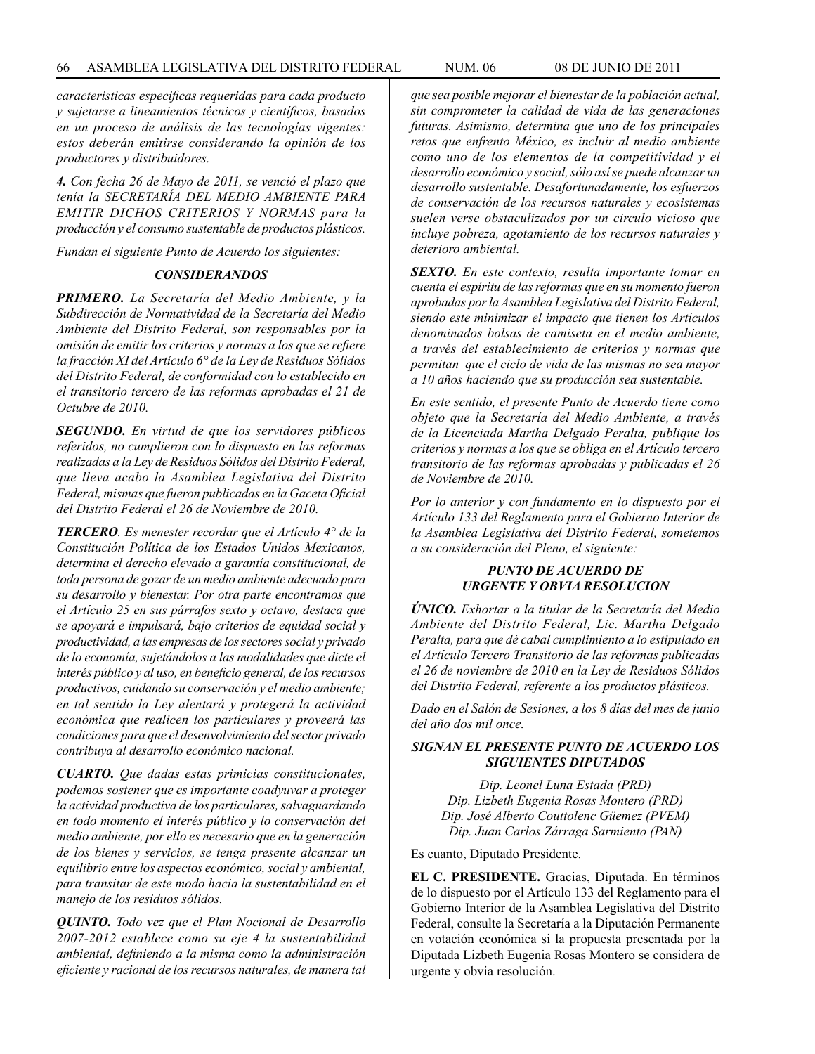*características especificas requeridas para cada producto y sujetarse a lineamientos técnicos y científicos, basados en un proceso de análisis de las tecnologías vigentes: estos deberán emitirse considerando la opinión de los productores y distribuidores.*

***4.*** *Con fecha 26 de Mayo de 2011, se venció el plazo que tenía la SECRETARÍA DEL MEDIO AMBIENTE PARA EMITIR DICHOS CRITERIOS Y NORMAS para la producción y el consumo sustentable de productos plásticos.*

*Fundan el siguiente Punto de Acuerdo los siguientes:*

***CONSIDERANDOS***

***PRIMERO.*** *La Secretaría del Medio Ambiente, y la Subdirección de Normatividad de la Secretaría del Medio Ambiente del Distrito Federal, son responsables por la omisión de emitir los criterios y normas a los que se refiere la fracción XI del Artículo 6° de la Ley de Residuos Sólidos del Distrito Federal, de conformidad con lo establecido en el transitorio tercero de las reformas aprobadas el 21 de Octubre de 2010.*

***SEGUNDO.*** *En virtud de que los servidores públicos referidos, no cumplieron con lo dispuesto en las reformas realizadas a la Ley de Residuos Sólidos del Distrito Federal, que lleva acabo la Asamblea Legislativa del Distrito Federal, mismas que fueron publicadas en la Gaceta Oficial del Distrito Federal el 26 de Noviembre de 2010.*

***TERCERO****. Es menester recordar que el Artículo 4° de la Constitución Política de los Estados Unidos Mexicanos, determina el derecho elevado a garantía constitucional, de toda persona de gozar de un medio ambiente adecuado para su desarrollo y bienestar. Por otra parte encontramos que el Artículo 25 en sus párrafos sexto y octavo, destaca que se apoyará e impulsará, bajo criterios de equidad social y productividad, a las empresas de los sectores social y privado de lo economía, sujetándolos a las modalidades que dicte el interés público y al uso, en beneficio general, de los recursos productivos, cuidando su conservación y el medio ambiente; en tal sentido la Ley alentará y protegerá la actividad económica que realicen los particulares y proveerá las condiciones para que el desenvolvimiento del sector privado contribuya al desarrollo económico nacional.*

***CUARTO.*** *Que dadas estas primicias constitucionales, podemos sostener que es importante coadyuvar a proteger la actividad productiva de los particulares, salvaguardando en todo momento el interés público y lo conservación del medio ambiente, por ello es necesario que en la generación de los bienes y servicios, se tenga presente alcanzar un equilibrio entre los aspectos económico, social y ambiental, para transitar de este modo hacia la sustentabilidad en el manejo de los residuos sólidos.*

***QUINTO.*** *Todo vez que el Plan Nocional de Desarrollo 2007-2012 establece como su eje 4 la sustentabilidad ambiental, definiendo a la misma como la administración eficiente y racional de los recursos naturales, de manera tal que sea posible mejorar el bienestar de la población actual, sin comprometer la calidad de vida de las generaciones futuras. Asimismo, determina que uno de los principales retos que enfrento México, es incluir al medio ambiente como uno de los elementos de la competitividad y el desarrollo económico y social, sólo así se puede alcanzar un desarrollo sustentable. Desafortunadamente, los esfuerzos de conservación de los recursos naturales y ecosistemas suelen verse obstaculizados por un circulo vicioso que incluye pobreza, agotamiento de los recursos naturales y deterioro ambiental.*

***SEXTO.*** *En este contexto, resulta importante tomar en cuenta el espíritu de las reformas que en su momento fueron aprobadas por la Asamblea Legislativa del Distrito Federal, siendo este minimizar el impacto que tienen los Artículos denominados bolsas de camiseta en el medio ambiente, a través del establecimiento de criterios y normas que permitan que el ciclo de vida de las mismas no sea mayor a 10 años haciendo que su producción sea sustentable.*

*En este sentido, el presente Punto de Acuerdo tiene como objeto que la Secretaría del Medio Ambiente, a través de la Licenciada Martha Delgado Peralta, publique los criterios y normas a los que se obliga en el Artículo tercero transitorio de las reformas aprobadas y publicadas el 26 de Noviembre de 2010.*

*Por lo anterior y con fundamento en lo dispuesto por el Artículo 133 del Reglamento para el Gobierno Interior de la Asamblea Legislativa del Distrito Federal, sometemos a su consideración del Pleno, el siguiente:*

***PUNTO DE ACUERDO DE URGENTE Y OBVIA RESOLUCION***

***ÚNICO.*** *Exhortar a la titular de la Secretaría del Medio Ambiente del Distrito Federal, Lic. Martha Delgado Peralta, para que dé cabal cumplimiento a lo estipulado en el Artículo Tercero Transitorio de las reformas publicadas el 26 de noviembre de 2010 en la Ley de Residuos Sólidos del Distrito Federal, referente a los productos plásticos.*

*Dado en el Salón de Sesiones, a los 8 días del mes de junio del año dos mil once.*

***SIGNAN EL PRESENTE PUNTO DE ACUERDO LOS SIGUIENTES DIPUTADOS***

*Dip. Leonel Luna Estada (PRD)*
*Dip. Lizbeth Eugenia Rosas Montero (PRD)*
*Dip. José Alberto Couttolenc Güemez (PVEM)*
*Dip. Juan Carlos Zárraga Sarmiento (PAN)*

Es cuanto, Diputado Presidente.

**EL C. PRESIDENTE.** Gracias, Diputada. En términos de lo dispuesto por el Artículo 133 del Reglamento para el Gobierno Interior de la Asamblea Legislativa del Distrito Federal, consulte la Secretaría a la Diputación Permanente en votación económica si la propuesta presentada por la Diputada Lizbeth Eugenia Rosas Montero se considera de urgente y obvia resolución.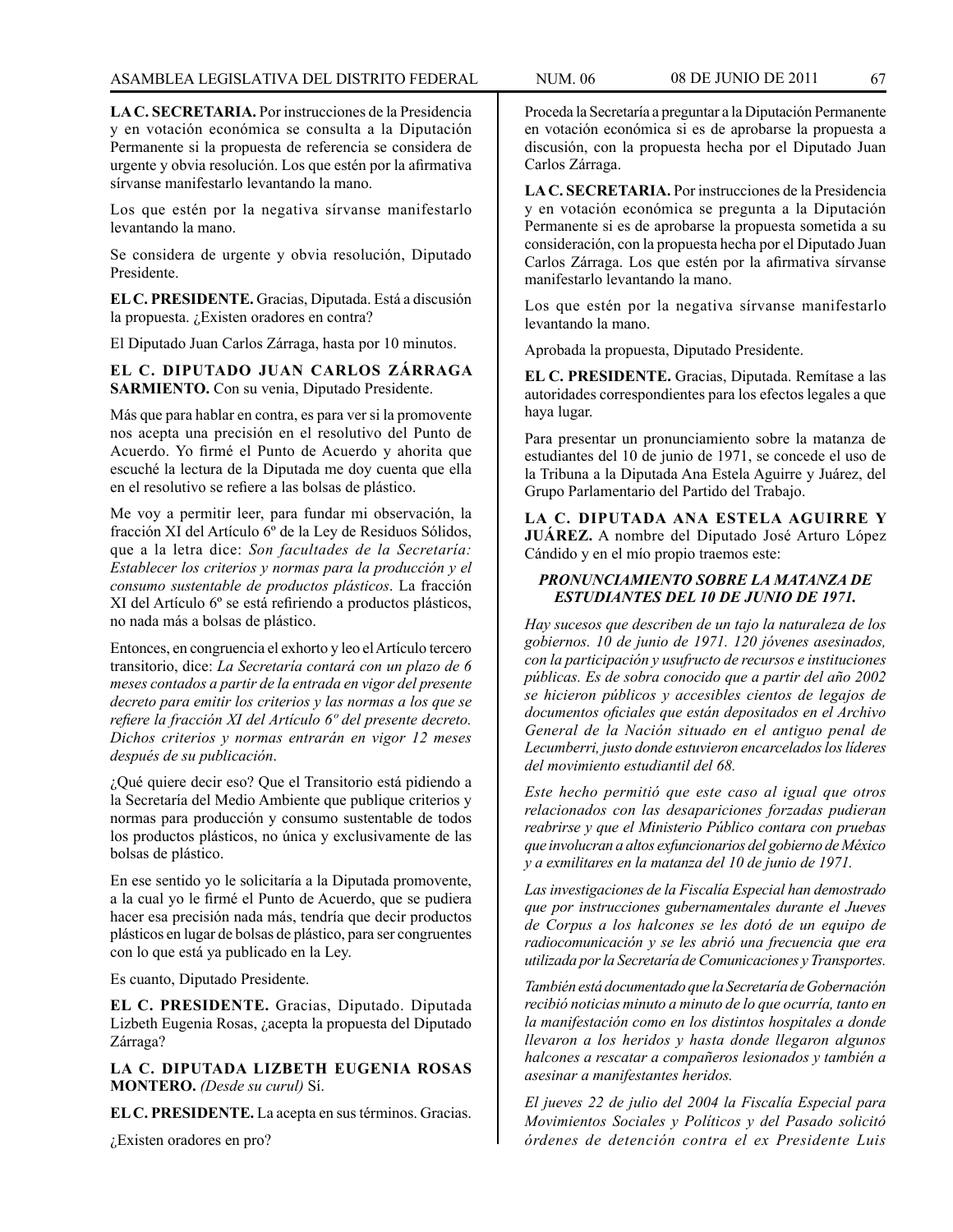**LA C. SECRETARIA.** Por instrucciones de la Presidencia y en votación económica se consulta a la Diputación Permanente si la propuesta de referencia se considera de urgente y obvia resolución. Los que estén por la afirmativa sírvanse manifestarlo levantando la mano.

Los que estén por la negativa sírvanse manifestarlo levantando la mano.

Se considera de urgente y obvia resolución, Diputado Presidente.

**EL C. PRESIDENTE.** Gracias, Diputada. Está a discusión la propuesta. ¿Existen oradores en contra?

El Diputado Juan Carlos Zárraga, hasta por 10 minutos.

**EL C. DIPUTADO JUAN CARLOS ZÁRRAGA SARMIENTO.** Con su venia, Diputado Presidente.

Más que para hablar en contra, es para ver si la promovente nos acepta una precisión en el resolutivo del Punto de Acuerdo. Yo firmé el Punto de Acuerdo y ahorita que escuché la lectura de la Diputada me doy cuenta que ella en el resolutivo se refiere a las bolsas de plástico.

Me voy a permitir leer, para fundar mi observación, la fracción XI del Artículo 6º de la Ley de Residuos Sólidos, que a la letra dice: *Son facultades de la Secretaría: Establecer los criterios y normas para la producción y el consumo sustentable de productos plásticos*. La fracción XI del Artículo 6º se está refiriendo a productos plásticos, no nada más a bolsas de plástico.

Entonces, en congruencia el exhorto y leo el Artículo tercero transitorio, dice: *La Secretaría contará con un plazo de 6 meses contados a partir de la entrada en vigor del presente decreto para emitir los criterios y las normas a los que se refiere la fracción XI del Artículo 6º del presente decreto. Dichos criterios y normas entrarán en vigor 12 meses después de su publicación*.

¿Qué quiere decir eso? Que el Transitorio está pidiendo a la Secretaría del Medio Ambiente que publique criterios y normas para producción y consumo sustentable de todos los productos plásticos, no única y exclusivamente de las bolsas de plástico.

En ese sentido yo le solicitaría a la Diputada promovente, a la cual yo le firmé el Punto de Acuerdo, que se pudiera hacer esa precisión nada más, tendría que decir productos plásticos en lugar de bolsas de plástico, para ser congruentes con lo que está ya publicado en la Ley.

Es cuanto, Diputado Presidente.

**EL C. PRESIDENTE.** Gracias, Diputado. Diputada Lizbeth Eugenia Rosas, ¿acepta la propuesta del Diputado Zárraga?

**LA C. DIPUTADA LIZBETH EUGENIA ROSAS MONTERO.** *(Desde su curul)* Sí.

**EL C. PRESIDENTE.** La acepta en sus términos. Gracias.

¿Existen oradores en pro?

Proceda la Secretaría a preguntar a la Diputación Permanente en votación económica si es de aprobarse la propuesta a discusión, con la propuesta hecha por el Diputado Juan Carlos Zárraga.

**LA C. SECRETARIA.** Por instrucciones de la Presidencia y en votación económica se pregunta a la Diputación Permanente si es de aprobarse la propuesta sometida a su consideración, con la propuesta hecha por el Diputado Juan Carlos Zárraga. Los que estén por la afirmativa sírvanse manifestarlo levantando la mano.

Los que estén por la negativa sírvanse manifestarlo levantando la mano.

Aprobada la propuesta, Diputado Presidente.

**EL C. PRESIDENTE.** Gracias, Diputada. Remítase a las autoridades correspondientes para los efectos legales a que haya lugar.

Para presentar un pronunciamiento sobre la matanza de estudiantes del 10 de junio de 1971, se concede el uso de la Tribuna a la Diputada Ana Estela Aguirre y Juárez, del Grupo Parlamentario del Partido del Trabajo.

**LA C. DIPUTADA ANA ESTELA AGUIRRE Y JUÁREZ.** A nombre del Diputado José Arturo López Cándido y en el mío propio traemos este:

***PRONUNCIAMIENTO SOBRE LA MATANZA DE ESTUDIANTES DEL 10 DE JUNIO DE 1971.***

*Hay sucesos que describen de un tajo la naturaleza de los gobiernos. 10 de junio de 1971. 120 jóvenes asesinados, con la participación y usufructo de recursos e instituciones públicas. Es de sobra conocido que a partir del año 2002 se hicieron públicos y accesibles cientos de legajos de documentos oficiales que están depositados en el Archivo General de la Nación situado en el antiguo penal de Lecumberri, justo donde estuvieron encarcelados los líderes del movimiento estudiantil del 68.*

*Este hecho permitió que este caso al igual que otros relacionados con las desapariciones forzadas pudieran reabrirse y que el Ministerio Público contara con pruebas que involucran a altos exfuncionarios del gobierno de México y a exmilitares en la matanza del 10 de junio de 1971.*

*Las investigaciones de la Fiscalía Especial han demostrado que por instrucciones gubernamentales durante el Jueves de Corpus a los halcones se les dotó de un equipo de radiocomunicación y se les abrió una frecuencia que era utilizada por la Secretaría de Comunicaciones y Transportes.*

*También está documentado que la Secretaría de Gobernación recibió noticias minuto a minuto de lo que ocurría, tanto en la manifestación como en los distintos hospitales a donde llevaron a los heridos y hasta donde llegaron algunos halcones a rescatar a compañeros lesionados y también a asesinar a manifestantes heridos.*

*El jueves 22 de julio del 2004 la Fiscalía Especial para Movimientos Sociales y Políticos y del Pasado solicitó órdenes de detención contra el ex Presidente Luis*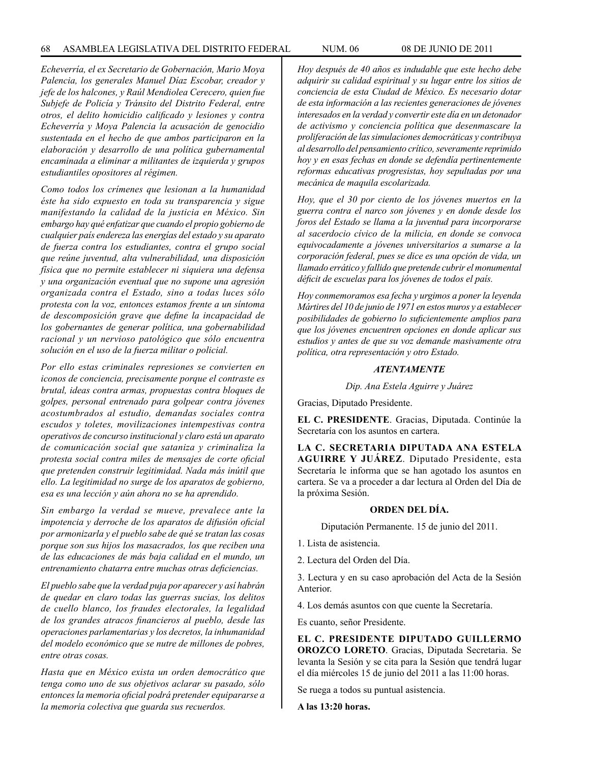*Echeverría, el ex Secretario de Gobernación, Mario Moya Palencia, los generales Manuel Díaz Escobar, creador y jefe de los halcones, y Raúl Mendiolea Cerecero, quien fue Subjefe de Policía y Tránsito del Distrito Federal, entre otros, el delito homicidio calificado y lesiones y contra Echeverría y Moya Palencia la acusación de genocidio sustentada en el hecho de que ambos participaron en la elaboración y desarrollo de una política gubernamental encaminada a eliminar a militantes de izquierda y grupos estudiantiles opositores al régimen.*

*Como todos los crímenes que lesionan a la humanidad éste ha sido expuesto en toda su transparencia y sigue manifestando la calidad de la justicia en México. Sin embargo hay qué enfatizar que cuando el propio gobierno de cualquier país endereza las energías del estado y su aparato de fuerza contra los estudiantes, contra el grupo social que reúne juventud, alta vulnerabilidad, una disposición física que no permite establecer ni siquiera una defensa y una organización eventual que no supone una agresión organizada contra el Estado, sino a todas luces sólo protesta con la voz, entonces estamos frente a un síntoma de descomposición grave que define la incapacidad de los gobernantes de generar política, una gobernabilidad racional y un nervioso patológico que sólo encuentra solución en el uso de la fuerza militar o policial.*

*Por ello estas criminales represiones se convierten en iconos de conciencia, precisamente porque el contraste es brutal, ideas contra armas, propuestas contra bloques de golpes, personal entrenado para golpear contra jóvenes acostumbrados al estudio, demandas sociales contra escudos y toletes, movilizaciones intempestivas contra operativos de concurso institucional y claro está un aparato de comunicación social que sataniza y criminaliza la protesta social contra miles de mensajes de corte oficial que pretenden construir legitimidad. Nada más inútil que ello. La legitimidad no surge de los aparatos de gobierno, esa es una lección y aún ahora no se ha aprendido.*

*Sin embargo la verdad se mueve, prevalece ante la impotencia y derroche de los aparatos de difusión oficial por armonizarla y el pueblo sabe de qué se tratan las cosas porque son sus hijos los masacrados, los que reciben una de las educaciones de más baja calidad en el mundo, un entrenamiento chatarra entre muchas otras deficiencias.*

*El pueblo sabe que la verdad puja por aparecer y así habrán de quedar en claro todas las guerras sucias, los delitos de cuello blanco, los fraudes electorales, la legalidad de los grandes atracos financieros al pueblo, desde las operaciones parlamentarias y los decretos, la inhumanidad del modelo económico que se nutre de millones de pobres, entre otras cosas.*

*Hasta que en México exista un orden democrático que tenga como uno de sus objetivos aclarar su pasado, sólo entonces la memoria oficial podrá pretender equipararse a la memoria colectiva que guarda sus recuerdos.*

*Hoy después de 40 años es indudable que este hecho debe adquirir su calidad espiritual y su lugar entre los sitios de conciencia de esta Ciudad de México. Es necesario dotar de esta información a las recientes generaciones de jóvenes interesados en la verdad y convertir este día en un detonador de activismo y conciencia política que desenmascare la proliferación de las simulaciones democráticas y contribuya al desarrollo del pensamiento crítico, severamente reprimido hoy y en esas fechas en donde se defendía pertinentemente reformas educativas progresistas, hoy sepultadas por una mecánica de maquila escolarizada.*

*Hoy, que el 30 por ciento de los jóvenes muertos en la guerra contra el narco son jóvenes y en donde desde los foros del Estado se llama a la juventud para incorporarse al sacerdocio cívico de la milicia, en donde se convoca equivocadamente a jóvenes universitarios a sumarse a la corporación federal, pues se dice es una opción de vida, un llamado errático y fallido que pretende cubrir el monumental déficit de escuelas para los jóvenes de todos el país.*

*Hoy conmemoramos esa fecha y urgimos a poner la leyenda Mártires del 10 de junio de 1971 en estos muros y a establecer posibilidades de gobierno lo suficientemente amplios para que los jóvenes encuentren opciones en donde aplicar sus estudios y antes de que su voz demande masivamente otra política, otra representación y otro Estado.*

***ATENTAMENTE***

*Dip. Ana Estela Aguirre y Juárez*

Gracias, Diputado Presidente.

**EL C. PRESIDENTE**. Gracias, Diputada. Continúe la Secretaría con los asuntos en cartera.

**LA C. SECRETARIA DIPUTADA ANA ESTELA AGUIRRE Y JUÁREZ**. Diputado Presidente, esta Secretaría le informa que se han agotado los asuntos en cartera. Se va a proceder a dar lectura al Orden del Día de la próxima Sesión.

**ORDEN DEL DÍA.**

Diputación Permanente. 15 de junio del 2011.

1. Lista de asistencia.

2. Lectura del Orden del Día.

3. Lectura y en su caso aprobación del Acta de la Sesión Anterior.

4. Los demás asuntos con que cuente la Secretaría.

Es cuanto, señor Presidente.

**EL C. PRESIDENTE DIPUTADO GUILLERMO OROZCO LORETO**. Gracias, Diputada Secretaria. Se levanta la Sesión y se cita para la Sesión que tendrá lugar el día miércoles 15 de junio del 2011 a las 11:00 horas.

Se ruega a todos su puntual asistencia.

**A las 13:20 horas.**